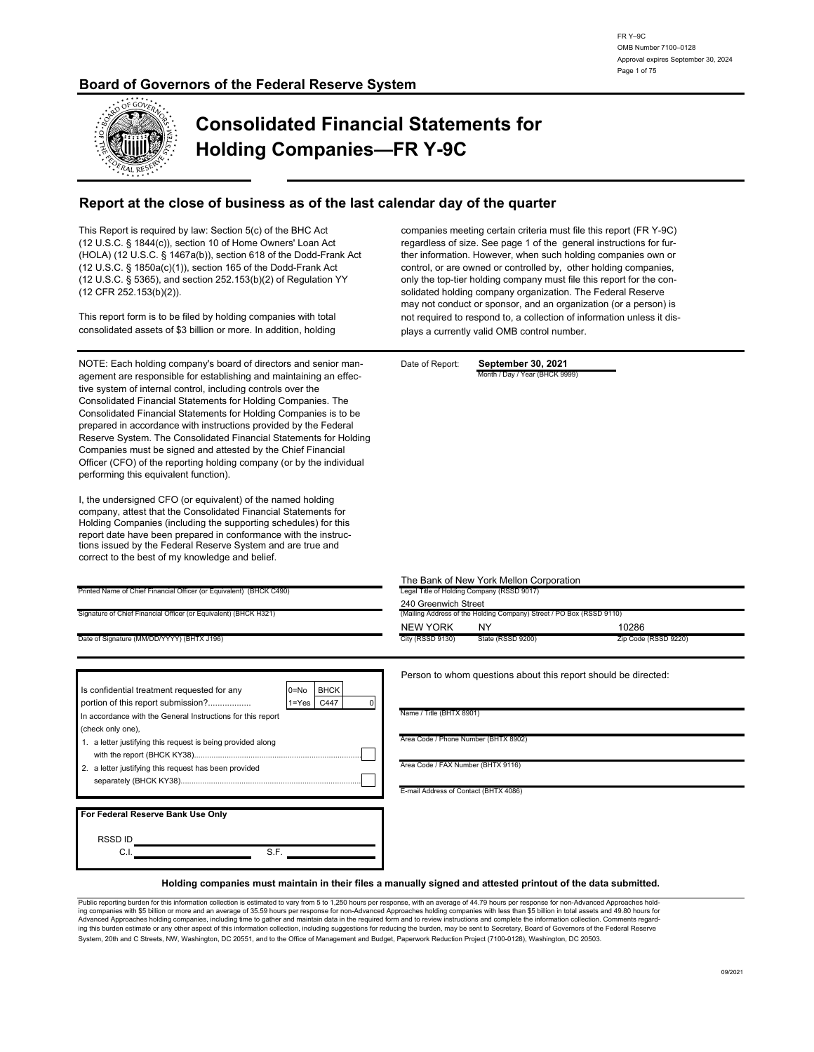FR Y–9C
OMB Number 7100–0128
Approval expires September 30, 2024

## Board of Governors of the Federal Reserve System

# Consolidated Financial Statements for Holding Companies—FR Y-9C

### Report at the close of business as of the last calendar day of the quarter

This Report is required by law: Section 5(c) of the BHC Act (12 U.S.C. § 1844(c)), section 10 of Home Owners' Loan Act (HOLA) (12 U.S.C. § 1467a(b)), section 618 of the Dodd-Frank Act (12 U.S.C. § 1850a(c)(1)), section 165 of the Dodd-Frank Act (12 U.S.C. § 5365), and section 252.153(b)(2) of Regulation YY (12 CFR 252.153(b)(2)).

This report form is to be filed by holding companies with total consolidated assets of $3 billion or more. In addition, holding companies meeting certain criteria must file this report (FR Y-9C) regardless of size. See page 1 of the general instructions for further information. However, when such holding companies own or control, or are owned or controlled by, other holding companies, only the top-tier holding company must file this report for the consolidated holding company organization. The Federal Reserve may not conduct or sponsor, and an organization (or a person) is not required to respond to, a collection of information unless it displays a currently valid OMB control number.

NOTE: Each holding company's board of directors and senior management are responsible for establishing and maintaining an effective system of internal control, including controls over the Consolidated Financial Statements for Holding Companies. The Consolidated Financial Statements for Holding Companies is to be prepared in accordance with instructions provided by the Federal Reserve System. The Consolidated Financial Statements for Holding Companies must be signed and attested by the Chief Financial Officer (CFO) of the reporting holding company (or by the individual performing this equivalent function).

I, the undersigned CFO (or equivalent) of the named holding company, attest that the Consolidated Financial Statements for Holding Companies (including the supporting schedules) for this report date have been prepared in conformance with the instructions issued by the Federal Reserve System and are true and correct to the best of my knowledge and belief.

Date of Report: **September 30, 2021**
Month / Day / Year (BHCK 9999)

Printed Name of Chief Financial Officer (or Equivalent) (BHCK C490)

Signature of Chief Financial Officer (or Equivalent) (BHCK H321)

Date of Signature (MM/DD/YYYY) (BHTX J196)

The Bank of New York Mellon Corporation
Legal Title of Holding Company (RSSD 9017)

240 Greenwich Street
(Mailing Address of the Holding Company) Street / PO Box (RSSD 9110)

| NEW YORK | NY | 10286 |
|---|---|---|
| City (RSSD 9130) | State (RSSD 9200) | Zip Code (RSSD 9220) |

| Is confidential treatment requested for any portion of this report submission?.................. | 0=No 1=Yes | BHCK C447 | 0 |
|---|---|---|---|

In accordance with the General Instructions for this report (check only one),

1. a letter justifying this request is being provided along with the report (BHCK KY38).............................................................................. ☐
2. a letter justifying this request has been provided separately (BHCK KY38).................................................................................... ☐

Person to whom questions about this report should be directed:

Name / Title (BHTX 8901)

Area Code / Phone Number (BHTX 8902)

Area Code / FAX Number (BHTX 9116)

E-mail Address of Contact (BHTX 4086)

**For Federal Reserve Bank Use Only**

RSSD ID ____________________

C.I. ____________ S.F. ____________

**Holding companies must maintain in their files a manually signed and attested printout of the data submitted.**

Public reporting burden for this information collection is estimated to vary from 5 to 1,250 hours per response, with an average of 44.79 hours per response for non-Advanced Approaches holding companies with $5 billion or more and an average of 35.59 hours per response for non-Advanced Approaches holding companies with less than $5 billion in total assets and 49.80 hours for Advanced Approaches holding companies, including time to gather and maintain data in the required form and to review instructions and complete the information collection. Comments regarding this burden estimate or any other aspect of this information collection, including suggestions for reducing the burden, may be sent to Secretary, Board of Governors of the Federal Reserve System, 20th and C Streets, NW, Washington, DC 20551, and to the Office of Management and Budget, Paperwork Reduction Project (7100-0128), Washington, DC 20503.

09/2021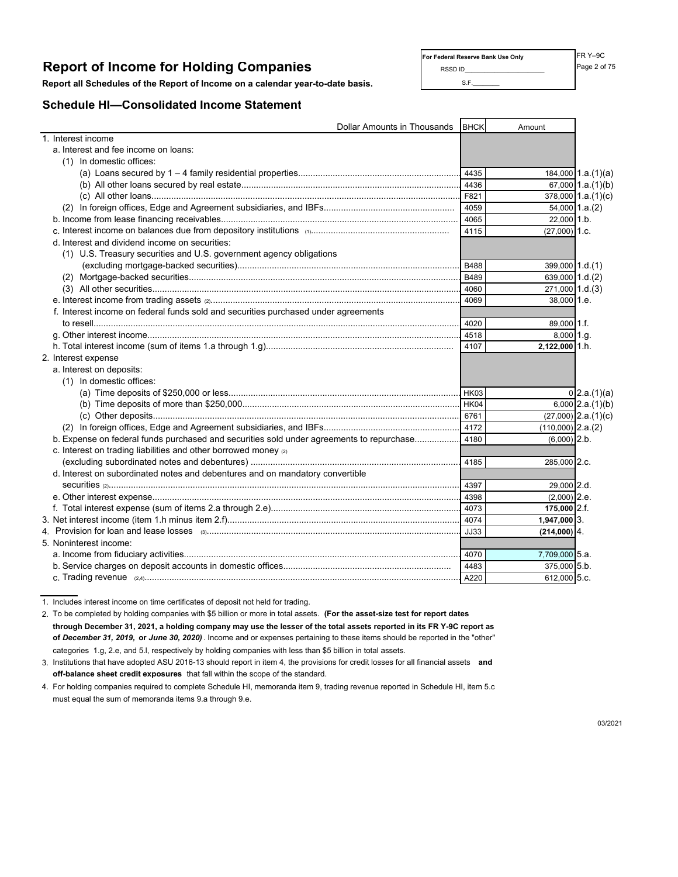# Report of Income for Holding Companies

**Report all Schedules of the Report of Income on a calendar year-to-date basis.**

| For Federal Reserve Bank Use Only |
|---|
| RSSD ID_______________________ |
| S.F.________ |

FR Y–9C

## Schedule HI—Consolidated Income Statement

| Dollar Amounts in Thousands | BHCK | Amount | |
|---|---|---|---|
| 1. Interest income | | | |
| a. Interest and fee income on loans: | | | |
| (1) In domestic offices: | | | |
| (a) Loans secured by 1 – 4 family residential properties | 4435 | 184,000 | 1.a.(1)(a) |
| (b) All other loans secured by real estate | 4436 | 67,000 | 1.a.(1)(b) |
| (c) All other loans | F821 | 378,000 | 1.a.(1)(c) |
| (2) In foreign offices, Edge and Agreement subsidiaries, and IBFs | 4059 | 54,000 | 1.a.(2) |
| b. Income from lease financing receivables | 4065 | 22,000 | 1.b. |
| c. Interest income on balances due from depository institutions (1) | 4115 | (27,000) | 1.c. |
| d. Interest and dividend income on securities: | | | |
| (1) U.S. Treasury securities and U.S. government agency obligations (excluding mortgage-backed securities) | B488 | 399,000 | 1.d.(1) |
| (2) Mortgage-backed securities | B489 | 639,000 | 1.d.(2) |
| (3) All other securities | 4060 | 271,000 | 1.d.(3) |
| e. Interest income from trading assets (2) | 4069 | 38,000 | 1.e. |
| f. Interest income on federal funds sold and securities purchased under agreements to resell | 4020 | 89,000 | 1.f. |
| g. Other interest income | 4518 | 8,000 | 1.g. |
| h. Total interest income (sum of items 1.a through 1.g) | 4107 | **2,122,000** | 1.h. |
| 2. Interest expense | | | |
| a. Interest on deposits: | | | |
| (1) In domestic offices: | | | |
| (a) Time deposits of $250,000 or less | HK03 | 0 | 2.a.(1)(a) |
| (b) Time deposits of more than $250,000 | HK04 | 6,000 | 2.a.(1)(b) |
| (c) Other deposits | 6761 | (27,000) | 2.a.(1)(c) |
| (2) In foreign offices, Edge and Agreement subsidiaries, and IBFs | 4172 | (110,000) | 2.a.(2) |
| b. Expense on federal funds purchased and securities sold under agreements to repurchase | 4180 | (6,000) | 2.b. |
| c. Interest on trading liabilities and other borrowed money (2) (excluding subordinated notes and debentures) | 4185 | 285,000 | 2.c. |
| d. Interest on subordinated notes and debentures and on mandatory convertible securities (2) | 4397 | 29,000 | 2.d. |
| e. Other interest expense | 4398 | (2,000) | 2.e. |
| f. Total interest expense (sum of items 2.a through 2.e) | 4073 | **175,000** | 2.f. |
| 3. Net interest income (item 1.h minus item 2.f) | 4074 | **1,947,000** | 3. |
| 4. Provision for loan and lease losses (3) | JJ33 | **(214,000)** | 4. |
| 5. Noninterest income: | | | |
| a. Income from fiduciary activities | 4070 | 7,709,000 | 5.a. |
| b. Service charges on deposit accounts in domestic offices | 4483 | 375,000 | 5.b. |
| c. Trading revenue (2,4) | A220 | 612,000 | 5.c. |

1. Includes interest income on time certificates of deposit not held for trading.
2. To be completed by holding companies with $5 billion or more in total assets. **(For the asset-size test for report dates through December 31, 2021, a holding company may use the lesser of the total assets reported in its FR Y-9C report as of *December 31, 2019,* or *June 30, 2020*)**. Income and or expenses pertaining to these items should be reported in the "other" categories 1.g, 2.e, and 5.l, respectively by holding companies with less than $5 billion in total assets.
3. Institutions that have adopted ASU 2016-13 should report in item 4, the provisions for credit losses for all financial assets **and off-balance sheet credit exposures** that fall within the scope of the standard.
4. For holding companies required to complete Schedule HI, memoranda item 9, trading revenue reported in Schedule HI, item 5.c must equal the sum of memoranda items 9.a through 9.e.

03/2021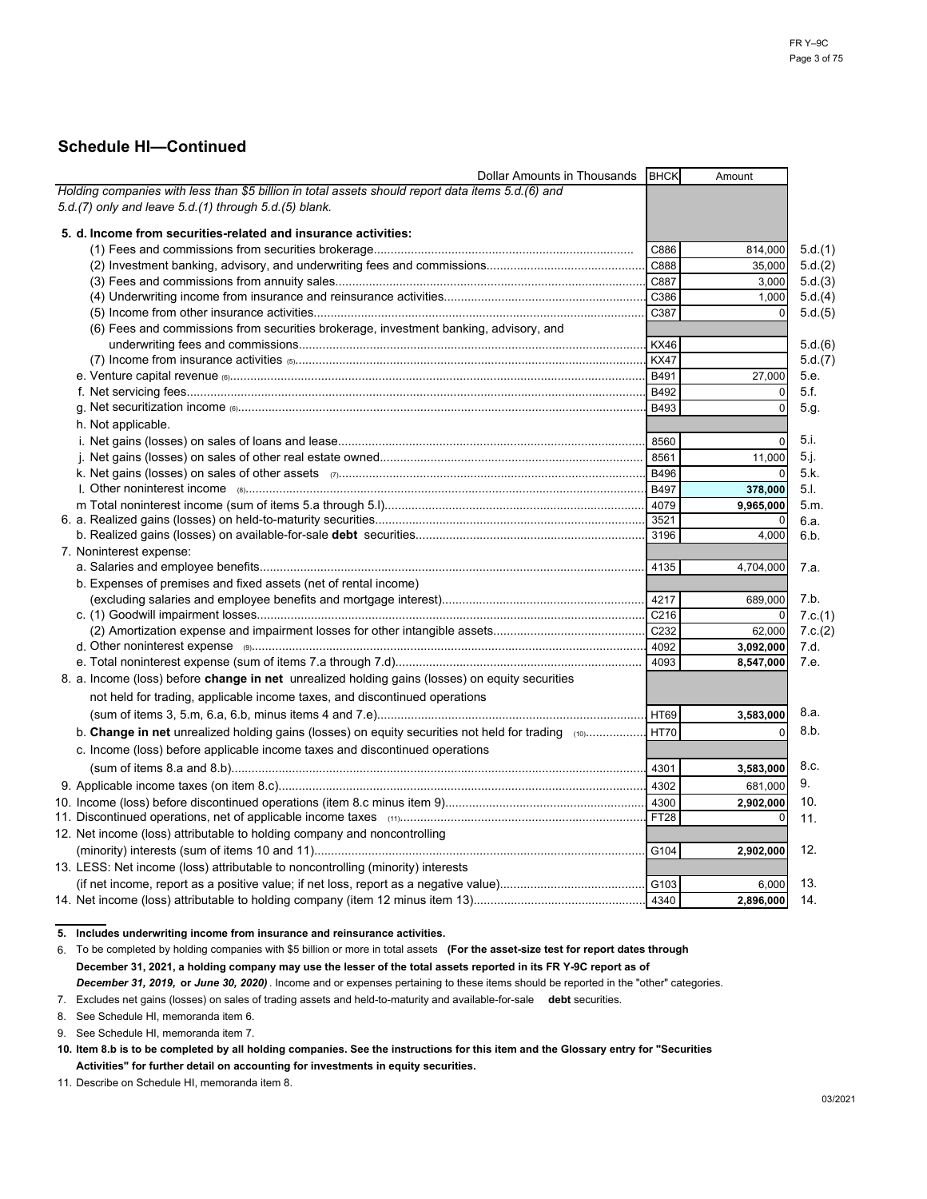## Schedule HI—Continued

| Dollar Amounts in Thousands | BHCK | Amount | |
|---|---|---|---|
| *Holding companies with less than $5 billion in total assets should report data items 5.d.(6) and 5.d.(7) only and leave 5.d.(1) through 5.d.(5) blank.* | | | |
| **5. d. Income from securities-related and insurance activities:** | | | |
| (1) Fees and commissions from securities brokerage | C886 | 814,000 | 5.d.(1) |
| (2) Investment banking, advisory, and underwriting fees and commissions | C888 | 35,000 | 5.d.(2) |
| (3) Fees and commissions from annuity sales | C887 | 3,000 | 5.d.(3) |
| (4) Underwriting income from insurance and reinsurance activities | C386 | 1,000 | 5.d.(4) |
| (5) Income from other insurance activities | C387 | 0 | 5.d.(5) |
| (6) Fees and commissions from securities brokerage, investment banking, advisory, and underwriting fees and commissions | KX46 | | 5.d.(6) |
| (7) Income from insurance activities (5) | KX47 | | 5.d.(7) |
| e. Venture capital revenue (6) | B491 | 27,000 | 5.e. |
| f. Net servicing fees | B492 | 0 | 5.f. |
| g. Net securitization income (6) | B493 | 0 | 5.g. |
| h. Not applicable. | | | |
| i. Net gains (losses) on sales of loans and lease | 8560 | 0 | 5.i. |
| j. Net gains (losses) on sales of other real estate owned | 8561 | 11,000 | 5.j. |
| k. Net gains (losses) on sales of other assets (7) | B496 | 0 | 5.k. |
| l. Other noninterest income (8) | B497 | **378,000** | 5.l. |
| m Total noninterest income (sum of items 5.a through 5.l) | 4079 | **9,965,000** | 5.m. |
| 6. a. Realized gains (losses) on held-to-maturity securities | 3521 | 0 | 6.a. |
| b. Realized gains (losses) on available-for-sale **debt** securities | 3196 | 4,000 | 6.b. |
| 7. Noninterest expense: | | | |
| a. Salaries and employee benefits | 4135 | 4,704,000 | 7.a. |
| b. Expenses of premises and fixed assets (net of rental income) (excluding salaries and employee benefits and mortgage interest) | 4217 | 689,000 | 7.b. |
| c. (1) Goodwill impairment losses | C216 | 0 | 7.c.(1) |
| (2) Amortization expense and impairment losses for other intangible assets | C232 | 62,000 | 7.c.(2) |
| d. Other noninterest expense (9) | 4092 | **3,092,000** | 7.d. |
| e. Total noninterest expense (sum of items 7.a through 7.d) | 4093 | **8,547,000** | 7.e. |
| 8. a. Income (loss) before **change in net** unrealized holding gains (losses) on equity securities not held for trading, applicable income taxes, and discontinued operations (sum of items 3, 5.m, 6.a, 6.b, minus items 4 and 7.e) | HT69 | **3,583,000** | 8.a. |
| b. **Change in net** unrealized holding gains (losses) on equity securities not held for trading (10) | HT70 | 0 | 8.b. |
| c. Income (loss) before applicable income taxes and discontinued operations (sum of items 8.a and 8.b) | 4301 | **3,583,000** | 8.c. |
| 9. Applicable income taxes (on item 8.c) | 4302 | 681,000 | 9. |
| 10. Income (loss) before discontinued operations (item 8.c minus item 9) | 4300 | **2,902,000** | 10. |
| 11. Discontinued operations, net of applicable income taxes (11) | FT28 | 0 | 11. |
| 12. Net income (loss) attributable to holding company and noncontrolling (minority) interests (sum of items 10 and 11) | G104 | **2,902,000** | 12. |
| 13. LESS: Net income (loss) attributable to noncontrolling (minority) interests (if net income, report as a positive value; if net loss, report as a negative value) | G103 | 6,000 | 13. |
| 14. Net income (loss) attributable to holding company (item 12 minus item 13) | 4340 | **2,896,000** | 14. |

5. **Includes underwriting income from insurance and reinsurance activities.**
6. To be completed by holding companies with $5 billion or more in total assets **(For the asset-size test for report dates through December 31, 2021, a holding company may use the lesser of the total assets reported in its FR Y-9C report as of *December 31, 2019,* or *June 30, 2020*)**. Income and or expenses pertaining to these items should be reported in the "other" categories.
7. Excludes net gains (losses) on sales of trading assets and held-to-maturity and available-for-sale **debt** securities.
8. See Schedule HI, memoranda item 6.
9. See Schedule HI, memoranda item 7.
10. **Item 8.b is to be completed by all holding companies. See the instructions for this item and the Glossary entry for "Securities Activities" for further detail on accounting for investments in equity securities.**
11. Describe on Schedule HI, memoranda item 8.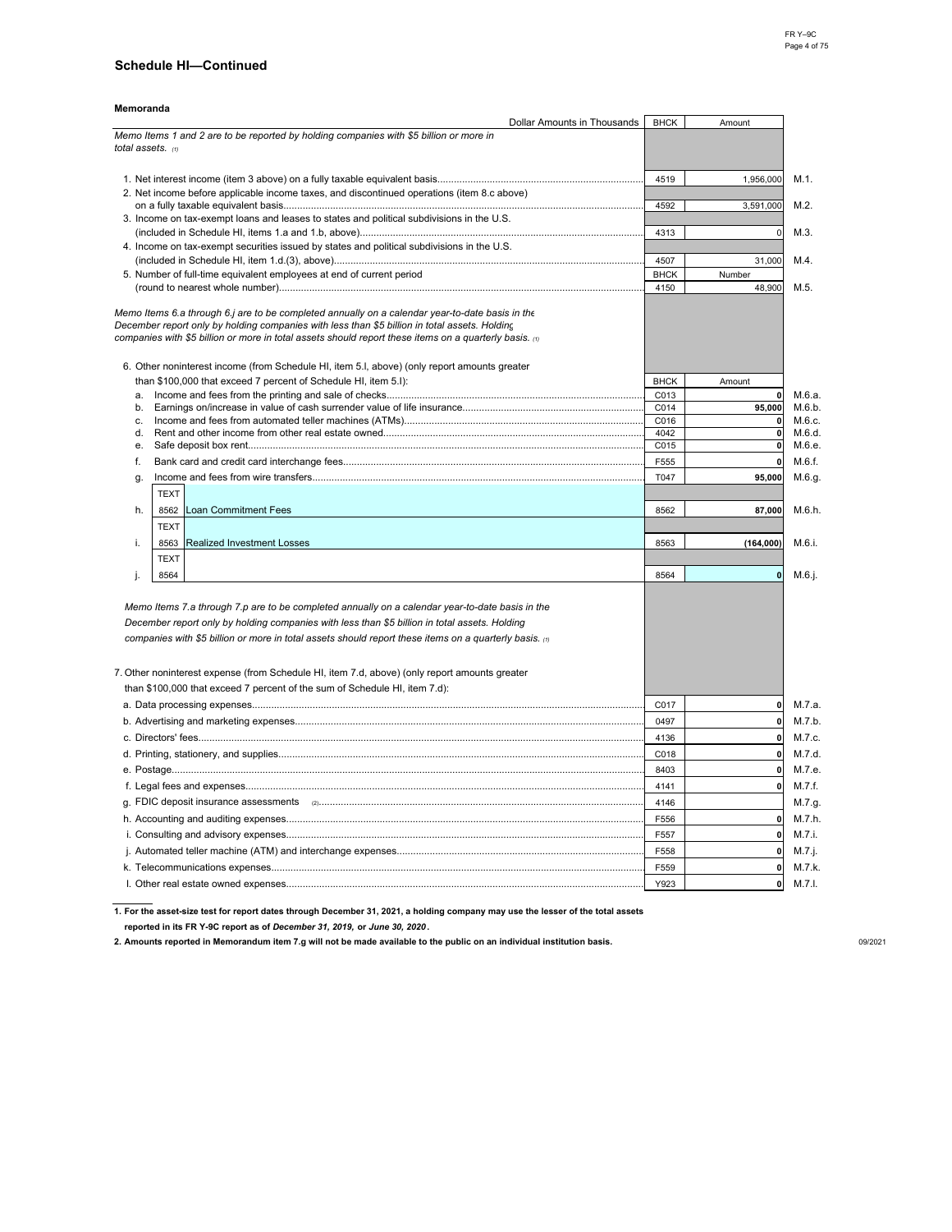## Schedule HI—Continued

### Memoranda

| Dollar Amounts in Thousands | BHCK | Amount | |
|---|---|---|---|
| *Memo Items 1 and 2 are to be reported by holding companies with $5 billion or more in total assets.* [1] | | | |
| 1. Net interest income (item 3 above) on a fully taxable equivalent basis | 4519 | 1,956,000 | M.1. |
| 2. Net income before applicable income taxes, and discontinued operations (item 8.c above) on a fully taxable equivalent basis | 4592 | 3,591,000 | M.2. |
| 3. Income on tax-exempt loans and leases to states and political subdivisions in the U.S. (included in Schedule HI, items 1.a and 1.b, above) | 4313 | 0 | M.3. |
| 4. Income on tax-exempt securities issued by states and political subdivisions in the U.S. (included in Schedule HI, item 1.d.(3), above) | 4507 | 31,000 | M.4. |
| 5. Number of full-time equivalent employees at end of current period (round to nearest whole number) | BHCK 4150 | Number 48,900 | M.5. |
| *Memo Items 6.a through 6.j are to be completed annually on a calendar year-to-date basis in the December report only by holding companies with less than $5 billion in total assets. Holding companies with $5 billion or more in total assets should report these items on a quarterly basis.* [1] | | | |
| 6. Other noninterest income (from Schedule HI, item 5.l, above) (only report amounts greater than $100,000 that exceed 7 percent of Schedule HI, item 5.l): | BHCK | Amount | |
| a. Income and fees from the printing and sale of checks | C013 | 0 | M.6.a. |
| b. Earnings on/increase in value of cash surrender value of life insurance | C014 | 95,000 | M.6.b. |
| c. Income and fees from automated teller machines (ATMs) | C016 | 0 | M.6.c. |
| d. Rent and other income from other real estate owned | 4042 | 0 | M.6.d. |
| e. Safe deposit box rent | C015 | 0 | M.6.e. |
| f. Bank card and credit card interchange fees | F555 | 0 | M.6.f. |
| g. Income and fees from wire transfers | T047 | 95,000 | M.6.g. |
| h. TEXT 8562 Loan Commitment Fees | 8562 | 87,000 | M.6.h. |
| i. TEXT 8563 Realized Investment Losses | 8563 | (164,000) | M.6.i. |
| j. TEXT 8564 | 8564 | 0 | M.6.j. |
| *Memo Items 7.a through 7.p are to be completed annually on a calendar year-to-date basis in the December report only by holding companies with less than $5 billion in total assets. Holding companies with $5 billion or more in total assets should report these items on a quarterly basis.* [1] | | | |
| 7. Other noninterest expense (from Schedule HI, item 7.d, above) (only report amounts greater than $100,000 that exceed 7 percent of the sum of Schedule HI, item 7.d): | | | |
| a. Data processing expenses | C017 | 0 | M.7.a. |
| b. Advertising and marketing expenses | 0497 | 0 | M.7.b. |
| c. Directors' fees | 4136 | 0 | M.7.c. |
| d. Printing, stationery, and supplies | C018 | 0 | M.7.d. |
| e. Postage | 8403 | 0 | M.7.e. |
| f. Legal fees and expenses | 4141 | 0 | M.7.f. |
| g. FDIC deposit insurance assessments [2] | 4146 | | M.7.g. |
| h. Accounting and auditing expenses | F556 | 0 | M.7.h. |
| i. Consulting and advisory expenses | F557 | 0 | M.7.i. |
| j. Automated teller machine (ATM) and interchange expenses | F558 | 0 | M.7.j. |
| k. Telecommunications expenses | F559 | 0 | M.7.k. |
| l. Other real estate owned expenses | Y923 | 0 | M.7.l. |

**1. For the asset-size test for report dates through December 31, 2021, a holding company may use the lesser of the total assets reported in its FR Y-9C report as of *December 31, 2019,* or *June 30, 2020*.**

**2. Amounts reported in Memorandum item 7.g will not be made available to the public on an individual institution basis.**

09/2021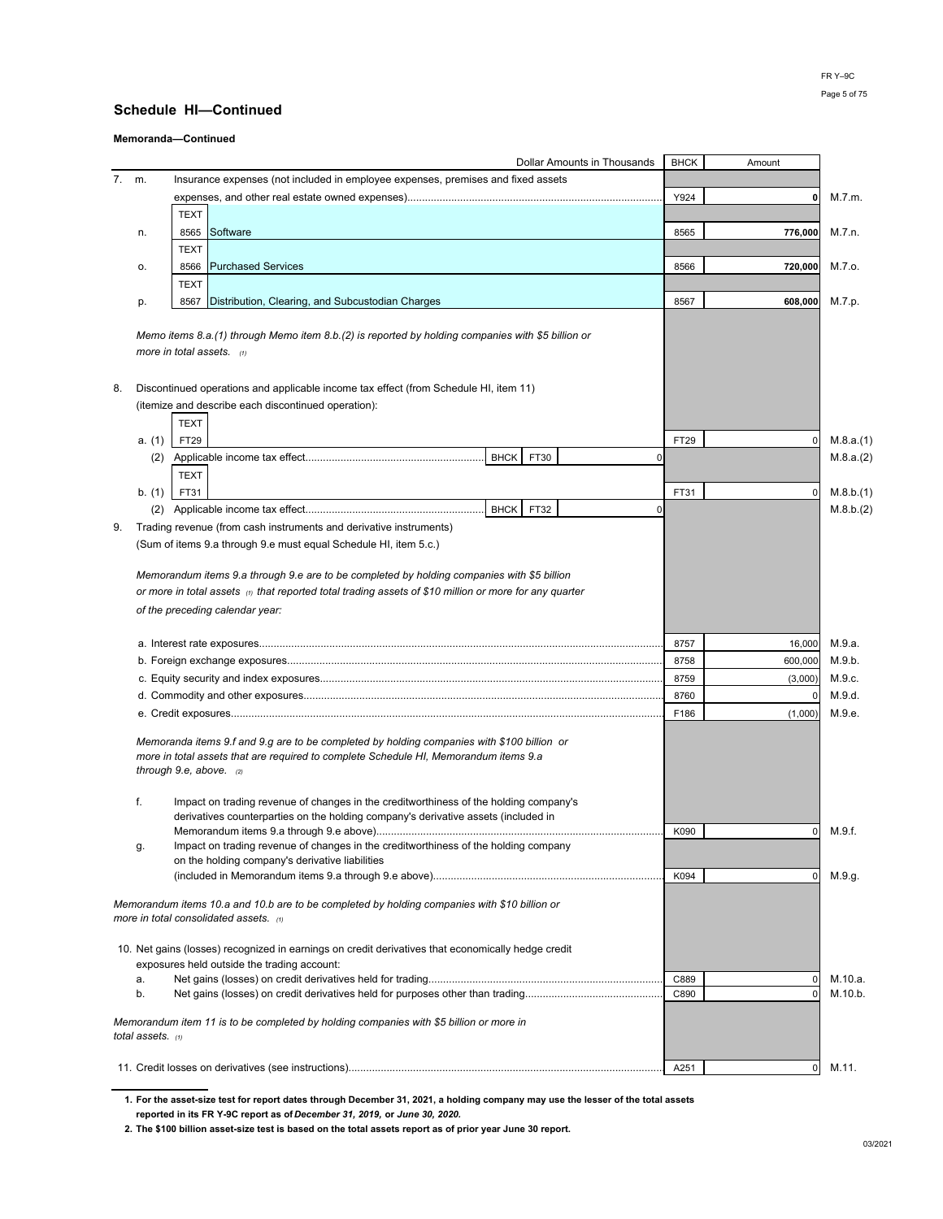## Schedule HI—Continued

**Memoranda—Continued**

| | | | Dollar Amounts in Thousands | BHCK | Amount | |
|---|---|---|---|---|---|---|
| 7. | m. | | Insurance expenses (not included in employee expenses, premises and fixed assets expenses, and other real estate owned expenses) | Y924 | **0** | M.7.m. |
| | n. | TEXT 8565 | Software | 8565 | **776,000** | M.7.n. |
| | o. | TEXT 8566 | Purchased Services | 8566 | **720,000** | M.7.o. |
| | p. | TEXT 8567 | Distribution, Clearing, and Subcustodian Charges | 8567 | **608,000** | M.7.p. |

*Memo items 8.a.(1) through Memo item 8.b.(2) is reported by holding companies with $5 billion or more in total assets.* (1)

| | | | | BHCK | Amount | |
|---|---|---|---|---|---|---|
| 8. | | | Discontinued operations and applicable income tax effect (from Schedule HI, item 11) (itemize and describe each discontinued operation): | | | |
| | a. (1) | TEXT FT29 | | FT29 | 0 | M.8.a.(1) |
| | (2) | | Applicable income tax effect — BHCK FT30: 0 | | | M.8.a.(2) |
| | b. (1) | TEXT FT31 | | FT31 | 0 | M.8.b.(1) |
| | (2) | | Applicable income tax effect — BHCK FT32: 0 | | | M.8.b.(2) |

9. Trading revenue (from cash instruments and derivative instruments)
(Sum of items 9.a through 9.e must equal Schedule HI, item 5.c.)

*Memorandum items 9.a through 9.e are to be completed by holding companies with $5 billion or more in total assets* (1) *that reported total trading assets of $10 million or more for any quarter of the preceding calendar year:*

| | BHCK | Amount | |
|---|---|---|---|
| a. Interest rate exposures | 8757 | 16,000 | M.9.a. |
| b. Foreign exchange exposures | 8758 | 600,000 | M.9.b. |
| c. Equity security and index exposures | 8759 | (3,000) | M.9.c. |
| d. Commodity and other exposures | 8760 | 0 | M.9.d. |
| e. Credit exposures | F186 | (1,000) | M.9.e. |

*Memoranda items 9.f and 9.g are to be completed by holding companies with $100 billion or more in total assets that are required to complete Schedule HI, Memorandum items 9.a through 9.e, above.* (2)

| | BHCK | Amount | |
|---|---|---|---|
| f. Impact on trading revenue of changes in the creditworthiness of the holding company's derivatives counterparties on the holding company's derivative assets (included in Memorandum items 9.a through 9.e above) | K090 | 0 | M.9.f. |
| g. Impact on trading revenue of changes in the creditworthiness of the holding company on the holding company's derivative liabilities (included in Memorandum items 9.a through 9.e above) | K094 | 0 | M.9.g. |

*Memorandum items 10.a and 10.b are to be completed by holding companies with $10 billion or more in total consolidated assets.* (1)

10. Net gains (losses) recognized in earnings on credit derivatives that economically hedge credit exposures held outside the trading account:

| | BHCK | Amount | |
|---|---|---|---|
| a. Net gains (losses) on credit derivatives held for trading | C889 | 0 | M.10.a. |
| b. Net gains (losses) on credit derivatives held for purposes other than trading | C890 | 0 | M.10.b. |

*Memorandum item 11 is to be completed by holding companies with $5 billion or more in total assets.* (1)

| | BHCK | Amount | |
|---|---|---|---|
| 11. Credit losses on derivatives (see instructions) | A251 | 0 | M.11. |

**1. For the asset-size test for report dates through December 31, 2021, a holding company may use the lesser of the total assets reported in its FR Y-9C report as of *December 31, 2019,* or *June 30, 2020.***

**2. The $100 billion asset-size test is based on the total assets report as of prior year June 30 report.**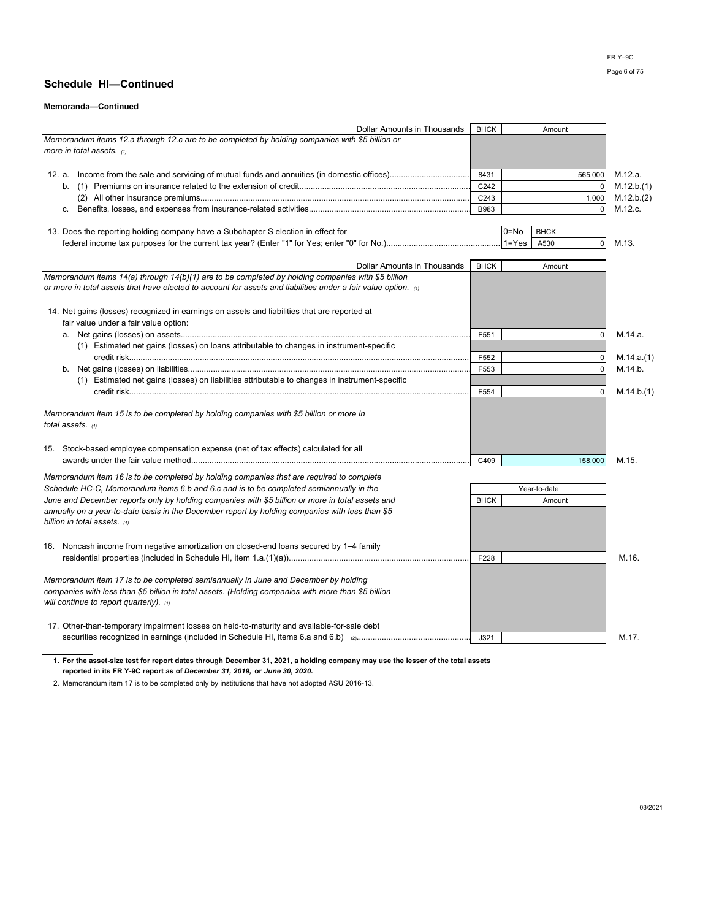## Schedule HI—Continued

**Memoranda—Continued**

| Dollar Amounts in Thousands | BHCK | Amount | |
|---|---|---|---|
| *Memorandum items 12.a through 12.c are to be completed by holding companies with $5 billion or more in total assets.* (1) | | | |
| 12. a. Income from the sale and servicing of mutual funds and annuities (in domestic offices) | 8431 | 565,000 | M.12.a. |
| b. (1) Premiums on insurance related to the extension of credit | C242 | 0 | M.12.b.(1) |
| (2) All other insurance premiums | C243 | 1,000 | M.12.b.(2) |
| c. Benefits, losses, and expenses from insurance-related activities | B983 | 0 | M.12.c. |

| | 0=No 1=Yes | BHCK | | |
|---|---|---|---|---|
| 13. Does the reporting holding company have a Subchapter S election in effect for federal income tax purposes for the current tax year? (Enter "1" for Yes; enter "0" for No.) | | A530 | 0 | M.13. |

| Dollar Amounts in Thousands | BHCK | Amount | |
|---|---|---|---|
| *Memorandum items 14(a) through 14(b)(1) are to be completed by holding companies with $5 billion or more in total assets that have elected to account for assets and liabilities under a fair value option.* (1) | | | |
| 14. Net gains (losses) recognized in earnings on assets and liabilities that are reported at fair value under a fair value option: | | | |
| a. Net gains (losses) on assets | F551 | 0 | M.14.a. |
| (1) Estimated net gains (losses) on loans attributable to changes in instrument-specific credit risk | F552 | 0 | M.14.a.(1) |
| b. Net gains (losses) on liabilities | F553 | 0 | M.14.b. |
| (1) Estimated net gains (losses) on liabilities attributable to changes in instrument-specific credit risk | F554 | 0 | M.14.b.(1) |
| *Memorandum item 15 is to be completed by holding companies with $5 billion or more in total assets.* (1) | | | |
| 15. Stock-based employee compensation expense (net of tax effects) calculated for all awards under the fair value method | C409 | 158,000 | M.15. |

| | BHCK | Year-to-date Amount | |
|---|---|---|---|
| *Memorandum item 16 is to be completed by holding companies that are required to complete Schedule HC-C, Memorandum items 6.b and 6.c and is to be completed semiannually in the June and December reports only by holding companies with $5 billion or more in total assets and annually on a year-to-date basis in the December report by holding companies with less than $5 billion in total assets.* (1) | | | |
| 16. Noncash income from negative amortization on closed-end loans secured by 1–4 family residential properties (included in Schedule HI, item 1.a.(1)(a)) | F228 | | M.16. |
| *Memorandum item 17 is to be completed semiannually in June and December by holding companies with less than $5 billion in total assets. (Holding companies with more than $5 billion will continue to report quarterly).* (1) | | | |
| 17. Other-than-temporary impairment losses on held-to-maturity and available-for-sale debt securities recognized in earnings (included in Schedule HI, items 6.a and 6.b) (2) | J321 | | M.17. |

1. **For the asset-size test for report dates through December 31, 2021, a holding company may use the lesser of the total assets reported in its FR Y-9C report as of *December 31, 2019,* or *June 30, 2020.***

2. Memorandum item 17 is to be completed only by institutions that have not adopted ASU 2016-13.

03/2021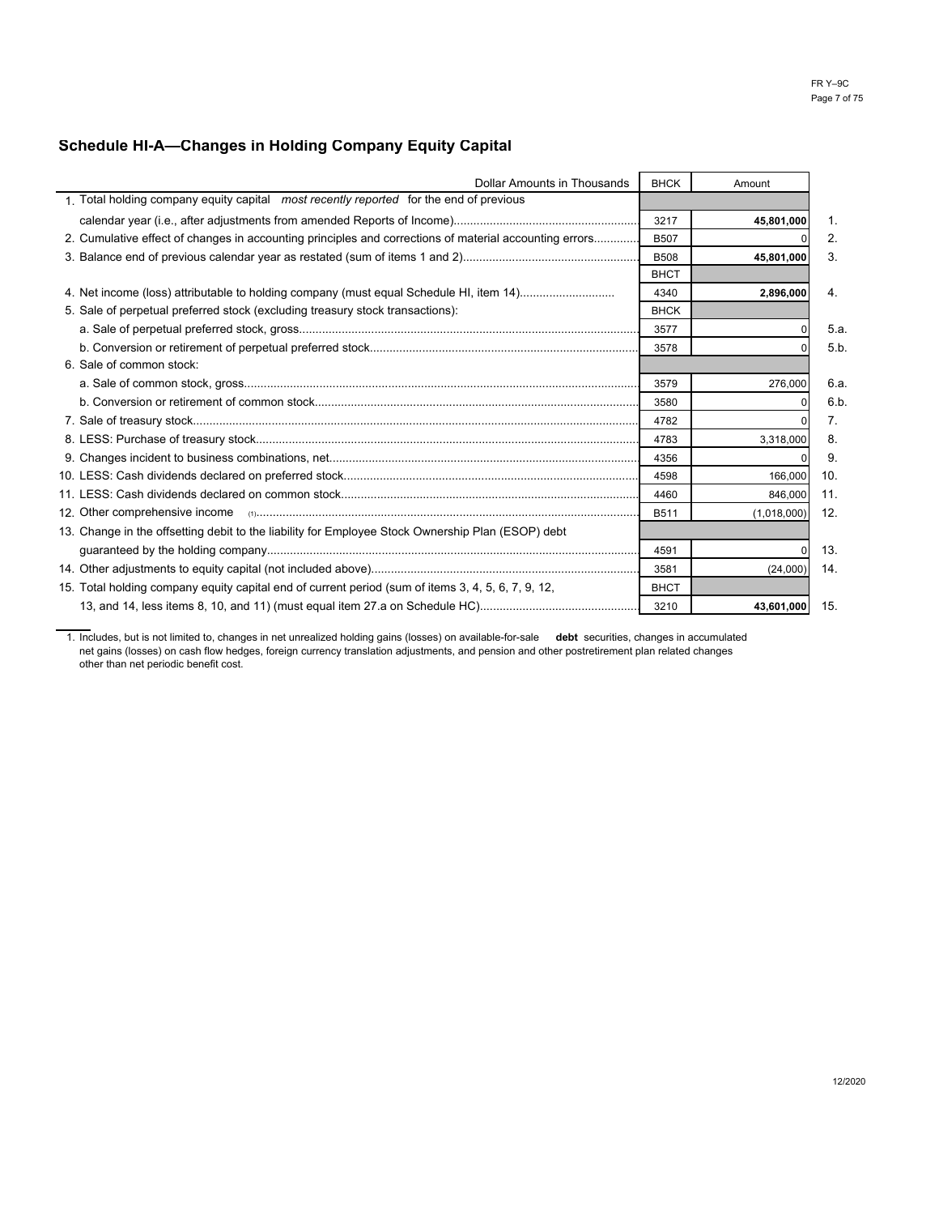## Schedule HI-A—Changes in Holding Company Equity Capital

| Dollar Amounts in Thousands | BHCK | Amount | |
|---|---|---|---|
| 1. Total holding company equity capital *most recently reported* for the end of previous calendar year (i.e., after adjustments from amended Reports of Income) | 3217 | **45,801,000** | 1. |
| 2. Cumulative effect of changes in accounting principles and corrections of material accounting errors | B507 | 0 | 2. |
| 3. Balance end of previous calendar year as restated (sum of items 1 and 2) | B508 | **45,801,000** | 3. |
| | BHCT | | |
| 4. Net income (loss) attributable to holding company (must equal Schedule HI, item 14) | 4340 | **2,896,000** | 4. |
| 5. Sale of perpetual preferred stock (excluding treasury stock transactions): | BHCK | | |
| a. Sale of perpetual preferred stock, gross | 3577 | 0 | 5.a. |
| b. Conversion or retirement of perpetual preferred stock | 3578 | 0 | 5.b. |
| 6. Sale of common stock: | | | |
| a. Sale of common stock, gross | 3579 | 276,000 | 6.a. |
| b. Conversion or retirement of common stock | 3580 | 0 | 6.b. |
| 7. Sale of treasury stock | 4782 | 0 | 7. |
| 8. LESS: Purchase of treasury stock | 4783 | 3,318,000 | 8. |
| 9. Changes incident to business combinations, net | 4356 | 0 | 9. |
| 10. LESS: Cash dividends declared on preferred stock | 4598 | 166,000 | 10. |
| 11. LESS: Cash dividends declared on common stock | 4460 | 846,000 | 11. |
| 12. Other comprehensive income [1] | B511 | (1,018,000) | 12. |
| 13. Change in the offsetting debit to the liability for Employee Stock Ownership Plan (ESOP) debt guaranteed by the holding company | 4591 | 0 | 13. |
| 14. Other adjustments to equity capital (not included above) | 3581 | (24,000) | 14. |
| | BHCT | | |
| 15. Total holding company equity capital end of current period (sum of items 3, 4, 5, 6, 7, 9, 12, 13, and 14, less items 8, 10, and 11) (must equal item 27.a on Schedule HC) | 3210 | **43,601,000** | 15. |

1. Includes, but is not limited to, changes in net unrealized holding gains (losses) on available-for-sale **debt** securities, changes in accumulated net gains (losses) on cash flow hedges, foreign currency translation adjustments, and pension and other postretirement plan related changes other than net periodic benefit cost.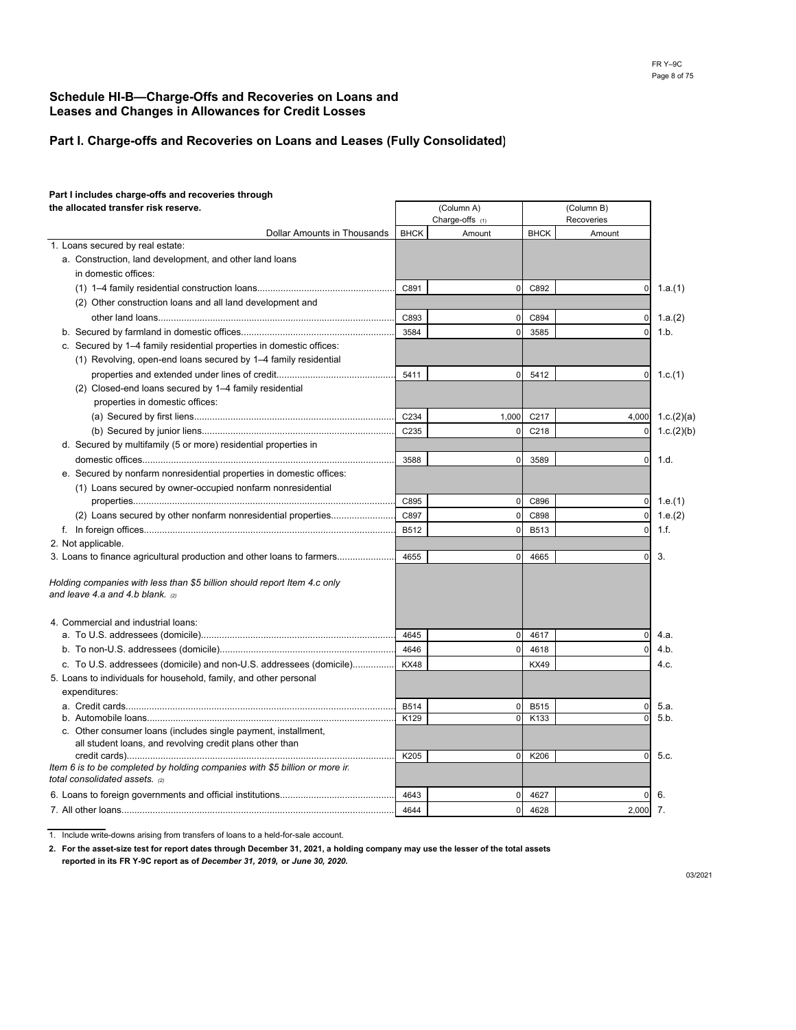## Schedule HI-B—Charge-Offs and Recoveries on Loans and Leases and Changes in Allowances for Credit Losses

### Part I. Charge-offs and Recoveries on Loans and Leases (Fully Consolidated)

**Part I includes charge-offs and recoveries through the allocated transfer risk reserve.**

| Dollar Amounts in Thousands | BHCK | (Column A) Charge-offs [1] Amount | BHCK | (Column B) Recoveries Amount | |
|---|---|---|---|---|---|
| 1. Loans secured by real estate: | | | | | |
| a. Construction, land development, and other land loans in domestic offices: | | | | | |
| (1) 1–4 family residential construction loans | C891 | 0 | C892 | 0 | 1.a.(1) |
| (2) Other construction loans and all land development and other land loans | C893 | 0 | C894 | 0 | 1.a.(2) |
| b. Secured by farmland in domestic offices | 3584 | 0 | 3585 | 0 | 1.b. |
| c. Secured by 1–4 family residential properties in domestic offices: | | | | | |
| (1) Revolving, open-end loans secured by 1–4 family residential properties and extended under lines of credit | 5411 | 0 | 5412 | 0 | 1.c.(1) |
| (2) Closed-end loans secured by 1–4 family residential properties in domestic offices: | | | | | |
| (a) Secured by first liens | C234 | 1,000 | C217 | 4,000 | 1.c.(2)(a) |
| (b) Secured by junior liens | C235 | 0 | C218 | 0 | 1.c.(2)(b) |
| d. Secured by multifamily (5 or more) residential properties in domestic offices | 3588 | 0 | 3589 | 0 | 1.d. |
| e. Secured by nonfarm nonresidential properties in domestic offices: | | | | | |
| (1) Loans secured by owner-occupied nonfarm nonresidential properties | C895 | 0 | C896 | 0 | 1.e.(1) |
| (2) Loans secured by other nonfarm nonresidential properties | C897 | 0 | C898 | 0 | 1.e.(2) |
| f. In foreign offices | B512 | 0 | B513 | 0 | 1.f. |
| 2. Not applicable. | | | | | |
| 3. Loans to finance agricultural production and other loans to farmers | 4655 | 0 | 4665 | 0 | 3. |
| *Holding companies with less than $5 billion should report Item 4.c only and leave 4.a and 4.b blank.* [2] | | | | | |
| 4. Commercial and industrial loans: | | | | | |
| a. To U.S. addressees (domicile) | 4645 | 0 | 4617 | 0 | 4.a. |
| b. To non-U.S. addressees (domicile) | 4646 | 0 | 4618 | 0 | 4.b. |
| c. To U.S. addressees (domicile) and non-U.S. addressees (domicile) | KX48 | | KX49 | | 4.c. |
| 5. Loans to individuals for household, family, and other personal expenditures: | | | | | |
| a. Credit cards | B514 | 0 | B515 | 0 | 5.a. |
| b. Automobile loans | K129 | 0 | K133 | 0 | 5.b. |
| c. Other consumer loans (includes single payment, installment, all student loans, and revolving credit plans other than credit cards) | K205 | 0 | K206 | 0 | 5.c. |
| *Item 6 is to be completed by holding companies with $5 billion or more in total consolidated assets.* [2] | | | | | |
| 6. Loans to foreign governments and official institutions | 4643 | 0 | 4627 | 0 | 6. |
| 7. All other loans | 4644 | 0 | 4628 | 2,000 | 7. |

1. Include write-downs arising from transfers of loans to a held-for-sale account.

**2. For the asset-size test for report dates through December 31, 2021, a holding company may use the lesser of the total assets reported in its FR Y-9C report as of *December 31, 2019,* or *June 30, 2020.***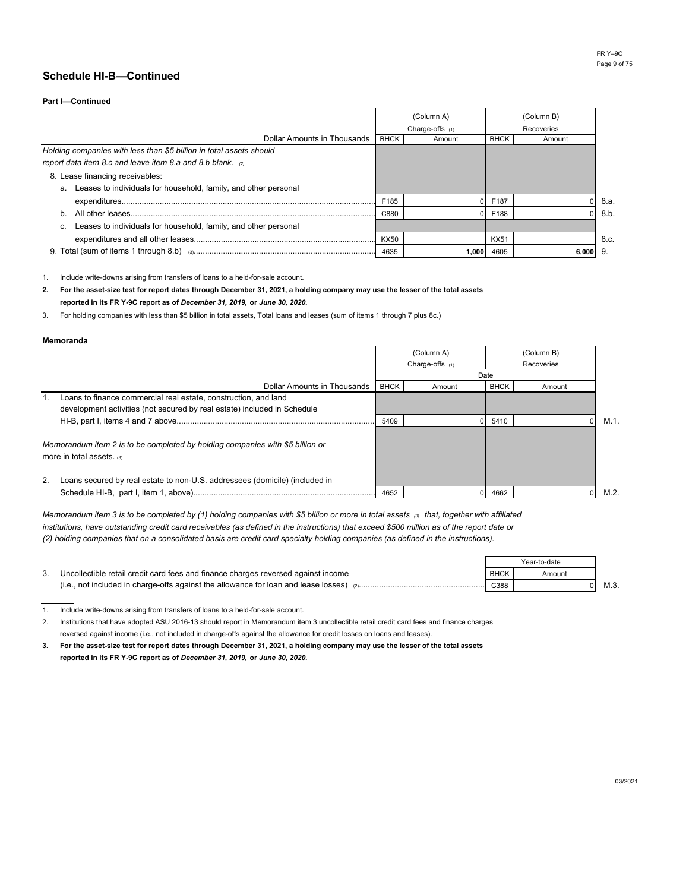## Schedule HI-B—Continued

**Part I—Continued**

| Dollar Amounts in Thousands | (Column A) Charge-offs (1) BHCK | Amount | (Column B) Recoveries BHCK | Amount | |
|---|---|---|---|---|---|
| *Holding companies with less than $5 billion in total assets should report data item 8.c and leave item 8.a and 8.b blank.* (2) | | | | | |
| 8. Lease financing receivables: | | | | | |
| a. Leases to individuals for household, family, and other personal expenditures | F185 | 0 | F187 | 0 | 8.a. |
| b. All other leases | C880 | 0 | F188 | 0 | 8.b. |
| c. Leases to individuals for household, family, and other personal expenditures and all other leases | KX50 | | KX51 | | 8.c. |
| 9. Total (sum of items 1 through 8.b) (3) | 4635 | 1,000 | 4605 | 6,000 | 9. |

1. Include write-downs arising from transfers of loans to a held-for-sale account.

**2. For the asset-size test for report dates through December 31, 2021, a holding company may use the lesser of the total assets reported in its FR Y-9C report as of *December 31, 2019,* or *June 30, 2020.***

3. For holding companies with less than $5 billion in total assets, Total loans and leases (sum of items 1 through 7 plus 8c.)

**Memoranda**

| Dollar Amounts in Thousands | (Column A) Charge-offs (1) BHCK | Amount | (Column B) Recoveries BHCK | Amount | |
|---|---|---|---|---|---|
| | Date | | | | |
| 1. Loans to finance commercial real estate, construction, and land development activities (not secured by real estate) included in Schedule HI-B, part I, items 4 and 7 above | 5409 | 0 | 5410 | 0 | M.1. |
| *Memorandum item 2 is to be completed by holding companies with $5 billion or* more in total assets. (3) | | | | | |
| 2. Loans secured by real estate to non-U.S. addressees (domicile) (included in Schedule HI-B, part I, item 1, above) | 4652 | 0 | 4662 | 0 | M.2. |

*Memorandum item 3 is to be completed by (1) holding companies with $5 billion or more in total assets (3) that, together with affiliated institutions, have outstanding credit card receivables (as defined in the instructions) that exceed $500 million as of the report date or (2) holding companies that on a consolidated basis are credit card specialty holding companies (as defined in the instructions).*

| | Year-to-date BHCK | Amount | |
|---|---|---|---|
| 3. Uncollectible retail credit card fees and finance charges reversed against income (i.e., not included in charge-offs against the allowance for loan and lease losses) (2) | C388 | 0 | M.3. |

1. Include write-downs arising from transfers of loans to a held-for-sale account.
2. Institutions that have adopted ASU 2016-13 should report in Memorandum item 3 uncollectible retail credit card fees and finance charges reversed against income (i.e., not included in charge-offs against the allowance for credit losses on loans and leases).

**3. For the asset-size test for report dates through December 31, 2021, a holding company may use the lesser of the total assets reported in its FR Y-9C report as of *December 31, 2019,* or *June 30, 2020.***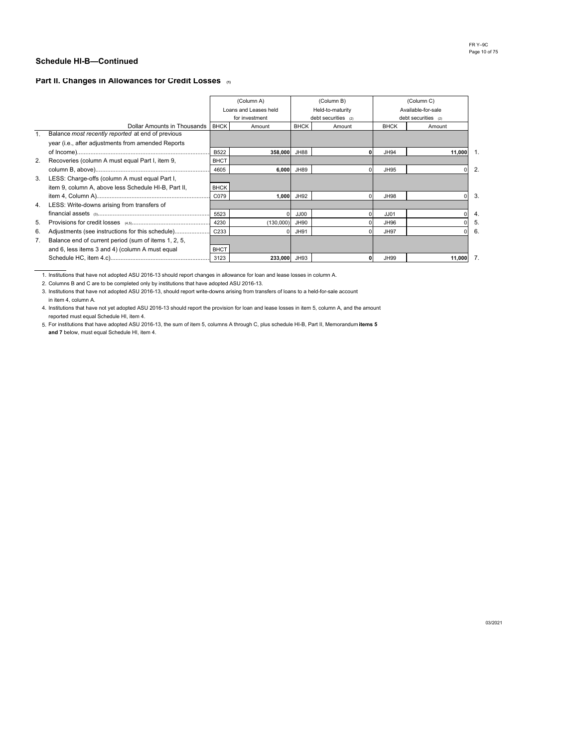## Schedule HI-B—Continued

### Part II. Changes in Allowances for Credit Losses [1]

| Dollar Amounts in Thousands | (Column A) Loans and Leases held for investment | | (Column B) Held-to-maturity debt securities [2] | | (Column C) Available-for-sale debt securities [2] | | |
|---|---|---|---|---|---|---|---|
| | BHCK | Amount | BHCK | Amount | BHCK | Amount | |
| 1. Balance *most recently reported* at end of previous year (i.e., after adjustments from amended Reports of Income) | B522 | **358,000** | JH88 | **0** | JH94 | **11,000** | 1. |
| 2. Recoveries (column A must equal Part I, item 9, column B, above) | BHCT 4605 | **6,000** | JH89 | 0 | JH95 | 0 | 2. |
| 3. LESS: Charge-offs (column A must equal Part I, item 9, column A, above less Schedule HI-B, Part II, item 4, Column A) | BHCK C079 | **1,000** | JH92 | 0 | JH98 | 0 | 3. |
| 4. LESS: Write-downs arising from transfers of financial assets [3] | 5523 | 0 | JJ00 | 0 | JJ01 | 0 | 4. |
| 5. Provisions for credit losses [4,5] | 4230 | (130,000) | JH90 | 0 | JH96 | 0 | 5. |
| 6. Adjustments (see instructions for this schedule) | C233 | 0 | JH91 | 0 | JH97 | 0 | 6. |
| 7. Balance end of current period (sum of items 1, 2, 5, and 6, less items 3 and 4) (column A must equal Schedule HC, item 4.c) | BHCT 3123 | **233,000** | JH93 | **0** | JH99 | **11,000** | 7. |

1. Institutions that have not adopted ASU 2016-13 should report changes in allowance for loan and lease losses in column A.
2. Columns B and C are to be completed only by institutions that have adopted ASU 2016-13.
3. Institutions that have not adopted ASU 2016-13, should report write-downs arising from transfers of loans to a held-for-sale account in item 4, column A.
4. Institutions that have not yet adopted ASU 2016-13 should report the provision for loan and lease losses in item 5, column A, and the amount reported must equal Schedule HI, item 4.
5. For institutions that have adopted ASU 2016-13, the sum of item 5, columns A through C, plus schedule HI-B, Part II, Memorandum **items 5 and 7** below, must equal Schedule HI, item 4.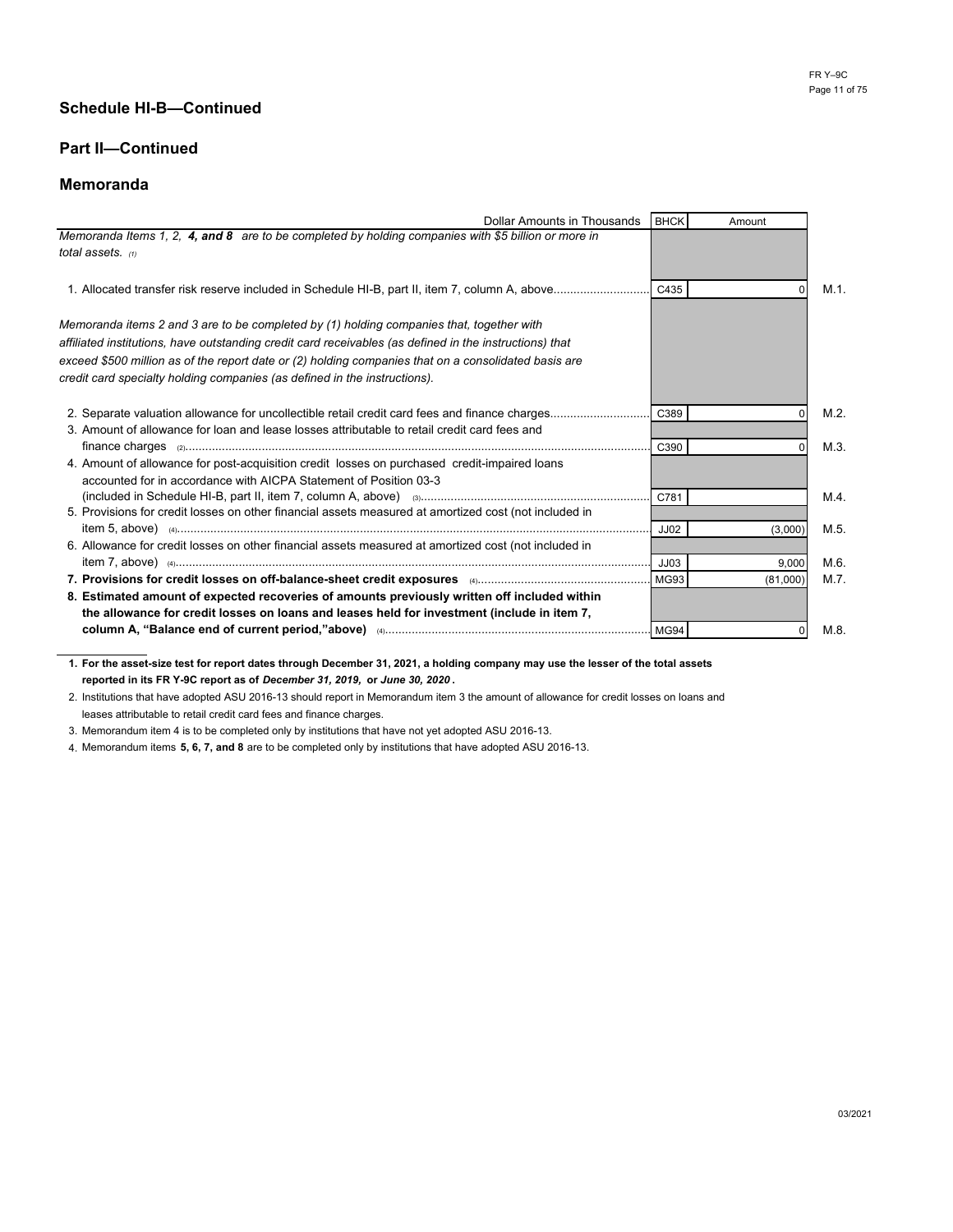## Schedule HI-B—Continued

## Part II—Continued

## Memoranda

| Dollar Amounts in Thousands | BHCK | Amount | |
|---|---|---|---|
| *Memoranda Items 1, 2,* ***4, and 8*** *are to be completed by holding companies with $5 billion or more in total assets.* (1) | | | |
| 1. Allocated transfer risk reserve included in Schedule HI-B, part II, item 7, column A, above | C435 | 0 | M.1. |
| *Memoranda items 2 and 3 are to be completed by (1) holding companies that, together with affiliated institutions, have outstanding credit card receivables (as defined in the instructions) that exceed $500 million as of the report date or (2) holding companies that on a consolidated basis are credit card specialty holding companies (as defined in the instructions).* | | | |
| 2. Separate valuation allowance for uncollectible retail credit card fees and finance charges | C389 | 0 | M.2. |
| 3. Amount of allowance for loan and lease losses attributable to retail credit card fees and finance charges (2) | C390 | 0 | M.3. |
| 4. Amount of allowance for post-acquisition credit losses on purchased credit-impaired loans accounted for in accordance with AICPA Statement of Position 03-3 (included in Schedule HI-B, part II, item 7, column A, above) (3) | C781 | | M.4. |
| 5. Provisions for credit losses on other financial assets measured at amortized cost (not included in item 5, above) (4) | JJ02 | (3,000) | M.5. |
| 6. Allowance for credit losses on other financial assets measured at amortized cost (not included in item 7, above) (4) | JJ03 | 9,000 | M.6. |
| **7. Provisions for credit losses on off-balance-sheet credit exposures** (4) | MG93 | (81,000) | M.7. |
| **8. Estimated amount of expected recoveries of amounts previously written off included within the allowance for credit losses on loans and leases held for investment (include in item 7, column A, "Balance end of current period,"above)** (4) | MG94 | 0 | M.8. |

1. **For the asset-size test for report dates through December 31, 2021, a holding company may use the lesser of the total assets reported in its FR Y-9C report as of *December 31, 2019,* or *June 30, 2020*.**
2. Institutions that have adopted ASU 2016-13 should report in Memorandum item 3 the amount of allowance for credit losses on loans and leases attributable to retail credit card fees and finance charges.
3. Memorandum item 4 is to be completed only by institutions that have not yet adopted ASU 2016-13.
4. Memorandum items **5, 6, 7, and 8** are to be completed only by institutions that have adopted ASU 2016-13.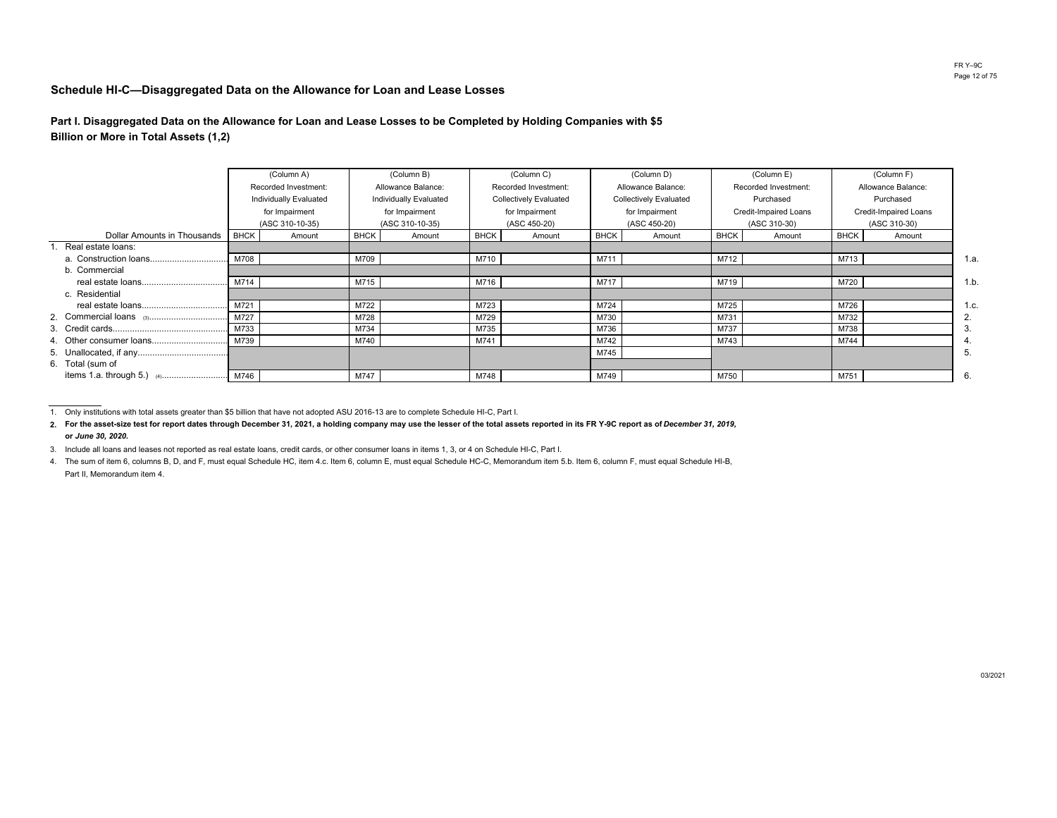## Schedule HI-C—Disaggregated Data on the Allowance for Loan and Lease Losses

### Part I. Disaggregated Data on the Allowance for Loan and Lease Losses to be Completed by Holding Companies with $5 Billion or More in Total Assets (1,2)

| Dollar Amounts in Thousands | (Column A) Recorded Investment: Individually Evaluated for Impairment (ASC 310-10-35) | | (Column B) Allowance Balance: Individually Evaluated for Impairment (ASC 310-10-35) | | (Column C) Recorded Investment: Collectively Evaluated for Impairment (ASC 450-20) | | (Column D) Allowance Balance: Collectively Evaluated for Impairment (ASC 450-20) | | (Column E) Recorded Investment: Purchased Credit-Impaired Loans (ASC 310-30) | | (Column F) Allowance Balance: Purchased Credit-Impaired Loans (ASC 310-30) | | |
|---|---|---|---|---|---|---|---|---|---|---|---|---|---|
| | BHCK | Amount | BHCK | Amount | BHCK | Amount | BHCK | Amount | BHCK | Amount | BHCK | Amount | |
| 1. Real estate loans: | | | | | | | | | | | | | |
| a. Construction loans | M708 | | M709 | | M710 | | M711 | | M712 | | M713 | | 1.a. |
| b. Commercial real estate loans | M714 | | M715 | | M716 | | M717 | | M719 | | M720 | | 1.b. |
| c. Residential real estate loans | M721 | | M722 | | M723 | | M724 | | M725 | | M726 | | 1.c. |
| 2. Commercial loans (3) | M727 | | M728 | | M729 | | M730 | | M731 | | M732 | | 2. |
| 3. Credit cards | M733 | | M734 | | M735 | | M736 | | M737 | | M738 | | 3. |
| 4. Other consumer loans | M739 | | M740 | | M741 | | M742 | | M743 | | M744 | | 4. |
| 5. Unallocated, if any | | | | | | | M745 | | | | | | 5. |
| 6. Total (sum of items 1.a. through 5.) (4) | M746 | | M747 | | M748 | | M749 | | M750 | | M751 | | 6. |

1. Only institutions with total assets greater than $5 billion that have not adopted ASU 2016-13 are to complete Schedule HI-C, Part I.
2. **For the asset-size test for report dates through December 31, 2021, a holding company may use the lesser of the total assets reported in its FR Y-9C report as of *December 31, 2019,* or *June 30, 2020.***
3. Include all loans and leases not reported as real estate loans, credit cards, or other consumer loans in items 1, 3, or 4 on Schedule HI-C, Part I.
4. The sum of item 6, columns B, D, and F, must equal Schedule HC, item 4.c. Item 6, column E, must equal Schedule HC-C, Memorandum item 5.b. Item 6, column F, must equal Schedule HI-B, Part II, Memorandum item 4.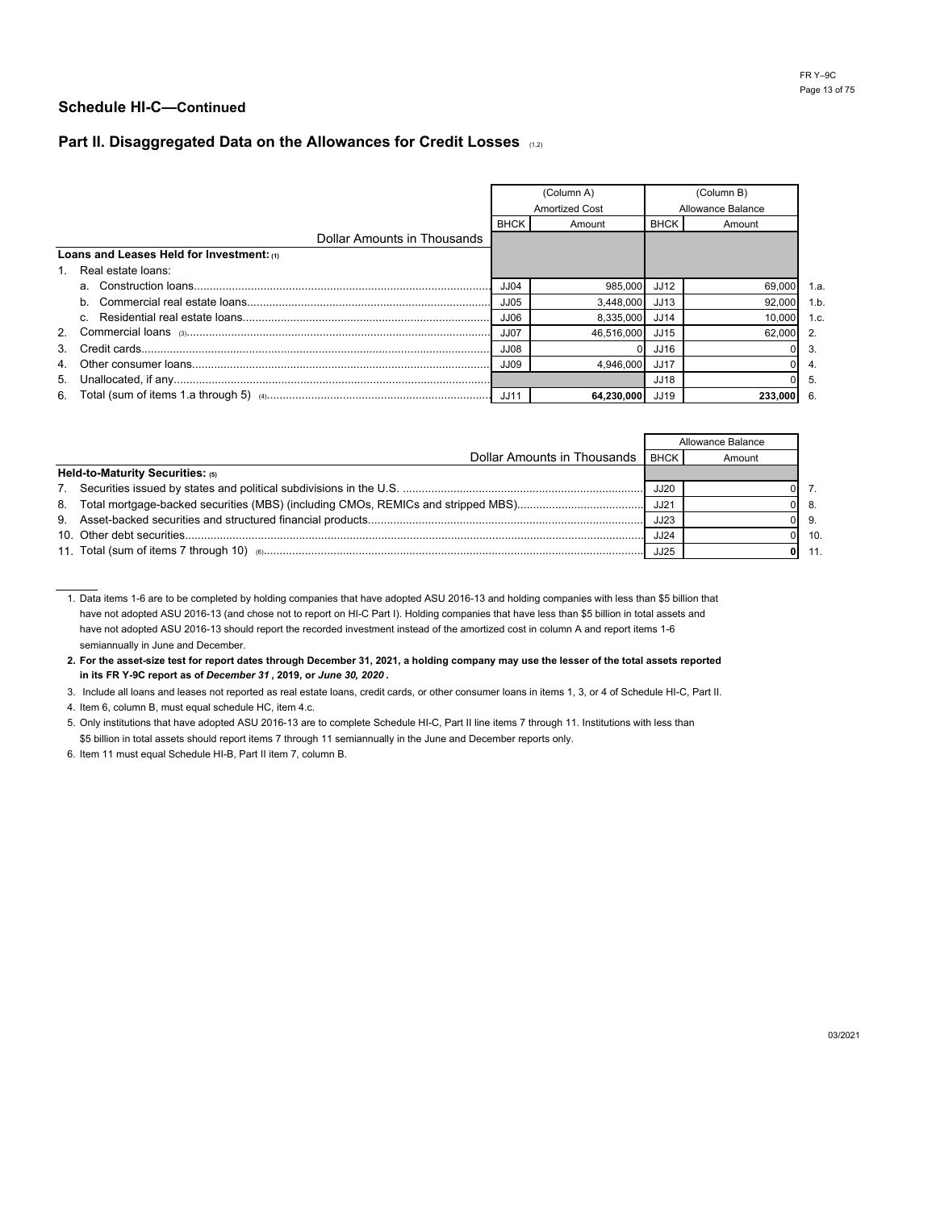## Schedule HI-C—Continued

## Part II. Disaggregated Data on the Allowances for Credit Losses [1,2]

| Dollar Amounts in Thousands | (Column A) Amortized Cost BHCK | Amount | (Column B) Allowance Balance BHCK | Amount | |
|---|---|---|---|---|---|
| **Loans and Leases Held for Investment:** [1] | | | | | |
| 1. Real estate loans: | | | | | |
| a. Construction loans | JJ04 | 985,000 | JJ12 | 69,000 | 1.a. |
| b. Commercial real estate loans | JJ05 | 3,448,000 | JJ13 | 92,000 | 1.b. |
| c. Residential real estate loans | JJ06 | 8,335,000 | JJ14 | 10,000 | 1.c. |
| 2. Commercial loans [3] | JJ07 | 46,516,000 | JJ15 | 62,000 | 2. |
| 3. Credit cards | JJ08 | 0 | JJ16 | 0 | 3. |
| 4. Other consumer loans | JJ09 | 4,946,000 | JJ17 | 0 | 4. |
| 5. Unallocated, if any | | | JJ18 | 0 | 5. |
| 6. Total (sum of items 1.a through 5) [4] | JJ11 | **64,230,000** | JJ19 | **233,000** | 6. |

| Dollar Amounts in Thousands | Allowance Balance BHCK | Amount | |
|---|---|---|---|
| **Held-to-Maturity Securities:** [5] | | | |
| 7. Securities issued by states and political subdivisions in the U.S. | JJ20 | 0 | 7. |
| 8. Total mortgage-backed securities (MBS) (including CMOs, REMICs and stripped MBS) | JJ21 | 0 | 8. |
| 9. Asset-backed securities and structured financial products | JJ23 | 0 | 9. |
| 10. Other debt securities | JJ24 | 0 | 10. |
| 11. Total (sum of items 7 through 10) [6] | JJ25 | **0** | 11. |

1. Data items 1-6 are to be completed by holding companies that have adopted ASU 2016-13 and holding companies with less than $5 billion that have not adopted ASU 2016-13 (and chose not to report on HI-C Part I). Holding companies that have less than $5 billion in total assets and have not adopted ASU 2016-13 should report the recorded investment instead of the amortized cost in column A and report items 1-6 semiannually in June and December.
2. **For the asset-size test for report dates through December 31, 2021, a holding company may use the lesser of the total assets reported in its FR Y-9C report as of *December 31* , 2019, or *June 30, 2020* .**
3. Include all loans and leases not reported as real estate loans, credit cards, or other consumer loans in items 1, 3, or 4 of Schedule HI-C, Part II.
4. Item 6, column B, must equal schedule HC, item 4.c.
5. Only institutions that have adopted ASU 2016-13 are to complete Schedule HI-C, Part II line items 7 through 11. Institutions with less than $5 billion in total assets should report items 7 through 11 semiannually in the June and December reports only.
6. Item 11 must equal Schedule HI-B, Part II item 7, column B.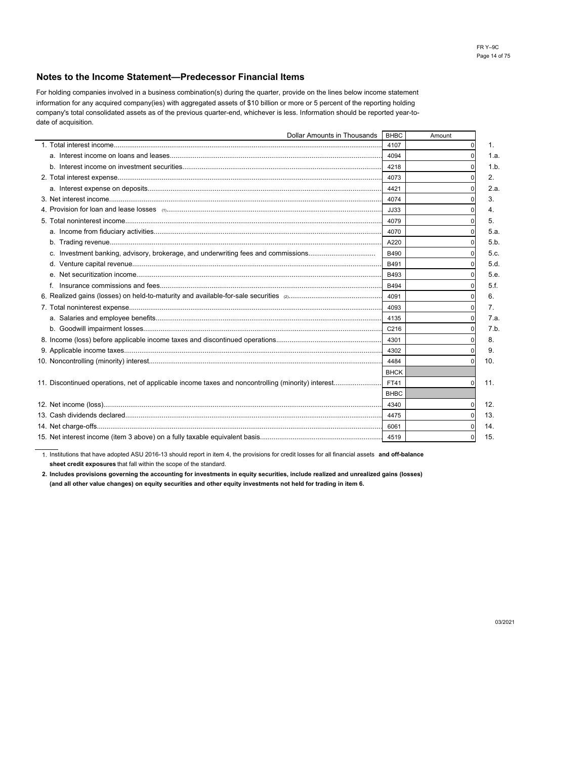## Notes to the Income Statement—Predecessor Financial Items

For holding companies involved in a business combination(s) during the quarter, provide on the lines below income statement information for any acquired company(ies) with aggregated assets of $10 billion or more or 5 percent of the reporting holding company's total consolidated assets as of the previous quarter-end, whichever is less. Information should be reported year-to-date of acquisition.

| Dollar Amounts in Thousands | BHBC | Amount | |
|---|---|---|---|
| 1. Total interest income | 4107 | 0 | 1. |
| a. Interest income on loans and leases | 4094 | 0 | 1.a. |
| b. Interest income on investment securities | 4218 | 0 | 1.b. |
| 2. Total interest expense | 4073 | 0 | 2. |
| a. Interest expense on deposits | 4421 | 0 | 2.a. |
| 3. Net interest income | 4074 | 0 | 3. |
| 4. Provision for loan and lease losses (1) | JJ33 | 0 | 4. |
| 5. Total noninterest income | 4079 | 0 | 5. |
| a. Income from fiduciary activities | 4070 | 0 | 5.a. |
| b. Trading revenue | A220 | 0 | 5.b. |
| c. Investment banking, advisory, brokerage, and underwriting fees and commissions | B490 | 0 | 5.c. |
| d. Venture capital revenue | B491 | 0 | 5.d. |
| e. Net securitization income | B493 | 0 | 5.e. |
| f. Insurance commissions and fees | B494 | 0 | 5.f. |
| 6. Realized gains (losses) on held-to-maturity and available-for-sale securities (2) | 4091 | 0 | 6. |
| 7. Total noninterest expense | 4093 | 0 | 7. |
| a. Salaries and employee benefits | 4135 | 0 | 7.a. |
| b. Goodwill impairment losses | C216 | 0 | 7.b. |
| 8. Income (loss) before applicable income taxes and discontinued operations | 4301 | 0 | 8. |
| 9. Applicable income taxes | 4302 | 0 | 9. |
| 10. Noncontrolling (minority) interest | 4484 | 0 | 10. |
| | BHCK | | |
| 11. Discontinued operations, net of applicable income taxes and noncontrolling (minority) interest | FT41 | 0 | 11. |
| | BHBC | | |
| 12. Net income (loss) | 4340 | 0 | 12. |
| 13. Cash dividends declared | 4475 | 0 | 13. |
| 14. Net charge-offs | 6061 | 0 | 14. |
| 15. Net interest income (item 3 above) on a fully taxable equivalent basis | 4519 | 0 | 15. |

1. Institutions that have adopted ASU 2016-13 should report in item 4, the provisions for credit losses for all financial assets **and off-balance sheet credit exposures** that fall within the scope of the standard.

**2. Includes provisions governing the accounting for investments in equity securities, include realized and unrealized gains (losses) (and all other value changes) on equity securities and other equity investments not held for trading in item 6.**

03/2021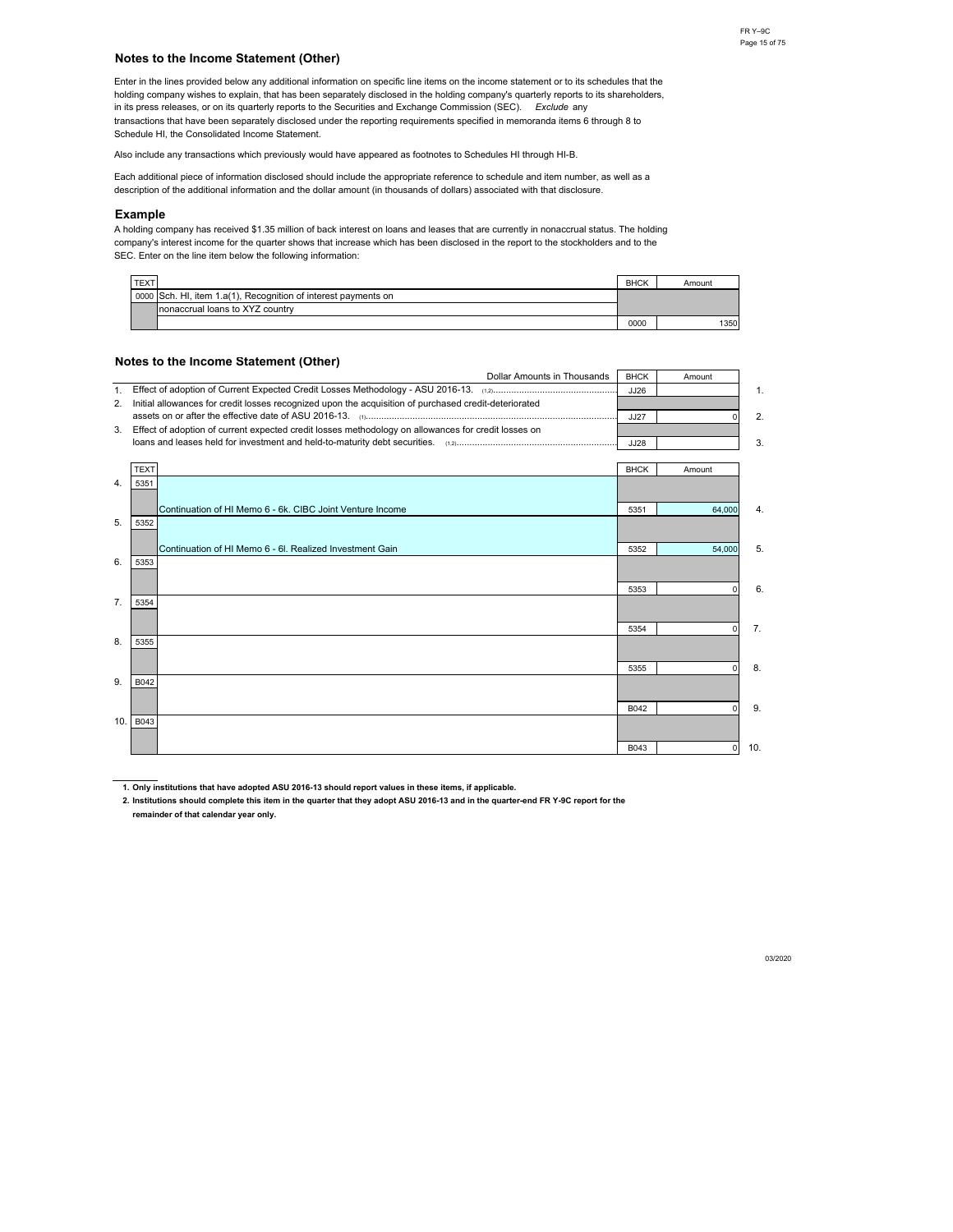## Notes to the Income Statement (Other)

Enter in the lines provided below any additional information on specific line items on the income statement or to its schedules that the holding company wishes to explain, that has been separately disclosed in the holding company's quarterly reports to its shareholders, in its press releases, or on its quarterly reports to the Securities and Exchange Commission (SEC). *Exclude* any transactions that have been separately disclosed under the reporting requirements specified in memoranda items 6 through 8 to Schedule HI, the Consolidated Income Statement.

Also include any transactions which previously would have appeared as footnotes to Schedules HI through HI-B.

Each additional piece of information disclosed should include the appropriate reference to schedule and item number, as well as a description of the additional information and the dollar amount (in thousands of dollars) associated with that disclosure.

### Example

A holding company has received $1.35 million of back interest on loans and leases that are currently in nonaccrual status. The holding company's interest income for the quarter shows that increase which has been disclosed in the report to the stockholders and to the SEC. Enter on the line item below the following information:

| TEXT | | BHCK | Amount |
|---|---|---|---|
| 0000 | Sch. HI, item 1.a(1), Recognition of interest payments on nonaccrual loans to XYZ country | 0000 | 1350 |

## Notes to the Income Statement (Other)

| | Dollar Amounts in Thousands | BHCK | Amount | |
|---|---|---|---|---|
| 1. | Effect of adoption of Current Expected Credit Losses Methodology - ASU 2016-13. [1,2] | JJ26 | | 1. |
| 2. | Initial allowances for credit losses recognized upon the acquisition of purchased credit-deteriorated assets on or after the effective date of ASU 2016-13. [1] | JJ27 | 0 | 2. |
| 3. | Effect of adoption of current expected credit losses methodology on allowances for credit losses on loans and leases held for investment and held-to-maturity debt securities. [1,2] | JJ28 | | 3. |

| | TEXT | | BHCK | Amount | |
|---|---|---|---|---|---|
| 4. | 5351 | Continuation of HI Memo 6 - 6k. CIBC Joint Venture Income | 5351 | 64,000 | 4. |
| 5. | 5352 | Continuation of HI Memo 6 - 6l. Realized Investment Gain | 5352 | 54,000 | 5. |
| 6. | 5353 | | 5353 | 0 | 6. |
| 7. | 5354 | | 5354 | 0 | 7. |
| 8. | 5355 | | 5355 | 0 | 8. |
| 9. | B042 | | B042 | 0 | 9. |
| 10. | B043 | | B043 | 0 | 10. |

**1. Only institutions that have adopted ASU 2016-13 should report values in these items, if applicable.**

**2. Institutions should complete this item in the quarter that they adopt ASU 2016-13 and in the quarter-end FR Y-9C report for the remainder of that calendar year only.**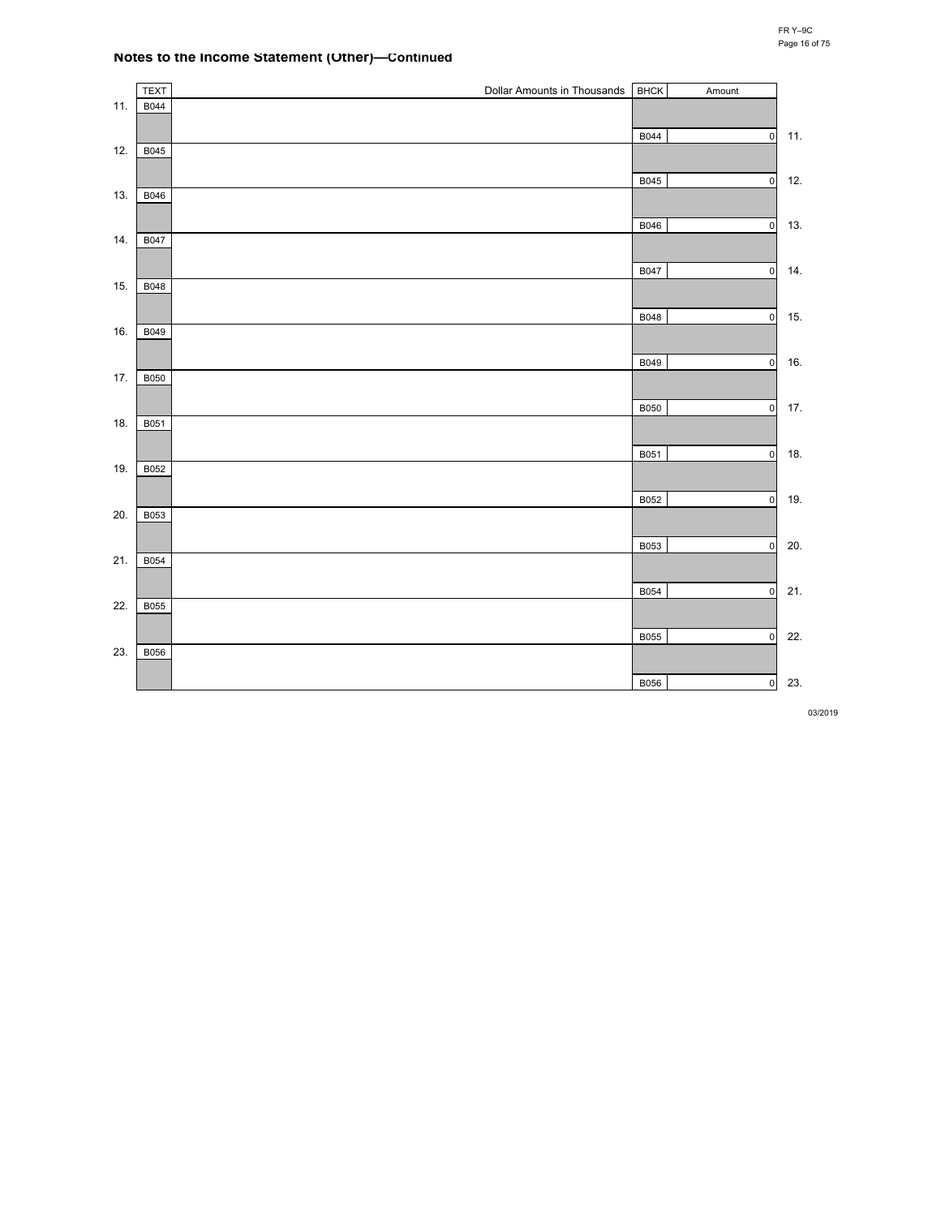## Notes to the Income Statement (Other)—Continued

| | TEXT | Dollar Amounts in Thousands | BHCK | Amount | |
|---|---|---|---|---|---|
| 11. | B044 | | B044 | 0 | 11. |
| 12. | B045 | | B045 | 0 | 12. |
| 13. | B046 | | B046 | 0 | 13. |
| 14. | B047 | | B047 | 0 | 14. |
| 15. | B048 | | B048 | 0 | 15. |
| 16. | B049 | | B049 | 0 | 16. |
| 17. | B050 | | B050 | 0 | 17. |
| 18. | B051 | | B051 | 0 | 18. |
| 19. | B052 | | B052 | 0 | 19. |
| 20. | B053 | | B053 | 0 | 20. |
| 21. | B054 | | B054 | 0 | 21. |
| 22. | B055 | | B055 | 0 | 22. |
| 23. | B056 | | B056 | 0 | 23. |

03/2019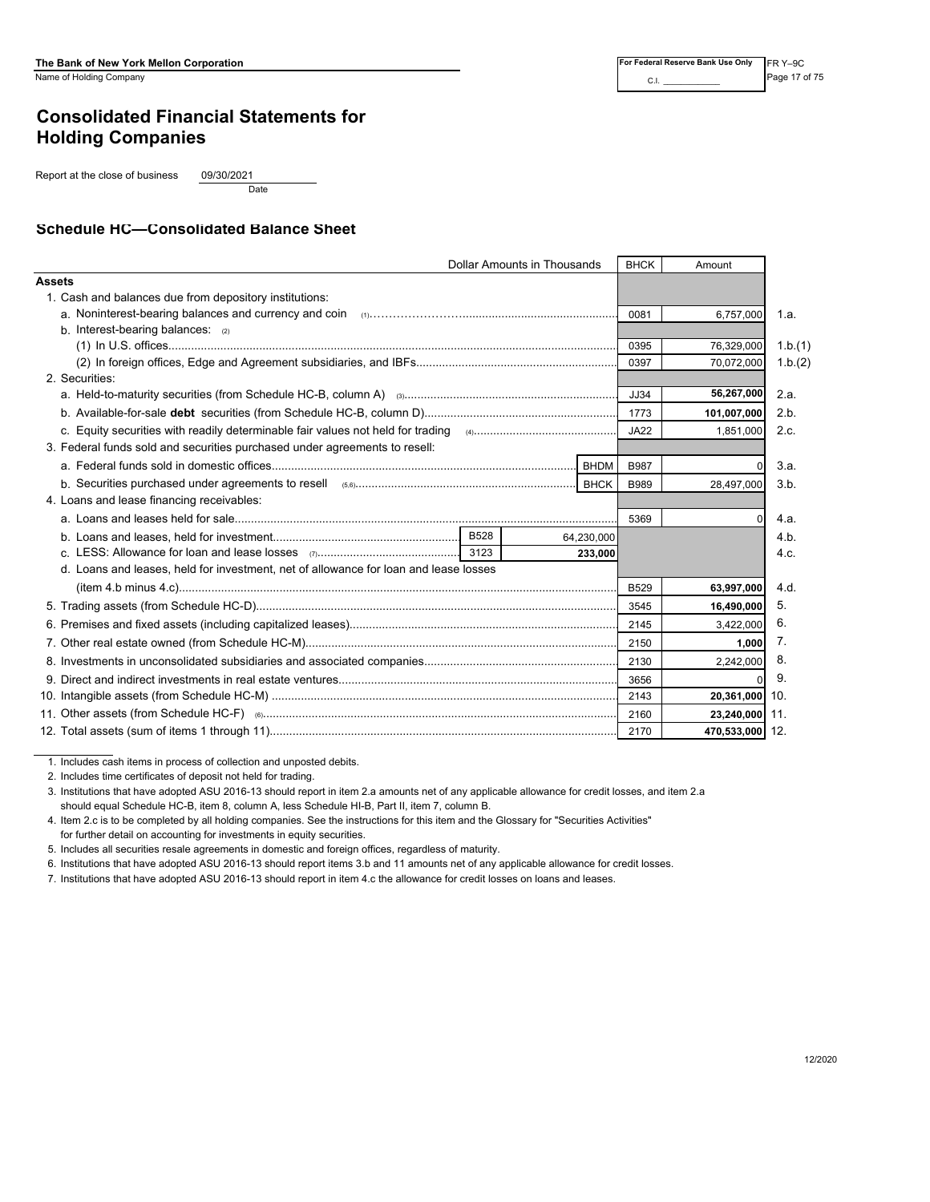**The Bank of New York Mellon Corporation**
Name of Holding Company

For Federal Reserve Bank Use Only
C.I. ___________

FR Y–9C

# Consolidated Financial Statements for Holding Companies

Report at the close of business 09/30/2021
Date

## Schedule HC—Consolidated Balance Sheet

| Dollar Amounts in Thousands | | | BHCK | Amount | |
|---|---|---|---|---|---|
| **Assets** | | | | | |
| 1. Cash and balances due from depository institutions: | | | | | |
| a. Noninterest-bearing balances and currency and coin (1) | | | 0081 | 6,757,000 | 1.a. |
| b. Interest-bearing balances: (2) | | | | | |
| (1) In U.S. offices | | | 0395 | 76,329,000 | 1.b.(1) |
| (2) In foreign offices, Edge and Agreement subsidiaries, and IBFs | | | 0397 | 70,072,000 | 1.b.(2) |
| 2. Securities: | | | | | |
| a. Held-to-maturity securities (from Schedule HC-B, column A) (3) | | | JJ34 | **56,267,000** | 2.a. |
| b. Available-for-sale **debt** securities (from Schedule HC-B, column D) | | | 1773 | **101,007,000** | 2.b. |
| c. Equity securities with readily determinable fair values not held for trading (4) | | | JA22 | 1,851,000 | 2.c. |
| 3. Federal funds sold and securities purchased under agreements to resell: | | | | | |
| a. Federal funds sold in domestic offices | | BHDM | B987 | 0 | 3.a. |
| b. Securities purchased under agreements to resell (5,6) | | BHCK | B989 | 28,497,000 | 3.b. |
| 4. Loans and lease financing receivables: | | | | | |
| a. Loans and leases held for sale | | | 5369 | 0 | 4.a. |
| b. Loans and leases, held for investment | B528 | 64,230,000 | | | 4.b. |
| c. LESS: Allowance for loan and lease losses (7) | 3123 | **233,000** | | | 4.c. |
| d. Loans and leases, held for investment, net of allowance for loan and lease losses (item 4.b minus 4.c) | | | B529 | **63,997,000** | 4.d. |
| 5. Trading assets (from Schedule HC-D) | | | 3545 | **16,490,000** | 5. |
| 6. Premises and fixed assets (including capitalized leases) | | | 2145 | 3,422,000 | 6. |
| 7. Other real estate owned (from Schedule HC-M) | | | 2150 | **1,000** | 7. |
| 8. Investments in unconsolidated subsidiaries and associated companies | | | 2130 | 2,242,000 | 8. |
| 9. Direct and indirect investments in real estate ventures | | | 3656 | 0 | 9. |
| 10. Intangible assets (from Schedule HC-M) | | | 2143 | **20,361,000** | 10. |
| 11. Other assets (from Schedule HC-F) (6) | | | 2160 | **23,240,000** | 11. |
| 12. Total assets (sum of items 1 through 11) | | | 2170 | **470,533,000** | 12. |

1. Includes cash items in process of collection and unposted debits.
2. Includes time certificates of deposit not held for trading.
3. Institutions that have adopted ASU 2016-13 should report in item 2.a amounts net of any applicable allowance for credit losses, and item 2.a should equal Schedule HC-B, item 8, column A, less Schedule HI-B, Part II, item 7, column B.
4. Item 2.c is to be completed by all holding companies. See the instructions for this item and the Glossary for "Securities Activities" for further detail on accounting for investments in equity securities.
5. Includes all securities resale agreements in domestic and foreign offices, regardless of maturity.
6. Institutions that have adopted ASU 2016-13 should report items 3.b and 11 amounts net of any applicable allowance for credit losses.
7. Institutions that have adopted ASU 2016-13 should report in item 4.c the allowance for credit losses on loans and leases.

12/2020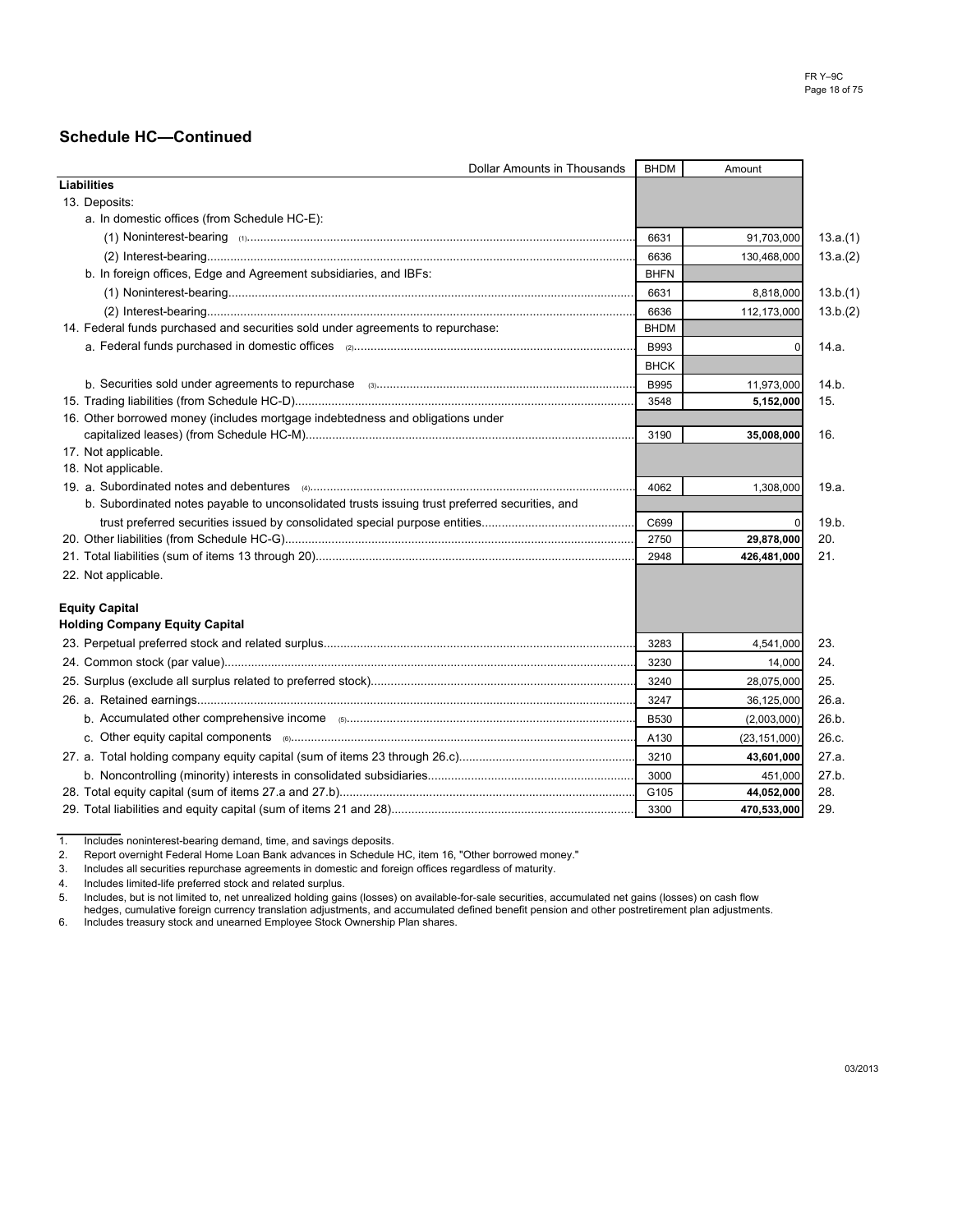## Schedule HC—Continued

| Dollar Amounts in Thousands | BHDM | Amount | |
|---|---|---|---|
| **Liabilities** | | | |
| 13. Deposits: | | | |
| a. In domestic offices (from Schedule HC-E): | | | |
| (1) Noninterest-bearing (1) | 6631 | 91,703,000 | 13.a.(1) |
| (2) Interest-bearing | 6636 | 130,468,000 | 13.a.(2) |
| b. In foreign offices, Edge and Agreement subsidiaries, and IBFs: | BHFN | | |
| (1) Noninterest-bearing | 6631 | 8,818,000 | 13.b.(1) |
| (2) Interest-bearing | 6636 | 112,173,000 | 13.b.(2) |
| 14. Federal funds purchased and securities sold under agreements to repurchase: | BHDM | | |
| a. Federal funds purchased in domestic offices (2) | B993 | 0 | 14.a. |
| | BHCK | | |
| b. Securities sold under agreements to repurchase (3) | B995 | 11,973,000 | 14.b. |
| 15. Trading liabilities (from Schedule HC-D) | 3548 | **5,152,000** | 15. |
| 16. Other borrowed money (includes mortgage indebtedness and obligations under capitalized leases) (from Schedule HC-M) | 3190 | **35,008,000** | 16. |
| 17. Not applicable. | | | |
| 18. Not applicable. | | | |
| 19. a. Subordinated notes and debentures (4) | 4062 | 1,308,000 | 19.a. |
| b. Subordinated notes payable to unconsolidated trusts issuing trust preferred securities, and trust preferred securities issued by consolidated special purpose entities | C699 | 0 | 19.b. |
| 20. Other liabilities (from Schedule HC-G) | 2750 | **29,878,000** | 20. |
| 21. Total liabilities (sum of items 13 through 20) | 2948 | **426,481,000** | 21. |
| 22. Not applicable. | | | |
| **Equity Capital** | | | |
| **Holding Company Equity Capital** | | | |
| 23. Perpetual preferred stock and related surplus | 3283 | 4,541,000 | 23. |
| 24. Common stock (par value) | 3230 | 14,000 | 24. |
| 25. Surplus (exclude all surplus related to preferred stock) | 3240 | 28,075,000 | 25. |
| 26. a. Retained earnings | 3247 | 36,125,000 | 26.a. |
| b. Accumulated other comprehensive income (5) | B530 | (2,003,000) | 26.b. |
| c. Other equity capital components (6) | A130 | (23,151,000) | 26.c. |
| 27. a. Total holding company equity capital (sum of items 23 through 26.c) | 3210 | **43,601,000** | 27.a. |
| b. Noncontrolling (minority) interests in consolidated subsidiaries | 3000 | 451,000 | 27.b. |
| 28. Total equity capital (sum of items 27.a and 27.b) | G105 | **44,052,000** | 28. |
| 29. Total liabilities and equity capital (sum of items 21 and 28) | 3300 | **470,533,000** | 29. |

1. Includes noninterest-bearing demand, time, and savings deposits.
2. Report overnight Federal Home Loan Bank advances in Schedule HC, item 16, "Other borrowed money."
3. Includes all securities repurchase agreements in domestic and foreign offices regardless of maturity.
4. Includes limited-life preferred stock and related surplus.
5. Includes, but is not limited to, net unrealized holding gains (losses) on available-for-sale securities, accumulated net gains (losses) on cash flow hedges, cumulative foreign currency translation adjustments, and accumulated defined benefit pension and other postretirement plan adjustments.
6. Includes treasury stock and unearned Employee Stock Ownership Plan shares.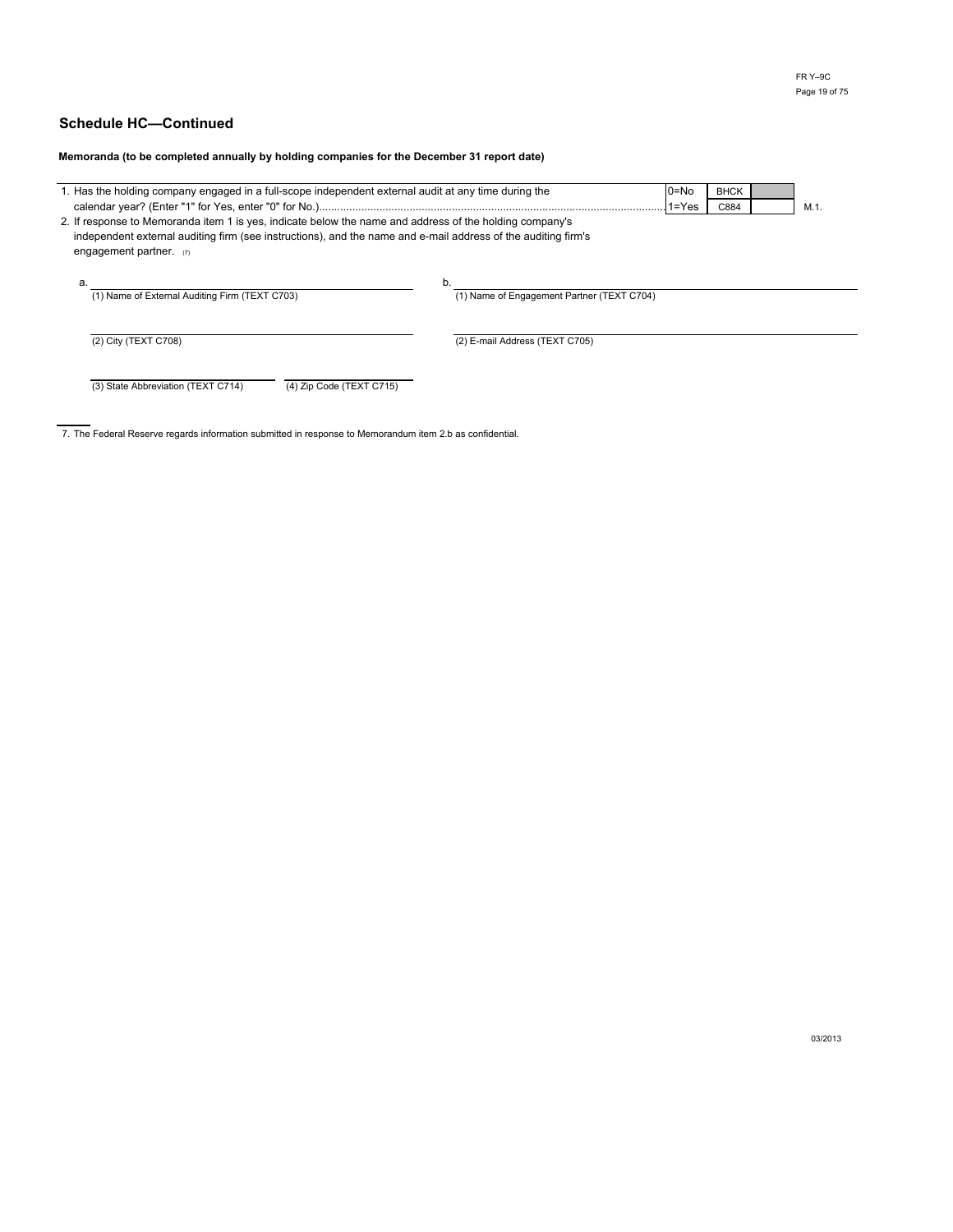## Schedule HC—Continued

**Memoranda (to be completed annually by holding companies for the December 31 report date)**

| | | | | |
|---|---|---|---|---|
| 1. Has the holding company engaged in a full-scope independent external audit at any time during the calendar year? (Enter "1" for Yes, enter "0" for No.) | 0=No<br>1=Yes | BHCK C884 | | M.1. |

2. If response to Memoranda item 1 is yes, indicate below the name and address of the holding company's independent external auditing firm (see instructions), and the name and e-mail address of the auditing firm's engagement partner. [7]

a.

(1) Name of External Auditing Firm (TEXT C703)

(2) City (TEXT C708)

(3) State Abbreviation (TEXT C714)

(4) Zip Code (TEXT C715)

b.

(1) Name of Engagement Partner (TEXT C704)

(2) E-mail Address (TEXT C705)

---

7. The Federal Reserve regards information submitted in response to Memorandum item 2.b as confidential.

03/2013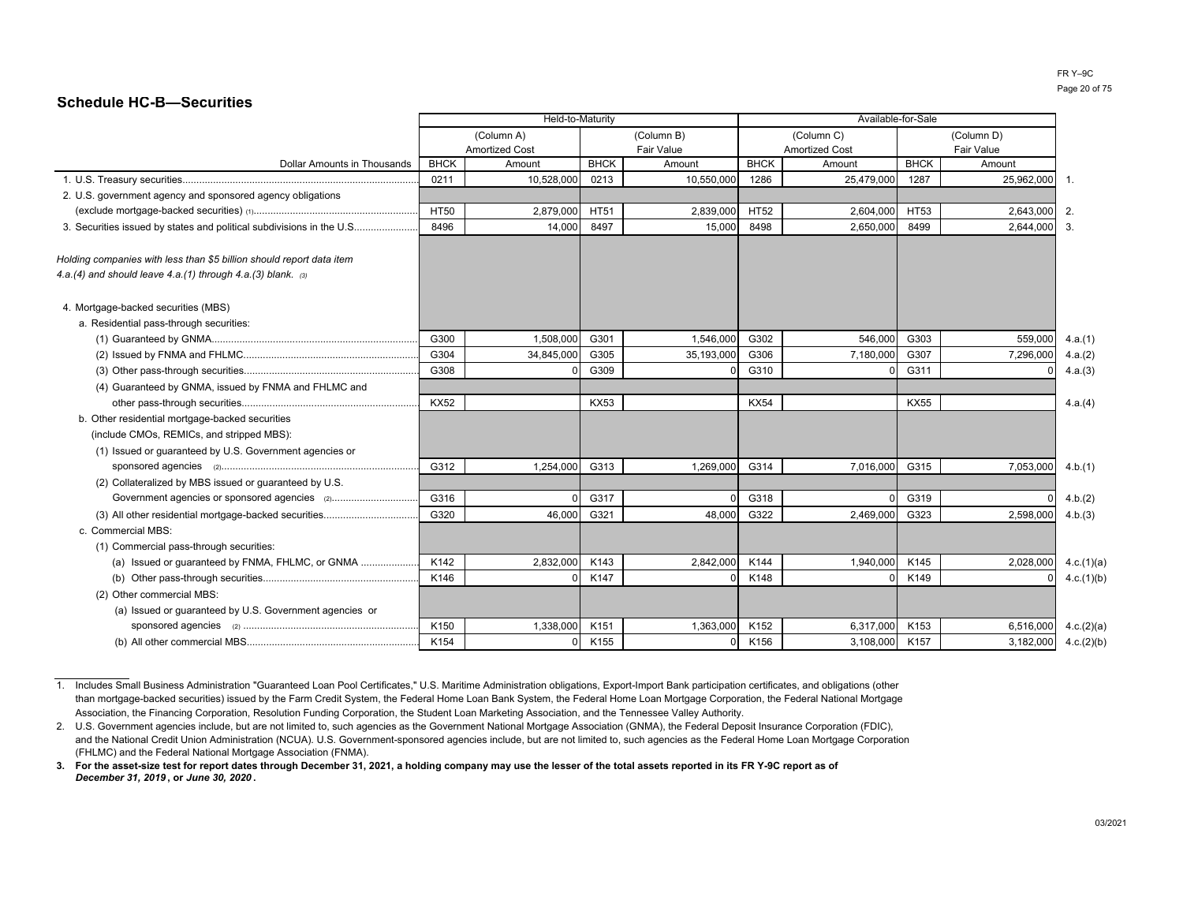## Schedule HC-B—Securities

| Dollar Amounts in Thousands | Held-to-Maturity | | | | Available-for-Sale | | | | |
|---|---|---|---|---|---|---|---|---|---|
| | (Column A) Amortized Cost | | (Column B) Fair Value | | (Column C) Amortized Cost | | (Column D) Fair Value | | |
| | BHCK | Amount | BHCK | Amount | BHCK | Amount | BHCK | Amount | |
| 1. U.S. Treasury securities | 0211 | 10,528,000 | 0213 | 10,550,000 | 1286 | 25,479,000 | 1287 | 25,962,000 | 1. |
| 2. U.S. government agency and sponsored agency obligations (exclude mortgage-backed securities) (1) | HT50 | 2,879,000 | HT51 | 2,839,000 | HT52 | 2,604,000 | HT53 | 2,643,000 | 2. |
| 3. Securities issued by states and political subdivisions in the U.S. | 8496 | 14,000 | 8497 | 15,000 | 8498 | 2,650,000 | 8499 | 2,644,000 | 3. |
| *Holding companies with less than $5 billion should report data item 4.a.(4) and should leave 4.a.(1) through 4.a.(3) blank. (3)* | | | | | | | | | |
| 4. Mortgage-backed securities (MBS) | | | | | | | | | |
| a. Residential pass-through securities: | | | | | | | | | |
| (1) Guaranteed by GNMA | G300 | 1,508,000 | G301 | 1,546,000 | G302 | 546,000 | G303 | 559,000 | 4.a.(1) |
| (2) Issued by FNMA and FHLMC | G304 | 34,845,000 | G305 | 35,193,000 | G306 | 7,180,000 | G307 | 7,296,000 | 4.a.(2) |
| (3) Other pass-through securities | G308 | 0 | G309 | 0 | G310 | 0 | G311 | 0 | 4.a.(3) |
| (4) Guaranteed by GNMA, issued by FNMA and FHLMC and other pass-through securities | KX52 | | KX53 | | KX54 | | KX55 | | 4.a.(4) |
| b. Other residential mortgage-backed securities (include CMOs, REMICs, and stripped MBS): | | | | | | | | | |
| (1) Issued or guaranteed by U.S. Government agencies or sponsored agencies (2) | G312 | 1,254,000 | G313 | 1,269,000 | G314 | 7,016,000 | G315 | 7,053,000 | 4.b.(1) |
| (2) Collateralized by MBS issued or guaranteed by U.S. Government agencies or sponsored agencies (2) | G316 | 0 | G317 | 0 | G318 | 0 | G319 | 0 | 4.b.(2) |
| (3) All other residential mortgage-backed securities | G320 | 46,000 | G321 | 48,000 | G322 | 2,469,000 | G323 | 2,598,000 | 4.b.(3) |
| c. Commercial MBS: | | | | | | | | | |
| (1) Commercial pass-through securities: | | | | | | | | | |
| (a) Issued or guaranteed by FNMA, FHLMC, or GNMA | K142 | 2,832,000 | K143 | 2,842,000 | K144 | 1,940,000 | K145 | 2,028,000 | 4.c.(1)(a) |
| (b) Other pass-through securities | K146 | 0 | K147 | 0 | K148 | 0 | K149 | 0 | 4.c.(1)(b) |
| (2) Other commercial MBS: | | | | | | | | | |
| (a) Issued or guaranteed by U.S. Government agencies or sponsored agencies (2) | K150 | 1,338,000 | K151 | 1,363,000 | K152 | 6,317,000 | K153 | 6,516,000 | 4.c.(2)(a) |
| (b) All other commercial MBS | K154 | 0 | K155 | 0 | K156 | 3,108,000 | K157 | 3,182,000 | 4.c.(2)(b) |

1. Includes Small Business Administration "Guaranteed Loan Pool Certificates," U.S. Maritime Administration obligations, Export-Import Bank participation certificates, and obligations (other than mortgage-backed securities) issued by the Farm Credit System, the Federal Home Loan Bank System, the Federal Home Loan Mortgage Corporation, the Federal National Mortgage Association, the Financing Corporation, Resolution Funding Corporation, the Student Loan Marketing Association, and the Tennessee Valley Authority.
2. U.S. Government agencies include, but are not limited to, such agencies as the Government National Mortgage Association (GNMA), the Federal Deposit Insurance Corporation (FDIC), and the National Credit Union Administration (NCUA). U.S. Government-sponsored agencies include, but are not limited to, such agencies as the Federal Home Loan Mortgage Corporation (FHLMC) and the Federal National Mortgage Association (FNMA).
3. **For the asset-size test for report dates through December 31, 2021, a holding company may use the lesser of the total assets reported in its FR Y-9C report as of *December 31, 2019*, or *June 30, 2020*.**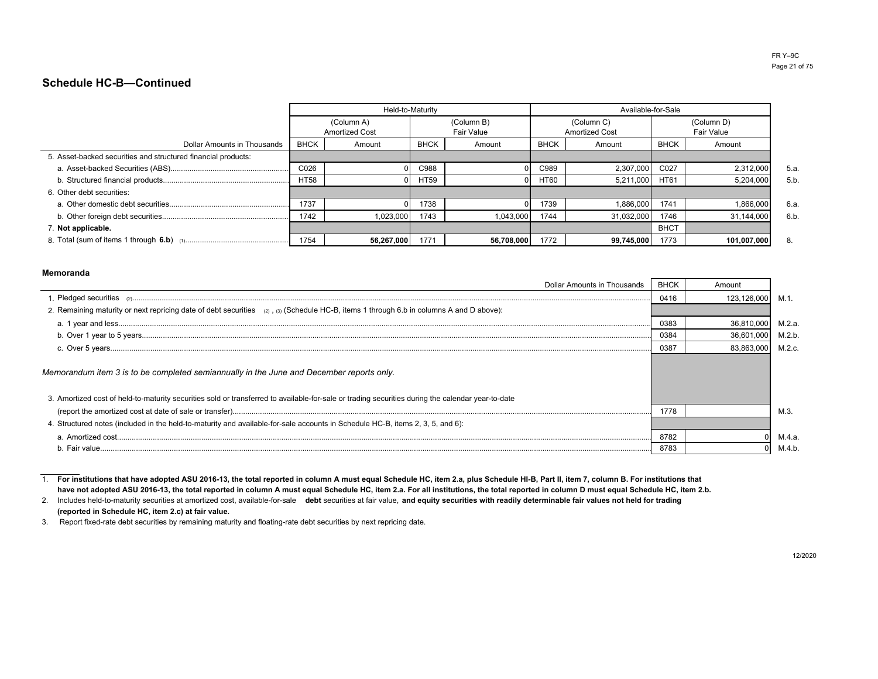## Schedule HC-B—Continued

| Dollar Amounts in Thousands | Held-to-Maturity | | | | Available-for-Sale | | | | |
|---|---|---|---|---|---|---|---|---|---|
| | (Column A) Amortized Cost | | (Column B) Fair Value | | (Column C) Amortized Cost | | (Column D) Fair Value | | |
| | BHCK | Amount | BHCK | Amount | BHCK | Amount | BHCK | Amount | |
| 5. Asset-backed securities and structured financial products: | | | | | | | | | |
| a. Asset-backed Securities (ABS) | C026 | 0 | C988 | 0 | C989 | 2,307,000 | C027 | 2,312,000 | 5.a. |
| b. Structured financial products | HT58 | 0 | HT59 | 0 | HT60 | 5,211,000 | HT61 | 5,204,000 | 5.b. |
| 6. Other debt securities: | | | | | | | | | |
| a. Other domestic debt securities | 1737 | 0 | 1738 | 0 | 1739 | 1,886,000 | 1741 | 1,866,000 | 6.a. |
| b. Other foreign debt securities | 1742 | 1,023,000 | 1743 | 1,043,000 | 1744 | 31,032,000 | 1746 | 31,144,000 | 6.b. |
| 7. **Not applicable.** | | | | | | | BHCT | | |
| 8. Total (sum of items 1 through **6.b**) (1) | 1754 | **56,267,000** | 1771 | **56,708,000** | 1772 | **99,745,000** | 1773 | **101,007,000** | 8. |

### Memoranda

| Dollar Amounts in Thousands | BHCK | Amount | |
|---|---|---|---|
| 1. Pledged securities (2) | 0416 | 123,126,000 | M.1. |
| 2. Remaining maturity or next repricing date of debt securities (2), (3) (Schedule HC-B, items 1 through 6.b in columns A and D above): | | | |
| a. 1 year and less | 0383 | 36,810,000 | M.2.a. |
| b. Over 1 year to 5 years | 0384 | 36,601,000 | M.2.b. |
| c. Over 5 years | 0387 | 83,863,000 | M.2.c. |
| *Memorandum item 3 is to be completed semiannually in the June and December reports only.* | | | |
| 3. Amortized cost of held-to-maturity securities sold or transferred to available-for-sale or trading securities during the calendar year-to-date (report the amortized cost at date of sale or transfer) | 1778 | | M.3. |
| 4. Structured notes (included in the held-to-maturity and available-for-sale accounts in Schedule HC-B, items 2, 3, 5, and 6): | | | |
| a. Amortized cost | 8782 | 0 | M.4.a. |
| b. Fair value | 8783 | 0 | M.4.b. |

1. **For institutions that have adopted ASU 2016-13, the total reported in column A must equal Schedule HC, item 2.a, plus Schedule HI-B, Part II, item 7, column B. For institutions that have not adopted ASU 2016-13, the total reported in column A must equal Schedule HC, item 2.a. For all institutions, the total reported in column D must equal Schedule HC, item 2.b.**
2. Includes held-to-maturity securities at amortized cost, available-for-sale **debt** securities at fair value, **and equity securities with readily determinable fair values not held for trading (reported in Schedule HC, item 2.c) at fair value.**
3. Report fixed-rate debt securities by remaining maturity and floating-rate debt securities by next repricing date.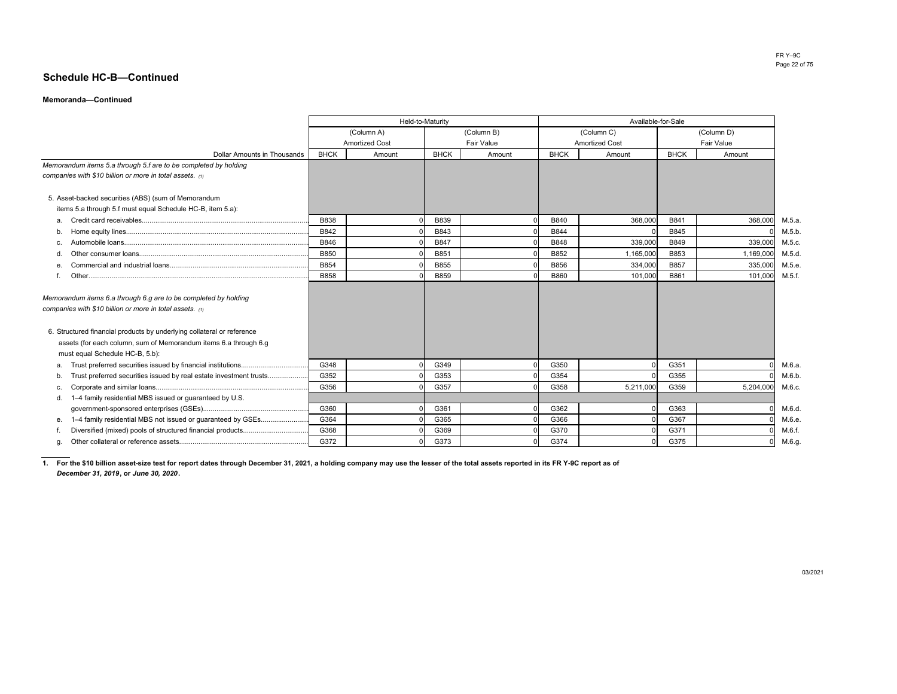## Schedule HC-B—Continued

**Memoranda—Continued**

| Dollar Amounts in Thousands | Held-to-Maturity | | | | Available-for-Sale | | | | |
|---|---|---|---|---|---|---|---|---|---|
| | (Column A) Amortized Cost | | (Column B) Fair Value | | (Column C) Amortized Cost | | (Column D) Fair Value | | |
| | BHCK | Amount | BHCK | Amount | BHCK | Amount | BHCK | Amount | |
| *Memorandum items 5.a through 5.f are to be completed by holding companies with $10 billion or more in total assets.* (1) | | | | | | | | | |
| 5. Asset-backed securities (ABS) (sum of Memorandum items 5.a through 5.f must equal Schedule HC-B, item 5.a): | | | | | | | | | |
| a. Credit card receivables | B838 | 0 | B839 | 0 | B840 | 368,000 | B841 | 368,000 | M.5.a. |
| b. Home equity lines | B842 | 0 | B843 | 0 | B844 | 0 | B845 | 0 | M.5.b. |
| c. Automobile loans | B846 | 0 | B847 | 0 | B848 | 339,000 | B849 | 339,000 | M.5.c. |
| d. Other consumer loans | B850 | 0 | B851 | 0 | B852 | 1,165,000 | B853 | 1,169,000 | M.5.d. |
| e. Commercial and industrial loans | B854 | 0 | B855 | 0 | B856 | 334,000 | B857 | 335,000 | M.5.e. |
| f. Other | B858 | 0 | B859 | 0 | B860 | 101,000 | B861 | 101,000 | M.5.f. |
| *Memorandum items 6.a through 6.g are to be completed by holding companies with $10 billion or more in total assets.* (1) | | | | | | | | | |
| 6. Structured financial products by underlying collateral or reference assets (for each column, sum of Memorandum items 6.a through 6.g must equal Schedule HC-B, 5.b): | | | | | | | | | |
| a. Trust preferred securities issued by financial institutions | G348 | 0 | G349 | 0 | G350 | 0 | G351 | 0 | M.6.a. |
| b. Trust preferred securities issued by real estate investment trusts | G352 | 0 | G353 | 0 | G354 | 0 | G355 | 0 | M.6.b. |
| c. Corporate and similar loans | G356 | 0 | G357 | 0 | G358 | 5,211,000 | G359 | 5,204,000 | M.6.c. |
| d. 1–4 family residential MBS issued or guaranteed by U.S. government-sponsored enterprises (GSEs) | G360 | 0 | G361 | 0 | G362 | 0 | G363 | 0 | M.6.d. |
| e. 1–4 family residential MBS not issued or guaranteed by GSEs | G364 | 0 | G365 | 0 | G366 | 0 | G367 | 0 | M.6.e. |
| f. Diversified (mixed) pools of structured financial products | G368 | 0 | G369 | 0 | G370 | 0 | G371 | 0 | M.6.f. |
| g. Other collateral or reference assets | G372 | 0 | G373 | 0 | G374 | 0 | G375 | 0 | M.6.g. |

1. **For the $10 billion asset-size test for report dates through December 31, 2021, a holding company may use the lesser of the total assets reported in its FR Y-9C report as of *December 31, 2019*, or *June 30, 2020*.**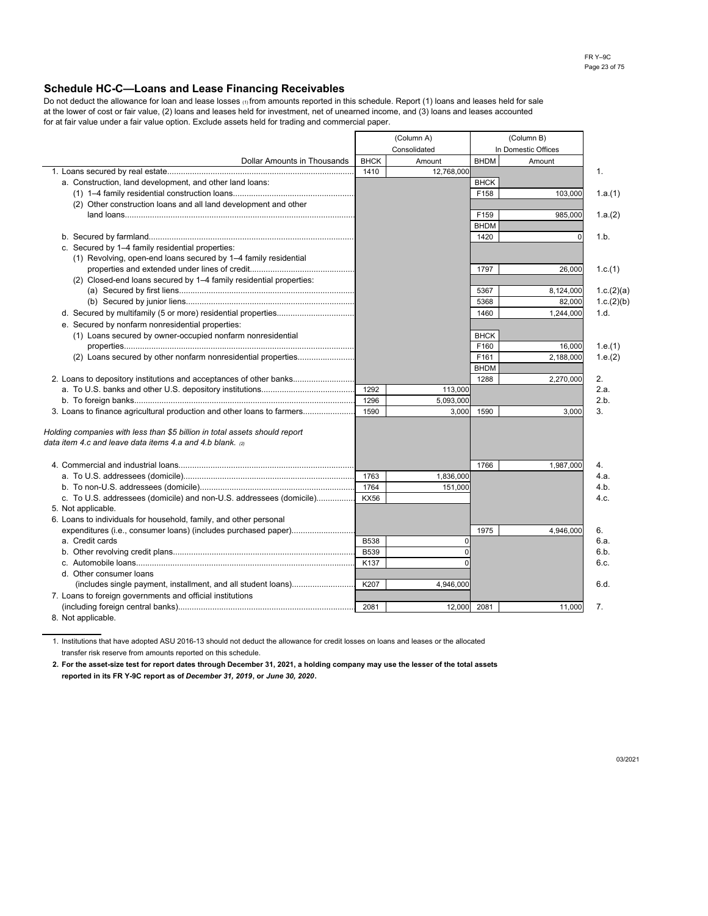## Schedule HC-C—Loans and Lease Financing Receivables

Do not deduct the allowance for loan and lease losses [1] from amounts reported in this schedule. Report (1) loans and leases held for sale at the lower of cost or fair value, (2) loans and leases held for investment, net of unearned income, and (3) loans and leases accounted for at fair value under a fair value option. Exclude assets held for trading and commercial paper.

| Dollar Amounts in Thousands | (Column A) Consolidated BHCK | Amount | (Column B) In Domestic Offices BHDM | Amount | |
|---|---|---|---|---|---|
| 1. Loans secured by real estate | 1410 | 12,768,000 | | | 1. |
| a. Construction, land development, and other land loans: | | | BHCK | | |
| (1) 1–4 family residential construction loans | | | F158 | 103,000 | 1.a.(1) |
| (2) Other construction loans and all land development and other land loans | | | F159 | 985,000 | 1.a.(2) |
| | | | BHDM | | |
| b. Secured by farmland | | | 1420 | 0 | 1.b. |
| c. Secured by 1–4 family residential properties: | | | | | |
| (1) Revolving, open-end loans secured by 1–4 family residential properties and extended under lines of credit | | | 1797 | 26,000 | 1.c.(1) |
| (2) Closed-end loans secured by 1–4 family residential properties: | | | | | |
| (a) Secured by first liens | | | 5367 | 8,124,000 | 1.c.(2)(a) |
| (b) Secured by junior liens | | | 5368 | 82,000 | 1.c.(2)(b) |
| d. Secured by multifamily (5 or more) residential properties | | | 1460 | 1,244,000 | 1.d. |
| e. Secured by nonfarm nonresidential properties: | | | | | |
| (1) Loans secured by owner-occupied nonfarm nonresidential properties | | | BHCK F160 | 16,000 | 1.e.(1) |
| (2) Loans secured by other nonfarm nonresidential properties | | | F161 | 2,188,000 | 1.e.(2) |
| | | | BHDM | | |
| 2. Loans to depository institutions and acceptances of other banks | | | 1288 | 2,270,000 | 2. |
| a. To U.S. banks and other U.S. depository institutions | 1292 | 113,000 | | | 2.a. |
| b. To foreign banks | 1296 | 5,093,000 | | | 2.b. |
| 3. Loans to finance agricultural production and other loans to farmers | 1590 | 3,000 | 1590 | 3,000 | 3. |
| *Holding companies with less than $5 billion in total assets should report data item 4.c and leave data items 4.a and 4.b blank.* [2] | | | | | |
| 4. Commercial and industrial loans | | | 1766 | 1,987,000 | 4. |
| a. To U.S. addressees (domicile) | 1763 | 1,836,000 | | | 4.a. |
| b. To non-U.S. addressees (domicile) | 1764 | 151,000 | | | 4.b. |
| c. To U.S. addressees (domicile) and non-U.S. addressees (domicile) | KX56 | | | | 4.c. |
| 5. Not applicable. | | | | | |
| 6. Loans to individuals for household, family, and other personal expenditures (i.e., consumer loans) (includes purchased paper) | | | 1975 | 4,946,000 | 6. |
| a. Credit cards | B538 | 0 | | | 6.a. |
| b. Other revolving credit plans | B539 | 0 | | | 6.b. |
| c. Automobile loans | K137 | 0 | | | 6.c. |
| d. Other consumer loans (includes single payment, installment, and all student loans) | K207 | 4,946,000 | | | 6.d. |
| 7. Loans to foreign governments and official institutions (including foreign central banks) | 2081 | 12,000 | 2081 | 11,000 | 7. |
| 8. Not applicable. | | | | | |

1. Institutions that have adopted ASU 2016-13 should not deduct the allowance for credit losses on loans and leases or the allocated transfer risk reserve from amounts reported on this schedule.

**2. For the asset-size test for report dates through December 31, 2021, a holding company may use the lesser of the total assets reported in its FR Y-9C report as of *December 31, 2019*, or *June 30, 2020*.**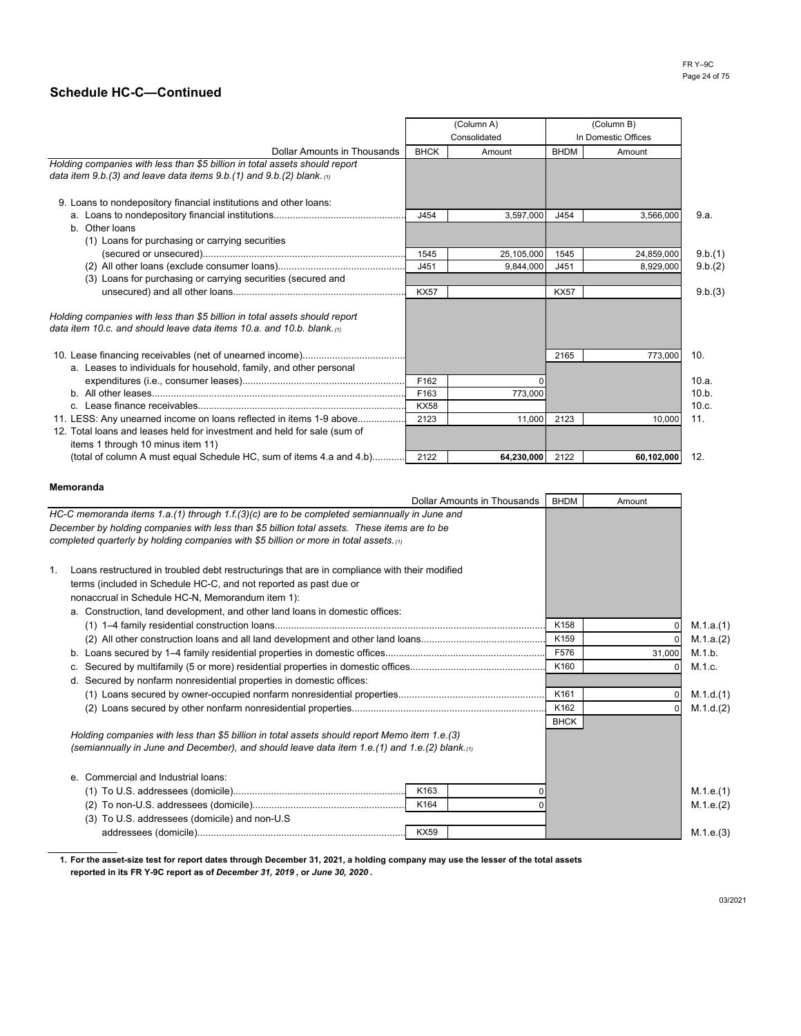## Schedule HC-C—Continued

| Dollar Amounts in Thousands | (Column A) Consolidated BHCK | Amount | (Column B) In Domestic Offices BHDM | Amount | |
|---|---|---|---|---|---|
| *Holding companies with less than $5 billion in total assets should report data item 9.b.(3) and leave data items 9.b.(1) and 9.b.(2) blank.* (1) | | | | | |
| 9. Loans to nondepository financial institutions and other loans: | | | | | |
| a. Loans to nondepository financial institutions | J454 | 3,597,000 | J454 | 3,566,000 | 9.a. |
| b. Other loans | | | | | |
| (1) Loans for purchasing or carrying securities (secured or unsecured) | 1545 | 25,105,000 | 1545 | 24,859,000 | 9.b.(1) |
| (2) All other loans (exclude consumer loans) | J451 | 9,844,000 | J451 | 8,929,000 | 9.b.(2) |
| (3) Loans for purchasing or carrying securities (secured and unsecured) and all other loans | KX57 | | KX57 | | 9.b.(3) |
| *Holding companies with less than $5 billion in total assets should report data item 10.c. and should leave data items 10.a. and 10.b. blank.* (1) | | | | | |
| 10. Lease financing receivables (net of unearned income) | | | 2165 | 773,000 | 10. |
| a. Leases to individuals for household, family, and other personal expenditures (i.e., consumer leases) | F162 | 0 | | | 10.a. |
| b. All other leases | F163 | 773,000 | | | 10.b. |
| c. Lease finance receivables | KX58 | | | | 10.c. |
| 11. LESS: Any unearned income on loans reflected in items 1-9 above | 2123 | 11,000 | 2123 | 10,000 | 11. |
| 12. Total loans and leases held for investment and held for sale (sum of items 1 through 10 minus item 11) (total of column A must equal Schedule HC, sum of items 4.a and 4.b) | 2122 | **64,230,000** | 2122 | **60,102,000** | 12. |

**Memoranda**

| Dollar Amounts in Thousands | | | BHDM | Amount | |
|---|---|---|---|---|---|
| *HC-C memoranda items 1.a.(1) through 1.f.(3)(c) are to be completed semiannually in June and December by holding companies with less than $5 billion total assets. These items are to be completed quarterly by holding companies with $5 billion or more in total assets.* (1) | | | | | |
| 1. Loans restructured in troubled debt restructurings that are in compliance with their modified terms (included in Schedule HC-C, and not reported as past due or nonaccrual in Schedule HC-N, Memorandum item 1): | | | | | |
| a. Construction, land development, and other land loans in domestic offices: | | | | | |
| (1) 1–4 family residential construction loans | | | K158 | 0 | M.1.a.(1) |
| (2) All other construction loans and all land development and other land loans | | | K159 | 0 | M.1.a.(2) |
| b. Loans secured by 1–4 family residential properties in domestic offices | | | F576 | 31,000 | M.1.b. |
| c. Secured by multifamily (5 or more) residential properties in domestic offices | | | K160 | 0 | M.1.c. |
| d. Secured by nonfarm nonresidential properties in domestic offices: | | | | | |
| (1) Loans secured by owner-occupied nonfarm nonresidential properties | | | K161 | 0 | M.1.d.(1) |
| (2) Loans secured by other nonfarm nonresidential properties | | | K162 | 0 | M.1.d.(2) |
| | | | BHCK | | |
| *Holding companies with less than $5 billion in total assets should report Memo item 1.e.(3) (semiannually in June and December), and should leave data item 1.e.(1) and 1.e.(2) blank.* (1) | | | | | |
| e. Commercial and Industrial loans: | | | | | |
| (1) To U.S. addressees (domicile) | K163 | 0 | | | M.1.e.(1) |
| (2) To non-U.S. addressees (domicile) | K164 | 0 | | | M.1.e.(2) |
| (3) To U.S. addressees (domicile) and non-U.S addressees (domicile) | KX59 | | | | M.1.e.(3) |

1. **For the asset-size test for report dates through December 31, 2021, a holding company may use the lesser of the total assets reported in its FR Y-9C report as of *December 31, 2019* , or *June 30, 2020* .**

03/2021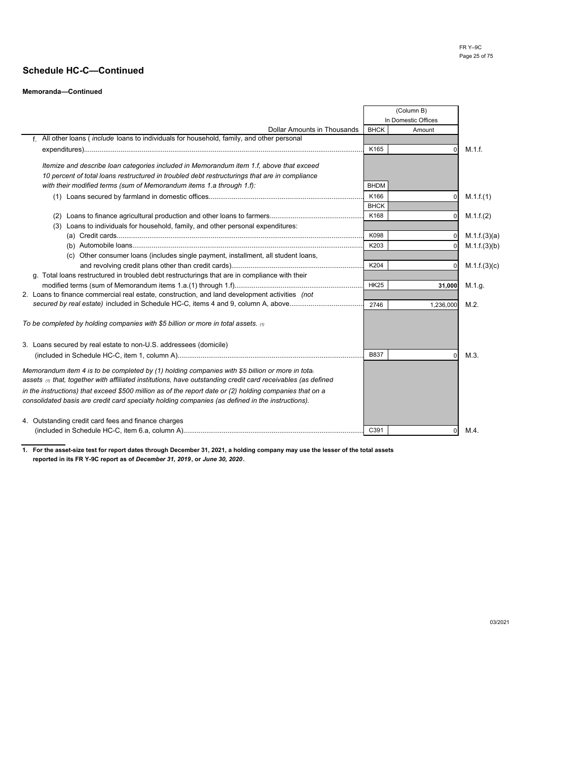## Schedule HC-C—Continued

**Memoranda—Continued**

| | (Column B) In Domestic Offices | | |
|---|---|---|---|
| Dollar Amounts in Thousands | BHCK | Amount | |
| f. All other loans ( *include* loans to individuals for household, family, and other personal expenditures) | K165 | 0 | M.1.f. |
| *Itemize and describe loan categories included in Memorandum item 1.f, above that exceed 10 percent of total loans restructured in troubled debt restructurings that are in compliance with their modified terms (sum of Memorandum items 1.a through 1.f):* | BHDM | | |
| (1) Loans secured by farmland in domestic offices | K166 | 0 | M.1.f.(1) |
| | BHCK | | |
| (2) Loans to finance agricultural production and other loans to farmers | K168 | 0 | M.1.f.(2) |
| (3) Loans to individuals for household, family, and other personal expenditures: | | | |
| (a) Credit cards | K098 | 0 | M.1.f.(3)(a) |
| (b) Automobile loans | K203 | 0 | M.1.f.(3)(b) |
| (c) Other consumer loans (includes single payment, installment, all student loans, and revolving credit plans other than credit cards) | K204 | 0 | M.1.f.(3)(c) |
| g. Total loans restructured in troubled debt restructurings that are in compliance with their modified terms (sum of Memorandum items 1.a.(1) through 1.f) | HK25 | **31,000** | M.1.g. |
| 2. Loans to finance commercial real estate, construction, and land development activities *(not secured by real estate)* included in Schedule HC-C, items 4 and 9, column A, above | 2746 | 1,236,000 | M.2. |
| *To be completed by holding companies with $5 billion or more in total assets.* [1] | | | |
| 3. Loans secured by real estate to non-U.S. addressees (domicile) (included in Schedule HC-C, item 1, column A) | B837 | 0 | M.3. |
| *Memorandum item 4 is to be completed by (1) holding companies with $5 billion or more in total assets* [1] *that, together with affiliated institutions, have outstanding credit card receivables (as defined in the instructions) that exceed $500 million as of the report date or (2) holding companies that on a consolidated basis are credit card specialty holding companies (as defined in the instructions).* | | | |
| 4. Outstanding credit card fees and finance charges (included in Schedule HC-C, item 6.a, column A) | C391 | 0 | M.4. |

**1. For the asset-size test for report dates through December 31, 2021, a holding company may use the lesser of the total assets reported in its FR Y-9C report as of *December 31, 2019*, or *June 30, 2020*.**

03/2021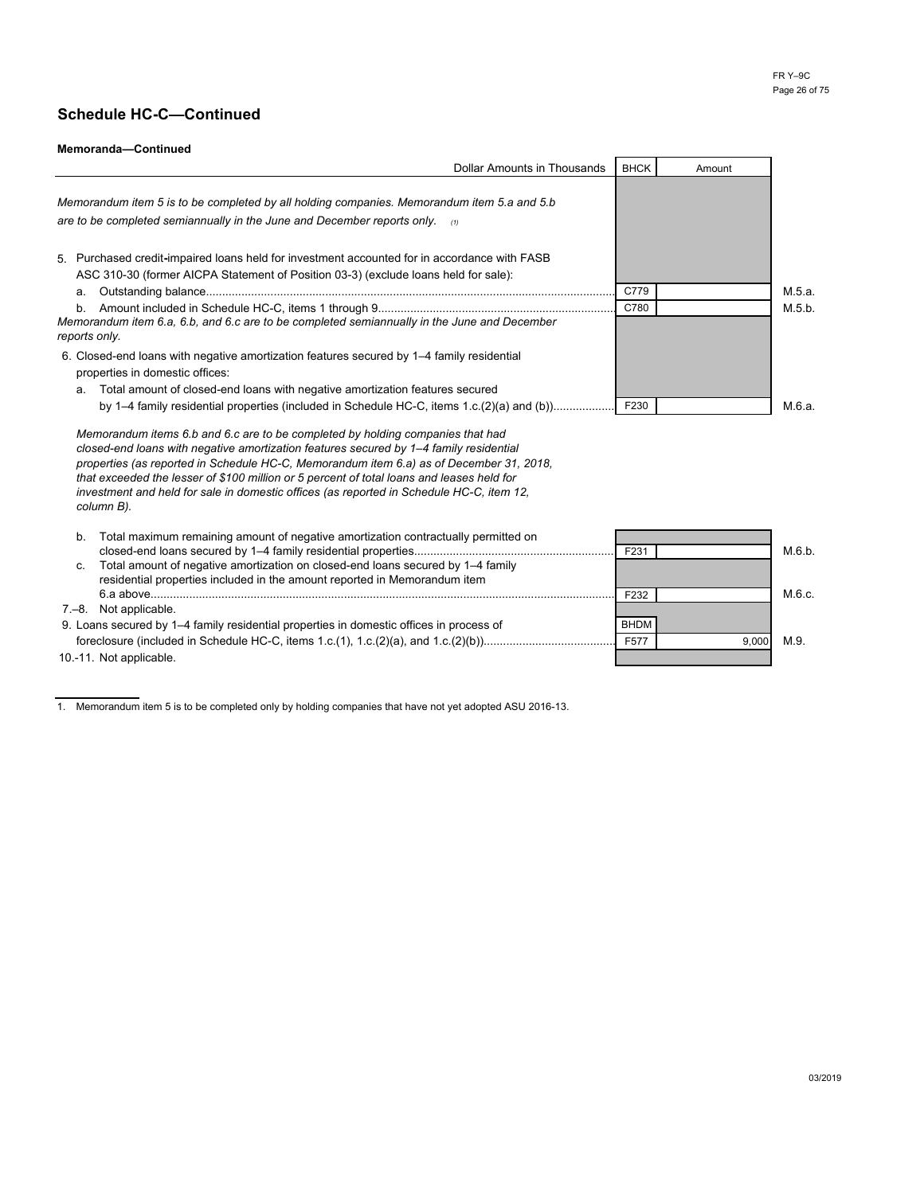## Schedule HC-C—Continued

**Memoranda—Continued**

| Dollar Amounts in Thousands | BHCK | Amount | |
|---|---|---|---|
| *Memorandum item 5 is to be completed by all holding companies. Memorandum item 5.a and 5.b are to be completed semiannually in the June and December reports only.* [1] | | | |
| 5. Purchased credit-impaired loans held for investment accounted for in accordance with FASB ASC 310-30 (former AICPA Statement of Position 03-3) (exclude loans held for sale): | | | |
| a. Outstanding balance | C779 | | M.5.a. |
| b. Amount included in Schedule HC-C, items 1 through 9 | C780 | | M.5.b. |
| *Memorandum item 6.a, 6.b, and 6.c are to be completed semiannually in the June and December reports only.* | | | |
| 6. Closed-end loans with negative amortization features secured by 1–4 family residential properties in domestic offices: | | | |
| a. Total amount of closed-end loans with negative amortization features secured by 1–4 family residential properties (included in Schedule HC-C, items 1.c.(2)(a) and (b)) | F230 | | M.6.a. |
| *Memorandum items 6.b and 6.c are to be completed by holding companies that had closed-end loans with negative amortization features secured by 1–4 family residential properties (as reported in Schedule HC-C, Memorandum item 6.a) as of December 31, 2018, that exceeded the lesser of $100 million or 5 percent of total loans and leases held for investment and held for sale in domestic offices (as reported in Schedule HC-C, item 12, column B).* | | | |
| b. Total maximum remaining amount of negative amortization contractually permitted on closed-end loans secured by 1–4 family residential properties | F231 | | M.6.b. |
| c. Total amount of negative amortization on closed-end loans secured by 1–4 family residential properties included in the amount reported in Memorandum item 6.a above | F232 | | M.6.c. |
| 7.–8. Not applicable. | | | |
| 9. Loans secured by 1–4 family residential properties in domestic offices in process of foreclosure (included in Schedule HC-C, items 1.c.(1), 1.c.(2)(a), and 1.c.(2)(b)) | BHDM F577 | 9,000 | M.9. |
| 10.-11. Not applicable. | | | |

1. Memorandum item 5 is to be completed only by holding companies that have not yet adopted ASU 2016-13.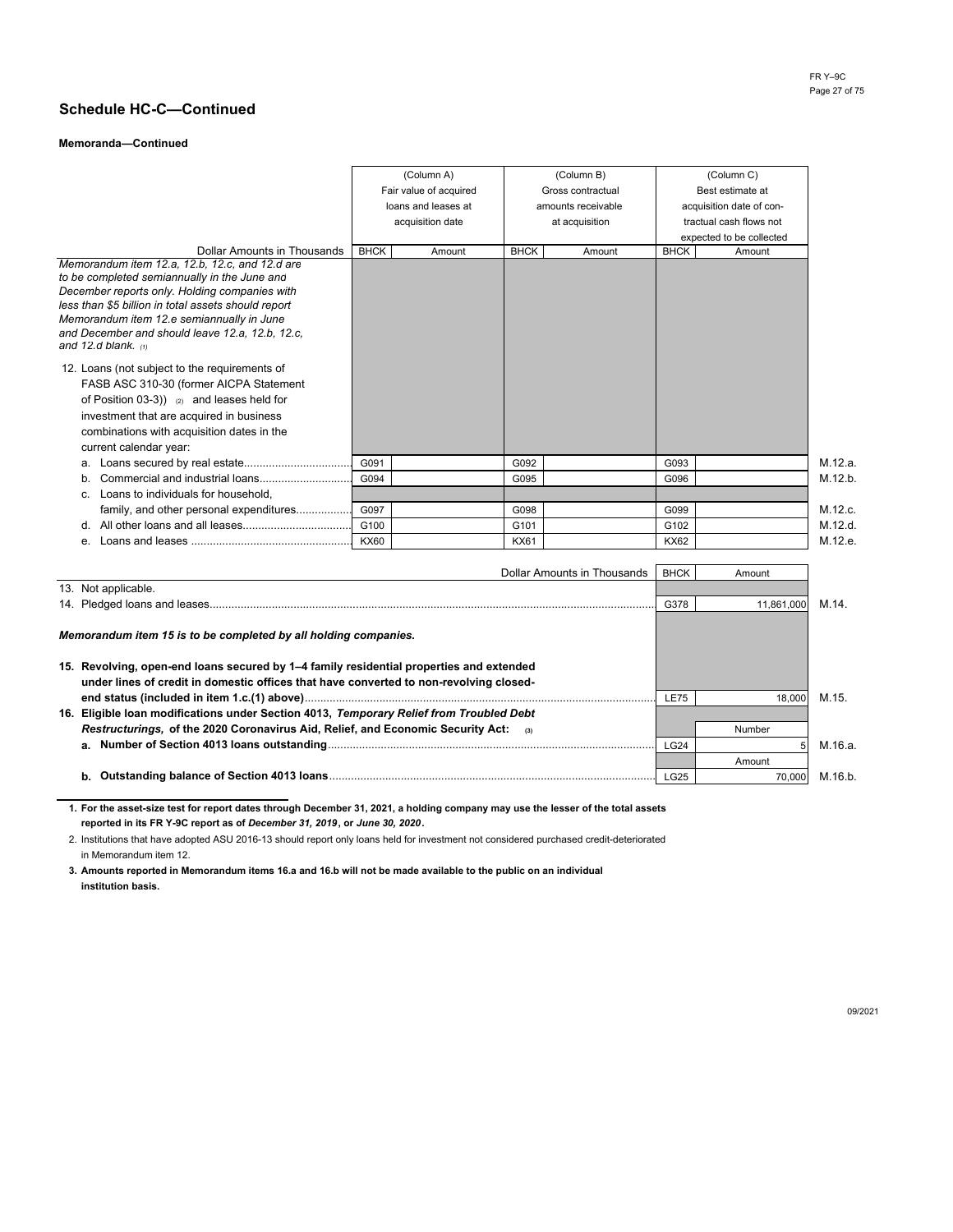## Schedule HC-C—Continued

### Memoranda—Continued

| Dollar Amounts in Thousands | (Column A) Fair value of acquired loans and leases at acquisition date | | (Column B) Gross contractual amounts receivable at acquisition | | (Column C) Best estimate at acquisition date of contractual cash flows not expected to be collected | | |
|---|---|---|---|---|---|---|---|
| | BHCK | Amount | BHCK | Amount | BHCK | Amount | |
| *Memorandum item 12.a, 12.b, 12.c, and 12.d are to be completed semiannually in the June and December reports only. Holding companies with less than $5 billion in total assets should report Memorandum item 12.e semiannually in June and December and should leave 12.a, 12.b, 12.c, and 12.d blank.* [1] | | | | | | | |
| 12. Loans (not subject to the requirements of FASB ASC 310-30 (former AICPA Statement of Position 03-3)) [2] and leases held for investment that are acquired in business combinations with acquisition dates in the current calendar year: | | | | | | | |
| a. Loans secured by real estate | G091 | | G092 | | G093 | | M.12.a. |
| b. Commercial and industrial loans | G094 | | G095 | | G096 | | M.12.b. |
| c. Loans to individuals for household, family, and other personal expenditures | G097 | | G098 | | G099 | | M.12.c. |
| d. All other loans and all leases | G100 | | G101 | | G102 | | M.12.d. |
| e. Loans and leases | KX60 | | KX61 | | KX62 | | M.12.e. |

| Dollar Amounts in Thousands | BHCK | Amount | |
|---|---|---|---|
| 13. Not applicable. | | | |
| 14. Pledged loans and leases | G378 | 11,861,000 | M.14. |
| ***Memorandum item 15 is to be completed by all holding companies.*** | | | |
| **15. Revolving, open-end loans secured by 1–4 family residential properties and extended under lines of credit in domestic offices that have converted to non-revolving closed-end status (included in item 1.c.(1) above)** | LE75 | 18,000 | M.15. |
| **16. Eligible loan modifications under Section 4013, *Temporary Relief from Troubled Debt Restructurings,* of the 2020 Coronavirus Aid, Relief, and Economic Security Act:** [3] | | Number | |
| **a. Number of Section 4013 loans outstanding** | LG24 | 5 | M.16.a. |
| | | Amount | |
| **b. Outstanding balance of Section 4013 loans** | LG25 | 70,000 | M.16.b. |

**1. For the asset-size test for report dates through December 31, 2021, a holding company may use the lesser of the total assets reported in its FR Y-9C report as of *December 31, 2019*, or *June 30, 2020*.**

2. Institutions that have adopted ASU 2016-13 should report only loans held for investment not considered purchased credit-deteriorated in Memorandum item 12.

**3. Amounts reported in Memorandum items 16.a and 16.b will not be made available to the public on an individual institution basis.**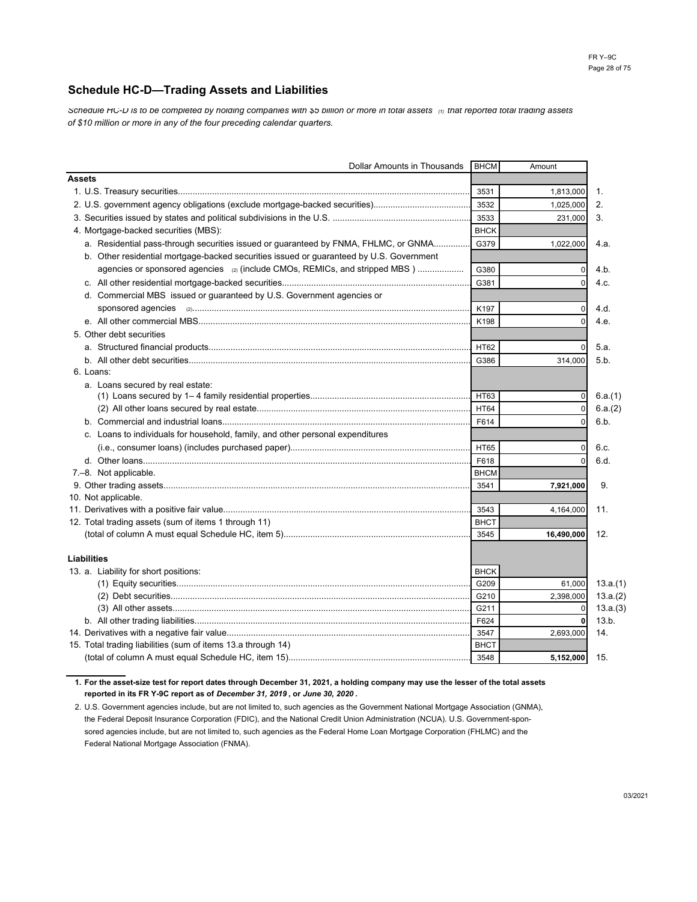## Schedule HC-D—Trading Assets and Liabilities

*Schedule HC-D is to be completed by holding companies with $5 billion or more in total assets [1] that reported total trading assets of $10 million or more in any of the four preceding calendar quarters.*

| Dollar Amounts in Thousands | BHCM | Amount | |
|---|---|---|---|
| **Assets** | | | |
| 1. U.S. Treasury securities | 3531 | 1,813,000 | 1. |
| 2. U.S. government agency obligations (exclude mortgage-backed securities) | 3532 | 1,025,000 | 2. |
| 3. Securities issued by states and political subdivisions in the U.S. | 3533 | 231,000 | 3. |
| 4. Mortgage-backed securities (MBS): | BHCK | | |
| a. Residential pass-through securities issued or guaranteed by FNMA, FHLMC, or GNMA | G379 | 1,022,000 | 4.a. |
| b. Other residential mortgage-backed securities issued or guaranteed by U.S. Government agencies or sponsored agencies [2] (include CMOs, REMICs, and stripped MBS ) | G380 | 0 | 4.b. |
| c. All other residential mortgage-backed securities | G381 | 0 | 4.c. |
| d. Commercial MBS issued or guaranteed by U.S. Government agencies or sponsored agencies [2] | K197 | 0 | 4.d. |
| e. All other commercial MBS | K198 | 0 | 4.e. |
| 5. Other debt securities | | | |
| a. Structured financial products | HT62 | 0 | 5.a. |
| b. All other debt securities | G386 | 314,000 | 5.b. |
| 6. Loans: | | | |
| a. Loans secured by real estate: | | | |
| (1) Loans secured by 1– 4 family residential properties | HT63 | 0 | 6.a.(1) |
| (2) All other loans secured by real estate | HT64 | 0 | 6.a.(2) |
| b. Commercial and industrial loans | F614 | 0 | 6.b. |
| c. Loans to individuals for household, family, and other personal expenditures (i.e., consumer loans) (includes purchased paper) | HT65 | 0 | 6.c. |
| d. Other loans | F618 | 0 | 6.d. |
| 7.–8. Not applicable. | BHCM | | |
| 9. Other trading assets | 3541 | **7,921,000** | 9. |
| 10. Not applicable. | | | |
| 11. Derivatives with a positive fair value | 3543 | 4,164,000 | 11. |
| 12. Total trading assets (sum of items 1 through 11) (total of column A must equal Schedule HC, item 5) | BHCT 3545 | **16,490,000** | 12. |
| **Liabilities** | | | |
| 13. a. Liability for short positions: | BHCK | | |
| (1) Equity securities | G209 | 61,000 | 13.a.(1) |
| (2) Debt securities | G210 | 2,398,000 | 13.a.(2) |
| (3) All other assets | G211 | 0 | 13.a.(3) |
| b. All other trading liabilities | F624 | **0** | 13.b. |
| 14. Derivatives with a negative fair value | 3547 | 2,693,000 | 14. |
| 15. Total trading liabilities (sum of items 13.a through 14) (total of column A must equal Schedule HC, item 15) | BHCT 3548 | **5,152,000** | 15. |

**1. For the asset-size test for report dates through December 31, 2021, a holding company may use the lesser of the total assets reported in its FR Y-9C report as of *December 31, 2019*, or *June 30, 2020*.**

2. U.S. Government agencies include, but are not limited to, such agencies as the Government National Mortgage Association (GNMA), the Federal Deposit Insurance Corporation (FDIC), and the National Credit Union Administration (NCUA). U.S. Government-sponsored agencies include, but are not limited to, such agencies as the Federal Home Loan Mortgage Corporation (FHLMC) and the Federal National Mortgage Association (FNMA).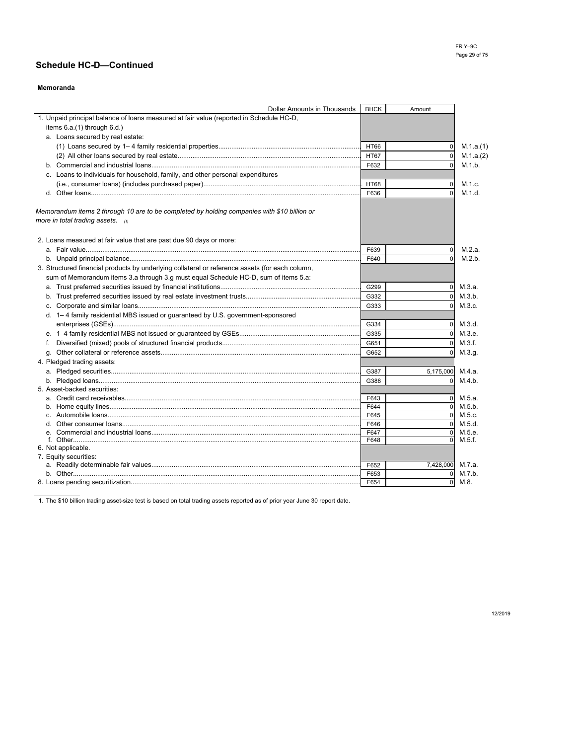## Schedule HC-D—Continued

### Memoranda

| Dollar Amounts in Thousands | BHCK | Amount | |
|---|---|---|---|
| 1. Unpaid principal balance of loans measured at fair value (reported in Schedule HC-D, items 6.a.(1) through 6.d.) | | | |
| a. Loans secured by real estate: | | | |
| (1) Loans secured by 1– 4 family residential properties | HT66 | 0 | M.1.a.(1) |
| (2) All other loans secured by real estate | HT67 | 0 | M.1.a.(2) |
| b. Commercial and industrial loans | F632 | 0 | M.1.b. |
| c. Loans to individuals for household, family, and other personal expenditures (i.e., consumer loans) (includes purchased paper) | HT68 | 0 | M.1.c. |
| d. Other loans | F636 | 0 | M.1.d. |
| *Memorandum items 2 through 10 are to be completed by holding companies with $10 billion or more in total trading assets.* [1] | | | |
| 2. Loans measured at fair value that are past due 90 days or more: | | | |
| a. Fair value | F639 | 0 | M.2.a. |
| b. Unpaid principal balance | F640 | 0 | M.2.b. |
| 3. Structured financial products by underlying collateral or reference assets (for each column, sum of Memorandum items 3.a through 3.g must equal Schedule HC-D, sum of items 5.a: | | | |
| a. Trust preferred securities issued by financial institutions | G299 | 0 | M.3.a. |
| b. Trust preferred securities issued by real estate investment trusts | G332 | 0 | M.3.b. |
| c. Corporate and similar loans | G333 | 0 | M.3.c. |
| d. 1– 4 family residential MBS issued or guaranteed by U.S. government-sponsored enterprises (GSEs) | G334 | 0 | M.3.d. |
| e. 1–4 family residential MBS not issued or guaranteed by GSEs | G335 | 0 | M.3.e. |
| f. Diversified (mixed) pools of structured financial products | G651 | 0 | M.3.f. |
| g. Other collateral or reference assets | G652 | 0 | M.3.g. |
| 4. Pledged trading assets: | | | |
| a. Pledged securities | G387 | 5,175,000 | M.4.a. |
| b. Pledged loans | G388 | 0 | M.4.b. |
| 5. Asset-backed securities: | | | |
| a. Credit card receivables | F643 | 0 | M.5.a. |
| b. Home equity lines | F644 | 0 | M.5.b. |
| c. Automobile loans | F645 | 0 | M.5.c. |
| d. Other consumer loans | F646 | 0 | M.5.d. |
| e. Commercial and industrial loans | F647 | 0 | M.5.e. |
| f. Other | F648 | 0 | M.5.f. |
| 6. Not applicable. | | | |
| 7. Equity securities: | | | |
| a. Readily determinable fair values | F652 | 7,428,000 | M.7.a. |
| b. Other | F653 | 0 | M.7.b. |
| 8. Loans pending securitization | F654 | 0 | M.8. |

1. The $10 billion trading asset-size test is based on total trading assets reported as of prior year June 30 report date.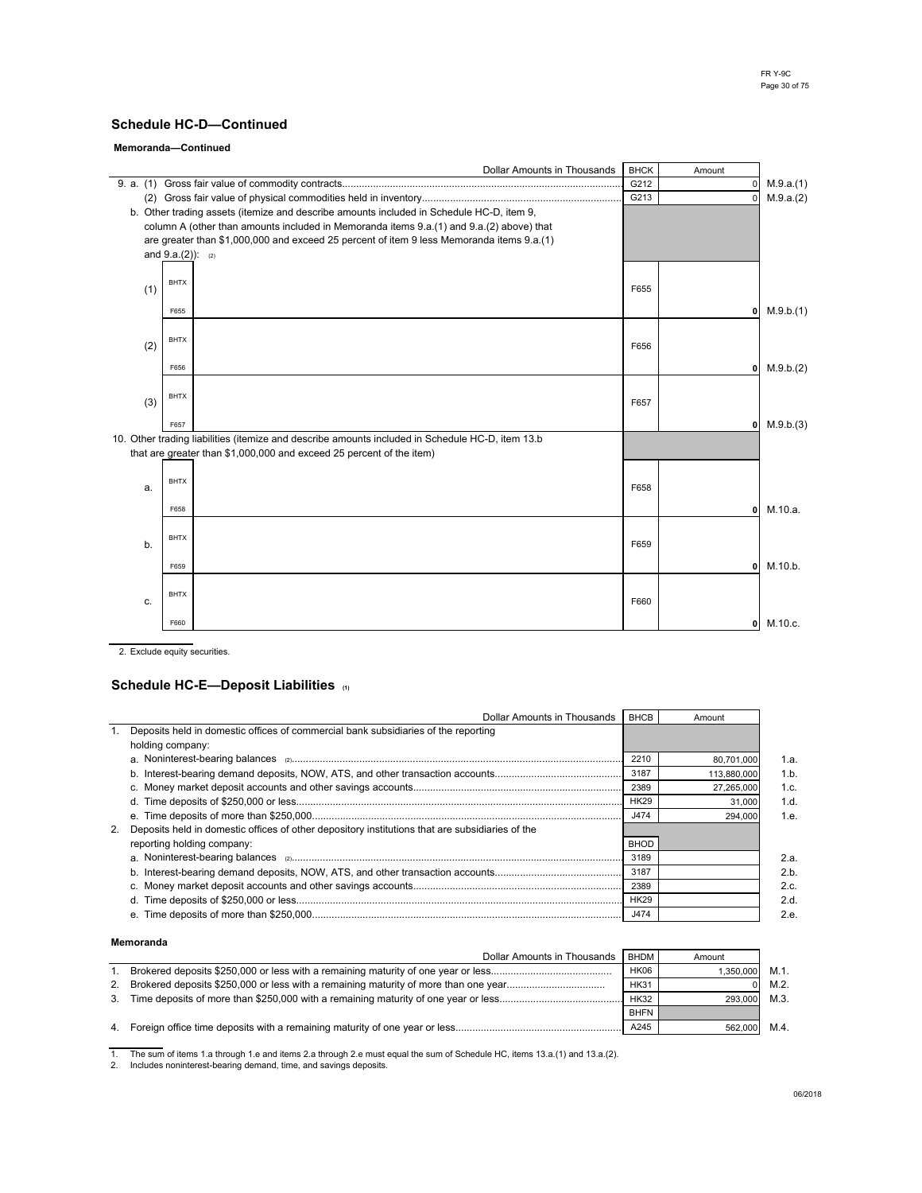## Schedule HC-D—Continued

**Memoranda—Continued**

| Dollar Amounts in Thousands | BHCK | Amount | |
|---|---|---|---|
| 9. a. (1) Gross fair value of commodity contracts | G212 | 0 | M.9.a.(1) |
| (2) Gross fair value of physical commodities held in inventory | G213 | 0 | M.9.a.(2) |
| b. Other trading assets (itemize and describe amounts included in Schedule HC-D, item 9, column A (other than amounts included in Memoranda items 9.a.(1) and 9.a.(2) above) that are greater than $1,000,000 and exceed 25 percent of item 9 less Memoranda items 9.a.(1) and 9.a.(2)): (2) | | | |
| (1) BHTX F655 | F655 | 0 | M.9.b.(1) |
| (2) BHTX F656 | F656 | 0 | M.9.b.(2) |
| (3) BHTX F657 | F657 | 0 | M.9.b.(3) |
| 10. Other trading liabilities (itemize and describe amounts included in Schedule HC-D, item 13.b that are greater than $1,000,000 and exceed 25 percent of the item) | | | |
| a. BHTX F658 | F658 | 0 | M.10.a. |
| b. BHTX F659 | F659 | 0 | M.10.b. |
| c. BHTX F660 | F660 | 0 | M.10.c. |

2. Exclude equity securities.

## Schedule HC-E—Deposit Liabilities (1)

| Dollar Amounts in Thousands | BHCB | Amount | |
|---|---|---|---|
| 1. Deposits held in domestic offices of commercial bank subsidiaries of the reporting holding company: | | | |
| a. Noninterest-bearing balances (2) | 2210 | 80,701,000 | 1.a. |
| b. Interest-bearing demand deposits, NOW, ATS, and other transaction accounts | 3187 | 113,880,000 | 1.b. |
| c. Money market deposit accounts and other savings accounts | 2389 | 27,265,000 | 1.c. |
| d. Time deposits of $250,000 or less | HK29 | 31,000 | 1.d. |
| e. Time deposits of more than $250,000 | J474 | 294,000 | 1.e. |
| 2. Deposits held in domestic offices of other depository institutions that are subsidiaries of the reporting holding company: | BHOD | | |
| a. Noninterest-bearing balances (2) | 3189 | | 2.a. |
| b. Interest-bearing demand deposits, NOW, ATS, and other transaction accounts | 3187 | | 2.b. |
| c. Money market deposit accounts and other savings accounts | 2389 | | 2.c. |
| d. Time deposits of $250,000 or less | HK29 | | 2.d. |
| e. Time deposits of more than $250,000 | J474 | | 2.e. |

**Memoranda**

| Dollar Amounts in Thousands | BHDM | Amount | |
|---|---|---|---|
| 1. Brokered deposits $250,000 or less with a remaining maturity of one year or less | HK06 | 1,350,000 | M.1. |
| 2. Brokered deposits $250,000 or less with a remaining maturity of more than one year | HK31 | 0 | M.2. |
| 3. Time deposits of more than $250,000 with a remaining maturity of one year or less | HK32 | 293,000 | M.3. |
| | BHFN | | |
| 4. Foreign office time deposits with a remaining maturity of one year or less | A245 | 562,000 | M.4. |

1. The sum of items 1.a through 1.e and items 2.a through 2.e must equal the sum of Schedule HC, items 13.a.(1) and 13.a.(2).
2. Includes noninterest-bearing demand, time, and savings deposits.

06/2018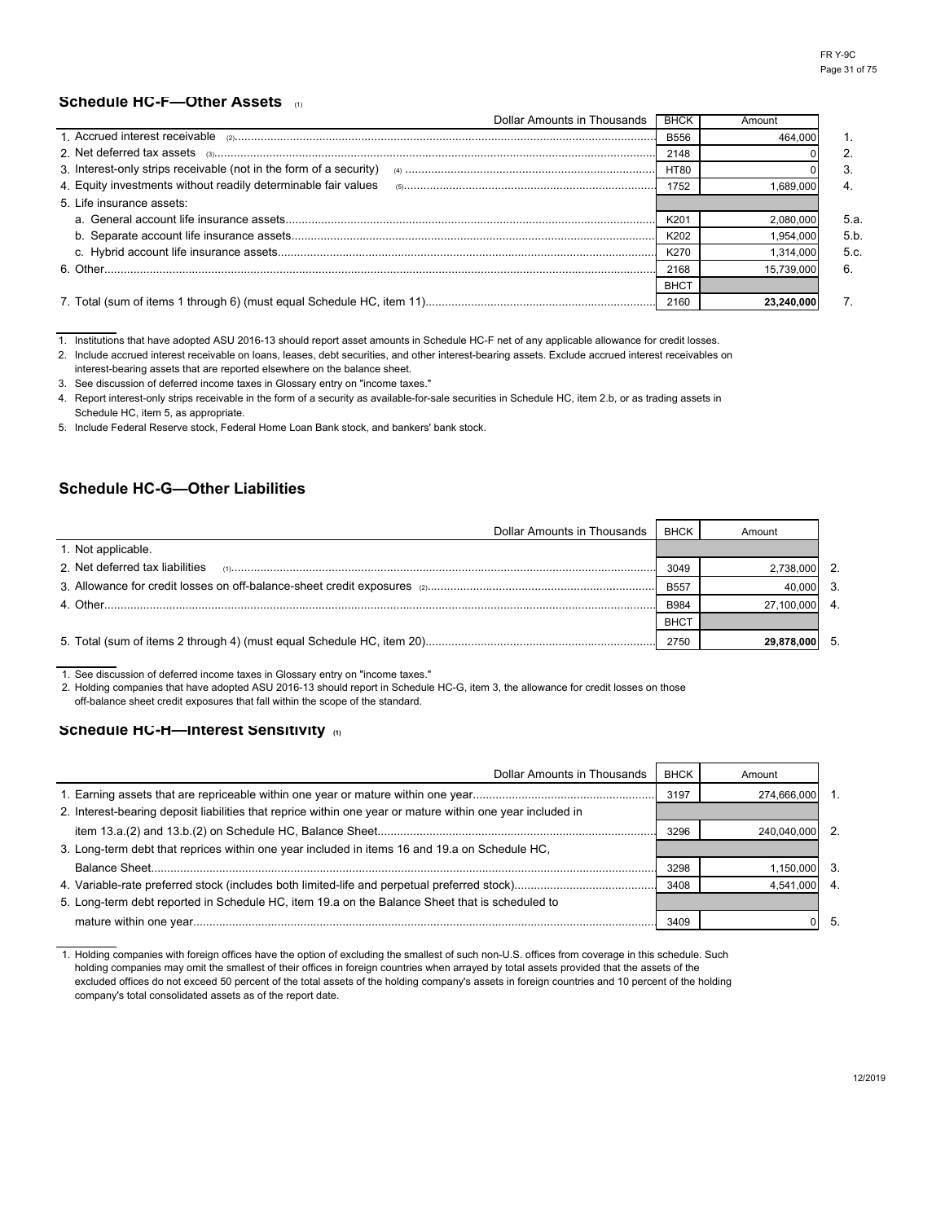## Schedule HC-F—Other Assets [1]

| Dollar Amounts in Thousands | BHCK | Amount | |
|---|---|---|---|
| 1. Accrued interest receivable [2] | B556 | 464,000 | 1. |
| 2. Net deferred tax assets [3] | 2148 | 0 | 2. |
| 3. Interest-only strips receivable (not in the form of a security) [4] | HT80 | 0 | 3. |
| 4. Equity investments without readily determinable fair values [5] | 1752 | 1,689,000 | 4. |
| 5. Life insurance assets: | | | |
| a. General account life insurance assets | K201 | 2,080,000 | 5.a. |
| b. Separate account life insurance assets | K202 | 1,954,000 | 5.b. |
| c. Hybrid account life insurance assets | K270 | 1,314,000 | 5.c. |
| 6. Other | 2168 | 15,739,000 | 6. |
| | BHCT | | |
| 7. Total (sum of items 1 through 6) (must equal Schedule HC, item 11) | 2160 | **23,240,000** | 7. |

1. Institutions that have adopted ASU 2016-13 should report asset amounts in Schedule HC-F net of any applicable allowance for credit losses.
2. Include accrued interest receivable on loans, leases, debt securities, and other interest-bearing assets. Exclude accrued interest receivables on interest-bearing assets that are reported elsewhere on the balance sheet.
3. See discussion of deferred income taxes in Glossary entry on "income taxes."
4. Report interest-only strips receivable in the form of a security as available-for-sale securities in Schedule HC, item 2.b, or as trading assets in Schedule HC, item 5, as appropriate.
5. Include Federal Reserve stock, Federal Home Loan Bank stock, and bankers' bank stock.

## Schedule HC-G—Other Liabilities

| Dollar Amounts in Thousands | BHCK | Amount | |
|---|---|---|---|
| 1. Not applicable. | | | |
| 2. Net deferred tax liabilities [1] | 3049 | 2,738,000 | 2. |
| 3. Allowance for credit losses on off-balance-sheet credit exposures [2] | B557 | 40,000 | 3. |
| 4. Other | B984 | 27,100,000 | 4. |
| | BHCT | | |
| 5. Total (sum of items 2 through 4) (must equal Schedule HC, item 20) | 2750 | **29,878,000** | 5. |

1. See discussion of deferred income taxes in Glossary entry on "income taxes."
2. Holding companies that have adopted ASU 2016-13 should report in Schedule HC-G, item 3, the allowance for credit losses on those off-balance sheet credit exposures that fall within the scope of the standard.

## Schedule HC-H—Interest Sensitivity [1]

| Dollar Amounts in Thousands | BHCK | Amount | |
|---|---|---|---|
| 1. Earning assets that are repriceable within one year or mature within one year | 3197 | 274,666,000 | 1. |
| 2. Interest-bearing deposit liabilities that reprice within one year or mature within one year included in item 13.a.(2) and 13.b.(2) on Schedule HC, Balance Sheet | 3296 | 240,040,000 | 2. |
| 3. Long-term debt that reprices within one year included in items 16 and 19.a on Schedule HC, Balance Sheet | 3298 | 1,150,000 | 3. |
| 4. Variable-rate preferred stock (includes both limited-life and perpetual preferred stock) | 3408 | 4,541,000 | 4. |
| 5. Long-term debt reported in Schedule HC, item 19.a on the Balance Sheet that is scheduled to mature within one year | 3409 | 0 | 5. |

1. Holding companies with foreign offices have the option of excluding the smallest of such non-U.S. offices from coverage in this schedule. Such holding companies may omit the smallest of their offices in foreign countries when arrayed by total assets provided that the assets of the excluded offices do not exceed 50 percent of the total assets of the holding company's assets in foreign countries and 10 percent of the holding company's total consolidated assets as of the report date.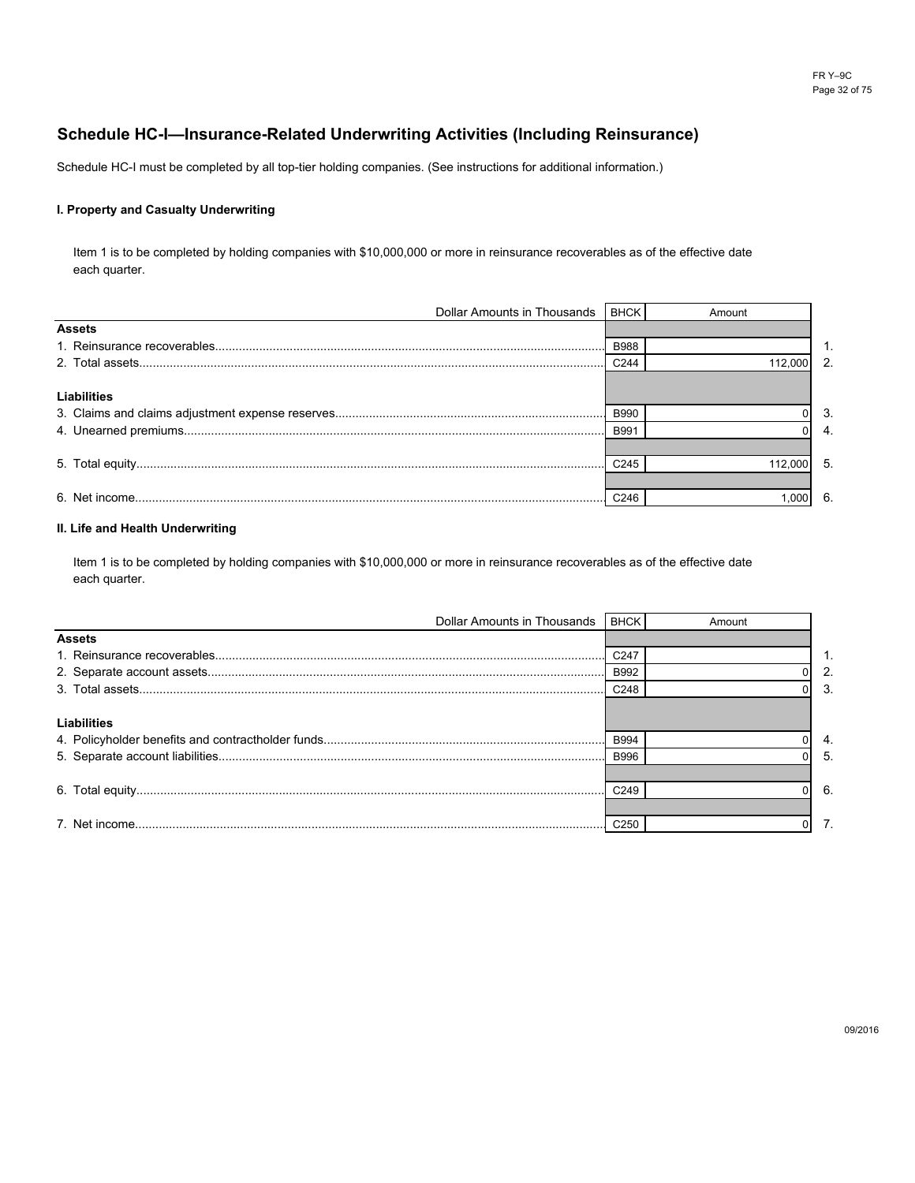## Schedule HC-I—Insurance-Related Underwriting Activities (Including Reinsurance)

Schedule HC-I must be completed by all top-tier holding companies. (See instructions for additional information.)

#### I. Property and Casualty Underwriting

Item 1 is to be completed by holding companies with $10,000,000 or more in reinsurance recoverables as of the effective date each quarter.

| Dollar Amounts in Thousands | BHCK | Amount | |
|---|---|---|---|
| **Assets** | | | |
| 1. Reinsurance recoverables | B988 | | 1. |
| 2. Total assets | C244 | 112,000 | 2. |
| **Liabilities** | | | |
| 3. Claims and claims adjustment expense reserves | B990 | 0 | 3. |
| 4. Unearned premiums | B991 | 0 | 4. |
| 5. Total equity | C245 | 112,000 | 5. |
| 6. Net income | C246 | 1,000 | 6. |

#### II. Life and Health Underwriting

Item 1 is to be completed by holding companies with $10,000,000 or more in reinsurance recoverables as of the effective date each quarter.

| Dollar Amounts in Thousands | BHCK | Amount | |
|---|---|---|---|
| **Assets** | | | |
| 1. Reinsurance recoverables | C247 | | 1. |
| 2. Separate account assets | B992 | 0 | 2. |
| 3. Total assets | C248 | 0 | 3. |
| **Liabilities** | | | |
| 4. Policyholder benefits and contractholder funds | B994 | 0 | 4. |
| 5. Separate account liabilities | B996 | 0 | 5. |
| 6. Total equity | C249 | 0 | 6. |
| 7. Net income | C250 | 0 | 7. |

09/2016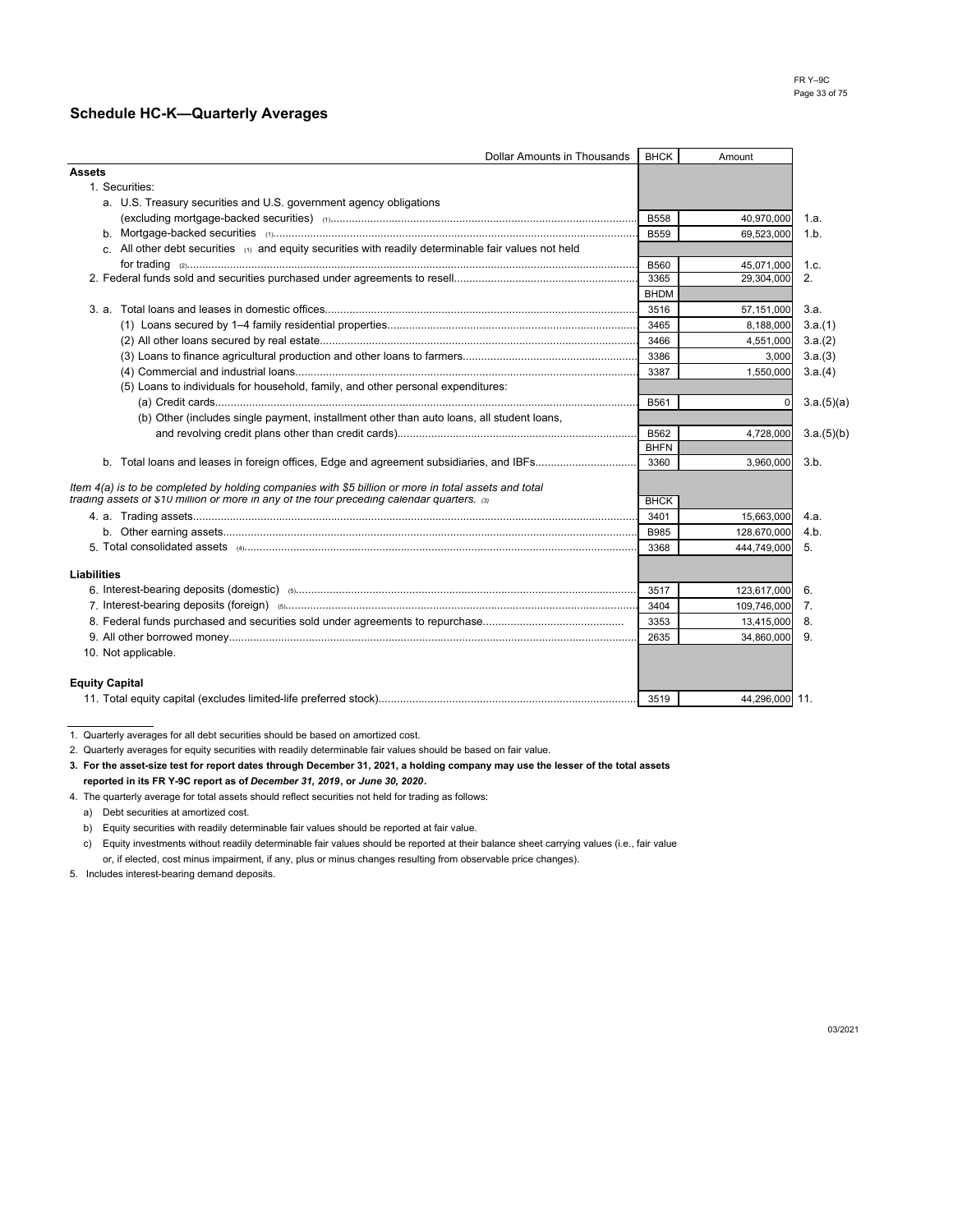## Schedule HC-K—Quarterly Averages

| Dollar Amounts in Thousands | BHCK | Amount | |
|---|---|---|---|
| **Assets** | | | |
| 1. Securities: | | | |
| a. U.S. Treasury securities and U.S. government agency obligations (excluding mortgage-backed securities) (1) | B558 | 40,970,000 | 1.a. |
| b. Mortgage-backed securities (1) | B559 | 69,523,000 | 1.b. |
| c. All other debt securities (1) and equity securities with readily determinable fair values not held for trading (2) | B560 | 45,071,000 | 1.c. |
| 2. Federal funds sold and securities purchased under agreements to resell | 3365 | 29,304,000 | 2. |
| | BHDM | | |
| 3. a. Total loans and leases in domestic offices | 3516 | 57,151,000 | 3.a. |
| (1) Loans secured by 1–4 family residential properties | 3465 | 8,188,000 | 3.a.(1) |
| (2) All other loans secured by real estate | 3466 | 4,551,000 | 3.a.(2) |
| (3) Loans to finance agricultural production and other loans to farmers | 3386 | 3,000 | 3.a.(3) |
| (4) Commercial and industrial loans | 3387 | 1,550,000 | 3.a.(4) |
| (5) Loans to individuals for household, family, and other personal expenditures: | | | |
| (a) Credit cards | B561 | 0 | 3.a.(5)(a) |
| (b) Other (includes single payment, installment other than auto loans, all student loans, and revolving credit plans other than credit cards) | B562 | 4,728,000 | 3.a.(5)(b) |
| | BHFN | | |
| b. Total loans and leases in foreign offices, Edge and agreement subsidiaries, and IBFs | 3360 | 3,960,000 | 3.b. |
| *Item 4(a) is to be completed by holding companies with $5 billion or more in total assets and total trading assets of $10 million or more in any of the four preceding calendar quarters.* (3) | BHCK | | |
| 4. a. Trading assets | 3401 | 15,663,000 | 4.a. |
| b. Other earning assets | B985 | 128,670,000 | 4.b. |
| 5. Total consolidated assets (4) | 3368 | 444,749,000 | 5. |
| **Liabilities** | | | |
| 6. Interest-bearing deposits (domestic) (5) | 3517 | 123,617,000 | 6. |
| 7. Interest-bearing deposits (foreign) (5) | 3404 | 109,746,000 | 7. |
| 8. Federal funds purchased and securities sold under agreements to repurchase | 3353 | 13,415,000 | 8. |
| 9. All other borrowed money | 2635 | 34,860,000 | 9. |
| 10. Not applicable. | | | |
| **Equity Capital** | | | |
| 11. Total equity capital (excludes limited-life preferred stock) | 3519 | 44,296,000 | 11. |

1. Quarterly averages for all debt securities should be based on amortized cost.
2. Quarterly averages for equity securities with readily determinable fair values should be based on fair value.
3. **For the asset-size test for report dates through December 31, 2021, a holding company may use the lesser of the total assets reported in its FR Y-9C report as of *December 31, 2019*, or *June 30, 2020*.**
4. The quarterly average for total assets should reflect securities not held for trading as follows:
   a) Debt securities at amortized cost.
   b) Equity securities with readily determinable fair values should be reported at fair value.
   c) Equity investments without readily determinable fair values should be reported at their balance sheet carrying values (i.e., fair value or, if elected, cost minus impairment, if any, plus or minus changes resulting from observable price changes).
5. Includes interest-bearing demand deposits.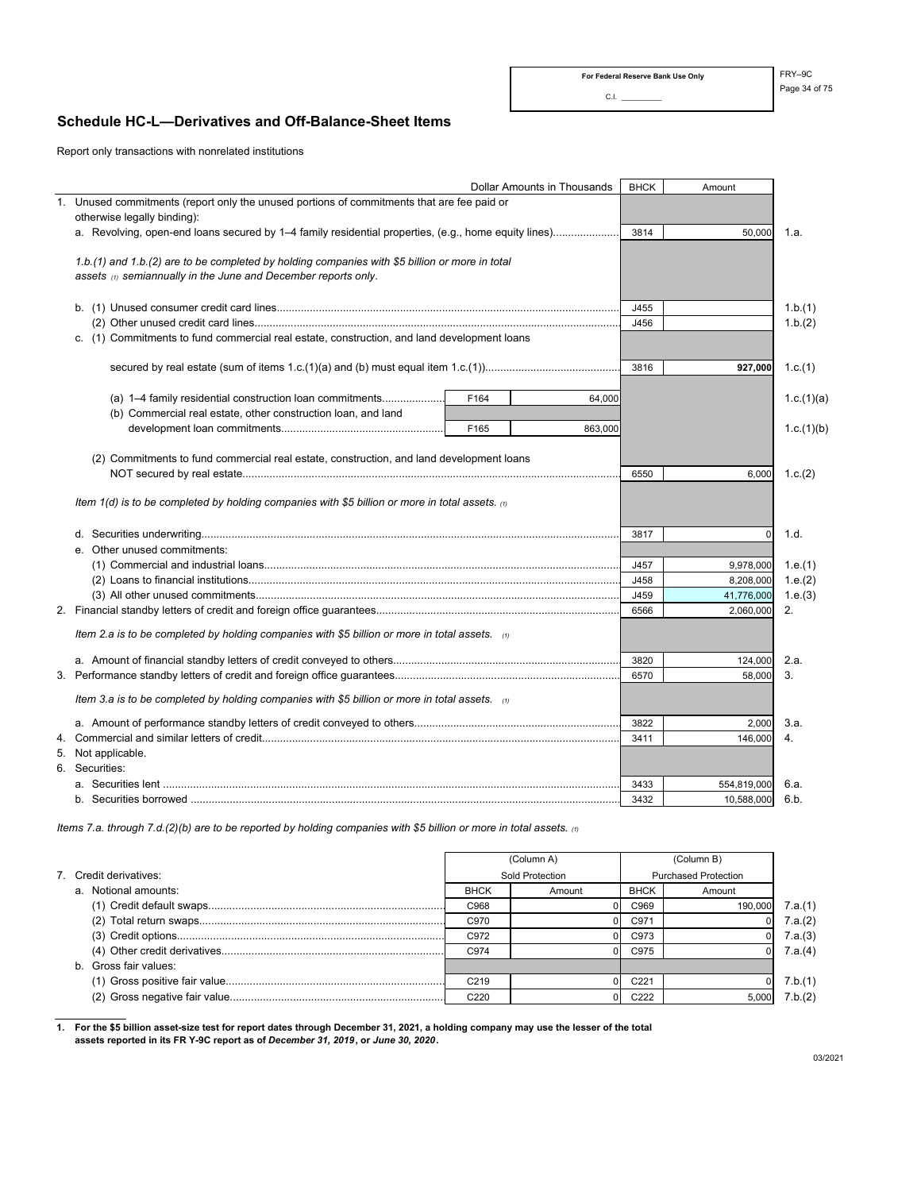For Federal Reserve Bank Use Only

C.I. __________

FRY–9C

## Schedule HC-L—Derivatives and Off-Balance-Sheet Items

Report only transactions with nonrelated institutions

| Dollar Amounts in Thousands | | | BHCK | Amount | |
|---|---|---|---|---|---|
| 1. Unused commitments (report only the unused portions of commitments that are fee paid or otherwise legally binding): | | | | | |
| a. Revolving, open-end loans secured by 1–4 family residential properties, (e.g., home equity lines) | | | 3814 | 50,000 | 1.a. |
| *1.b.(1) and 1.b.(2) are to be completed by holding companies with $5 billion or more in total assets (1) semiannually in the June and December reports only.* | | | | | |
| b. (1) Unused consumer credit card lines | | | J455 | | 1.b.(1) |
| (2) Other unused credit card lines | | | J456 | | 1.b.(2) |
| c. (1) Commitments to fund commercial real estate, construction, and land development loans secured by real estate (sum of items 1.c.(1)(a) and (b) must equal item 1.c.(1)) | | | 3816 | **927,000** | 1.c.(1) |
| (a) 1–4 family residential construction loan commitments | F164 | 64,000 | | | 1.c.(1)(a) |
| (b) Commercial real estate, other construction loan, and land development loan commitments | F165 | 863,000 | | | 1.c.(1)(b) |
| (2) Commitments to fund commercial real estate, construction, and land development loans NOT secured by real estate | | | 6550 | 6,000 | 1.c.(2) |
| *Item 1(d) is to be completed by holding companies with $5 billion or more in total assets. (1)* | | | | | |
| d. Securities underwriting | | | 3817 | 0 | 1.d. |
| e. Other unused commitments: | | | | | |
| (1) Commercial and industrial loans | | | J457 | 9,978,000 | 1.e.(1) |
| (2) Loans to financial institutions | | | J458 | 8,208,000 | 1.e.(2) |
| (3) All other unused commitments | | | J459 | 41,776,000 | 1.e.(3) |
| 2. Financial standby letters of credit and foreign office guarantees | | | 6566 | 2,060,000 | 2. |
| *Item 2.a is to be completed by holding companies with $5 billion or more in total assets. (1)* | | | | | |
| a. Amount of financial standby letters of credit conveyed to others | | | 3820 | 124,000 | 2.a. |
| 3. Performance standby letters of credit and foreign office guarantees | | | 6570 | 58,000 | 3. |
| *Item 3.a is to be completed by holding companies with $5 billion or more in total assets. (1)* | | | | | |
| a. Amount of performance standby letters of credit conveyed to others | | | 3822 | 2,000 | 3.a. |
| 4. Commercial and similar letters of credit | | | 3411 | 146,000 | 4. |
| 5. Not applicable. | | | | | |
| 6. Securities: | | | | | |
| a. Securities lent | | | 3433 | 554,819,000 | 6.a. |
| b. Securities borrowed | | | 3432 | 10,588,000 | 6.b. |

*Items 7.a. through 7.d.(2)(b) are to be reported by holding companies with $5 billion or more in total assets. (1)*

| | (Column A) Sold Protection | | (Column B) Purchased Protection | | |
|---|---|---|---|---|---|
| 7. Credit derivatives: | | | | | |
| a. Notional amounts: | BHCK | Amount | BHCK | Amount | |
| (1) Credit default swaps | C968 | 0 | C969 | 190,000 | 7.a.(1) |
| (2) Total return swaps | C970 | 0 | C971 | 0 | 7.a.(2) |
| (3) Credit options | C972 | 0 | C973 | 0 | 7.a.(3) |
| (4) Other credit derivatives | C974 | 0 | C975 | 0 | 7.a.(4) |
| b. Gross fair values: | | | | | |
| (1) Gross positive fair value | C219 | 0 | C221 | 0 | 7.b.(1) |
| (2) Gross negative fair value | C220 | 0 | C222 | 5,000 | 7.b.(2) |

**1. For the $5 billion asset-size test for report dates through December 31, 2021, a holding company may use the lesser of the total assets reported in its FR Y-9C report as of *December 31, 2019*, or *June 30, 2020*.**

03/2021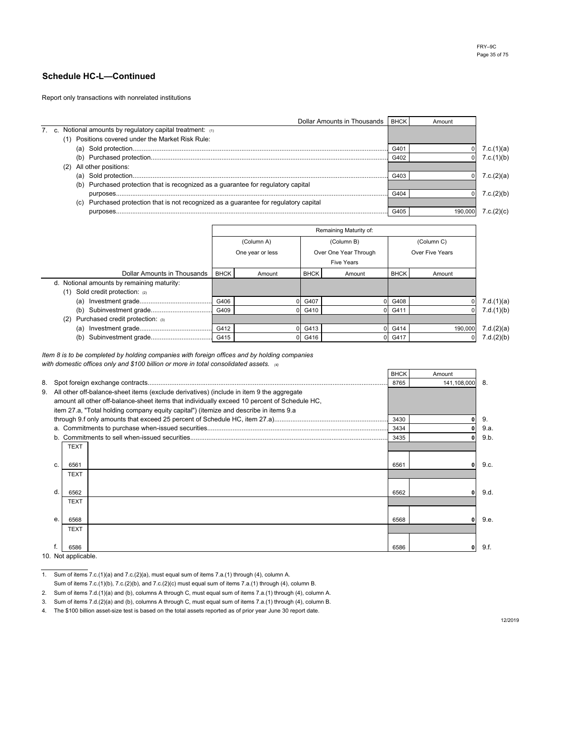## Schedule HC-L—Continued

Report only transactions with nonrelated institutions

| | Dollar Amounts in Thousands | BHCK | Amount | |
|---|---|---|---|---|
| 7. | c. Notional amounts by regulatory capital treatment: [1] | | | |
| | (1) Positions covered under the Market Risk Rule: | | | |
| | (a) Sold protection | G401 | 0 | 7.c.(1)(a) |
| | (b) Purchased protection | G402 | 0 | 7.c.(1)(b) |
| | (2) All other positions: | | | |
| | (a) Sold protection | G403 | 0 | 7.c.(2)(a) |
| | (b) Purchased protection that is recognized as a guarantee for regulatory capital purposes | G404 | 0 | 7.c.(2)(b) |
| | (c) Purchased protection that is not recognized as a guarantee for regulatory capital purposes | G405 | 190,000 | 7.c.(2)(c) |

| | Remaining Maturity of: | | | | | | |
|---|---|---|---|---|---|---|---|
| | (Column A) One year or less | | (Column B) Over One Year Through Five Years | | (Column C) Over Five Years | | |
| Dollar Amounts in Thousands | BHCK | Amount | BHCK | Amount | BHCK | Amount | |
| d. Notional amounts by remaining maturity: | | | | | | | |
| (1) Sold credit protection: [2] | | | | | | | |
| (a) Investment grade | G406 | 0 | G407 | 0 | G408 | 0 | 7.d.(1)(a) |
| (b) Subinvestment grade | G409 | 0 | G410 | 0 | G411 | 0 | 7.d.(1)(b) |
| (2) Purchased credit protection: [3] | | | | | | | |
| (a) Investment grade | G412 | 0 | G413 | 0 | G414 | 190,000 | 7.d.(2)(a) |
| (b) Subinvestment grade | G415 | 0 | G416 | 0 | G417 | 0 | 7.d.(2)(b) |

*Item 8 is to be completed by holding companies with foreign offices and by holding companies with domestic offices only and $100 billion or more in total consolidated assets.* [4]

| | | BHCK | Amount | |
|---|---|---|---|---|
| 8. | Spot foreign exchange contracts | 8765 | 141,108,000 | 8. |
| 9. | All other off-balance-sheet items (exclude derivatives) (include in item 9 the aggregate amount all other off-balance-sheet items that individually exceed 10 percent of Schedule HC, item 27.a, "Total holding company equity capital") (itemize and describe in items 9.a through 9.f only amounts that exceed 25 percent of Schedule HC, item 27.a) | 3430 | 0 | 9. |
| | a. Commitments to purchase when-issued securities | 3434 | 0 | 9.a. |
| | b. Commitments to sell when-issued securities | 3435 | 0 | 9.b. |
| | c. TEXT 6561 | 6561 | 0 | 9.c. |
| | d. TEXT 6562 | 6562 | 0 | 9.d. |
| | e. TEXT 6568 | 6568 | 0 | 9.e. |
| | f. TEXT 6586 | 6586 | 0 | 9.f. |

10. Not applicable.

1. Sum of items 7.c.(1)(a) and 7.c.(2)(a), must equal sum of items 7.a.(1) through (4), column A.
   Sum of items 7.c.(1)(b), 7.c.(2)(b), and 7.c.(2)(c) must equal sum of items 7.a.(1) through (4), column B.
2. Sum of items 7.d.(1)(a) and (b), columns A through C, must equal sum of items 7.a.(1) through (4), column A.
3. Sum of items 7.d.(2)(a) and (b), columns A through C, must equal sum of items 7.a.(1) through (4), column B.
4. The $100 billion asset-size test is based on the total assets reported as of prior year June 30 report date.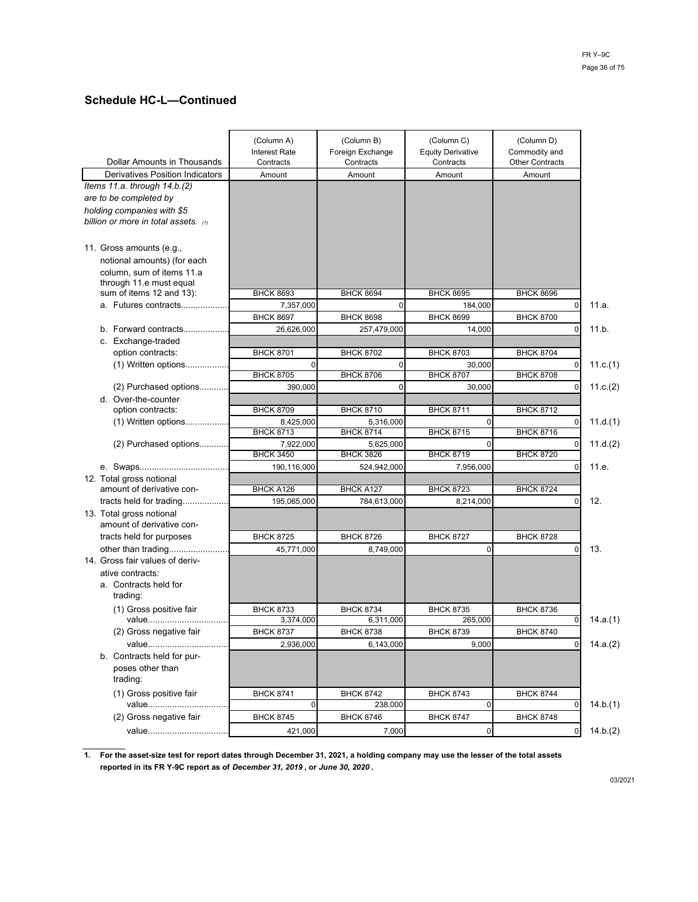## Schedule HC-L—Continued

| Dollar Amounts in Thousands<br>Derivatives Position Indicators | (Column A)<br>Interest Rate<br>Contracts<br>Amount | (Column B)<br>Foreign Exchange<br>Contracts<br>Amount | (Column C)<br>Equity Derivative<br>Contracts<br>Amount | (Column D)<br>Commodity and<br>Other Contracts<br>Amount | |
|---|---|---|---|---|---|
| *Items 11.a. through 14.b.(2) are to be completed by holding companies with $5 billion or more in total assets.* (1) | | | | | |
| 11. Gross amounts (e.g., notional amounts) (for each column, sum of items 11.a through 11.e must equal sum of items 12 and 13): | | | | | |
| a. Futures contracts | BHCK 8693<br>7,357,000 | BHCK 8694<br>0 | BHCK 8695<br>184,000 | BHCK 8696<br>0 | 11.a. |
| b. Forward contracts | BHCK 8697<br>26,626,000 | BHCK 8698<br>257,479,000 | BHCK 8699<br>14,000 | BHCK 8700<br>0 | 11.b. |
| c. Exchange-traded option contracts: | | | | | |
| (1) Written options | BHCK 8701<br>0 | BHCK 8702<br>0 | BHCK 8703<br>30,000 | BHCK 8704<br>0 | 11.c.(1) |
| (2) Purchased options | BHCK 8705<br>390,000 | BHCK 8706<br>0 | BHCK 8707<br>30,000 | BHCK 8708<br>0 | 11.c.(2) |
| d. Over-the-counter option contracts: | | | | | |
| (1) Written options | BHCK 8709<br>8,425,000 | BHCK 8710<br>5,316,000 | BHCK 8711<br>0 | BHCK 8712<br>0 | 11.d.(1) |
| (2) Purchased options | BHCK 8713<br>7,922,000 | BHCK 8714<br>5,625,000 | BHCK 8715<br>0 | BHCK 8716<br>0 | 11.d.(2) |
| e. Swaps | BHCK 3450<br>190,116,000 | BHCK 3826<br>524,942,000 | BHCK 8719<br>7,956,000 | BHCK 8720<br>0 | 11.e. |
| 12. Total gross notional amount of derivative contracts held for trading | BHCK A126<br>195,065,000 | BHCK A127<br>784,613,000 | BHCK 8723<br>8,214,000 | BHCK 8724<br>0 | 12. |
| 13. Total gross notional amount of derivative contracts held for purposes other than trading | BHCK 8725<br>45,771,000 | BHCK 8726<br>8,749,000 | BHCK 8727<br>0 | BHCK 8728<br>0 | 13. |
| 14. Gross fair values of derivative contracts: | | | | | |
| a. Contracts held for trading: | | | | | |
| (1) Gross positive fair value | BHCK 8733<br>3,374,000 | BHCK 8734<br>6,311,000 | BHCK 8735<br>265,000 | BHCK 8736<br>0 | 14.a.(1) |
| (2) Gross negative fair value | BHCK 8737<br>2,936,000 | BHCK 8738<br>6,143,000 | BHCK 8739<br>9,000 | BHCK 8740<br>0 | 14.a.(2) |
| b. Contracts held for purposes other than trading: | | | | | |
| (1) Gross positive fair value | BHCK 8741<br>0 | BHCK 8742<br>238,000 | BHCK 8743<br>0 | BHCK 8744<br>0 | 14.b.(1) |
| (2) Gross negative fair value | BHCK 8745<br>421,000 | BHCK 8746<br>7,000 | BHCK 8747<br>0 | BHCK 8748<br>0 | 14.b.(2) |

**1. For the asset-size test for report dates through December 31, 2021, a holding company may use the lesser of the total assets reported in its FR Y-9C report as of *December 31, 2019*, or *June 30, 2020*.**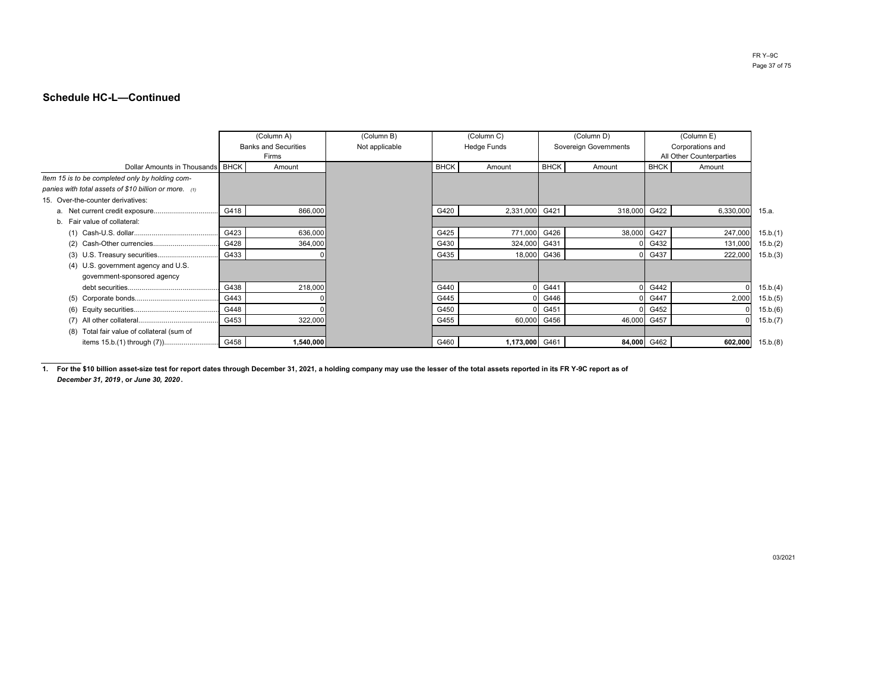## Schedule HC-L—Continued

| Dollar Amounts in Thousands | (Column A) Banks and Securities Firms | | (Column B) Not applicable | (Column C) Hedge Funds | | (Column D) Sovereign Governments | | (Column E) Corporations and All Other Counterparties | | |
|---|---|---|---|---|---|---|---|---|---|---|
| | BHCK | Amount | | BHCK | Amount | BHCK | Amount | BHCK | Amount | |
| *Item 15 is to be completed only by holding companies with total assets of $10 billion or more.* [1] | | | | | | | | | | |
| 15. Over-the-counter derivatives: | | | | | | | | | | |
| a. Net current credit exposure | G418 | 866,000 | | G420 | 2,331,000 | G421 | 318,000 | G422 | 6,330,000 | 15.a. |
| b. Fair value of collateral: | | | | | | | | | | |
| (1) Cash-U.S. dollar | G423 | 636,000 | | G425 | 771,000 | G426 | 38,000 | G427 | 247,000 | 15.b.(1) |
| (2) Cash-Other currencies | G428 | 364,000 | | G430 | 324,000 | G431 | 0 | G432 | 131,000 | 15.b.(2) |
| (3) U.S. Treasury securities | G433 | 0 | | G435 | 18,000 | G436 | 0 | G437 | 222,000 | 15.b.(3) |
| (4) U.S. government agency and U.S. government-sponsored agency debt securities | G438 | 218,000 | | G440 | 0 | G441 | 0 | G442 | 0 | 15.b.(4) |
| (5) Corporate bonds | G443 | 0 | | G445 | 0 | G446 | 0 | G447 | 2,000 | 15.b.(5) |
| (6) Equity securities | G448 | 0 | | G450 | 0 | G451 | 0 | G452 | 0 | 15.b.(6) |
| (7) All other collateral | G453 | 322,000 | | G455 | 60,000 | G456 | 46,000 | G457 | 0 | 15.b.(7) |
| (8) Total fair value of collateral (sum of items 15.b.(1) through (7)) | G458 | **1,540,000** | | G460 | **1,173,000** | G461 | **84,000** | G462 | **602,000** | 15.b.(8) |

**1. For the $10 billion asset-size test for report dates through December 31, 2021, a holding company may use the lesser of the total assets reported in its FR Y-9C report as of *December 31, 2019*, or *June 30, 2020*.**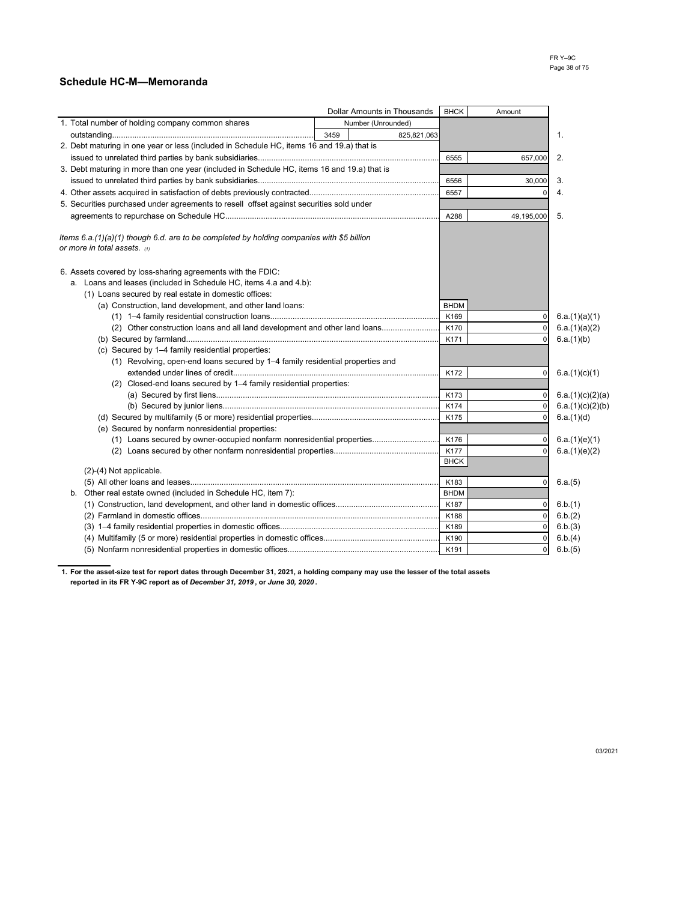## Schedule HC-M—Memoranda

| Dollar Amounts in Thousands | | | BHCK | Amount | |
|---|---|---|---|---|---|
| 1. Total number of holding company common shares outstanding | 3459 | Number (Unrounded) 825,821,063 | | | 1. |
| 2. Debt maturing in one year or less (included in Schedule HC, items 16 and 19.a) that is issued to unrelated third parties by bank subsidiaries | | | 6555 | 657,000 | 2. |
| 3. Debt maturing in more than one year (included in Schedule HC, items 16 and 19.a) that is issued to unrelated third parties by bank subsidiaries | | | 6556 | 30,000 | 3. |
| 4. Other assets acquired in satisfaction of debts previously contracted | | | 6557 | 0 | 4. |
| 5. Securities purchased under agreements to resell offset against securities sold under agreements to repurchase on Schedule HC | | | A288 | 49,195,000 | 5. |
| *Items 6.a.(1)(a)(1) though 6.d. are to be completed by holding companies with $5 billion or more in total assets.* [1] | | | | | |
| 6. Assets covered by loss-sharing agreements with the FDIC: | | | | | |
| a. Loans and leases (included in Schedule HC, items 4.a and 4.b): | | | | | |
| (1) Loans secured by real estate in domestic offices: | | | | | |
| (a) Construction, land development, and other land loans: | | | BHDM | | |
| (1) 1–4 family residential construction loans | | | K169 | 0 | 6.a.(1)(a)(1) |
| (2) Other construction loans and all land development and other land loans | | | K170 | 0 | 6.a.(1)(a)(2) |
| (b) Secured by farmland | | | K171 | 0 | 6.a.(1)(b) |
| (c) Secured by 1–4 family residential properties: | | | | | |
| (1) Revolving, open-end loans secured by 1–4 family residential properties and extended under lines of credit | | | K172 | 0 | 6.a.(1)(c)(1) |
| (2) Closed-end loans secured by 1–4 family residential properties: | | | | | |
| (a) Secured by first liens | | | K173 | 0 | 6.a.(1)(c)(2)(a) |
| (b) Secured by junior liens | | | K174 | 0 | 6.a.(1)(c)(2)(b) |
| (d) Secured by multifamily (5 or more) residential properties | | | K175 | 0 | 6.a.(1)(d) |
| (e) Secured by nonfarm nonresidential properties: | | | | | |
| (1) Loans secured by owner-occupied nonfarm nonresidential properties | | | K176 | 0 | 6.a.(1)(e)(1) |
| (2) Loans secured by other nonfarm nonresidential properties | | | K177 | 0 | 6.a.(1)(e)(2) |
| | | | BHCK | | |
| (2)-(4) Not applicable. | | | | | |
| (5) All other loans and leases | | | K183 | 0 | 6.a.(5) |
| b. Other real estate owned (included in Schedule HC, item 7): | | | BHDM | | |
| (1) Construction, land development, and other land in domestic offices | | | K187 | 0 | 6.b.(1) |
| (2) Farmland in domestic offices | | | K188 | 0 | 6.b.(2) |
| (3) 1–4 family residential properties in domestic offices | | | K189 | 0 | 6.b.(3) |
| (4) Multifamily (5 or more) residential properties in domestic offices | | | K190 | 0 | 6.b.(4) |
| (5) Nonfarm nonresidential properties in domestic offices | | | K191 | 0 | 6.b.(5) |

**1. For the asset-size test for report dates through December 31, 2021, a holding company may use the lesser of the total assets reported in its FR Y-9C report as of *December 31, 2019*, or *June 30, 2020*.**

03/2021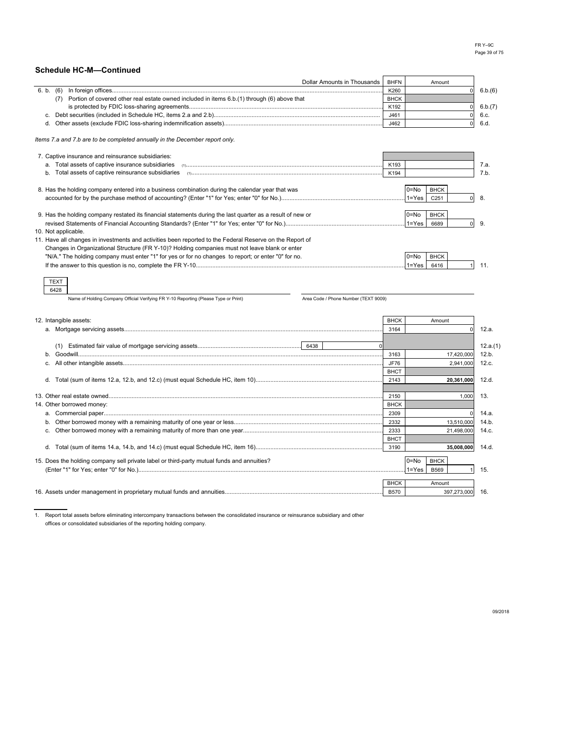## Schedule HC-M—Continued

| Dollar Amounts in Thousands | | Amount | |
|---|---|---|---|
| | BHFN | | |
| 6. b. (6) In foreign offices | K260 | 0 | 6.b.(6) |
| (7) Portion of covered other real estate owned included in items 6.b.(1) through (6) above that is protected by FDIC loss-sharing agreements | BHCK K192 | 0 | 6.b.(7) |
| c. Debt securities (included in Schedule HC, items 2.a and 2.b) | J461 | 0 | 6.c. |
| d. Other assets (exclude FDIC loss-sharing indemnification assets) | J462 | 0 | 6.d. |

*Items 7.a and 7.b are to be completed annually in the December report only.*

| | | | |
|---|---|---|---|
| 7. Captive insurance and reinsurance subsidiaries: | | | |
| a. Total assets of captive insurance subsidiaries [(1)] | K193 | | 7.a. |
| b. Total assets of captive reinsurance subsidiaries [(1)] | K194 | | 7.b. |

| | | | | |
|---|---|---|---|---|
| 8. Has the holding company entered into a business combination during the calendar year that was accounted for by the purchase method of accounting? (Enter "1" for Yes; enter "0" for No.) | 0=No 1=Yes | BHCK C251 | 0 | 8. |
| 9. Has the holding company restated its financial statements during the last quarter as a result of new or revised Statements of Financial Accounting Standards? (Enter "1" for Yes; enter "0" for No.) | 0=No 1=Yes | BHCK 6689 | 0 | 9. |
| 10. Not applicable. | | | | |
| 11. Have all changes in investments and activities been reported to the Federal Reserve on the Report of Changes in Organizational Structure (FR Y-10)? Holding companies must not leave blank or enter "N/A." The holding company must enter "1" for yes or for no changes to report; or enter "0" for no. If the answer to this question is no, complete the FR Y-10 | 0=No 1=Yes | BHCK 6416 | 1 | 11. |

TEXT 6428

Name of Holding Company Official Verifying FR Y-10 Reporting (Please Type or Print)

Area Code / Phone Number (TEXT 9009)

| | | Amount | |
|---|---|---|---|
| 12. Intangible assets: | BHCK | | |
| a. Mortgage servicing assets | 3164 | 0 | 12.a. |
| (1) Estimated fair value of mortgage servicing assets ... 6438 ... 0 | | | 12.a.(1) |
| b. Goodwill | 3163 | 17,420,000 | 12.b. |
| c. All other intangible assets | JF76 | 2,941,000 | 12.c. |
| | BHCT | | |
| d. Total (sum of items 12.a, 12.b, and 12.c) (must equal Schedule HC, item 10) | 2143 | **20,361,000** | 12.d. |
| 13. Other real estate owned | 2150 | 1,000 | 13. |
| 14. Other borrowed money: | BHCK | | |
| a. Commercial paper | 2309 | 0 | 14.a. |
| b. Other borrowed money with a remaining maturity of one year or less | 2332 | 13,510,000 | 14.b. |
| c. Other borrowed money with a remaining maturity of more than one year | 2333 | 21,498,000 | 14.c. |
| | BHCT | | |
| d. Total (sum of items 14.a, 14.b, and 14.c) (must equal Schedule HC, item 16) | 3190 | **35,008,000** | 14.d. |

| | | | | |
|---|---|---|---|---|
| 15. Does the holding company sell private label or third-party mutual funds and annuities? (Enter "1" for Yes; enter "0" for No.) | 0=No 1=Yes | BHCK B569 | 1 | 15. |

| | BHCK | Amount | |
|---|---|---|---|
| 16. Assets under management in proprietary mutual funds and annuities | B570 | 397,273,000 | 16. |

1. Report total assets before eliminating intercompany transactions between the consolidated insurance or reinsurance subsidiary and other offices or consolidated subsidiaries of the reporting holding company.

09/2018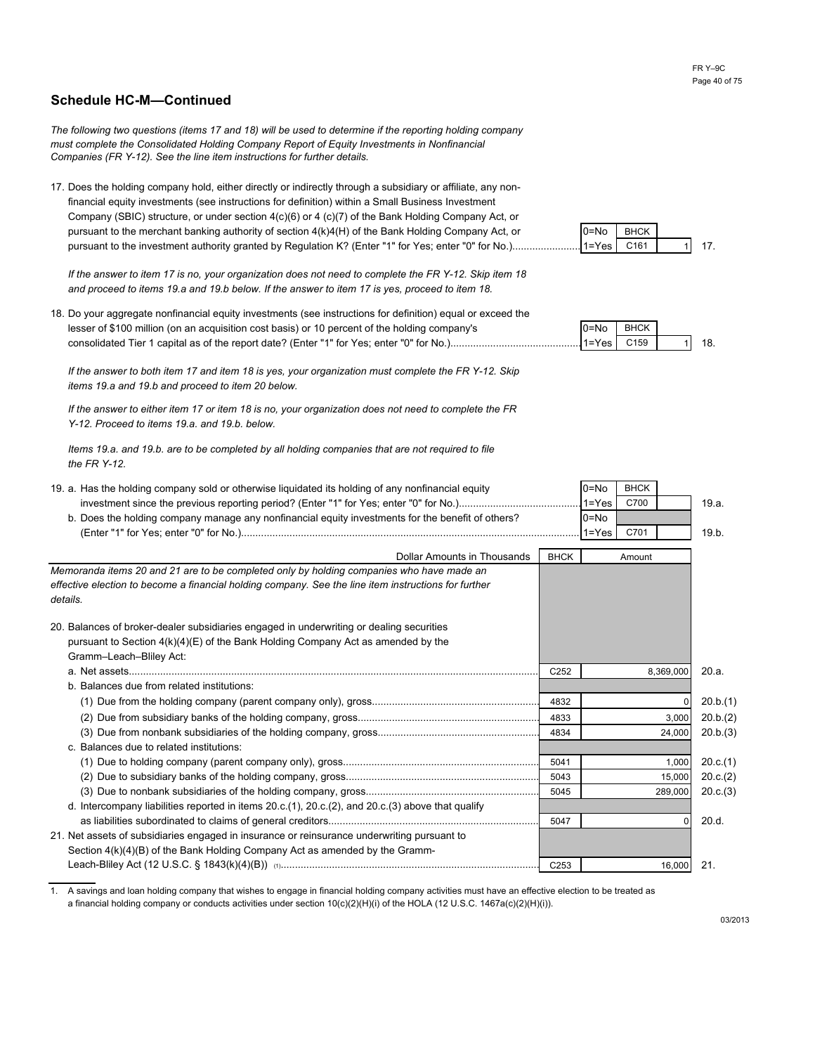## Schedule HC-M—Continued

*The following two questions (items 17 and 18) will be used to determine if the reporting holding company must complete the Consolidated Holding Company Report of Equity Investments in Nonfinancial Companies (FR Y-12). See the line item instructions for further details.*

| | | BHCK | | |
|---|---|---|---|---|
| 17. Does the holding company hold, either directly or indirectly through a subsidiary or affiliate, any non-financial equity investments (see instructions for definition) within a Small Business Investment Company (SBIC) structure, or under section 4(c)(6) or 4 (c)(7) of the Bank Holding Company Act, or pursuant to the merchant banking authority of section 4(k)4(H) of the Bank Holding Company Act, or pursuant to the investment authority granted by Regulation K? (Enter "1" for Yes; enter "0" for No.) | 0=No 1=Yes | C161 | 1 | 17. |

*If the answer to item 17 is no, your organization does not need to complete the FR Y-12. Skip item 18 and proceed to items 19.a and 19.b below. If the answer to item 17 is yes, proceed to item 18.*

| | | BHCK | | |
|---|---|---|---|---|
| 18. Do your aggregate nonfinancial equity investments (see instructions for definition) equal or exceed the lesser of $100 million (on an acquisition cost basis) or 10 percent of the holding company's consolidated Tier 1 capital as of the report date? (Enter "1" for Yes; enter "0" for No.) | 0=No 1=Yes | C159 | 1 | 18. |

*If the answer to both item 17 and item 18 is yes, your organization must complete the FR Y-12. Skip items 19.a and 19.b and proceed to item 20 below.*

*If the answer to either item 17 or item 18 is no, your organization does not need to complete the FR Y-12. Proceed to items 19.a. and 19.b. below.*

*Items 19.a. and 19.b. are to be completed by all holding companies that are not required to file the FR Y-12.*

| | | BHCK | | |
|---|---|---|---|---|
| 19. a. Has the holding company sold or otherwise liquidated its holding of any nonfinancial equity investment since the previous reporting period? (Enter "1" for Yes; enter "0" for No.) | 0=No 1=Yes | C700 | | 19.a. |
| b. Does the holding company manage any nonfinancial equity investments for the benefit of others? (Enter "1" for Yes; enter "0" for No.) | 0=No 1=Yes | C701 | | 19.b. |

| Dollar Amounts in Thousands | BHCK | Amount | |
|---|---|---|---|
| *Memoranda items 20 and 21 are to be completed only by holding companies who have made an effective election to become a financial holding company. See the line item instructions for further details.* | | | |
| 20. Balances of broker-dealer subsidiaries engaged in underwriting or dealing securities pursuant to Section 4(k)(4)(E) of the Bank Holding Company Act as amended by the Gramm–Leach–Bliley Act: | | | |
| a. Net assets | C252 | 8,369,000 | 20.a. |
| b. Balances due from related institutions: | | | |
| (1) Due from the holding company (parent company only), gross | 4832 | 0 | 20.b.(1) |
| (2) Due from subsidiary banks of the holding company, gross | 4833 | 3,000 | 20.b.(2) |
| (3) Due from nonbank subsidiaries of the holding company, gross | 4834 | 24,000 | 20.b.(3) |
| c. Balances due to related institutions: | | | |
| (1) Due to holding company (parent company only), gross | 5041 | 1,000 | 20.c.(1) |
| (2) Due to subsidiary banks of the holding company, gross | 5043 | 15,000 | 20.c.(2) |
| (3) Due to nonbank subsidiaries of the holding company, gross | 5045 | 289,000 | 20.c.(3) |
| d. Intercompany liabilities reported in items 20.c.(1), 20.c.(2), and 20.c.(3) above that qualify as liabilities subordinated to claims of general creditors | 5047 | 0 | 20.d. |
| 21. Net assets of subsidiaries engaged in insurance or reinsurance underwriting pursuant to Section 4(k)(4)(B) of the Bank Holding Company Act as amended by the Gramm-Leach-Bliley Act (12 U.S.C. § 1843(k)(4)(B)) [1] | C253 | 16,000 | 21. |

1. A savings and loan holding company that wishes to engage in financial holding company activities must have an effective election to be treated as a financial holding company or conducts activities under section 10(c)(2)(H)(i) of the HOLA (12 U.S.C. 1467a(c)(2)(H)(i)).

03/2013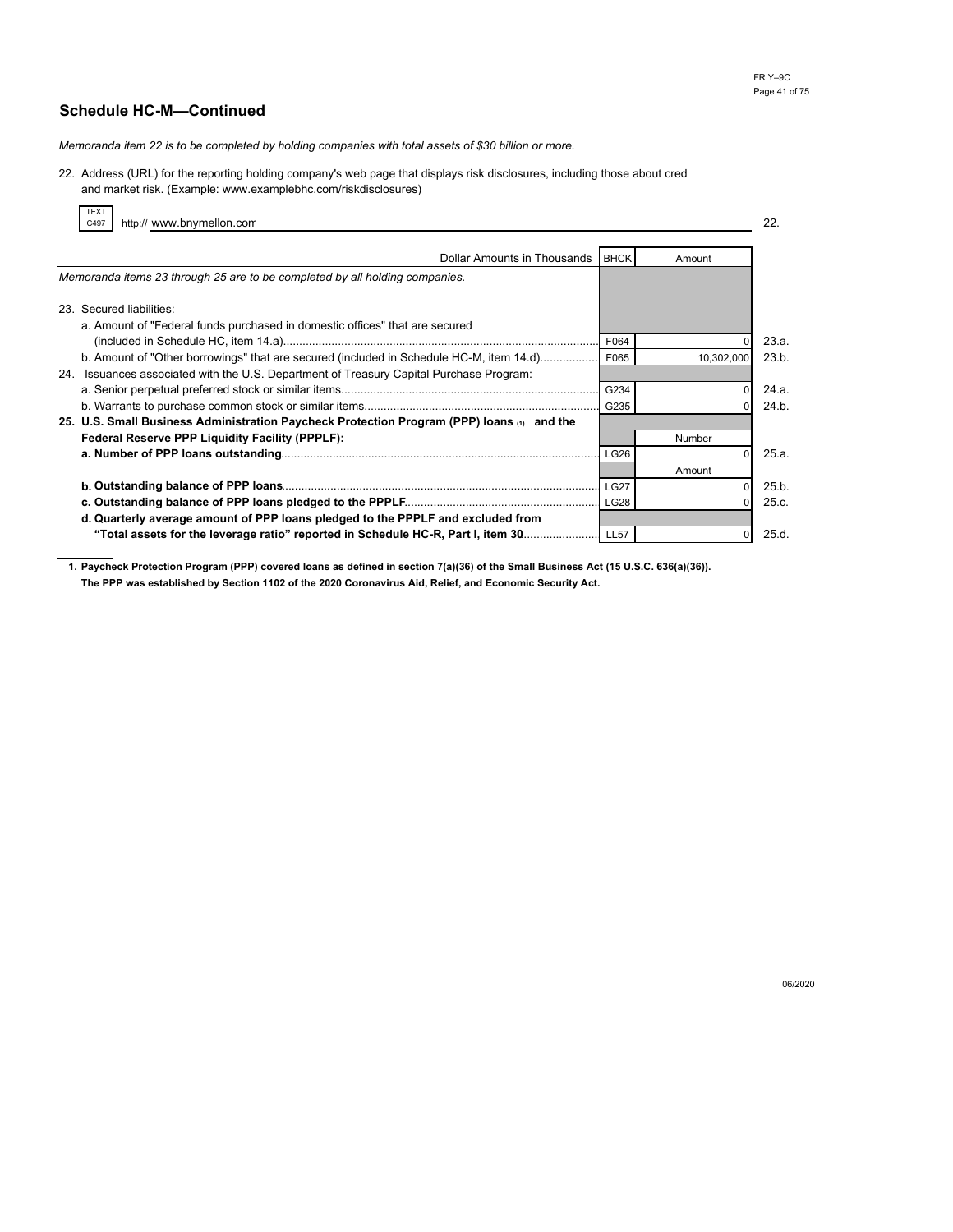## Schedule HC-M—Continued

*Memoranda item 22 is to be completed by holding companies with total assets of $30 billion or more.*

22. Address (URL) for the reporting holding company's web page that displays risk disclosures, including those about cred and market risk. (Example: www.examplebhc.com/riskdisclosures)

TEXT C497 http:// www.bnymellon.com — 22.

| Dollar Amounts in Thousands | BHCK | Amount | |
|---|---|---|---|
| *Memoranda items 23 through 25 are to be completed by all holding companies.* | | | |
| 23. Secured liabilities: | | | |
| a. Amount of "Federal funds purchased in domestic offices" that are secured (included in Schedule HC, item 14.a) | F064 | 0 | 23.a. |
| b. Amount of "Other borrowings" that are secured (included in Schedule HC-M, item 14.d) | F065 | 10,302,000 | 23.b. |
| 24. Issuances associated with the U.S. Department of Treasury Capital Purchase Program: | | | |
| a. Senior perpetual preferred stock or similar items | G234 | 0 | 24.a. |
| b. Warrants to purchase common stock or similar items | G235 | 0 | 24.b. |
| **25. U.S. Small Business Administration Paycheck Protection Program (PPP) loans [1] and the Federal Reserve PPP Liquidity Facility (PPPLF):** | | Number | |
| **a. Number of PPP loans outstanding** | LG26 | 0 | 25.a. |
| | | Amount | |
| **b. Outstanding balance of PPP loans** | LG27 | 0 | 25.b. |
| **c. Outstanding balance of PPP loans pledged to the PPPLF** | LG28 | 0 | 25.c. |
| **d. Quarterly average amount of PPP loans pledged to the PPPLF and excluded from "Total assets for the leverage ratio" reported in Schedule HC-R, Part I, item 30** | LL57 | 0 | 25.d. |

**1. Paycheck Protection Program (PPP) covered loans as defined in section 7(a)(36) of the Small Business Act (15 U.S.C. 636(a)(36)). The PPP was established by Section 1102 of the 2020 Coronavirus Aid, Relief, and Economic Security Act.**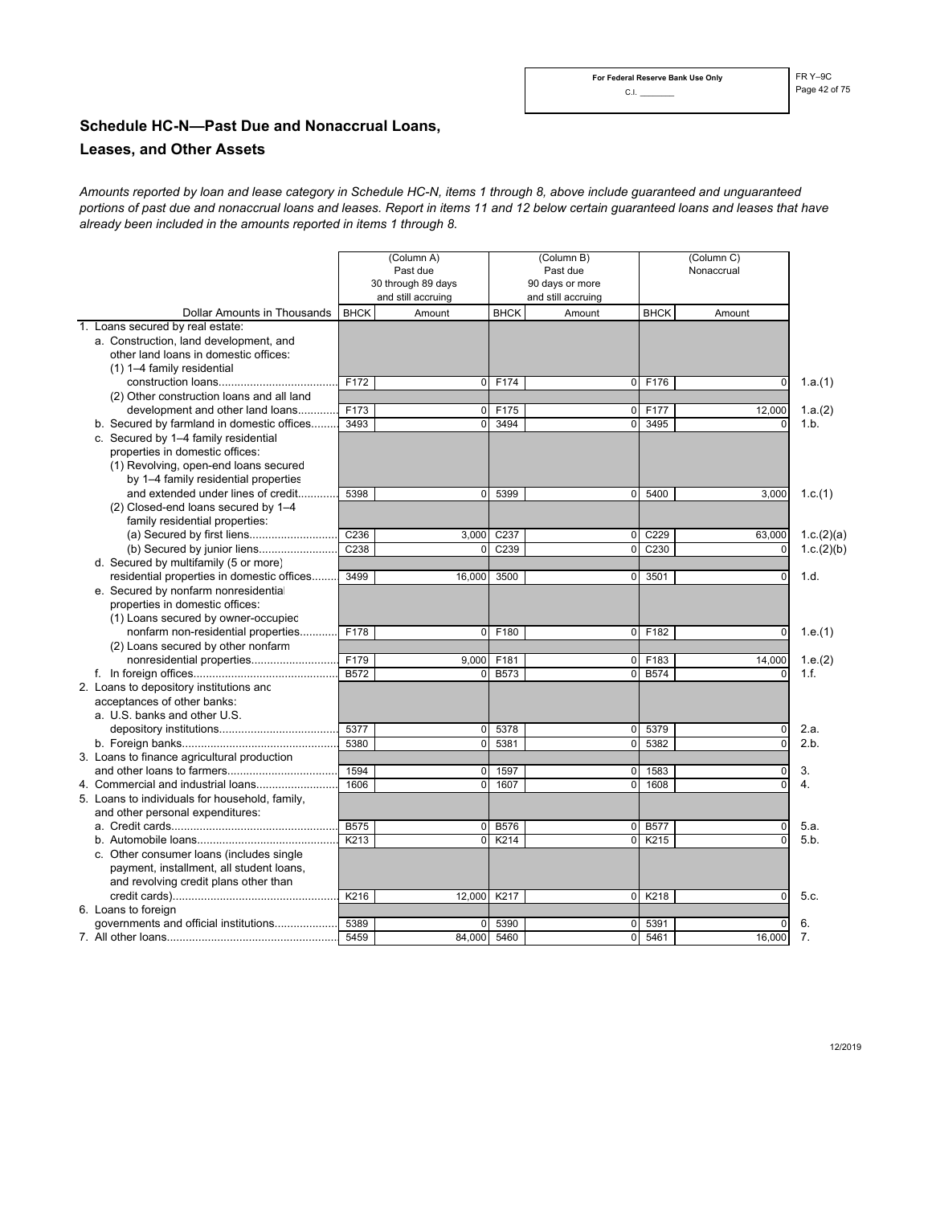# Schedule HC-N—Past Due and Nonaccrual Loans, Leases, and Other Assets

*Amounts reported by loan and lease category in Schedule HC-N, items 1 through 8, above include guaranteed and unguaranteed portions of past due and nonaccrual loans and leases. Report in items 11 and 12 below certain guaranteed loans and leases that have already been included in the amounts reported in items 1 through 8.*

| Dollar Amounts in Thousands | (Column A) Past due 30 through 89 days and still accruing | | (Column B) Past due 90 days or more and still accruing | | (Column C) Nonaccrual | | |
|---|---|---|---|---|---|---|---|
| | BHCK | Amount | BHCK | Amount | BHCK | Amount | |
| 1. Loans secured by real estate: | | | | | | | |
| a. Construction, land development, and other land loans in domestic offices: | | | | | | | |
| (1) 1–4 family residential construction loans | F172 | 0 | F174 | 0 | F176 | 0 | 1.a.(1) |
| (2) Other construction loans and all land development and other land loans | F173 | 0 | F175 | 0 | F177 | 12,000 | 1.a.(2) |
| b. Secured by farmland in domestic offices | 3493 | 0 | 3494 | 0 | 3495 | 0 | 1.b. |
| c. Secured by 1–4 family residential properties in domestic offices: | | | | | | | |
| (1) Revolving, open-end loans secured by 1–4 family residential properties and extended under lines of credit | 5398 | 0 | 5399 | 0 | 5400 | 3,000 | 1.c.(1) |
| (2) Closed-end loans secured by 1–4 family residential properties: | | | | | | | |
| (a) Secured by first liens | C236 | 3,000 | C237 | 0 | C229 | 63,000 | 1.c.(2)(a) |
| (b) Secured by junior liens | C238 | 0 | C239 | 0 | C230 | 0 | 1.c.(2)(b) |
| d. Secured by multifamily (5 or more) residential properties in domestic offices | 3499 | 16,000 | 3500 | 0 | 3501 | 0 | 1.d. |
| e. Secured by nonfarm nonresidential properties in domestic offices: | | | | | | | |
| (1) Loans secured by owner-occupied nonfarm non-residential properties | F178 | 0 | F180 | 0 | F182 | 0 | 1.e.(1) |
| (2) Loans secured by other nonfarm nonresidential properties | F179 | 9,000 | F181 | 0 | F183 | 14,000 | 1.e.(2) |
| f. In foreign offices | B572 | 0 | B573 | 0 | B574 | 0 | 1.f. |
| 2. Loans to depository institutions and acceptances of other banks: | | | | | | | |
| a. U.S. banks and other U.S. depository institutions | 5377 | 0 | 5378 | 0 | 5379 | 0 | 2.a. |
| b. Foreign banks | 5380 | 0 | 5381 | 0 | 5382 | 0 | 2.b. |
| 3. Loans to finance agricultural production and other loans to farmers | 1594 | 0 | 1597 | 0 | 1583 | 0 | 3. |
| 4. Commercial and industrial loans | 1606 | 0 | 1607 | 0 | 1608 | 0 | 4. |
| 5. Loans to individuals for household, family, and other personal expenditures: | | | | | | | |
| a. Credit cards | B575 | 0 | B576 | 0 | B577 | 0 | 5.a. |
| b. Automobile loans | K213 | 0 | K214 | 0 | K215 | 0 | 5.b. |
| c. Other consumer loans (includes single payment, installment, all student loans, and revolving credit plans other than credit cards) | K216 | 12,000 | K217 | 0 | K218 | 0 | 5.c. |
| 6. Loans to foreign governments and official institutions | 5389 | 0 | 5390 | 0 | 5391 | 0 | 6. |
| 7. All other loans | 5459 | 84,000 | 5460 | 0 | 5461 | 16,000 | 7. |

12/2019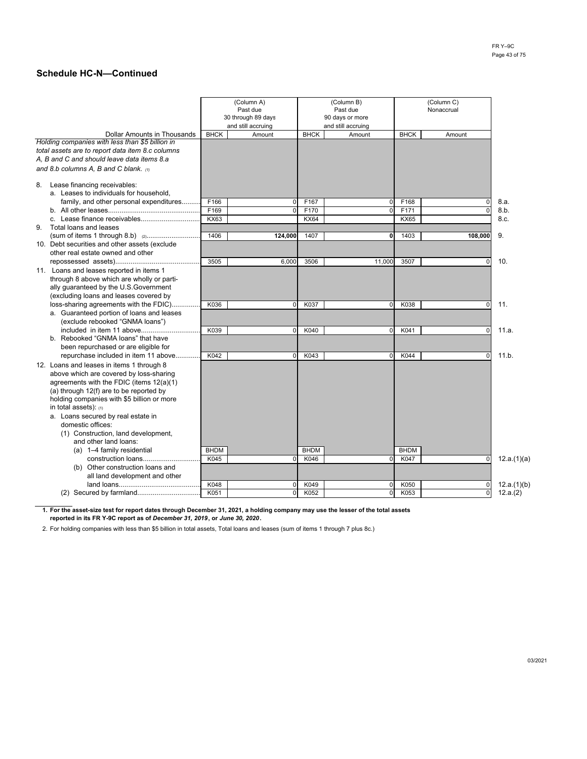## Schedule HC-N—Continued

| Dollar Amounts in Thousands | (Column A) Past due 30 through 89 days and still accruing | | (Column B) Past due 90 days or more and still accruing | | (Column C) Nonaccrual | | |
|---|---|---|---|---|---|---|---|
| | BHCK | Amount | BHCK | Amount | BHCK | Amount | |
| *Holding companies with less than $5 billion in total assets are to report data item 8.c columns A, B and C and should leave data items 8.a and 8.b columns A, B and C blank.* (1) | | | | | | | |
| 8. Lease financing receivables: | | | | | | | |
| a. Leases to individuals for household, family, and other personal expenditures | F166 | 0 | F167 | 0 | F168 | 0 | 8.a. |
| b. All other leases | F169 | 0 | F170 | 0 | F171 | 0 | 8.b. |
| c. Lease finance receivables | KX63 | | KX64 | | KX65 | | 8.c. |
| 9. Total loans and leases (sum of items 1 through 8.b) (2) | 1406 | **124,000** | 1407 | **0** | 1403 | **108,000** | 9. |
| 10. Debt securities and other assets (exclude other real estate owned and other repossessed assets) | 3505 | 6,000 | 3506 | 11,000 | 3507 | 0 | 10. |
| 11. Loans and leases reported in items 1 through 8 above which are wholly or partially guaranteed by the U.S.Government (excluding loans and leases covered by loss-sharing agreements with the FDIC) | K036 | 0 | K037 | 0 | K038 | 0 | 11. |
| a. Guaranteed portion of loans and leases (exclude rebooked "GNMA loans") included in item 11 above | K039 | 0 | K040 | 0 | K041 | 0 | 11.a. |
| b. Rebooked "GNMA loans" that have been repurchased or are eligible for repurchase included in item 11 above | K042 | 0 | K043 | 0 | K044 | 0 | 11.b. |
| 12. Loans and leases in items 1 through 8 above which are covered by loss-sharing agreements with the FDIC (items 12(a)(1)(a) through 12(f) are to be reported by holding companies with $5 billion or more in total assets): (1) | | | | | | | |
| a. Loans secured by real estate in domestic offices: | | | | | | | |
| (1) Construction, land development, and other land loans: | | | | | | | |
| (a) 1–4 family residential construction loans | BHDM K045 | 0 | BHDM K046 | 0 | BHDM K047 | 0 | 12.a.(1)(a) |
| (b) Other construction loans and all land development and other land loans | K048 | 0 | K049 | 0 | K050 | 0 | 12.a.(1)(b) |
| (2) Secured by farmland | K051 | 0 | K052 | 0 | K053 | 0 | 12.a.(2) |

**1. For the asset-size test for report dates through December 31, 2021, a holding company may use the lesser of the total assets reported in its FR Y-9C report as of *December 31, 2019*, or *June 30, 2020*.**

2. For holding companies with less than $5 billion in total assets, Total loans and leases (sum of items 1 through 7 plus 8c.)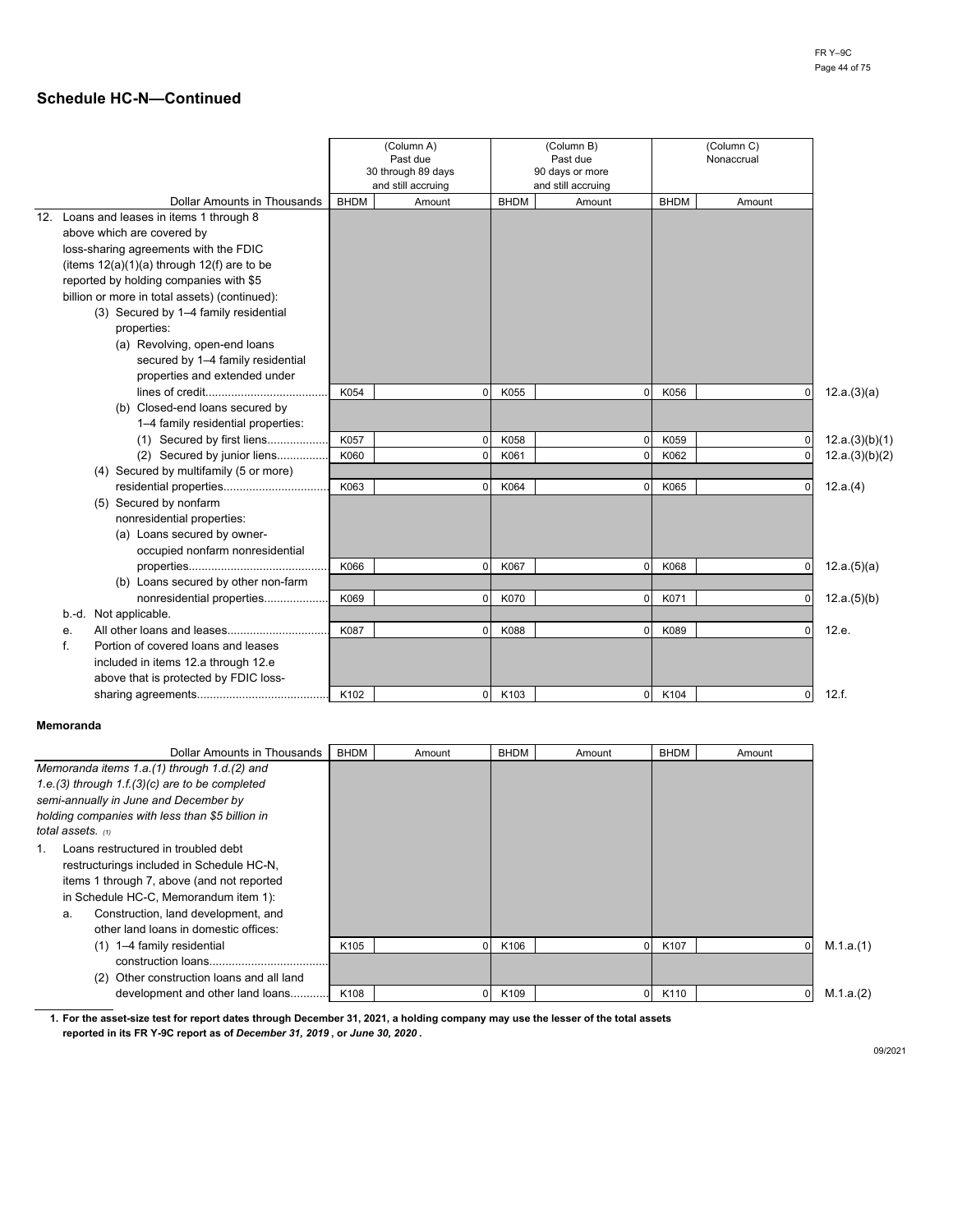## Schedule HC-N—Continued

| Dollar Amounts in Thousands | (Column A) Past due 30 through 89 days and still accruing | | (Column B) Past due 90 days or more and still accruing | | (Column C) Nonaccrual | | |
|---|---|---|---|---|---|---|---|
| | BHDM | Amount | BHDM | Amount | BHDM | Amount | |
| 12. Loans and leases in items 1 through 8 above which are covered by loss-sharing agreements with the FDIC (items 12(a)(1)(a) through 12(f) are to be reported by holding companies with $5 billion or more in total assets) (continued): | | | | | | | |
| (3) Secured by 1–4 family residential properties: | | | | | | | |
| (a) Revolving, open-end loans secured by 1–4 family residential properties and extended under lines of credit | K054 | 0 | K055 | 0 | K056 | 0 | 12.a.(3)(a) |
| (b) Closed-end loans secured by 1–4 family residential properties: | | | | | | | |
| (1) Secured by first liens | K057 | 0 | K058 | 0 | K059 | 0 | 12.a.(3)(b)(1) |
| (2) Secured by junior liens | K060 | 0 | K061 | 0 | K062 | 0 | 12.a.(3)(b)(2) |
| (4) Secured by multifamily (5 or more) residential properties | K063 | 0 | K064 | 0 | K065 | 0 | 12.a.(4) |
| (5) Secured by nonfarm nonresidential properties: | | | | | | | |
| (a) Loans secured by owner-occupied nonfarm nonresidential properties | K066 | 0 | K067 | 0 | K068 | 0 | 12.a.(5)(a) |
| (b) Loans secured by other non-farm nonresidential properties | K069 | 0 | K070 | 0 | K071 | 0 | 12.a.(5)(b) |
| b.-d. Not applicable. | | | | | | | |
| e. All other loans and leases | K087 | 0 | K088 | 0 | K089 | 0 | 12.e. |
| f. Portion of covered loans and leases included in items 12.a through 12.e above that is protected by FDIC loss-sharing agreements | K102 | 0 | K103 | 0 | K104 | 0 | 12.f. |

### Memoranda

| Dollar Amounts in Thousands | BHDM | Amount | BHDM | Amount | BHDM | Amount | |
|---|---|---|---|---|---|---|---|
| *Memoranda items 1.a.(1) through 1.d.(2) and 1.e.(3) through 1.f.(3)(c) are to be completed semi-annually in June and December by holding companies with less than $5 billion in total assets.* [1] | | | | | | | |
| 1. Loans restructured in troubled debt restructurings included in Schedule HC-N, items 1 through 7, above (and not reported in Schedule HC-C, Memorandum item 1): | | | | | | | |
| a. Construction, land development, and other land loans in domestic offices: | | | | | | | |
| (1) 1–4 family residential construction loans | K105 | 0 | K106 | 0 | K107 | 0 | M.1.a.(1) |
| (2) Other construction loans and all land development and other land loans | K108 | 0 | K109 | 0 | K110 | 0 | M.1.a.(2) |

**1. For the asset-size test for report dates through December 31, 2021, a holding company may use the lesser of the total assets reported in its FR Y-9C report as of *December 31, 2019*, or *June 30, 2020*.**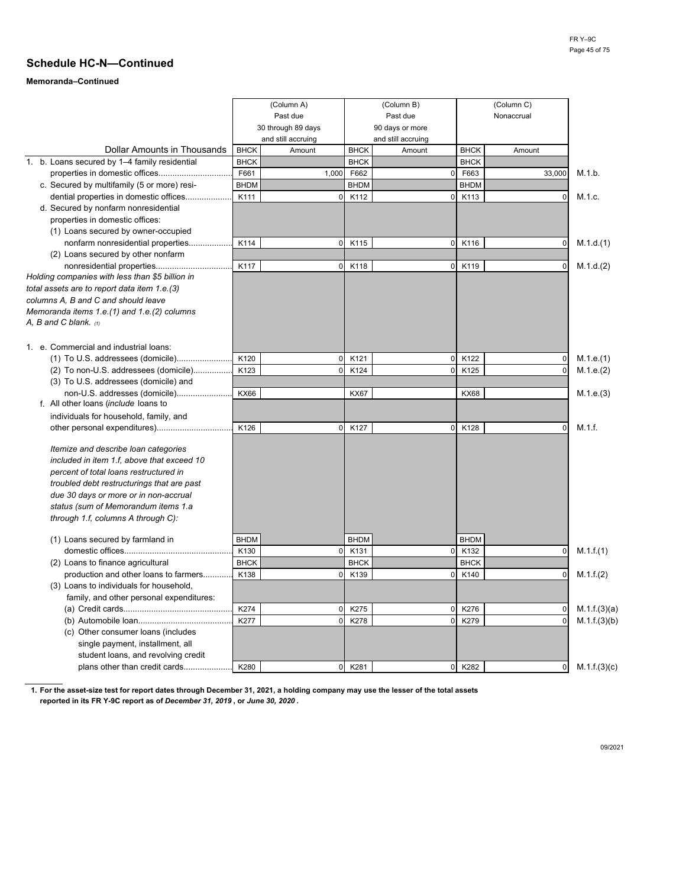## Schedule HC-N—Continued

**Memoranda–Continued**

| Dollar Amounts in Thousands | (Column A) Past due 30 through 89 days and still accruing | | (Column B) Past due 90 days or more and still accruing | | (Column C) Nonaccrual | | |
|---|---|---|---|---|---|---|---|
| | BHCK | Amount | BHCK | Amount | BHCK | Amount | |
| 1. b. Loans secured by 1–4 family residential properties in domestic offices | BHCK F661 | 1,000 | BHCK F662 | 0 | BHCK F663 | 33,000 | M.1.b. |
| c. Secured by multifamily (5 or more) residential properties in domestic offices | BHDM K111 | 0 | BHDM K112 | 0 | BHDM K113 | 0 | M.1.c. |
| d. Secured by nonfarm nonresidential properties in domestic offices: | | | | | | | |
| (1) Loans secured by owner-occupied nonfarm nonresidential properties | K114 | 0 | K115 | 0 | K116 | 0 | M.1.d.(1) |
| (2) Loans secured by other nonfarm nonresidential properties | K117 | 0 | K118 | 0 | K119 | 0 | M.1.d.(2) |
| *Holding companies with less than $5 billion in total assets are to report data item 1.e.(3) columns A, B and C and should leave Memoranda items 1.e.(1) and 1.e.(2) columns A, B and C blank.* [1] | | | | | | | |
| 1. e. Commercial and industrial loans: | | | | | | | |
| (1) To U.S. addressees (domicile) | K120 | 0 | K121 | 0 | K122 | 0 | M.1.e.(1) |
| (2) To non-U.S. addressees (domicile) | K123 | 0 | K124 | 0 | K125 | 0 | M.1.e.(2) |
| (3) To U.S. addressees (domicile) and non-U.S. addresses (domicile) | KX66 | | KX67 | | KX68 | | M.1.e.(3) |
| f. All other loans (*include* loans to individuals for household, family, and other personal expenditures) | K126 | 0 | K127 | 0 | K128 | 0 | M.1.f. |
| *Itemize and describe loan categories included in item 1.f, above that exceed 10 percent of total loans restructured in troubled debt restructurings that are past due 30 days or more or in non-accrual status (sum of Memorandum items 1.a through 1.f, columns A through C):* | | | | | | | |
| (1) Loans secured by farmland in domestic offices | BHDM K130 | 0 | BHDM K131 | 0 | BHDM K132 | 0 | M.1.f.(1) |
| (2) Loans to finance agricultural production and other loans to farmers | BHCK K138 | 0 | BHCK K139 | 0 | BHCK K140 | 0 | M.1.f.(2) |
| (3) Loans to individuals for household, family, and other personal expenditures: | | | | | | | |
| (a) Credit cards | K274 | 0 | K275 | 0 | K276 | 0 | M.1.f.(3)(a) |
| (b) Automobile loan | K277 | 0 | K278 | 0 | K279 | 0 | M.1.f.(3)(b) |
| (c) Other consumer loans (includes single payment, installment, all student loans, and revolving credit plans other than credit cards | K280 | 0 | K281 | 0 | K282 | 0 | M.1.f.(3)(c) |

**1. For the asset-size test for report dates through December 31, 2021, a holding company may use the lesser of the total assets reported in its FR Y-9C report as of *December 31, 2019*, or *June 30, 2020*.**

09/2021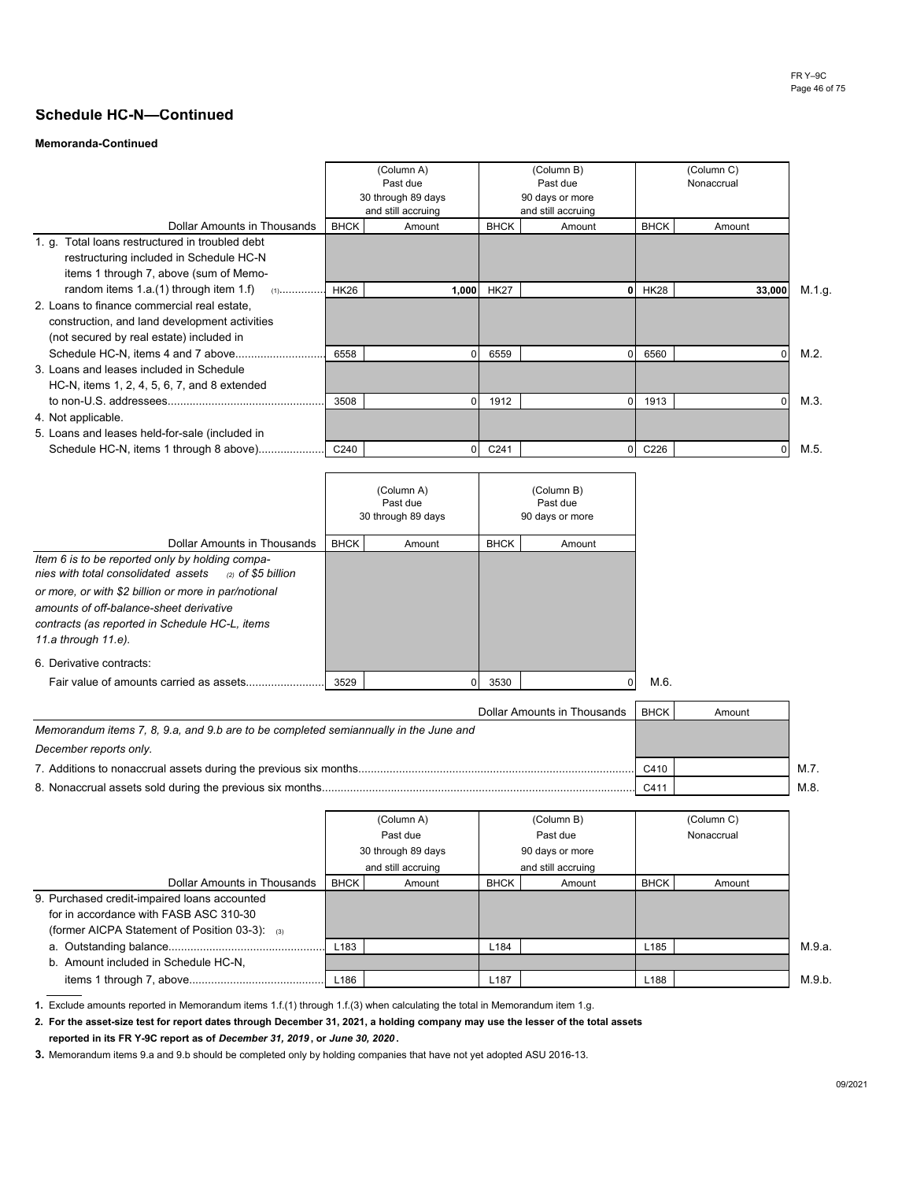## Schedule HC-N—Continued

**Memoranda-Continued**

| Dollar Amounts in Thousands | (Column A) Past due 30 through 89 days and still accruing | | (Column B) Past due 90 days or more and still accruing | | (Column C) Nonaccrual | | |
|---|---|---|---|---|---|---|---|
| | BHCK | Amount | BHCK | Amount | BHCK | Amount | |
| 1. g. Total loans restructured in troubled debt restructuring included in Schedule HC-N items 1 through 7, above (sum of Memorandum items 1.a.(1) through item 1.f) [1] | HK26 | 1,000 | HK27 | 0 | HK28 | 33,000 | M.1.g. |
| 2. Loans to finance commercial real estate, construction, and land development activities (not secured by real estate) included in Schedule HC-N, items 4 and 7 above | 6558 | 0 | 6559 | 0 | 6560 | 0 | M.2. |
| 3. Loans and leases included in Schedule HC-N, items 1, 2, 4, 5, 6, 7, and 8 extended to non-U.S. addressees | 3508 | 0 | 1912 | 0 | 1913 | 0 | M.3. |
| 4. Not applicable. | | | | | | | |
| 5. Loans and leases held-for-sale (included in Schedule HC-N, items 1 through 8 above) | C240 | 0 | C241 | 0 | C226 | 0 | M.5. |

| Dollar Amounts in Thousands | (Column A) Past due 30 through 89 days | | (Column B) Past due 90 days or more | | |
|---|---|---|---|---|---|
| | BHCK | Amount | BHCK | Amount | |
| *Item 6 is to be reported only by holding companies with total consolidated assets [2] of $5 billion or more, or with $2 billion or more in par/notional amounts of off-balance-sheet derivative contracts (as reported in Schedule HC-L, items 11.a through 11.e).* | | | | | |
| 6. Derivative contracts: Fair value of amounts carried as assets | 3529 | 0 | 3530 | 0 | M.6. |

| Dollar Amounts in Thousands | BHCK | Amount | |
|---|---|---|---|
| *Memorandum items 7, 8, 9.a, and 9.b are to be completed semiannually in the June and December reports only.* | | | |
| 7. Additions to nonaccrual assets during the previous six months | C410 | | M.7. |
| 8. Nonaccrual assets sold during the previous six months | C411 | | M.8. |

| Dollar Amounts in Thousands | (Column A) Past due 30 through 89 days and still accruing | | (Column B) Past due 90 days or more and still accruing | | (Column C) Nonaccrual | | |
|---|---|---|---|---|---|---|---|
| | BHCK | Amount | BHCK | Amount | BHCK | Amount | |
| 9. Purchased credit-impaired loans accounted for in accordance with FASB ASC 310-30 (former AICPA Statement of Position 03-3): [3] | | | | | | | |
| a. Outstanding balance | L183 | | L184 | | L185 | | M.9.a. |
| b. Amount included in Schedule HC-N, items 1 through 7, above | L186 | | L187 | | L188 | | M.9.b. |

**1.** Exclude amounts reported in Memorandum items 1.f.(1) through 1.f.(3) when calculating the total in Memorandum item 1.g.

**2. For the asset-size test for report dates through December 31, 2021, a holding company may use the lesser of the total assets reported in its FR Y-9C report as of *December 31, 2019*, or *June 30, 2020*.**

**3.** Memorandum items 9.a and 9.b should be completed only by holding companies that have not yet adopted ASU 2016-13.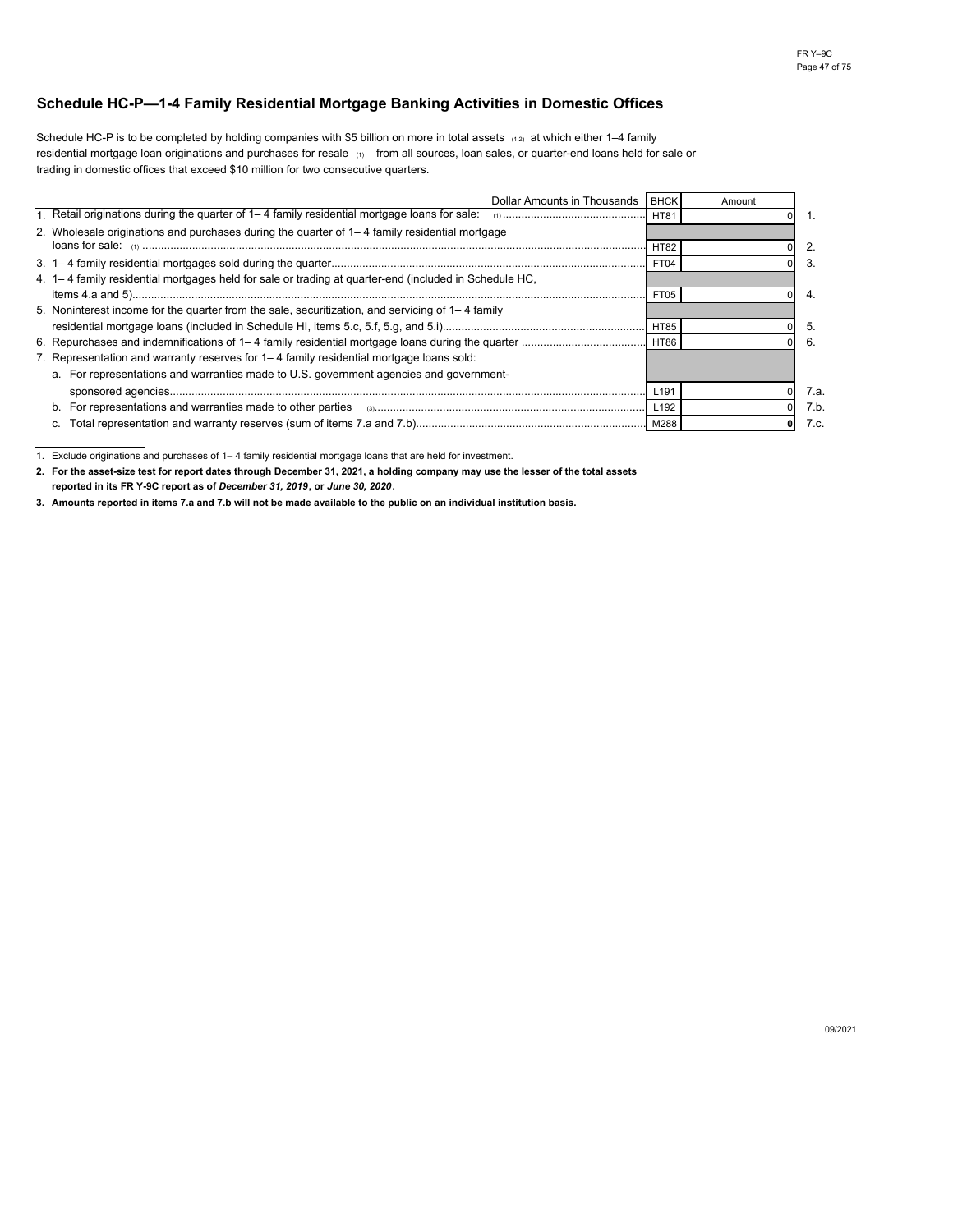## Schedule HC-P—1-4 Family Residential Mortgage Banking Activities in Domestic Offices

Schedule HC-P is to be completed by holding companies with $5 billion on more in total assets [1,2] at which either 1–4 family residential mortgage loan originations and purchases for resale [1] from all sources, loan sales, or quarter-end loans held for sale or trading in domestic offices that exceed $10 million for two consecutive quarters.

| Dollar Amounts in Thousands | BHCK | Amount | |
|---|---|---|---|
| 1. Retail originations during the quarter of 1– 4 family residential mortgage loans for sale: [1] | HT81 | 0 | 1. |
| 2. Wholesale originations and purchases during the quarter of 1– 4 family residential mortgage loans for sale: [1] | HT82 | 0 | 2. |
| 3. 1– 4 family residential mortgages sold during the quarter | FT04 | 0 | 3. |
| 4. 1– 4 family residential mortgages held for sale or trading at quarter-end (included in Schedule HC, items 4.a and 5) | FT05 | 0 | 4. |
| 5. Noninterest income for the quarter from the sale, securitization, and servicing of 1– 4 family residential mortgage loans (included in Schedule HI, items 5.c, 5.f, 5.g, and 5.i) | HT85 | 0 | 5. |
| 6. Repurchases and indemnifications of 1– 4 family residential mortgage loans during the quarter | HT86 | 0 | 6. |
| 7. Representation and warranty reserves for 1– 4 family residential mortgage loans sold: | | | |
| a. For representations and warranties made to U.S. government agencies and government-sponsored agencies | L191 | 0 | 7.a. |
| b. For representations and warranties made to other parties [3] | L192 | 0 | 7.b. |
| c. Total representation and warranty reserves (sum of items 7.a and 7.b) | M288 | **0** | 7.c. |

1. Exclude originations and purchases of 1– 4 family residential mortgage loans that are held for investment.

**2. For the asset-size test for report dates through December 31, 2021, a holding company may use the lesser of the total assets reported in its FR Y-9C report as of *December 31, 2019*, or *June 30, 2020*.**

**3. Amounts reported in items 7.a and 7.b will not be made available to the public on an individual institution basis.**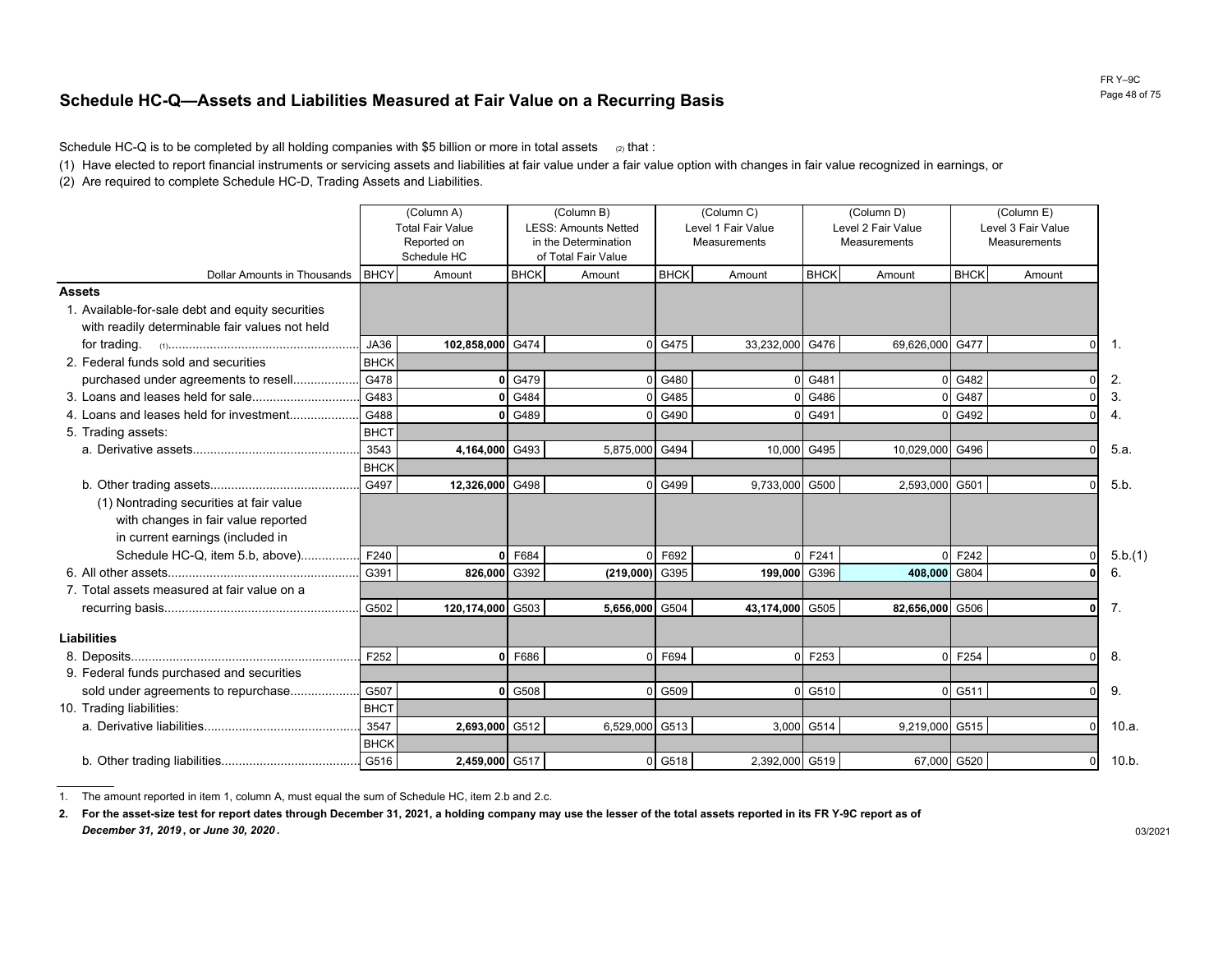## Schedule HC-Q—Assets and Liabilities Measured at Fair Value on a Recurring Basis

Schedule HC-Q is to be completed by all holding companies with $5 billion or more in total assets [(2)] that :

(1) Have elected to report financial instruments or servicing assets and liabilities at fair value under a fair value option with changes in fair value recognized in earnings, or

(2) Are required to complete Schedule HC-D, Trading Assets and Liabilities.

| Dollar Amounts in Thousands | BHCY | (Column A) Total Fair Value Reported on Schedule HC Amount | BHCK | (Column B) LESS: Amounts Netted in the Determination of Total Fair Value Amount | BHCK | (Column C) Level 1 Fair Value Measurements Amount | BHCK | (Column D) Level 2 Fair Value Measurements Amount | BHCK | (Column E) Level 3 Fair Value Measurements Amount | |
|---|---|---|---|---|---|---|---|---|---|---|---|
| **Assets** | | | | | | | | | | | |
| 1. Available-for-sale debt and equity securities with readily determinable fair values not held for trading. [(1)] | JA36 | **102,858,000** | G474 | 0 | G475 | 33,232,000 | G476 | 69,626,000 | G477 | 0 | 1. |
| 2. Federal funds sold and securities purchased under agreements to resell | BHCK G478 | **0** | G479 | 0 | G480 | 0 | G481 | 0 | G482 | 0 | 2. |
| 3. Loans and leases held for sale | G483 | **0** | G484 | 0 | G485 | 0 | G486 | 0 | G487 | 0 | 3. |
| 4. Loans and leases held for investment | G488 | **0** | G489 | 0 | G490 | 0 | G491 | 0 | G492 | 0 | 4. |
| 5. Trading assets: | BHCT | | | | | | | | | | |
| a. Derivative assets | 3543 | **4,164,000** | G493 | 5,875,000 | G494 | 10,000 | G495 | 10,029,000 | G496 | 0 | 5.a. |
| | BHCK | | | | | | | | | | |
| b. Other trading assets | G497 | **12,326,000** | G498 | 0 | G499 | 9,733,000 | G500 | 2,593,000 | G501 | 0 | 5.b. |
| (1) Nontrading securities at fair value with changes in fair value reported in current earnings (included in Schedule HC-Q, item 5.b, above) | F240 | **0** | F684 | 0 | F692 | 0 | F241 | 0 | F242 | 0 | 5.b.(1) |
| 6. All other assets | G391 | **826,000** | G392 | **(219,000)** | G395 | **199,000** | G396 | **408,000** | G804 | **0** | 6. |
| 7. Total assets measured at fair value on a recurring basis | G502 | **120,174,000** | G503 | **5,656,000** | G504 | **43,174,000** | G505 | **82,656,000** | G506 | **0** | 7. |
| **Liabilities** | | | | | | | | | | | |
| 8. Deposits | F252 | **0** | F686 | 0 | F694 | 0 | F253 | 0 | F254 | 0 | 8. |
| 9. Federal funds purchased and securities sold under agreements to repurchase | G507 | **0** | G508 | 0 | G509 | 0 | G510 | 0 | G511 | 0 | 9. |
| 10. Trading liabilities: | BHCT | | | | | | | | | | |
| a. Derivative liabilities | 3547 | **2,693,000** | G512 | 6,529,000 | G513 | 3,000 | G514 | 9,219,000 | G515 | 0 | 10.a. |
| | BHCK | | | | | | | | | | |
| b. Other trading liabilities | G516 | **2,459,000** | G517 | 0 | G518 | 2,392,000 | G519 | 67,000 | G520 | 0 | 10.b. |

1. The amount reported in item 1, column A, must equal the sum of Schedule HC, item 2.b and 2.c.

2. **For the asset-size test for report dates through December 31, 2021, a holding company may use the lesser of the total assets reported in its FR Y-9C report as of *December 31, 2019*, or *June 30, 2020*.**

03/2021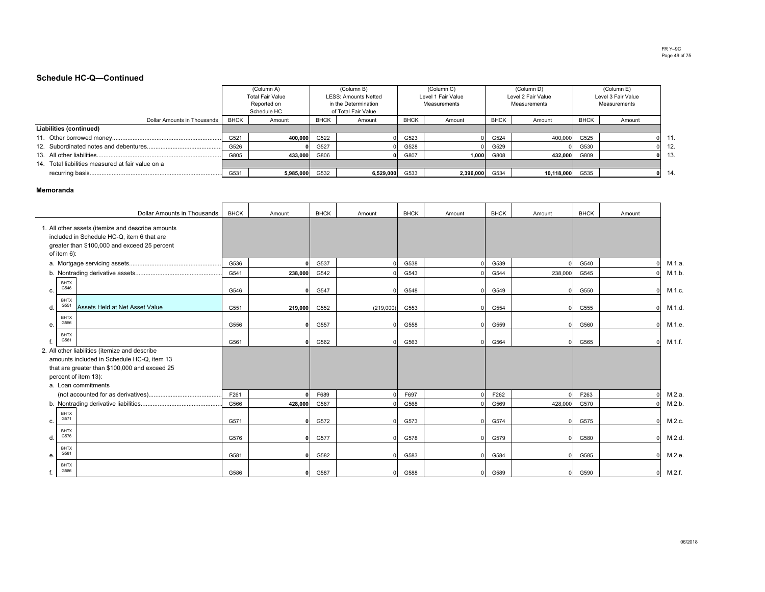## Schedule HC-Q—Continued

| Dollar Amounts in Thousands | BHCK | (Column A) Total Fair Value Reported on Schedule HC Amount | BHCK | (Column B) LESS: Amounts Netted in the Determination of Total Fair Value Amount | BHCK | (Column C) Level 1 Fair Value Measurements Amount | BHCK | (Column D) Level 2 Fair Value Measurements Amount | BHCK | (Column E) Level 3 Fair Value Measurements Amount | |
|---|---|---|---|---|---|---|---|---|---|---|---|
| **Liabilities (continued)** | | | | | | | | | | | |
| 11. Other borrowed money | G521 | 400,000 | G522 | 0 | G523 | 0 | G524 | 400,000 | G525 | 0 | 11. |
| 12. Subordinated notes and debentures | G526 | 0 | G527 | 0 | G528 | 0 | G529 | 0 | G530 | 0 | 12. |
| 13. All other liabilities | G805 | 433,000 | G806 | 0 | G807 | 1,000 | G808 | 432,000 | G809 | 0 | 13. |
| 14. Total liabilities measured at fair value on a recurring basis | G531 | 5,985,000 | G532 | 6,529,000 | G533 | 2,396,000 | G534 | 10,118,000 | G535 | 0 | 14. |

### Memoranda

| Dollar Amounts in Thousands | BHCK | Amount | BHCK | Amount | BHCK | Amount | BHCK | Amount | BHCK | Amount | |
|---|---|---|---|---|---|---|---|---|---|---|---|
| 1. All other assets (itemize and describe amounts included in Schedule HC-Q, item 6 that are greater than $100,000 and exceed 25 percent of item 6): | | | | | | | | | | | |
| a. Mortgage servicing assets | G536 | 0 | G537 | 0 | G538 | 0 | G539 | 0 | G540 | 0 | M.1.a. |
| b. Nontrading derivative assets | G541 | 238,000 | G542 | 0 | G543 | 0 | G544 | 238,000 | G545 | 0 | M.1.b. |
| c. BHTX G546 | G546 | 0 | G547 | 0 | G548 | 0 | G549 | 0 | G550 | 0 | M.1.c. |
| d. BHTX G551 Assets Held at Net Asset Value | G551 | 219,000 | G552 | (219,000) | G553 | 0 | G554 | 0 | G555 | 0 | M.1.d. |
| e. BHTX G556 | G556 | 0 | G557 | 0 | G558 | 0 | G559 | 0 | G560 | 0 | M.1.e. |
| f. BHTX G561 | G561 | 0 | G562 | 0 | G563 | 0 | G564 | 0 | G565 | 0 | M.1.f. |
| 2. All other liabilities (itemize and describe amounts included in Schedule HC-Q, item 13 that are greater than $100,000 and exceed 25 percent of item 13): | | | | | | | | | | | |
| a. Loan commitments (not accounted for as derivatives) | F261 | 0 | F689 | 0 | F697 | 0 | F262 | 0 | F263 | 0 | M.2.a. |
| b. Nontrading derivative liabilities | G566 | 428,000 | G567 | 0 | G568 | 0 | G569 | 428,000 | G570 | 0 | M.2.b. |
| c. BHTX G571 | G571 | 0 | G572 | 0 | G573 | 0 | G574 | 0 | G575 | 0 | M.2.c. |
| d. BHTX G576 | G576 | 0 | G577 | 0 | G578 | 0 | G579 | 0 | G580 | 0 | M.2.d. |
| e. BHTX G581 | G581 | 0 | G582 | 0 | G583 | 0 | G584 | 0 | G585 | 0 | M.2.e. |
| f. BHTX G586 | G586 | 0 | G587 | 0 | G588 | 0 | G589 | 0 | G590 | 0 | M.2.f. |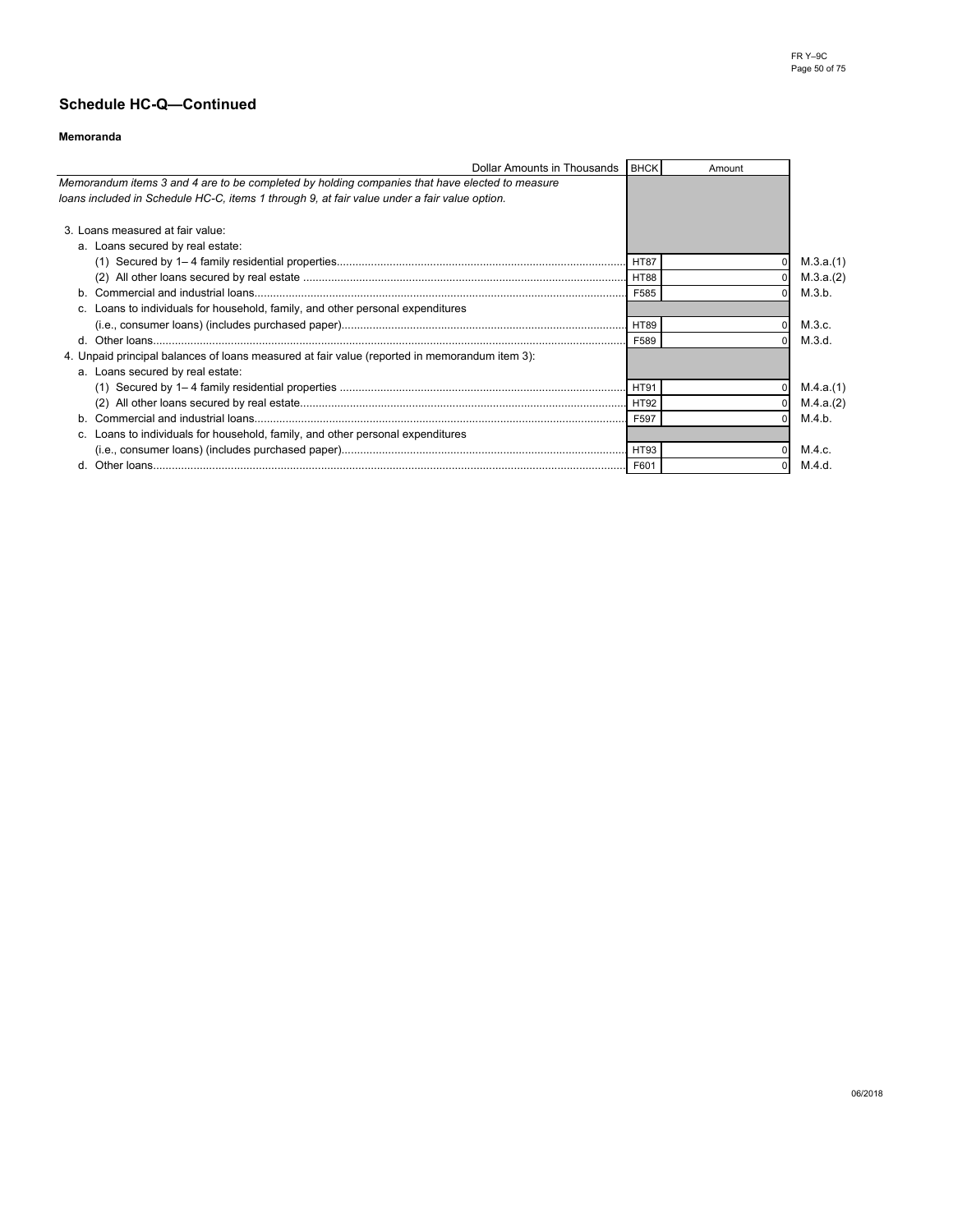## Schedule HC-Q—Continued

**Memoranda**

| Dollar Amounts in Thousands | BHCK | Amount | |
|---|---|---|---|
| *Memorandum items 3 and 4 are to be completed by holding companies that have elected to measure loans included in Schedule HC-C, items 1 through 9, at fair value under a fair value option.* | | | |
| 3. Loans measured at fair value: | | | |
| a. Loans secured by real estate: | | | |
| (1) Secured by 1– 4 family residential properties | HT87 | 0 | M.3.a.(1) |
| (2) All other loans secured by real estate | HT88 | 0 | M.3.a.(2) |
| b. Commercial and industrial loans | F585 | 0 | M.3.b. |
| c. Loans to individuals for household, family, and other personal expenditures (i.e., consumer loans) (includes purchased paper) | HT89 | 0 | M.3.c. |
| d. Other loans | F589 | 0 | M.3.d. |
| 4. Unpaid principal balances of loans measured at fair value (reported in memorandum item 3): | | | |
| a. Loans secured by real estate: | | | |
| (1) Secured by 1– 4 family residential properties | HT91 | 0 | M.4.a.(1) |
| (2) All other loans secured by real estate | HT92 | 0 | M.4.a.(2) |
| b. Commercial and industrial loans | F597 | 0 | M.4.b. |
| c. Loans to individuals for household, family, and other personal expenditures (i.e., consumer loans) (includes purchased paper) | HT93 | 0 | M.4.c. |
| d. Other loans | F601 | 0 | M.4.d. |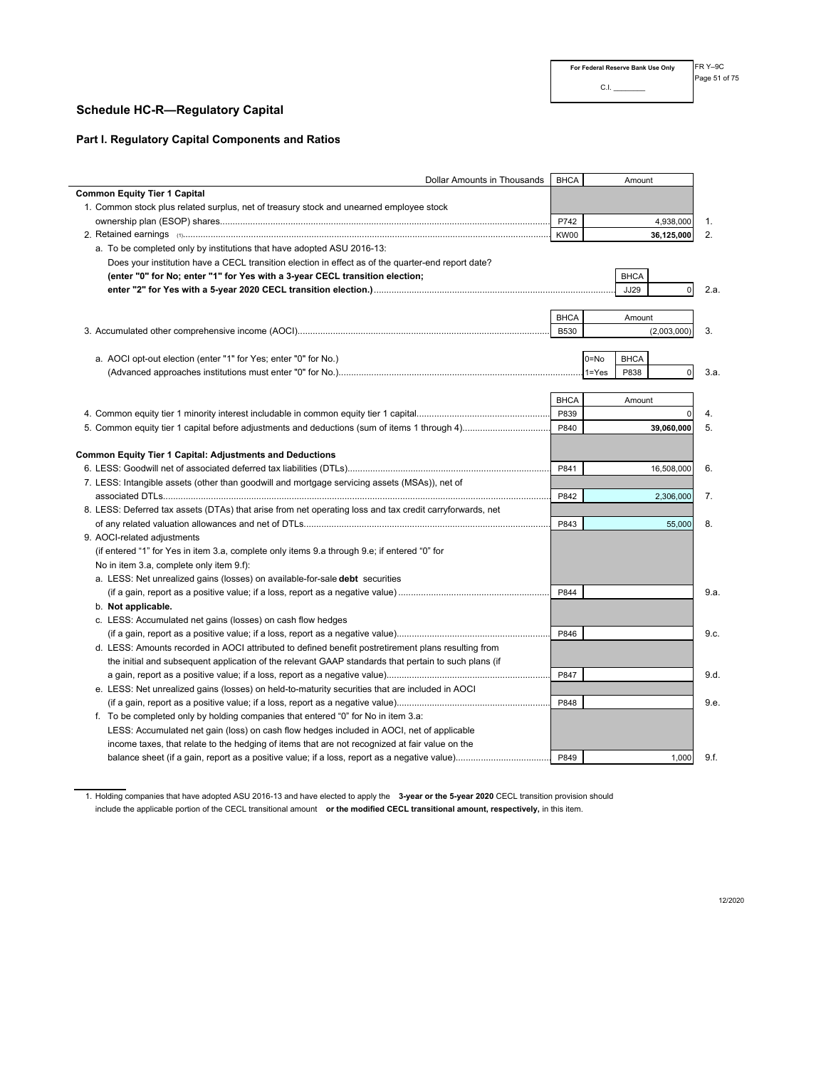For Federal Reserve Bank Use Only

C.I. ________

# Schedule HC-R—Regulatory Capital

## Part I. Regulatory Capital Components and Ratios

| Dollar Amounts in Thousands | BHCA | Amount | |
|---|---|---|---|
| **Common Equity Tier 1 Capital** | | | |
| 1. Common stock plus related surplus, net of treasury stock and unearned employee stock ownership plan (ESOP) shares | P742 | 4,938,000 | 1. |
| 2. Retained earnings [1] | KW00 | **36,125,000** | 2. |
| a. To be completed only by institutions that have adopted ASU 2016-13: Does your institution have a CECL transition election in effect as of the quarter-end report date? **(enter "0" for No; enter "1" for Yes with a 3-year CECL transition election; enter "2" for Yes with a 5-year 2020 CECL transition election.)** | JJ29 | 0 | 2.a. |
| 3. Accumulated other comprehensive income (AOCI) | B530 | (2,003,000) | 3. |
| a. AOCI opt-out election (enter "1" for Yes; enter "0" for No.) (Advanced approaches institutions must enter "0" for No.) (0=No, 1=Yes) | P838 | 0 | 3.a. |
| 4. Common equity tier 1 minority interest includable in common equity tier 1 capital | P839 | 0 | 4. |
| 5. Common equity tier 1 capital before adjustments and deductions (sum of items 1 through 4) | P840 | **39,060,000** | 5. |
| **Common Equity Tier 1 Capital: Adjustments and Deductions** | | | |
| 6. LESS: Goodwill net of associated deferred tax liabilities (DTLs) | P841 | 16,508,000 | 6. |
| 7. LESS: Intangible assets (other than goodwill and mortgage servicing assets (MSAs)), net of associated DTLs | P842 | 2,306,000 | 7. |
| 8. LESS: Deferred tax assets (DTAs) that arise from net operating loss and tax credit carryforwards, net of any related valuation allowances and net of DTLs | P843 | 55,000 | 8. |
| 9. AOCI-related adjustments (if entered "1" for Yes in item 3.a, complete only items 9.a through 9.e; if entered "0" for No in item 3.a, complete only item 9.f): | | | |
| a. LESS: Net unrealized gains (losses) on available-for-sale **debt** securities (if a gain, report as a positive value; if a loss, report as a negative value) | P844 | | 9.a. |
| b. **Not applicable.** | | | |
| c. LESS: Accumulated net gains (losses) on cash flow hedges (if a gain, report as a positive value; if a loss, report as a negative value) | P846 | | 9.c. |
| d. LESS: Amounts recorded in AOCI attributed to defined benefit postretirement plans resulting from the initial and subsequent application of the relevant GAAP standards that pertain to such plans (if a gain, report as a positive value; if a loss, report as a negative value) | P847 | | 9.d. |
| e. LESS: Net unrealized gains (losses) on held-to-maturity securities that are included in AOCI (if a gain, report as a positive value; if a loss, report as a negative value) | P848 | | 9.e. |
| f. To be completed only by holding companies that entered "0" for No in item 3.a: LESS: Accumulated net gain (loss) on cash flow hedges included in AOCI, net of applicable income taxes, that relate to the hedging of items that are not recognized at fair value on the balance sheet (if a gain, report as a positive value; if a loss, report as a negative value) | P849 | 1,000 | 9.f. |

1. Holding companies that have adopted ASU 2016-13 and have elected to apply the **3-year or the 5-year 2020** CECL transition provision should include the applicable portion of the CECL transitional amount **or the modified CECL transitional amount, respectively,** in this item.

12/2020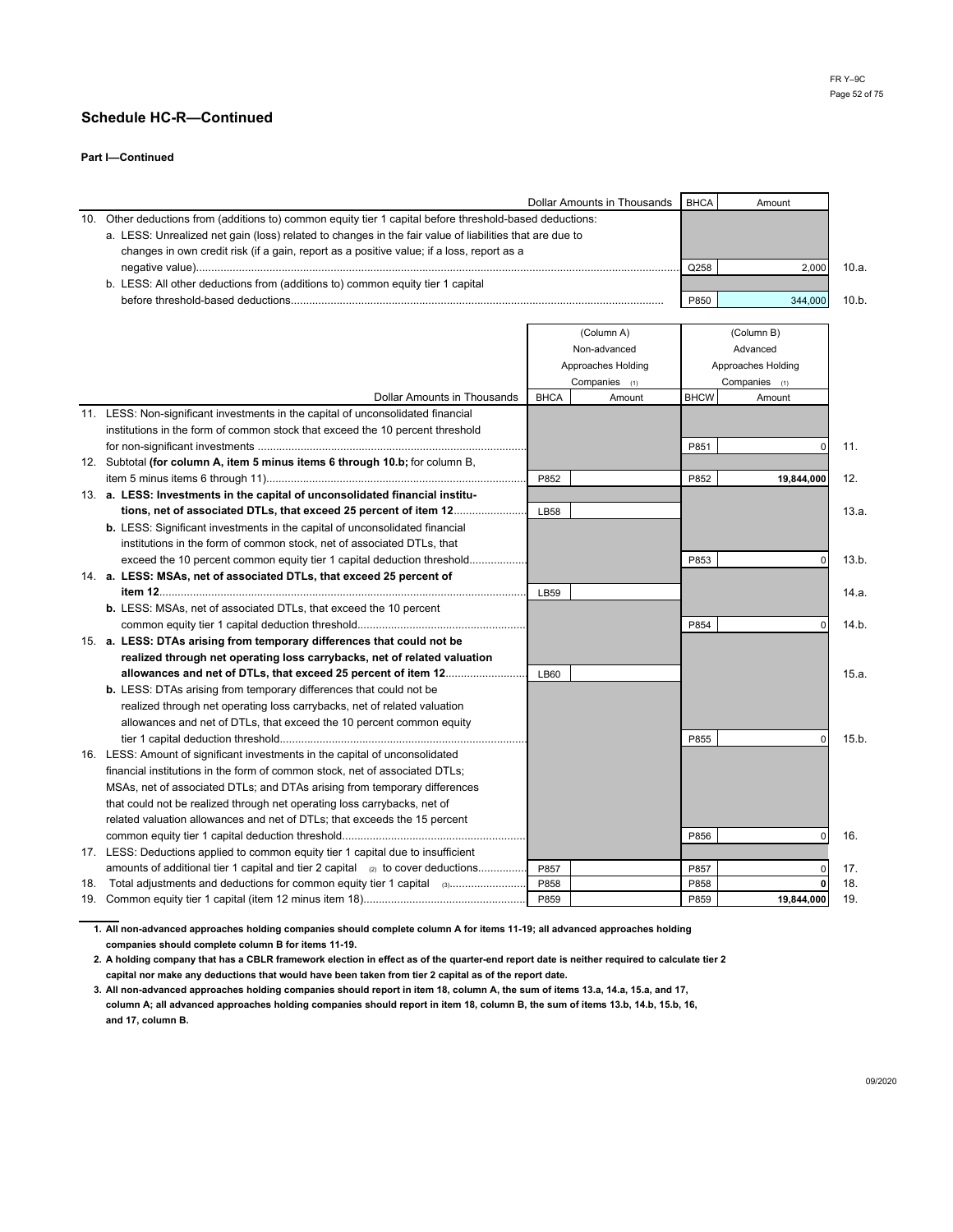## Schedule HC-R—Continued

**Part I—Continued**

| | Dollar Amounts in Thousands | BHCA | Amount | |
|---|---|---|---|---|
| 10. | Other deductions from (additions to) common equity tier 1 capital before threshold-based deductions: | | | |
| | a. LESS: Unrealized net gain (loss) related to changes in the fair value of liabilities that are due to changes in own credit risk (if a gain, report as a positive value; if a loss, report as a negative value) | Q258 | 2,000 | 10.a. |
| | b. LESS: All other deductions from (additions to) common equity tier 1 capital before threshold-based deductions | P850 | 344,000 | 10.b. |

| | Dollar Amounts in Thousands | (Column A) Non-advanced Approaches Holding Companies (1) BHCA | Amount | (Column B) Advanced Approaches Holding Companies (1) BHCW | Amount | |
|---|---|---|---|---|---|---|
| 11. | LESS: Non-significant investments in the capital of unconsolidated financial institutions in the form of common stock that exceed the 10 percent threshold for non-significant investments | | | P851 | 0 | 11. |
| 12. | Subtotal **(for column A, item 5 minus items 6 through 10.b;** for column B, item 5 minus items 6 through 11) | P852 | | P852 | **19,844,000** | 12. |
| 13. | **a. LESS: Investments in the capital of unconsolidated financial institutions, net of associated DTLs, that exceed 25 percent of item 12** | LB58 | | | | 13.a. |
| | **b.** LESS: Significant investments in the capital of unconsolidated financial institutions in the form of common stock, net of associated DTLs, that exceed the 10 percent common equity tier 1 capital deduction threshold | | | P853 | 0 | 13.b. |
| 14. | **a. LESS: MSAs, net of associated DTLs, that exceed 25 percent of item 12** | LB59 | | | | 14.a. |
| | **b.** LESS: MSAs, net of associated DTLs, that exceed the 10 percent common equity tier 1 capital deduction threshold | | | P854 | 0 | 14.b. |
| 15. | **a. LESS: DTAs arising from temporary differences that could not be realized through net operating loss carrybacks, net of related valuation allowances and net of DTLs, that exceed 25 percent of item 12** | LB60 | | | | 15.a. |
| | **b.** LESS: DTAs arising from temporary differences that could not be realized through net operating loss carrybacks, net of related valuation allowances and net of DTLs, that exceed the 10 percent common equity tier 1 capital deduction threshold | | | P855 | 0 | 15.b. |
| 16. | LESS: Amount of significant investments in the capital of unconsolidated financial institutions in the form of common stock, net of associated DTLs; MSAs, net of associated DTLs; and DTAs arising from temporary differences that could not be realized through net operating loss carrybacks, net of related valuation allowances and net of DTLs; that exceeds the 15 percent common equity tier 1 capital deduction threshold | | | P856 | 0 | 16. |
| 17. | LESS: Deductions applied to common equity tier 1 capital due to insufficient amounts of additional tier 1 capital and tier 2 capital (2) to cover deductions | P857 | | P857 | 0 | 17. |
| 18. | Total adjustments and deductions for common equity tier 1 capital (3) | P858 | | P858 | **0** | 18. |
| 19. | Common equity tier 1 capital (item 12 minus item 18) | P859 | | P859 | **19,844,000** | 19. |

1. **All non-advanced approaches holding companies should complete column A for items 11-19; all advanced approaches holding companies should complete column B for items 11-19.**
2. **A holding company that has a CBLR framework election in effect as of the quarter-end report date is neither required to calculate tier 2 capital nor make any deductions that would have been taken from tier 2 capital as of the report date.**
3. **All non-advanced approaches holding companies should report in item 18, column A, the sum of items 13.a, 14.a, 15.a, and 17, column A; all advanced approaches holding companies should report in item 18, column B, the sum of items 13.b, 14.b, 15.b, 16, and 17, column B.**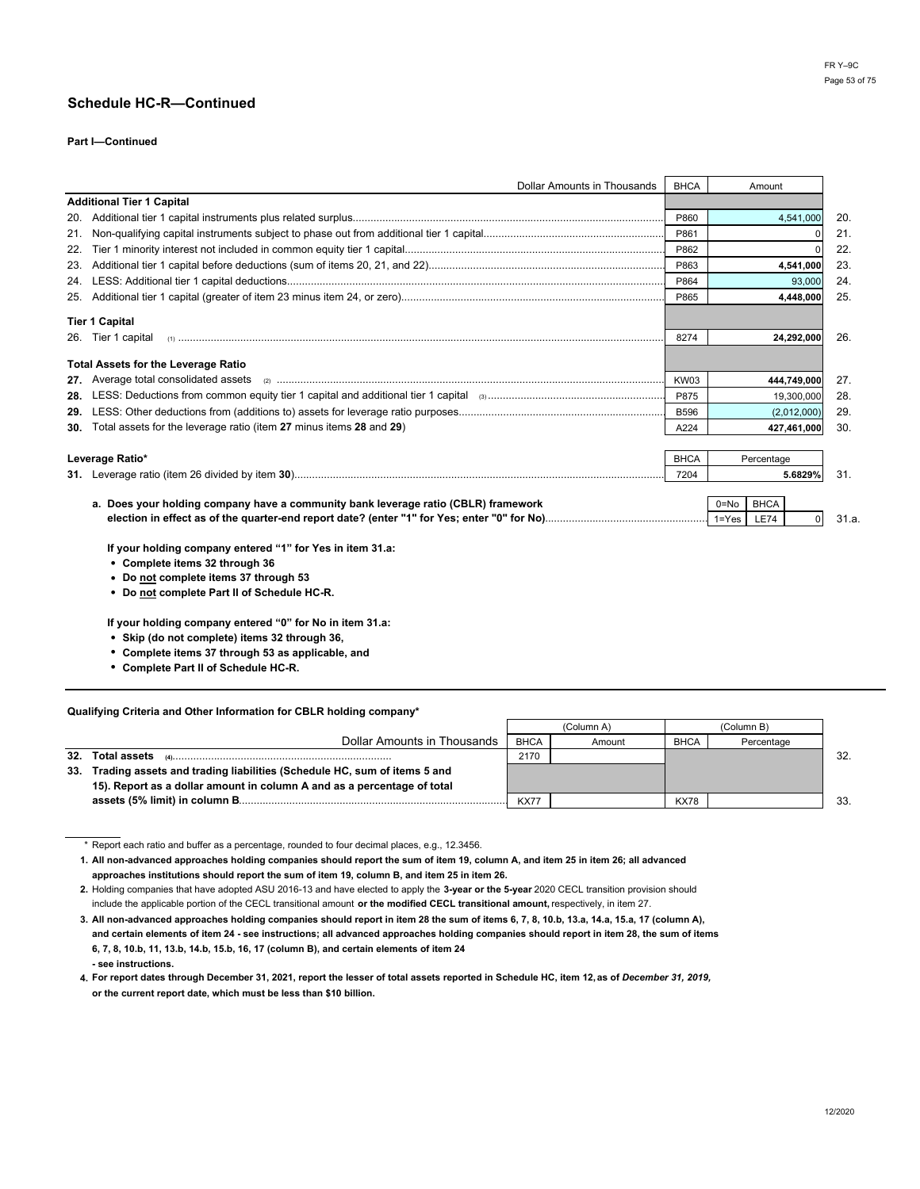## Schedule HC-R—Continued

**Part I—Continued**

| | Dollar Amounts in Thousands | BHCA | Amount | |
|---|---|---|---|---|
| | **Additional Tier 1 Capital** | | | |
| 20. | Additional tier 1 capital instruments plus related surplus | P860 | 4,541,000 | 20. |
| 21. | Non-qualifying capital instruments subject to phase out from additional tier 1 capital | P861 | 0 | 21. |
| 22. | Tier 1 minority interest not included in common equity tier 1 capital | P862 | 0 | 22. |
| 23. | Additional tier 1 capital before deductions (sum of items 20, 21, and 22) | P863 | **4,541,000** | 23. |
| 24. | LESS: Additional tier 1 capital deductions | P864 | 93,000 | 24. |
| 25. | Additional tier 1 capital (greater of item 23 minus item 24, or zero) | P865 | **4,448,000** | 25. |
| | **Tier 1 Capital** | | | |
| 26. | Tier 1 capital (1) | 8274 | **24,292,000** | 26. |
| | **Total Assets for the Leverage Ratio** | | | |
| **27.** | Average total consolidated assets (2) | KW03 | **444,749,000** | 27. |
| **28.** | LESS: Deductions from common equity tier 1 capital and additional tier 1 capital (3) | P875 | 19,300,000 | 28. |
| **29.** | LESS: Other deductions from (additions to) assets for leverage ratio purposes | B596 | (2,012,000) | 29. |
| **30.** | Total assets for the leverage ratio (item **27** minus items **28** and **29**) | A224 | **427,461,000** | 30. |

| | **Leverage Ratio*** | BHCA | Percentage | |
|---|---|---|---|---|
| **31.** | Leverage ratio (item 26 divided by item **30**) | 7204 | **5.6829%** | 31. |

**a. Does your holding company have a community bank leverage ratio (CBLR) framework election in effect as of the quarter-end report date? (enter "1" for Yes; enter "0" for No)** — 0=No, 1=Yes — BHCA LE74: 0 — 31.a.

**If your holding company entered "1" for Yes in item 31.a:**

- **Complete items 32 through 36**
- **Do not complete items 37 through 53**
- **Do not complete Part II of Schedule HC-R.**

**If your holding company entered "0" for No in item 31.a:**

- **Skip (do not complete) items 32 through 36,**
- **Complete items 37 through 53 as applicable, and**
- **Complete Part II of Schedule HC-R.**

**Qualifying Criteria and Other Information for CBLR holding company***

| | Dollar Amounts in Thousands | (Column A) BHCA | Amount | (Column B) BHCA | Percentage | |
|---|---|---|---|---|---|---|
| **32.** | **Total assets** (4) | 2170 | | | | 32. |
| **33.** | **Trading assets and trading liabilities (Schedule HC, sum of items 5 and 15). Report as a dollar amount in column A and as a percentage of total assets (5% limit) in column B** | KX77 | | KX78 | | 33. |

\* Report each ratio and buffer as a percentage, rounded to four decimal places, e.g., 12.3456.

1. **All non-advanced approaches holding companies should report the sum of item 19, column A, and item 25 in item 26; all advanced approaches institutions should report the sum of item 19, column B, and item 25 in item 26.**
2. Holding companies that have adopted ASU 2016-13 and have elected to apply the **3-year or the 5-year** 2020 CECL transition provision should include the applicable portion of the CECL transitional amount **or the modified CECL transitional amount,** respectively, in item 27.
3. **All non-advanced approaches holding companies should report in item 28 the sum of items 6, 7, 8, 10.b, 13.a, 14.a, 15.a, 17 (column A), and certain elements of item 24 - see instructions; all advanced approaches holding companies should report in item 28, the sum of items 6, 7, 8, 10.b, 11, 13.b, 14.b, 15.b, 16, 17 (column B), and certain elements of item 24 - see instructions.**
4. **For report dates through December 31, 2021, report the lesser of total assets reported in Schedule HC, item 12, as of *December 31, 2019,* or the current report date, which must be less than $10 billion.**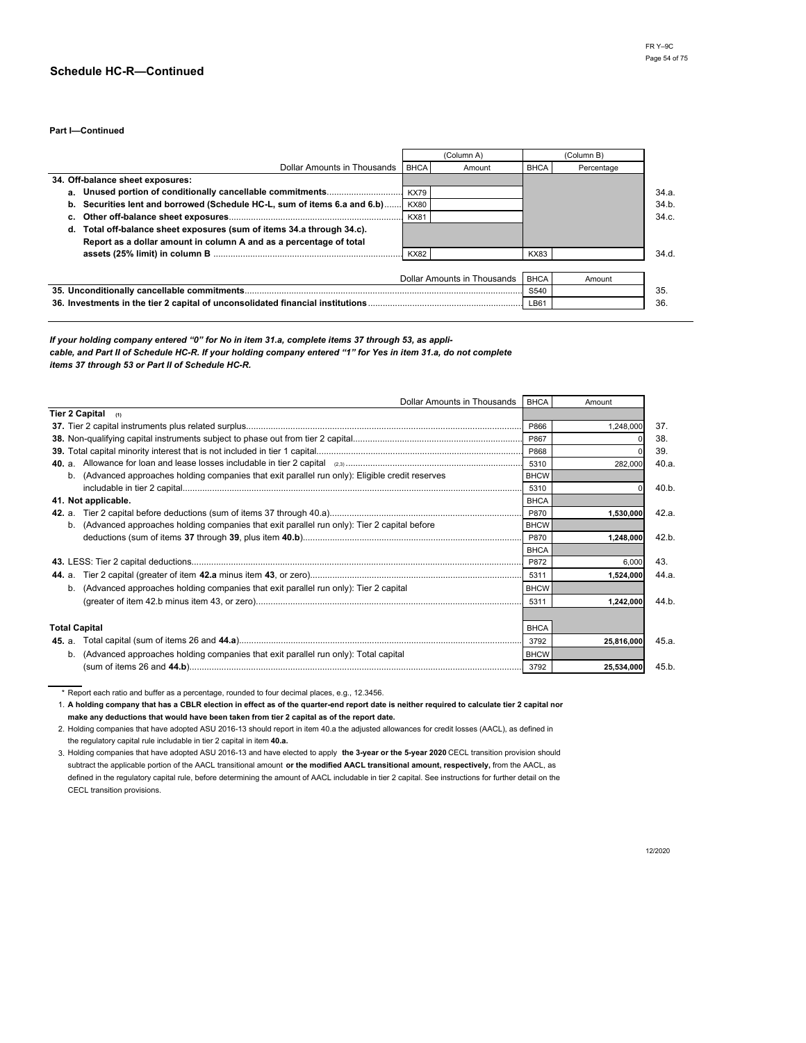## Schedule HC-R—Continued

**Part I—Continued**

| Dollar Amounts in Thousands | (Column A) BHCA | Amount | (Column B) BHCA | Percentage | |
|---|---|---|---|---|---|
| **34. Off-balance sheet exposures:** | | | | | |
| **a. Unused portion of conditionally cancellable commitments** | KX79 | | | | 34.a. |
| **b. Securities lent and borrowed (Schedule HC-L, sum of items 6.a and 6.b)** | KX80 | | | | 34.b. |
| **c. Other off-balance sheet exposures** | KX81 | | | | 34.c. |
| **d. Total off-balance sheet exposures (sum of items 34.a through 34.c). Report as a dollar amount in column A and as a percentage of total assets (25% limit) in column B** | KX82 | | KX83 | | 34.d. |

| Dollar Amounts in Thousands | BHCA | Amount | |
|---|---|---|---|
| **35. Unconditionally cancellable commitments** | S540 | | 35. |
| **36. Investments in the tier 2 capital of unconsolidated financial institutions** | LB61 | | 36. |

***If your holding company entered "0" for No in item 31.a, complete items 37 through 53, as applicable, and Part II of Schedule HC-R. If your holding company entered "1" for Yes in item 31.a, do not complete items 37 through 53 or Part II of Schedule HC-R.***

| Dollar Amounts in Thousands | BHCA | Amount | |
|---|---|---|---|
| **Tier 2 Capital** (1) | | | |
| **37.** Tier 2 capital instruments plus related surplus | P866 | 1,248,000 | 37. |
| **38.** Non-qualifying capital instruments subject to phase out from tier 2 capital | P867 | 0 | 38. |
| **39.** Total capital minority interest that is not included in tier 1 capital | P868 | 0 | 39. |
| **40.** a. Allowance for loan and lease losses includable in tier 2 capital (2,3) | 5310 | 282,000 | 40.a. |
| b. (Advanced approaches holding companies that exit parallel run only): Eligible credit reserves includable in tier 2 capital | BHCW 5310 | 0 | 40.b. |
| **41. Not applicable.** | | | |
| **42.** a. Tier 2 capital before deductions (sum of items 37 through 40.a) | BHCA P870 | **1,530,000** | 42.a. |
| b. (Advanced approaches holding companies that exit parallel run only): Tier 2 capital before deductions (sum of items **37** through **39**, plus item **40.b**) | BHCW P870 | **1,248,000** | 42.b. |
| **43.** LESS: Tier 2 capital deductions | BHCA P872 | 6,000 | 43. |
| **44.** a. Tier 2 capital (greater of item **42.a** minus item **43**, or zero) | 5311 | **1,524,000** | 44.a. |
| b. (Advanced approaches holding companies that exit parallel run only): Tier 2 capital (greater of item 42.b minus item 43, or zero) | BHCW 5311 | **1,242,000** | 44.b. |
| **Total Capital** | | | |
| **45.** a. Total capital (sum of items 26 and **44.a**) | BHCA 3792 | **25,816,000** | 45.a. |
| b. (Advanced approaches holding companies that exit parallel run only): Total capital (sum of items 26 and **44.b**) | BHCW 3792 | **25,534,000** | 45.b. |

\* Report each ratio and buffer as a percentage, rounded to four decimal places, e.g., 12.3456.

1. **A holding company that has a CBLR election in effect as of the quarter-end report date is neither required to calculate tier 2 capital nor make any deductions that would have been taken from tier 2 capital as of the report date.**
2. Holding companies that have adopted ASU 2016-13 should report in item 40.a the adjusted allowances for credit losses (AACL), as defined in the regulatory capital rule includable in tier 2 capital in item **40.a.**
3. Holding companies that have adopted ASU 2016-13 and have elected to apply **the 3-year or the 5-year 2020** CECL transition provision should subtract the applicable portion of the AACL transitional amount **or the modified AACL transitional amount, respectively,** from the AACL, as defined in the regulatory capital rule, before determining the amount of AACL includable in tier 2 capital. See instructions for further detail on the CECL transition provisions.

12/2020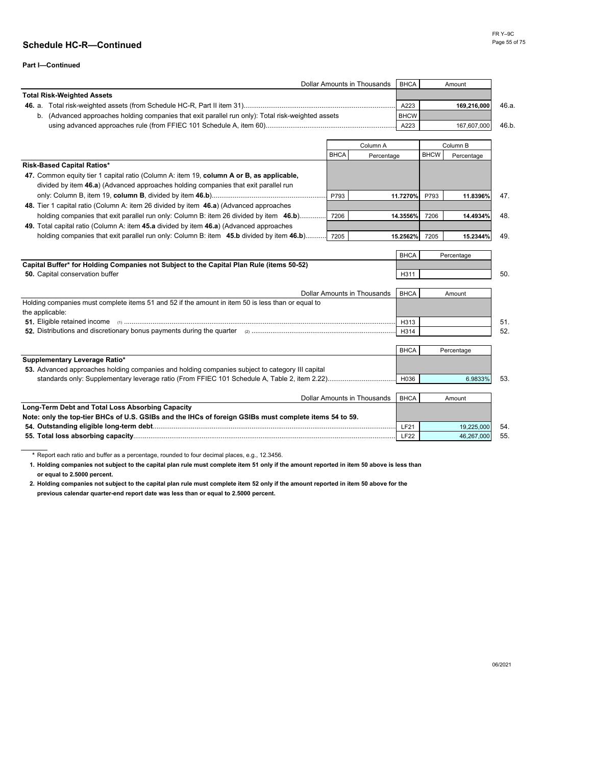## Schedule HC-R—Continued

**Part I—Continued**

| Dollar Amounts in Thousands | BHCA | Amount | |
|---|---|---|---|
| **Total Risk-Weighted Assets** | | | |
| **46.** a. Total risk-weighted assets (from Schedule HC-R, Part II item 31) | A223 | **169,216,000** | 46.a. |
| b. (Advanced approaches holding companies that exit parallel run only): Total risk-weighted assets using advanced approaches rule (from FFIEC 101 Schedule A, item 60) | BHCW A223 | 167,607,000 | 46.b. |

| | Column A | | Column B | | |
|---|---|---|---|---|---|
| | BHCA | Percentage | BHCW | Percentage | |
| **Risk-Based Capital Ratios*** | | | | | |
| **47.** Common equity tier 1 capital ratio (Column A: item 19, **column A or B, as applicable,** divided by item **46.a**) (Advanced approaches holding companies that exit parallel run only: Column B, item 19, **column B**, divided by item **46.b**) | P793 | **11.7270%** | P793 | **11.8396%** | 47. |
| **48.** Tier 1 capital ratio (Column A: item 26 divided by item **46.a**) (Advanced approaches holding companies that exit parallel run only: Column B: item 26 divided by item **46.b**) | 7206 | **14.3556%** | 7206 | **14.4934%** | 48. |
| **49.** Total capital ratio (Column A: item **45.a** divided by item **46.a**) (Advanced approaches holding companies that exit parallel run only: Column B: item **45.b** divided by item **46.b**) | 7205 | **15.2562%** | 7205 | **15.2344%** | 49. |

| | BHCA | Percentage | |
|---|---|---|---|
| **Capital Buffer* for Holding Companies not Subject to the Capital Plan Rule (items 50-52)** | | | |
| **50.** Capital conservation buffer | H311 | | 50. |

| Dollar Amounts in Thousands | BHCA | Amount | |
|---|---|---|---|
| Holding companies must complete items 51 and 52 if the amount in item 50 is less than or equal to the applicable: | | | |
| **51.** Eligible retained income (1) | H313 | | 51. |
| **52.** Distributions and discretionary bonus payments during the quarter (2) | H314 | | 52. |

| | BHCA | Percentage | |
|---|---|---|---|
| **Supplementary Leverage Ratio*** | | | |
| **53.** Advanced approaches holding companies and holding companies subject to category III capital standards only: Supplementary leverage ratio (From FFIEC 101 Schedule A, Table 2, item 2.22) | H036 | 6.9833% | 53. |

| Dollar Amounts in Thousands | BHCA | Amount | |
|---|---|---|---|
| **Long-Term Debt and Total Loss Absorbing Capacity** | | | |
| **Note: only the top-tier BHCs of U.S. GSIBs and the IHCs of foreign GSIBs must complete items 54 to 59.** | | | |
| **54. Outstanding eligible long-term debt** | LF21 | 19,225,000 | 54. |
| **55. Total loss absorbing capacity** | LF22 | 46,267,000 | 55. |

\* Report each ratio and buffer as a percentage, rounded to four decimal places, e.g., 12.3456.

**1. Holding companies not subject to the capital plan rule must complete item 51 only if the amount reported in item 50 above is less than or equal to 2.5000 percent.**

**2. Holding companies not subject to the capital plan rule must complete item 52 only if the amount reported in item 50 above for the previous calendar quarter-end report date was less than or equal to 2.5000 percent.**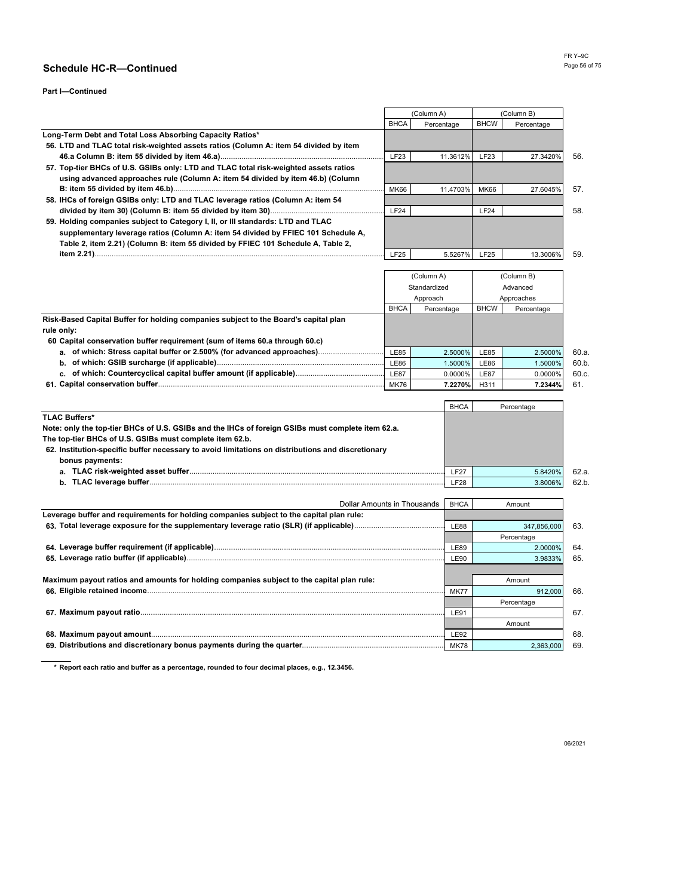## Schedule HC-R—Continued

**Part I—Continued**

| | (Column A) | | (Column B) | | |
|---|---|---|---|---|---|
| | BHCA | Percentage | BHCW | Percentage | |
| **Long-Term Debt and Total Loss Absorbing Capacity Ratios*** | | | | | |
| **56. LTD and TLAC total risk-weighted assets ratios (Column A: item 54 divided by item 46.a Column B: item 55 divided by item 46.a)** | LF23 | 11.3612% | LF23 | 27.3420% | 56. |
| **57. Top-tier BHCs of U.S. GSIBs only: LTD and TLAC total risk-weighted assets ratios using advanced approaches rule (Column A: item 54 divided by item 46.b) (Column B: item 55 divided by item 46.b)** | MK66 | 11.4703% | MK66 | 27.6045% | 57. |
| **58. IHCs of foreign GSIBs only: LTD and TLAC leverage ratios (Column A: item 54 divided by item 30) (Column B: item 55 divided by item 30)** | LF24 | | LF24 | | 58. |
| **59. Holding companies subject to Category I, II, or III standards: LTD and TLAC supplementary leverage ratios (Column A: item 54 divided by FFIEC 101 Schedule A, Table 2, item 2.21) (Column B: item 55 divided by FFIEC 101 Schedule A, Table 2, item 2.21)** | LF25 | 5.5267% | LF25 | 13.3006% | 59. |

| | (Column A) Standardized Approach | | (Column B) Advanced Approaches | | |
|---|---|---|---|---|---|
| | BHCA | Percentage | BHCW | Percentage | |
| **Risk-Based Capital Buffer for holding companies subject to the Board's capital plan rule only:** | | | | | |
| **60 Capital conservation buffer requirement (sum of items 60.a through 60.c)** | | | | | |
| **a. of which: Stress capital buffer or 2.500% (for advanced approaches)** | LE85 | 2.5000% | LE85 | 2.5000% | 60.a. |
| **b. of which: GSIB surcharge (if applicable)** | LE86 | 1.5000% | LE86 | 1.5000% | 60.b. |
| **c. of which: Countercyclical capital buffer amount (if applicable)** | LE87 | 0.0000% | LE87 | 0.0000% | 60.c. |
| **61. Capital conservation buffer** | MK76 | **7.2270%** | H311 | **7.2344%** | 61. |

| | BHCA | Percentage | |
|---|---|---|---|
| **TLAC Buffers*** | | | |
| **Note: only the top-tier BHCs of U.S. GSIBs and the IHCs of foreign GSIBs must complete item 62.a. The top-tier BHCs of U.S. GSIBs must complete item 62.b.** | | | |
| **62. Institution-specific buffer necessary to avoid limitations on distributions and discretionary bonus payments:** | | | |
| **a. TLAC risk-weighted asset buffer** | LF27 | 5.8420% | 62.a. |
| **b. TLAC leverage buffer** | LF28 | 3.8006% | 62.b. |

| Dollar Amounts in Thousands | BHCA | Amount | |
|---|---|---|---|
| **Leverage buffer and requirements for holding companies subject to the capital plan rule:** | | | |
| **63. Total leverage exposure for the supplementary leverage ratio (SLR) (if applicable)** | LE88 | 347,856,000 | 63. |
| | | Percentage | |
| **64. Leverage buffer requirement (if applicable)** | LE89 | 2.0000% | 64. |
| **65. Leverage ratio buffer (if applicable)** | LE90 | 3.9833% | 65. |
| **Maximum payout ratios and amounts for holding companies subject to the capital plan rule:** | | Amount | |
| **66. Eligible retained income** | MK77 | 912,000 | 66. |
| | | Percentage | |
| **67. Maximum payout ratio** | LE91 | | 67. |
| | | Amount | |
| **68. Maximum payout amount** | LE92 | | 68. |
| **69. Distributions and discretionary bonus payments during the quarter** | MK78 | 2,363,000 | 69. |

\* **Report each ratio and buffer as a percentage, rounded to four decimal places, e.g., 12.3456.**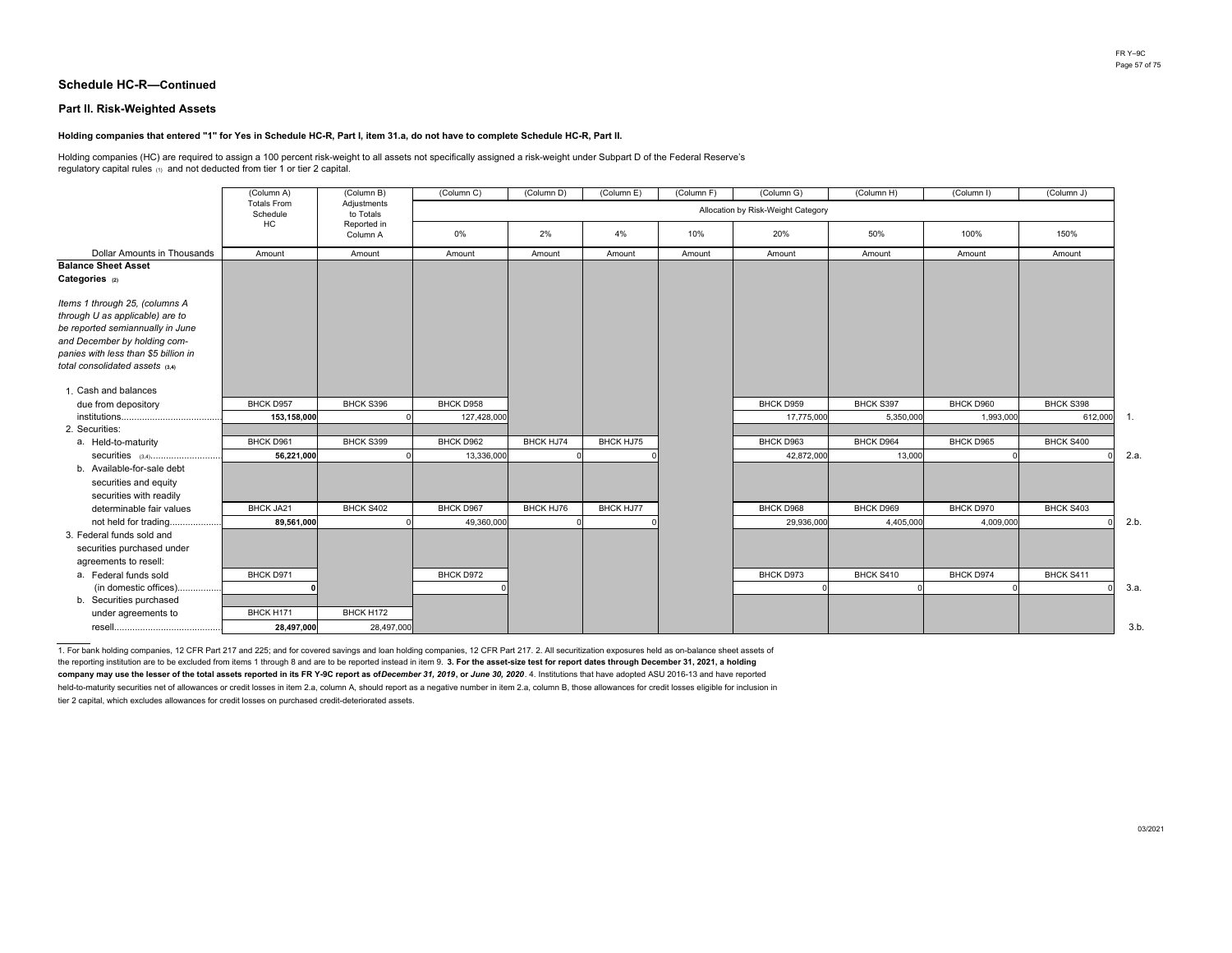## Schedule HC-R—Continued

### Part II. Risk-Weighted Assets

**Holding companies that entered "1" for Yes in Schedule HC-R, Part I, item 31.a, do not have to complete Schedule HC-R, Part II.**

Holding companies (HC) are required to assign a 100 percent risk-weight to all assets not specifically assigned a risk-weight under Subpart D of the Federal Reserve's regulatory capital rules [1] and not deducted from tier 1 or tier 2 capital.

| | (Column A) Totals From Schedule HC | (Column B) Adjustments to Totals Reported in Column A | (Column C) | (Column D) | (Column E) | (Column F) | (Column G) | (Column H) | (Column I) | (Column J) | |
|---|---|---|---|---|---|---|---|---|---|---|---|
| | | | Allocation by Risk-Weight Category | | | | | | | | |
| | | | 0% | 2% | 4% | 10% | 20% | 50% | 100% | 150% | |
| Dollar Amounts in Thousands | Amount | Amount | Amount | Amount | Amount | Amount | Amount | Amount | Amount | Amount | |
| **Balance Sheet Asset Categories** [2] | | | | | | | | | | | |
| *Items 1 through 25, (columns A through U as applicable) are to be reported semiannually in June and December by holding companies with less than $5 billion in total consolidated assets* [3,4] | | | | | | | | | | | |
| 1. Cash and balances due from depository institutions | BHCK D957 **153,158,000** | BHCK S396 0 | BHCK D958 127,428,000 | | | | BHCK D959 17,775,000 | BHCK S397 5,350,000 | BHCK D960 1,993,000 | BHCK S398 612,000 | 1. |
| 2. Securities: | | | | | | | | | | | |
| a. Held-to-maturity securities [3,4] | BHCK D961 **56,221,000** | BHCK S399 0 | BHCK D962 13,336,000 | BHCK HJ74 0 | BHCK HJ75 0 | | BHCK D963 42,872,000 | BHCK D964 13,000 | BHCK D965 0 | BHCK S400 0 | 2.a. |
| b. Available-for-sale debt securities and equity securities with readily determinable fair values not held for trading | BHCK JA21 **89,561,000** | BHCK S402 0 | BHCK D967 49,360,000 | BHCK HJ76 0 | BHCK HJ77 0 | | BHCK D968 29,936,000 | BHCK D969 4,405,000 | BHCK D970 4,009,000 | BHCK S403 0 | 2.b. |
| 3. Federal funds sold and securities purchased under agreements to resell: | | | | | | | | | | | |
| a. Federal funds sold (in domestic offices) | BHCK D971 **0** | | BHCK D972 0 | | | | BHCK D973 0 | BHCK S410 0 | BHCK D974 0 | BHCK S411 0 | 3.a. |
| b. Securities purchased under agreements to resell | BHCK H171 **28,497,000** | BHCK H172 28,497,000 | | | | | | | | | 3.b. |

1. For bank holding companies, 12 CFR Part 217 and 225; and for covered savings and loan holding companies, 12 CFR Part 217. 2. All securitization exposures held as on-balance sheet assets of the reporting institution are to be excluded from items 1 through 8 and are to be reported instead in item 9. **3. For the asset-size test for report dates through December 31, 2021, a holding company may use the lesser of the total assets reported in its FR Y-9C report as of *December 31, 2019*, or *June 30, 2020*.** 4. Institutions that have adopted ASU 2016-13 and have reported held-to-maturity securities net of allowances or credit losses in item 2.a, column A, should report as a negative number in item 2.a, column B, those allowances for credit losses eligible for inclusion in tier 2 capital, which excludes allowances for credit losses on purchased credit-deteriorated assets.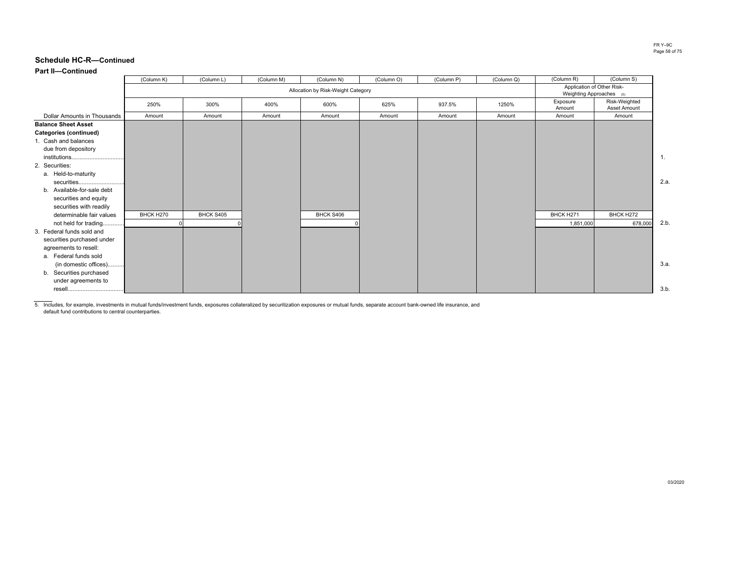## Schedule HC-R—Continued

### Part II—Continued

| Dollar Amounts in Thousands | (Column K) | (Column L) | (Column M) | (Column N) | (Column O) | (Column P) | (Column Q) | (Column R) | (Column S) | |
|---|---|---|---|---|---|---|---|---|---|---|
| | Allocation by Risk-Weight Category | | | | | | | Application of Other Risk-Weighting Approaches [5] | | |
| | 250% | 300% | 400% | 600% | 625% | 937.5% | 1250% | Exposure Amount | Risk-Weighted Asset Amount | |
| | Amount | Amount | Amount | Amount | Amount | Amount | Amount | Amount | Amount | |
| **Balance Sheet Asset Categories (continued)** | | | | | | | | | | |
| 1. Cash and balances due from depository institutions | | | | | | | | | | 1. |
| 2. Securities: | | | | | | | | | | |
| a. Held-to-maturity securities | | | | | | | | | | 2.a. |
| b. Available-for-sale debt securities and equity securities with readily determinable fair values not held for trading | BHCK H270<br>0 | BHCK S405<br>0 | | BHCK S406<br>0 | | | | BHCK H271<br>1,851,000 | BHCK H272<br>678,000 | 2.b. |
| 3. Federal funds sold and securities purchased under agreements to resell: | | | | | | | | | | |
| a. Federal funds sold (in domestic offices) | | | | | | | | | | 3.a. |
| b. Securities purchased under agreements to resell | | | | | | | | | | 3.b. |

5. Includes, for example, investments in mutual funds/investment funds, exposures collateralized by securitization exposures or mutual funds, separate account bank-owned life insurance, and default fund contributions to central counterparties.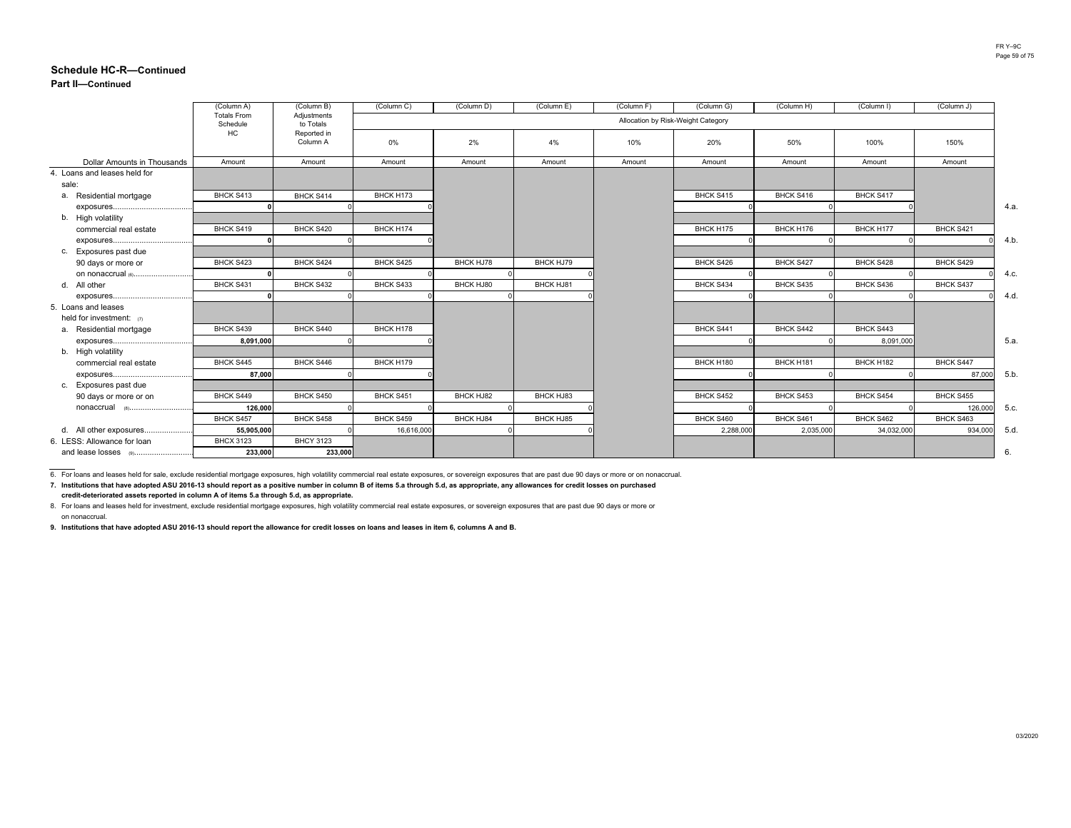## Schedule HC-R—Continued

**Part II—Continued**

| | (Column A) Totals From Schedule HC | (Column B) Adjustments to Totals Reported in Column A | (Column C) | (Column D) | (Column E) | (Column F) | (Column G) | (Column H) | (Column I) | (Column J) | |
|---|---|---|---|---|---|---|---|---|---|---|---|
| | | | Allocation by Risk-Weight Category | | | | | | | | |
| | | | 0% | 2% | 4% | 10% | 20% | 50% | 100% | 150% | |
| Dollar Amounts in Thousands | Amount | Amount | Amount | Amount | Amount | Amount | Amount | Amount | Amount | Amount | |
| 4. Loans and leases held for sale: | | | | | | | | | | | |
| a. Residential mortgage exposures | BHCK S413 **0** | BHCK S414 0 | BHCK H173 0 | | | | BHCK S415 0 | BHCK S416 0 | BHCK S417 0 | | 4.a. |
| b. High volatility commercial real estate exposures | BHCK S419 **0** | BHCK S420 0 | BHCK H174 0 | | | | BHCK H175 0 | BHCK H176 0 | BHCK H177 0 | BHCK S421 0 | 4.b. |
| c. Exposures past due 90 days or more or on nonaccrual [6] | BHCK S423 **0** | BHCK S424 0 | BHCK S425 0 | BHCK HJ78 0 | BHCK HJ79 0 | | BHCK S426 0 | BHCK S427 0 | BHCK S428 0 | BHCK S429 0 | 4.c. |
| d. All other exposures | BHCK S431 **0** | BHCK S432 0 | BHCK S433 0 | BHCK HJ80 0 | BHCK HJ81 0 | | BHCK S434 0 | BHCK S435 0 | BHCK S436 0 | BHCK S437 0 | 4.d. |
| 5. Loans and leases held for investment: [7] | | | | | | | | | | | |
| a. Residential mortgage exposures | BHCK S439 **8,091,000** | BHCK S440 0 | BHCK H178 0 | | | | BHCK S441 0 | BHCK S442 0 | BHCK S443 8,091,000 | | 5.a. |
| b. High volatility commercial real estate exposures | BHCK S445 **87,000** | BHCK S446 0 | BHCK H179 0 | | | | BHCK H180 0 | BHCK H181 0 | BHCK H182 0 | BHCK S447 87,000 | 5.b. |
| c. Exposures past due 90 days or more or on nonaccrual [8] | BHCK S449 **126,000** | BHCK S450 0 | BHCK S451 0 | BHCK HJ82 0 | BHCK HJ83 0 | | BHCK S452 0 | BHCK S453 0 | BHCK S454 0 | BHCK S455 126,000 | 5.c. |
| d. All other exposures | BHCK S457 **55,905,000** | BHCK S458 0 | BHCK S459 16,616,000 | BHCK HJ84 0 | BHCK HJ85 0 | | BHCK S460 2,288,000 | BHCK S461 2,035,000 | BHCK S462 34,032,000 | BHCK S463 934,000 | 5.d. |
| 6. LESS: Allowance for loan and lease losses [9] | BHCX 3123 **233,000** | BHCY 3123 233,000 | | | | | | | | | 6. |

6. For loans and leases held for sale, exclude residential mortgage exposures, high volatility commercial real estate exposures, or sovereign exposures that are past due 90 days or more or on nonaccrual.

**7. Institutions that have adopted ASU 2016-13 should report as a positive number in column B of items 5.a through 5.d, as appropriate, any allowances for credit losses on purchased credit-deteriorated assets reported in column A of items 5.a through 5.d, as appropriate.**

8. For loans and leases held for investment, exclude residential mortgage exposures, high volatility commercial real estate exposures, or sovereign exposures that are past due 90 days or more or on nonaccrual.

**9. Institutions that have adopted ASU 2016-13 should report the allowance for credit losses on loans and leases in item 6, columns A and B.**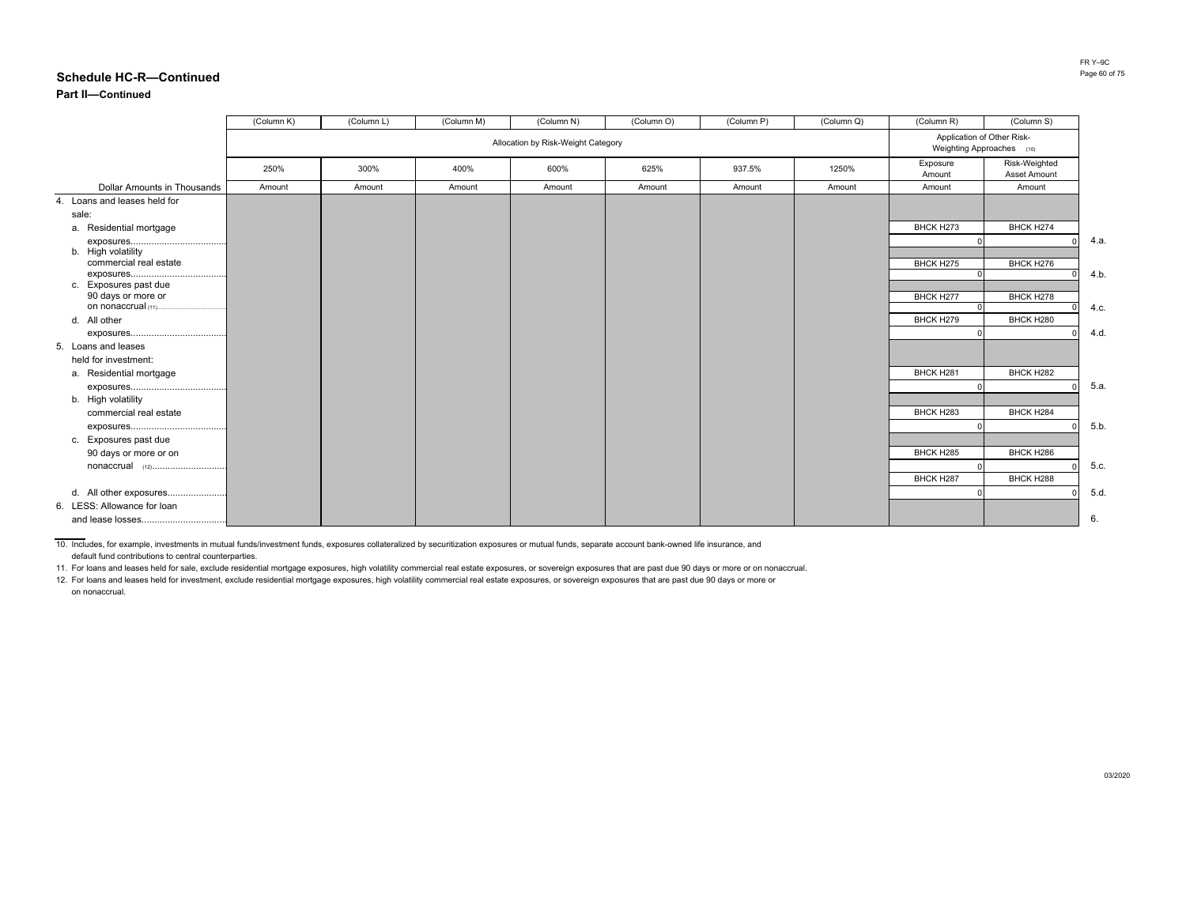## Schedule HC-R—Continued

**Part II—Continued**

| | (Column K) | (Column L) | (Column M) | (Column N) | (Column O) | (Column P) | (Column Q) | (Column R) | (Column S) | |
|---|---|---|---|---|---|---|---|---|---|---|
| | Allocation by Risk-Weight Category | | | | | | | Application of Other Risk-Weighting Approaches (10) | | |
| | 250% | 300% | 400% | 600% | 625% | 937.5% | 1250% | Exposure Amount | Risk-Weighted Asset Amount | |
| Dollar Amounts in Thousands | Amount | Amount | Amount | Amount | Amount | Amount | Amount | Amount | Amount | |
| 4. Loans and leases held for sale: | | | | | | | | | | |
| a. Residential mortgage exposures | | | | | | | | BHCK H273 0 | BHCK H274 0 | 4.a. |
| b. High volatility commercial real estate exposures | | | | | | | | BHCK H275 0 | BHCK H276 0 | 4.b. |
| c. Exposures past due 90 days or more or on nonaccrual (11) | | | | | | | | BHCK H277 0 | BHCK H278 0 | 4.c. |
| d. All other exposures | | | | | | | | BHCK H279 0 | BHCK H280 0 | 4.d. |
| 5. Loans and leases held for investment: | | | | | | | | | | |
| a. Residential mortgage exposures | | | | | | | | BHCK H281 0 | BHCK H282 0 | 5.a. |
| b. High volatility commercial real estate exposures | | | | | | | | BHCK H283 0 | BHCK H284 0 | 5.b. |
| c. Exposures past due 90 days or more or on nonaccrual (12) | | | | | | | | BHCK H285 0 | BHCK H286 0 | 5.c. |
| d. All other exposures | | | | | | | | BHCK H287 0 | BHCK H288 0 | 5.d. |
| 6. LESS: Allowance for loan and lease losses | | | | | | | | | | 6. |

10. Includes, for example, investments in mutual funds/investment funds, exposures collateralized by securitization exposures or mutual funds, separate account bank-owned life insurance, and default fund contributions to central counterparties.

11. For loans and leases held for sale, exclude residential mortgage exposures, high volatility commercial real estate exposures, or sovereign exposures that are past due 90 days or more or on nonaccrual.

12. For loans and leases held for investment, exclude residential mortgage exposures, high volatility commercial real estate exposures, or sovereign exposures that are past due 90 days or more or on nonaccrual.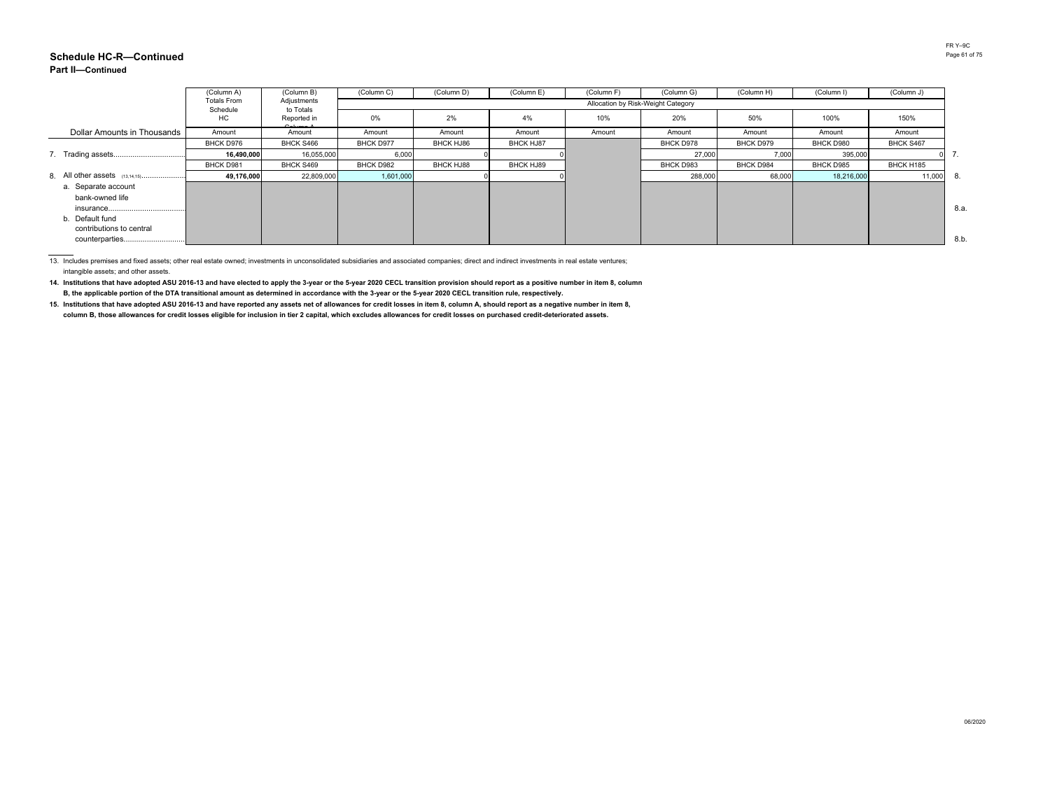## Schedule HC-R—Continued

**Part II—Continued**

| Dollar Amounts in Thousands | (Column A) Totals From Schedule HC | (Column B) Adjustments to Totals Reported in Column A | (Column C) | (Column D) | (Column E) | (Column F) | (Column G) | (Column H) | (Column I) | (Column J) | |
|---|---|---|---|---|---|---|---|---|---|---|---|
| | | | Allocation by Risk-Weight Category | | | | | | | | |
| | | | 0% | 2% | 4% | 10% | 20% | 50% | 100% | 150% | |
| | Amount | Amount | Amount | Amount | Amount | Amount | Amount | Amount | Amount | Amount | |
| | BHCK D976 | BHCK S466 | BHCK D977 | BHCK HJ86 | BHCK HJ87 | | BHCK D978 | BHCK D979 | BHCK D980 | BHCK S467 | |
| 7. Trading assets | **16,490,000** | 16,055,000 | 6,000 | 0 | 0 | | 27,000 | 7,000 | 395,000 | 0 | 7. |
| | BHCK D981 | BHCK S469 | BHCK D982 | BHCK HJ88 | BHCK HJ89 | | BHCK D983 | BHCK D984 | BHCK D985 | BHCK H185 | |
| 8. All other assets (13,14,15) | **49,176,000** | 22,809,000 | 1,601,000 | 0 | 0 | | 288,000 | 68,000 | 18,216,000 | 11,000 | 8. |
| a. Separate account bank-owned life insurance | | | | | | | | | | | 8.a. |
| b. Default fund contributions to central counterparties | | | | | | | | | | | 8.b. |

13. Includes premises and fixed assets; other real estate owned; investments in unconsolidated subsidiaries and associated companies; direct and indirect investments in real estate ventures; intangible assets; and other assets.

**14. Institutions that have adopted ASU 2016-13 and have elected to apply the 3-year or the 5-year 2020 CECL transition provision should report as a positive number in item 8, column B, the applicable portion of the DTA transitional amount as determined in accordance with the 3-year or the 5-year 2020 CECL transition rule, respectively.**

**15. Institutions that have adopted ASU 2016-13 and have reported any assets net of allowances for credit losses in item 8, column A, should report as a negative number in item 8, column B, those allowances for credit losses eligible for inclusion in tier 2 capital, which excludes allowances for credit losses on purchased credit-deteriorated assets.**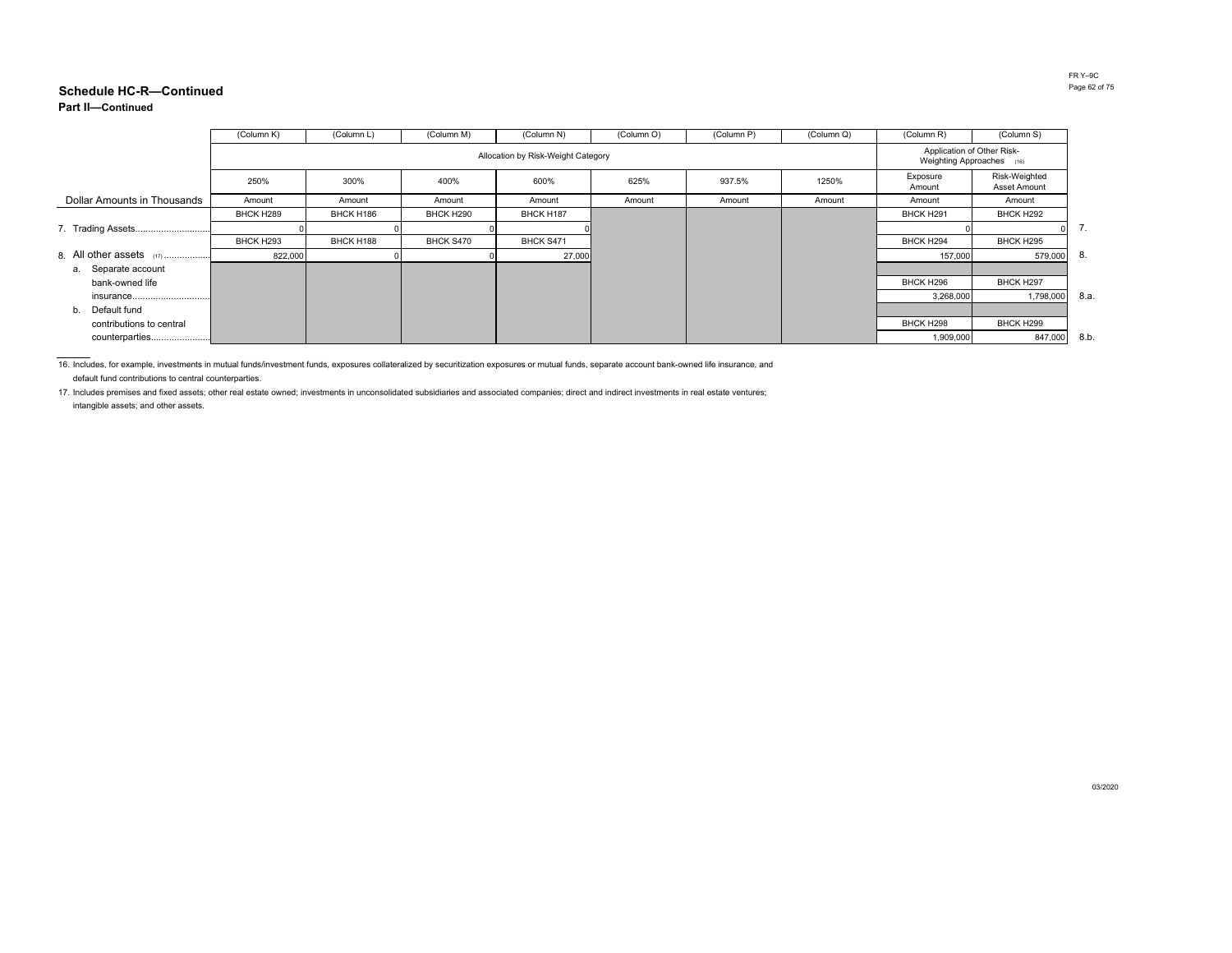## Schedule HC-R—Continued

### Part II—Continued

| | (Column K) | (Column L) | (Column M) | (Column N) | (Column O) | (Column P) | (Column Q) | (Column R) | (Column S) | |
|---|---|---|---|---|---|---|---|---|---|---|
| | Allocation by Risk-Weight Category | | | | | | | Application of Other Risk-Weighting Approaches (16) | | |
| | 250% | 300% | 400% | 600% | 625% | 937.5% | 1250% | Exposure Amount | Risk-Weighted Asset Amount | |
| Dollar Amounts in Thousands | Amount | Amount | Amount | Amount | Amount | Amount | Amount | Amount | Amount | |
| | BHCK H289 | BHCK H186 | BHCK H290 | BHCK H187 | | | | BHCK H291 | BHCK H292 | |
| 7. Trading Assets | 0 | 0 | 0 | 0 | | | | 0 | 0 | 7. |
| | BHCK H293 | BHCK H188 | BHCK S470 | BHCK S471 | | | | BHCK H294 | BHCK H295 | |
| 8. All other assets (17) | 822,000 | 0 | 0 | 27,000 | | | | 157,000 | 579,000 | 8. |
| a. Separate account bank-owned life insurance | | | | | | | | BHCK H296 | BHCK H297 | |
| | | | | | | | | 3,268,000 | 1,798,000 | 8.a. |
| b. Default fund contributions to central counterparties | | | | | | | | BHCK H298 | BHCK H299 | |
| | | | | | | | | 1,909,000 | 847,000 | 8.b. |

16. Includes, for example, investments in mutual funds/investment funds, exposures collateralized by securitization exposures or mutual funds, separate account bank-owned life insurance, and default fund contributions to central counterparties.

17. Includes premises and fixed assets; other real estate owned; investments in unconsolidated subsidiaries and associated companies; direct and indirect investments in real estate ventures; intangible assets; and other assets.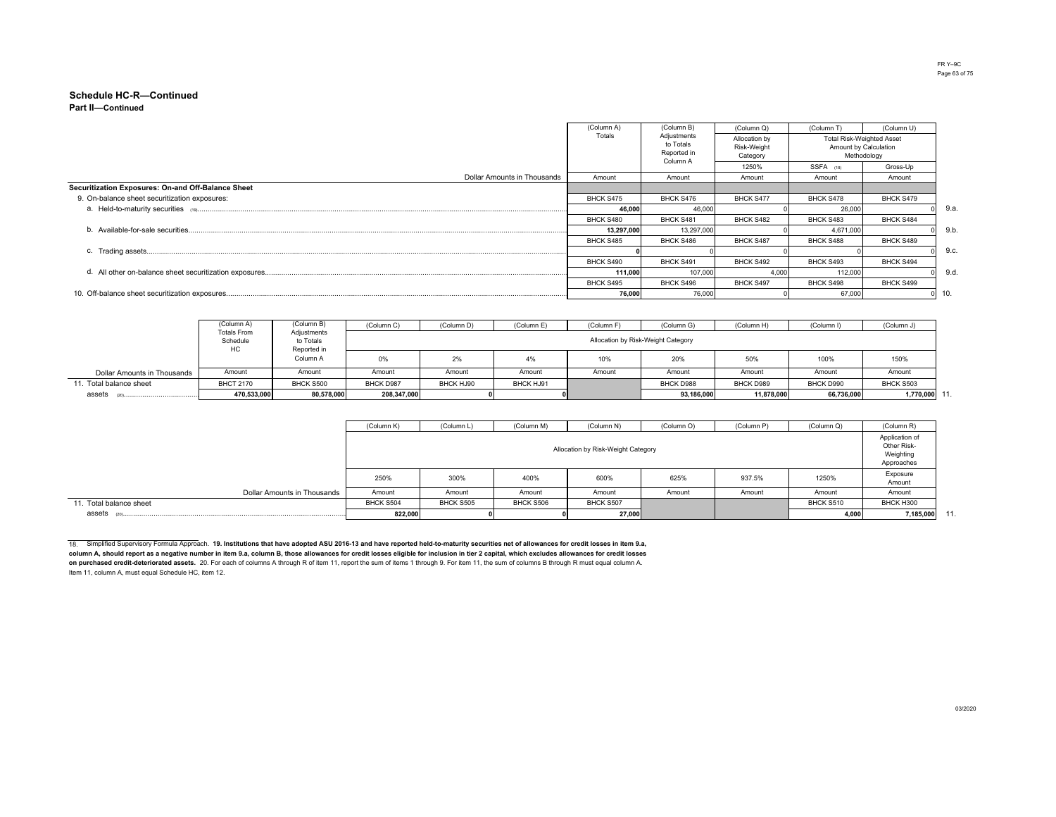## Schedule HC-R—Continued

**Part II—Continued**

| | (Column A) Totals | (Column B) Adjustments to Totals Reported in Column A | (Column Q) Allocation by Risk-Weight Category | (Column T) Total Risk-Weighted Asset Amount by Calculation Methodology | (Column U) | |
|---|---|---|---|---|---|---|
| | | | 1250% | SSFA (18) | Gross-Up | |
| Dollar Amounts in Thousands | Amount | Amount | Amount | Amount | Amount | |
| **Securitization Exposures: On-and Off-Balance Sheet** | | | | | | |
| 9. On-balance sheet securitization exposures: | | | | | | |
| a. Held-to-maturity securities (19) | BHCK S475 **46,000** | BHCK S476 46,000 | BHCK S477 0 | BHCK S478 26,000 | BHCK S479 0 | 9.a. |
| b. Available-for-sale securities | BHCK S480 **13,297,000** | BHCK S481 13,297,000 | BHCK S482 0 | BHCK S483 4,671,000 | BHCK S484 0 | 9.b. |
| c. Trading assets | BHCK S485 **0** | BHCK S486 0 | BHCK S487 0 | BHCK S488 0 | BHCK S489 0 | 9.c. |
| d. All other on-balance sheet securitization exposures | BHCK S490 **111,000** | BHCK S491 107,000 | BHCK S492 4,000 | BHCK S493 112,000 | BHCK S494 0 | 9.d. |
| 10. Off-balance sheet securitization exposures | BHCK S495 **76,000** | BHCK S496 76,000 | BHCK S497 0 | BHCK S498 67,000 | BHCK S499 0 | 10. |

| | (Column A) Totals From Schedule HC | (Column B) Adjustments to Totals Reported in Column A | (Column C) | (Column D) | (Column E) | (Column F) | (Column G) | (Column H) | (Column I) | (Column J) | |
|---|---|---|---|---|---|---|---|---|---|---|---|
| | | | Allocation by Risk-Weight Category | | | | | | | | |
| | | | 0% | 2% | 4% | 10% | 20% | 50% | 100% | 150% | |
| Dollar Amounts in Thousands | Amount | Amount | Amount | Amount | Amount | Amount | Amount | Amount | Amount | Amount | |
| 11. Total balance sheet assets (20) | BHCT 2170 **470,533,000** | BHCK S500 **80,578,000** | BHCK D987 **208,347,000** | BHCK HJ90 **0** | BHCK HJ91 **0** | | BHCK D988 **93,186,000** | BHCK D989 **11,878,000** | BHCK D990 **66,736,000** | BHCK S503 **1,770,000** | 11. |

| | (Column K) | (Column L) | (Column M) | (Column N) | (Column O) | (Column P) | (Column Q) | (Column R) Application of Other Risk-Weighting Approaches | |
|---|---|---|---|---|---|---|---|---|---|
| | Allocation by Risk-Weight Category | | | | | | | | |
| | 250% | 300% | 400% | 600% | 625% | 937.5% | 1250% | Exposure Amount | |
| Dollar Amounts in Thousands | Amount | Amount | Amount | Amount | Amount | Amount | Amount | Amount | |
| 11. Total balance sheet assets (20) | BHCK S504 **822,000** | BHCK S505 **0** | BHCK S506 **0** | BHCK S507 **27,000** | | | BHCK S510 **4,000** | BHCK H300 **7,185,000** | 11. |

18. Simplified Supervisory Formula Approach. **19. Institutions that have adopted ASU 2016-13 and have reported held-to-maturity securities net of allowances for credit losses in item 9.a, column A, should report as a negative number in item 9.a, column B, those allowances for credit losses eligible for inclusion in tier 2 capital, which excludes allowances for credit losses on purchased credit-deteriorated assets.** 20. For each of columns A through R of item 11, report the sum of items 1 through 9. For item 11, the sum of columns B through R must equal column A. Item 11, column A, must equal Schedule HC, item 12.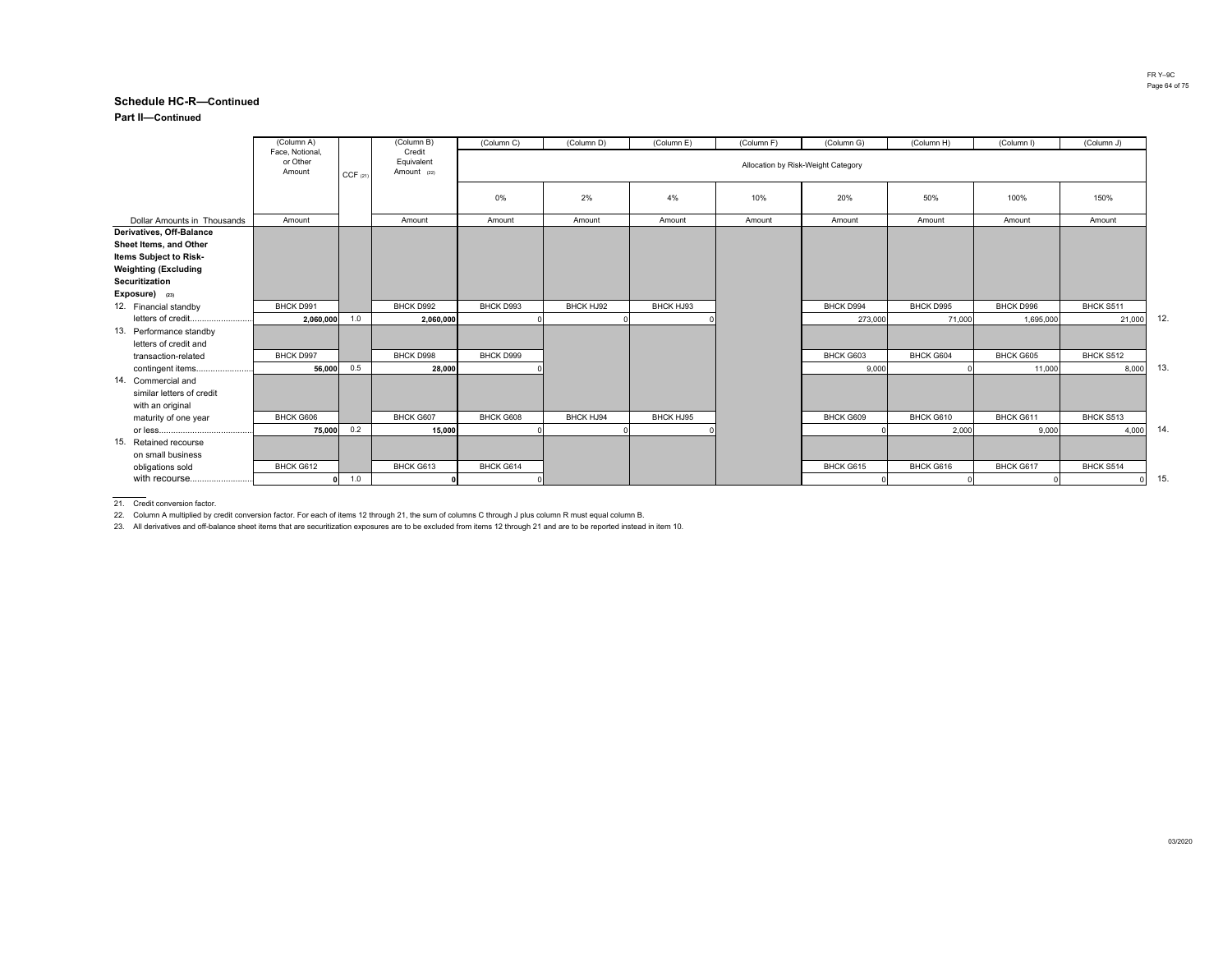## Schedule HC-R—Continued

### Part II—Continued

| Dollar Amounts in Thousands | (Column A) Face, Notional, or Other Amount | CCF [21] | (Column B) Credit Equivalent Amount [22] | (Column C) 0% | (Column D) 2% | (Column E) 4% | (Column F) 10% | (Column G) 20% | (Column H) 50% | (Column I) 100% | (Column J) 150% | |
|---|---|---|---|---|---|---|---|---|---|---|---|---|
| | | | | Allocation by Risk-Weight Category | | | | | | | | |
| | Amount | | Amount | Amount | Amount | Amount | Amount | Amount | Amount | Amount | Amount | |
| **Derivatives, Off-Balance Sheet Items, and Other Items Subject to Risk-Weighting (Excluding Securitization Exposure)** [23] | | | | | | | | | | | | |
| 12. Financial standby letters of credit | BHCK D991 **2,060,000** | 1.0 | BHCK D992 **2,060,000** | BHCK D993 0 | BHCK HJ92 0 | BHCK HJ93 0 | | BHCK D994 273,000 | BHCK D995 71,000 | BHCK D996 1,695,000 | BHCK S511 21,000 | 12. |
| 13. Performance standby letters of credit and transaction-related contingent items | BHCK D997 **56,000** | 0.5 | BHCK D998 **28,000** | BHCK D999 0 | | | | BHCK G603 9,000 | BHCK G604 0 | BHCK G605 11,000 | BHCK S512 8,000 | 13. |
| 14. Commercial and similar letters of credit with an original maturity of one year or less | BHCK G606 **75,000** | 0.2 | BHCK G607 **15,000** | BHCK G608 0 | BHCK HJ94 0 | BHCK HJ95 0 | | BHCK G609 0 | BHCK G610 2,000 | BHCK G611 9,000 | BHCK S513 4,000 | 14. |
| 15. Retained recourse on small business obligations sold with recourse | BHCK G612 **0** | 1.0 | BHCK G613 **0** | BHCK G614 0 | | | | BHCK G615 0 | BHCK G616 0 | BHCK G617 0 | BHCK S514 0 | 15. |

21. Credit conversion factor.

22. Column A multiplied by credit conversion factor. For each of items 12 through 21, the sum of columns C through J plus column R must equal column B.

23. All derivatives and off-balance sheet items that are securitization exposures are to be excluded from items 12 through 21 and are to be reported instead in item 10.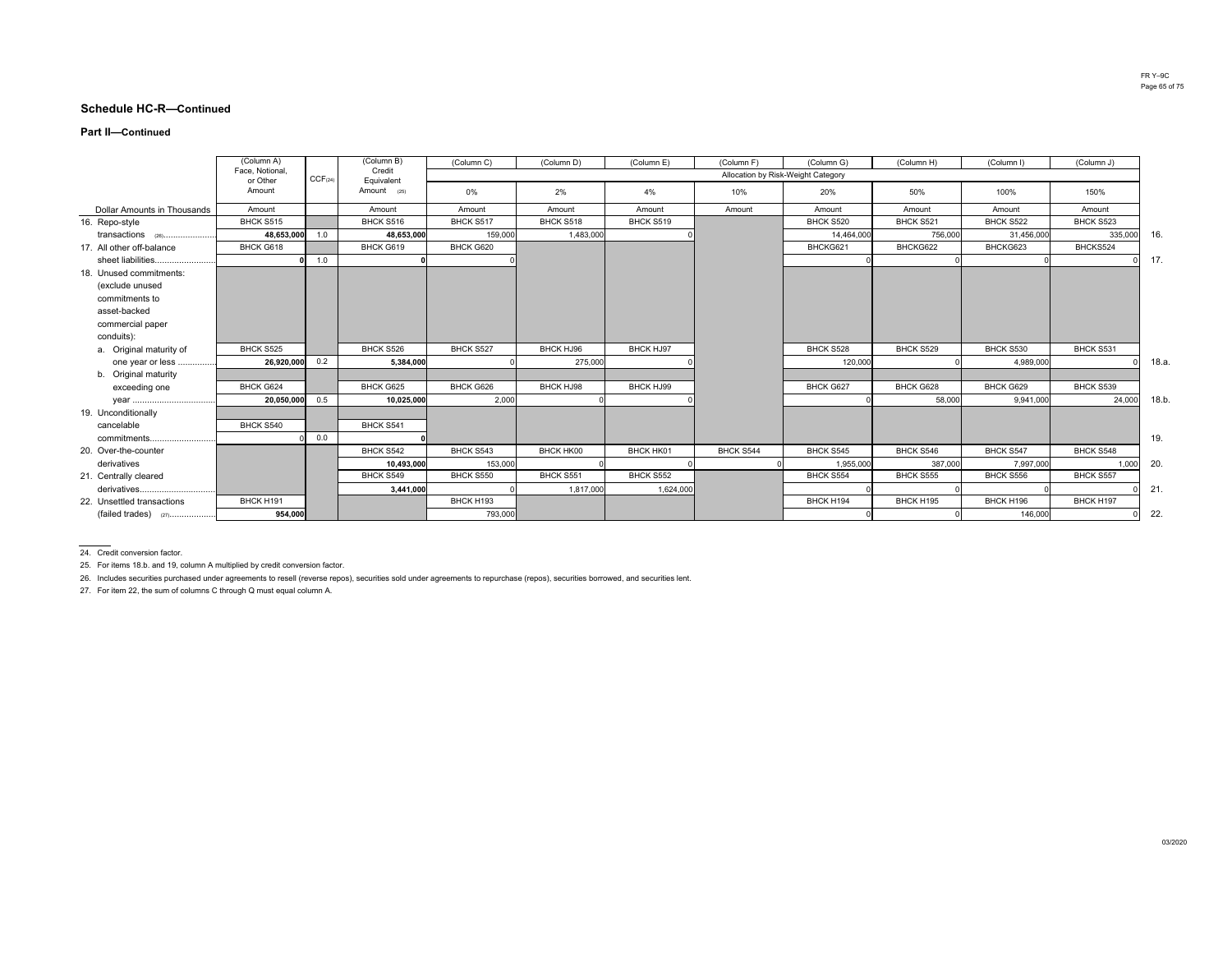## Schedule HC-R—Continued

### Part II—Continued

| Dollar Amounts in Thousands | (Column A) Face, Notional, or Other Amount | CCF[24] | (Column B) Credit Equivalent Amount [25] | (Column C) 0% | (Column D) 2% | (Column E) 4% | (Column F) 10% | (Column G) 20% | (Column H) 50% | (Column I) 100% | (Column J) 150% | |
|---|---|---|---|---|---|---|---|---|---|---|---|---|
| | | | | Allocation by Risk-Weight Category | | | | | | | | |
| | Amount | | Amount | Amount | Amount | Amount | Amount | Amount | Amount | Amount | Amount | |
| 16. Repo-style transactions [26] | BHCK S515<br>48,653,000 | 1.0 | BHCK S516<br>48,653,000 | BHCK S517<br>159,000 | BHCK S518<br>1,483,000 | BHCK S519<br>0 | | BHCK S520<br>14,464,000 | BHCK S521<br>756,000 | BHCK S522<br>31,456,000 | BHCK S523<br>335,000 | 16. |
| 17. All other off-balance sheet liabilities | BHCK G618<br>0 | 1.0 | BHCK G619<br>0 | BHCK G620<br>0 | | | | BHCKG621<br>0 | BHCKG622<br>0 | BHCKG623<br>0 | BHCKS524<br>0 | 17. |
| 18. Unused commitments: (exclude unused commitments to asset-backed commercial paper conduits): | | | | | | | | | | | | |
| a. Original maturity of one year or less | BHCK S525<br>26,920,000 | 0.2 | BHCK S526<br>5,384,000 | BHCK S527<br>0 | BHCK HJ96<br>275,000 | BHCK HJ97<br>0 | | BHCK S528<br>120,000 | BHCK S529<br>0 | BHCK S530<br>4,989,000 | BHCK S531<br>0 | 18.a. |
| b. Original maturity exceeding one year | BHCK G624<br>20,050,000 | 0.5 | BHCK G625<br>10,025,000 | BHCK G626<br>2,000 | BHCK HJ98<br>0 | BHCK HJ99<br>0 | | BHCK G627<br>0 | BHCK G628<br>58,000 | BHCK G629<br>9,941,000 | BHCK S539<br>24,000 | 18.b. |
| 19. Unconditionally cancelable commitments | BHCK S540<br>0 | 0.0 | BHCK S541<br>0 | | | | | | | | | 19. |
| 20. Over-the-counter derivatives | | | BHCK S542<br>10,493,000 | BHCK S543<br>153,000 | BHCK HK00<br>0 | BHCK HK01<br>0 | BHCK S544<br>0 | BHCK S545<br>1,955,000 | BHCK S546<br>387,000 | BHCK S547<br>7,997,000 | BHCK S548<br>1,000 | 20. |
| 21. Centrally cleared derivatives | | | BHCK S549<br>3,441,000 | BHCK S550<br>0 | BHCK S551<br>1,817,000 | BHCK S552<br>1,624,000 | | BHCK S554<br>0 | BHCK S555<br>0 | BHCK S556<br>0 | BHCK S557<br>0 | 21. |
| 22. Unsettled transactions (failed trades) [27] | BHCK H191<br>954,000 | | | BHCK H193<br>793,000 | | | | BHCK H194<br>0 | BHCK H195<br>0 | BHCK H196<br>146,000 | BHCK H197<br>0 | 22. |

24. Credit conversion factor.

25. For items 18.b. and 19, column A multiplied by credit conversion factor.

26. Includes securities purchased under agreements to resell (reverse repos), securities sold under agreements to repurchase (repos), securities borrowed, and securities lent.

27. For item 22, the sum of columns C through Q must equal column A.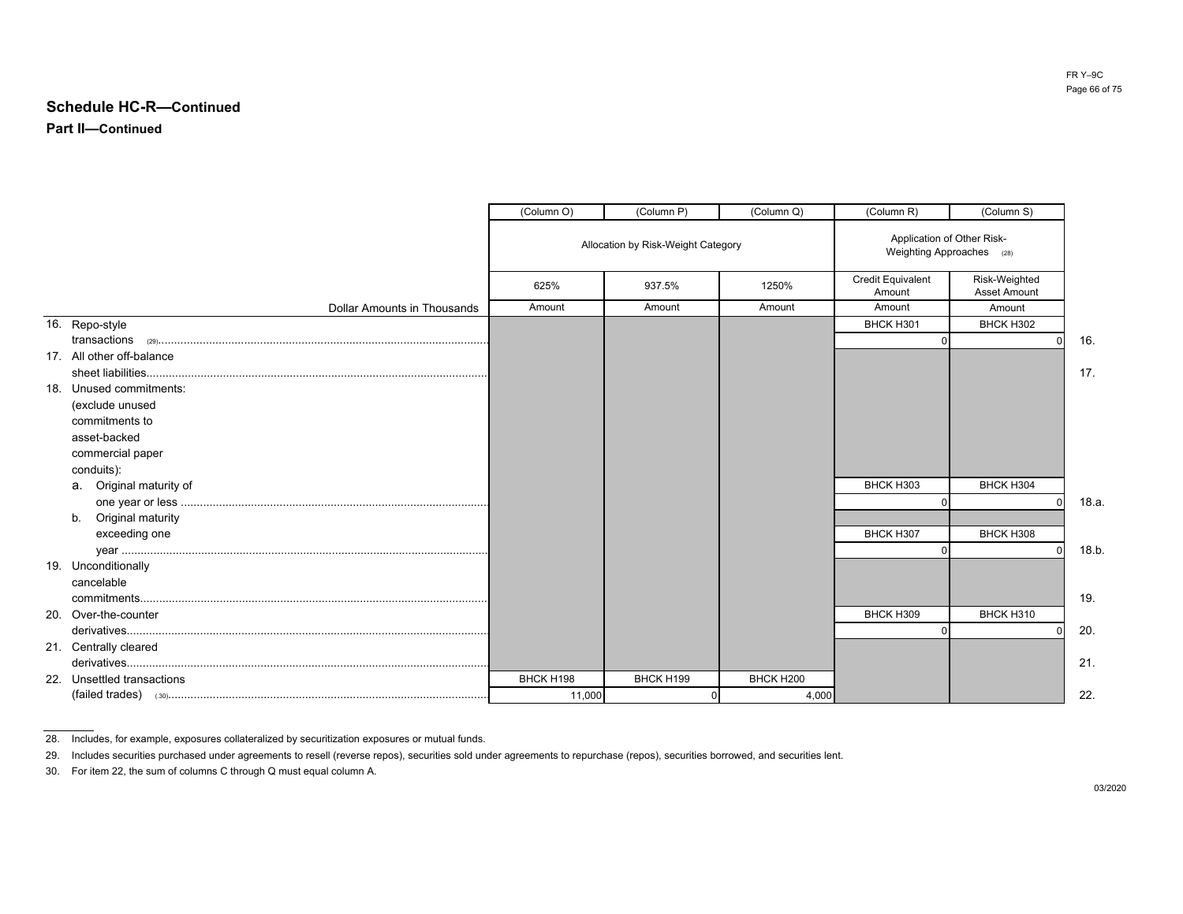## Schedule HC-R—Continued

### Part II—Continued

| Dollar Amounts in Thousands | (Column O) | (Column P) | (Column Q) | (Column R) | (Column S) | |
|---|---|---|---|---|---|---|
| | Allocation by Risk-Weight Category | | | Application of Other Risk-Weighting Approaches (28) | | |
| | 625% | 937.5% | 1250% | Credit Equivalent Amount | Risk-Weighted Asset Amount | |
| | Amount | Amount | Amount | Amount | Amount | |
| 16. Repo-style transactions (29) | | | | BHCK H301<br>0 | BHCK H302<br>0 | 16. |
| 17. All other off-balance sheet liabilities | | | | | | 17. |
| 18. Unused commitments: (exclude unused commitments to asset-backed commercial paper conduits): | | | | | | |
| a. Original maturity of one year or less | | | | BHCK H303<br>0 | BHCK H304<br>0 | 18.a. |
| b. Original maturity exceeding one year | | | | BHCK H307<br>0 | BHCK H308<br>0 | 18.b. |
| 19. Unconditionally cancelable commitments | | | | | | 19. |
| 20. Over-the-counter derivatives | | | | BHCK H309<br>0 | BHCK H310<br>0 | 20. |
| 21. Centrally cleared derivatives | | | | | | 21. |
| 22. Unsettled transactions (failed trades) (30) | BHCK H198<br>11,000 | BHCK H199<br>0 | BHCK H200<br>4,000 | | | 22. |

28. Includes, for example, exposures collateralized by securitization exposures or mutual funds.

29. Includes securities purchased under agreements to resell (reverse repos), securities sold under agreements to repurchase (repos), securities borrowed, and securities lent.

30. For item 22, the sum of columns C through Q must equal column A.

03/2020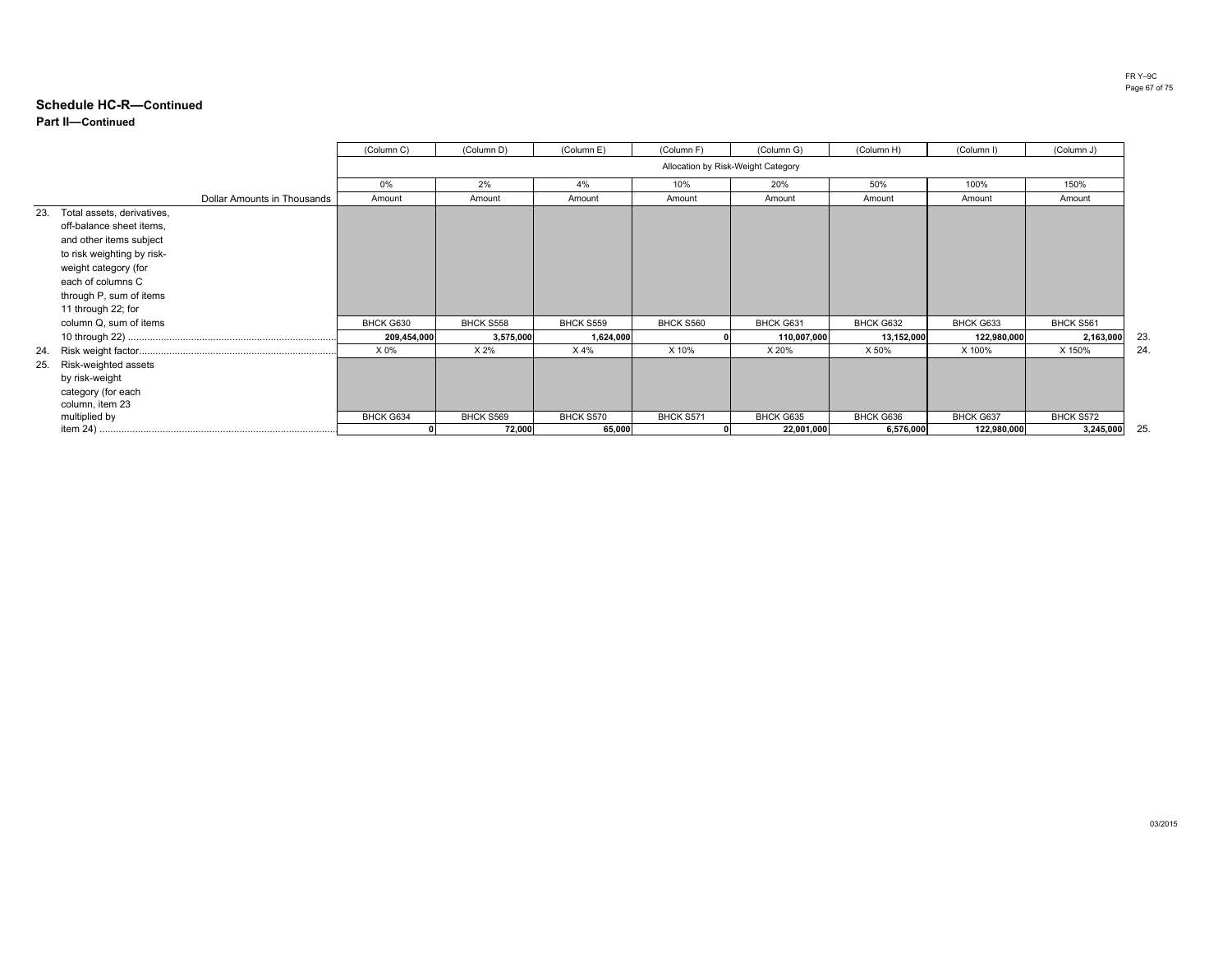## Schedule HC-R—Continued

**Part II—Continued**

| Dollar Amounts in Thousands | (Column C) | (Column D) | (Column E) | (Column F) | (Column G) | (Column H) | (Column I) | (Column J) | |
|---|---|---|---|---|---|---|---|---|---|
| | Allocation by Risk-Weight Category | | | | | | | | |
| | 0% | 2% | 4% | 10% | 20% | 50% | 100% | 150% | |
| | Amount | Amount | Amount | Amount | Amount | Amount | Amount | Amount | |
| 23. Total assets, derivatives, off-balance sheet items, and other items subject to risk weighting by risk-weight category (for each of columns C through P, sum of items 11 through 22; for column Q, sum of items 10 through 22) | BHCK G630<br>209,454,000 | BHCK S558<br>3,575,000 | BHCK S559<br>1,624,000 | BHCK S560<br>0 | BHCK G631<br>110,007,000 | BHCK G632<br>13,152,000 | BHCK G633<br>122,980,000 | BHCK S561<br>2,163,000 | 23. |
| 24. Risk weight factor | X 0% | X 2% | X 4% | X 10% | X 20% | X 50% | X 100% | X 150% | 24. |
| 25. Risk-weighted assets by risk-weight category (for each column, item 23 multiplied by item 24) | BHCK G634<br>0 | BHCK S569<br>72,000 | BHCK S570<br>65,000 | BHCK S571<br>0 | BHCK G635<br>22,001,000 | BHCK G636<br>6,576,000 | BHCK G637<br>122,980,000 | BHCK S572<br>3,245,000 | 25. |

03/2015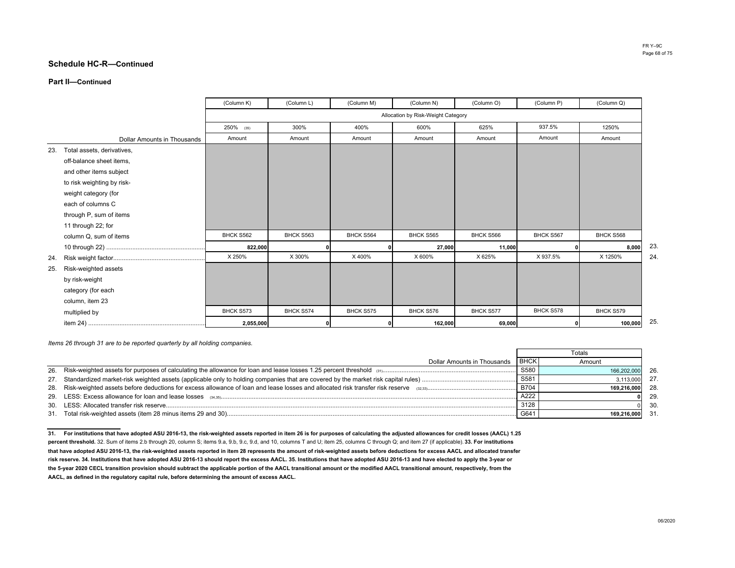## Schedule HC-R—Continued

### Part II—Continued

| Dollar Amounts in Thousands | (Column K) | (Column L) | (Column M) | (Column N) | (Column O) | (Column P) | (Column Q) | |
|---|---|---|---|---|---|---|---|---|
| | Allocation by Risk-Weight Category | | | | | | | |
| | 250% (35) | 300% | 400% | 600% | 625% | 937.5% | 1250% | |
| | Amount | Amount | Amount | Amount | Amount | Amount | Amount | |
| 23. Total assets, derivatives, off-balance sheet items, and other items subject to risk weighting by risk-weight category (for each of columns C through P, sum of items 11 through 22; for column Q, sum of items 10 through 22) | BHCK S562 **822,000** | BHCK S563 **0** | BHCK S564 **0** | BHCK S565 **27,000** | BHCK S566 **11,000** | BHCK S567 **0** | BHCK S568 **8,000** | 23. |
| 24. Risk weight factor | X 250% | X 300% | X 400% | X 600% | X 625% | X 937.5% | X 1250% | 24. |
| 25. Risk-weighted assets by risk-weight category (for each column, item 23 multiplied by item 24) | BHCK S573 **2,055,000** | BHCK S574 **0** | BHCK S575 **0** | BHCK S576 **162,000** | BHCK S577 **69,000** | BHCK S578 **0** | BHCK S579 **100,000** | 25. |

*Items 26 through 31 are to be reported quarterly by all holding companies.*

| Dollar Amounts in Thousands | BHCK | Totals Amount | |
|---|---|---|---|
| 26. Risk-weighted assets for purposes of calculating the allowance for loan and lease losses 1.25 percent threshold (31) | S580 | 166,202,000 | 26. |
| 27. Standardized market-risk weighted assets (applicable only to holding companies that are covered by the market risk capital rules) | S581 | 3,113,000 | 27. |
| 28. Risk-weighted assets before deductions for excess allowance of loan and lease losses and allocated risk transfer risk reserve (32,33) | B704 | **169,216,000** | 28. |
| 29. LESS: Excess allowance for loan and lease losses (34,35) | A222 | **0** | 29. |
| 30. LESS: Allocated transfer risk reserve | 3128 | 0 | 30. |
| 31. Total risk-weighted assets (item 28 minus items 29 and 30) | G641 | **169,216,000** | 31. |

---

**31. For institutions that have adopted ASU 2016-13, the risk-weighted assets reported in item 26 is for purposes of calculating the adjusted allowances for credit losses (AACL) 1.25 percent threshold.** 32. Sum of items 2.b through 20, column S; items 9.a, 9.b, 9.c, 9.d, and 10, columns T and U; item 25, columns C through Q; and item 27 (if applicable). **33. For institutions that have adopted ASU 2016-13, the risk-weighted assets reported in item 28 represents the amount of risk-weighted assets before deductions for excess AACL and allocated transfer risk reserve. 34. Institutions that have adopted ASU 2016-13 should report the excess AACL. 35. Institutions that have adopted ASU 2016-13 and have elected to apply the 3-year or the 5-year 2020 CECL transition provision should subtract the applicable portion of the AACL transitional amount or the modified AACL transitional amount, respectively, from the AACL, as defined in the regulatory capital rule, before determining the amount of excess AACL.**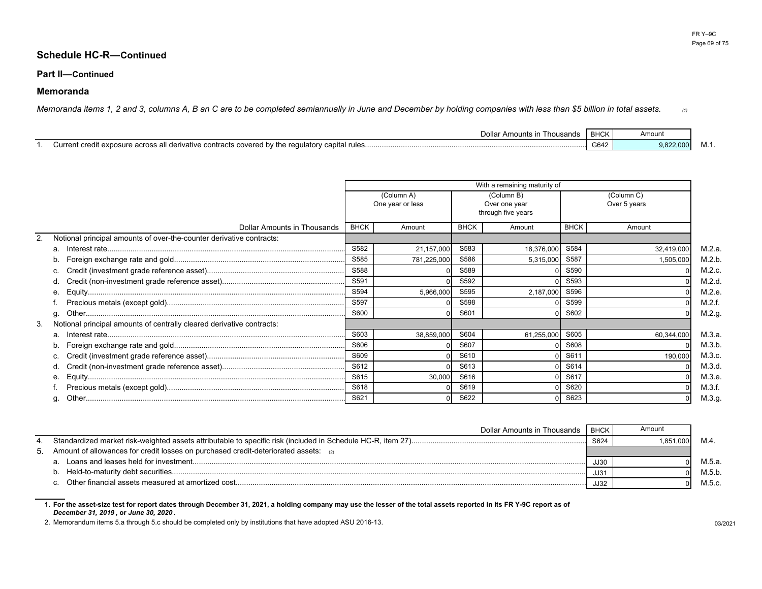## Schedule HC-R—Continued

### Part II—Continued

### Memoranda

*Memoranda items 1, 2 and 3, columns A, B an C are to be completed semiannually in June and December by holding companies with less than $5 billion in total assets.* [1]

| Dollar Amounts in Thousands | BHCK | Amount | |
|---|---|---|---|
| 1. Current credit exposure across all derivative contracts covered by the regulatory capital rules | G642 | 9,822,000 | M.1. |

| | With a remaining maturity of | | | | | | |
|---|---|---|---|---|---|---|---|
| | (Column A) One year or less | | (Column B) Over one year through five years | | (Column C) Over 5 years | | |
| Dollar Amounts in Thousands | BHCK | Amount | BHCK | Amount | BHCK | Amount | |
| 2. Notional principal amounts of over-the-counter derivative contracts: | | | | | | | |
| a. Interest rate | S582 | 21,157,000 | S583 | 18,376,000 | S584 | 32,419,000 | M.2.a. |
| b. Foreign exchange rate and gold | S585 | 781,225,000 | S586 | 5,315,000 | S587 | 1,505,000 | M.2.b. |
| c. Credit (investment grade reference asset) | S588 | 0 | S589 | 0 | S590 | 0 | M.2.c. |
| d. Credit (non-investment grade reference asset) | S591 | 0 | S592 | 0 | S593 | 0 | M.2.d. |
| e. Equity | S594 | 5,966,000 | S595 | 2,187,000 | S596 | 0 | M.2.e. |
| f. Precious metals (except gold) | S597 | 0 | S598 | 0 | S599 | 0 | M.2.f. |
| g. Other | S600 | 0 | S601 | 0 | S602 | 0 | M.2.g. |
| 3. Notional principal amounts of centrally cleared derivative contracts: | | | | | | | |
| a. Interest rate | S603 | 38,859,000 | S604 | 61,255,000 | S605 | 60,344,000 | M.3.a. |
| b. Foreign exchange rate and gold | S606 | 0 | S607 | 0 | S608 | 0 | M.3.b. |
| c. Credit (investment grade reference asset) | S609 | 0 | S610 | 0 | S611 | 190,000 | M.3.c. |
| d. Credit (non-investment grade reference asset) | S612 | 0 | S613 | 0 | S614 | 0 | M.3.d. |
| e. Equity | S615 | 30,000 | S616 | 0 | S617 | 0 | M.3.e. |
| f. Precious metals (except gold) | S618 | 0 | S619 | 0 | S620 | 0 | M.3.f. |
| g. Other | S621 | 0 | S622 | 0 | S623 | 0 | M.3.g. |

| Dollar Amounts in Thousands | BHCK | Amount | |
|---|---|---|---|
| 4. Standardized market risk-weighted assets attributable to specific risk (included in Schedule HC-R, item 27) | S624 | 1,851,000 | M.4. |
| 5. Amount of allowances for credit losses on purchased credit-deteriorated assets: [2] | | | |
| a. Loans and leases held for investment | JJ30 | 0 | M.5.a. |
| b. Held-to-maturity debt securities | JJ31 | 0 | M.5.b. |
| c. Other financial assets measured at amortized cost | JJ32 | 0 | M.5.c. |

**1. For the asset-size test for report dates through December 31, 2021, a holding company may use the lesser of the total assets reported in its FR Y-9C report as of *December 31, 2019*, or *June 30, 2020*.**

2. Memorandum items 5.a through 5.c should be completed only by institutions that have adopted ASU 2016-13.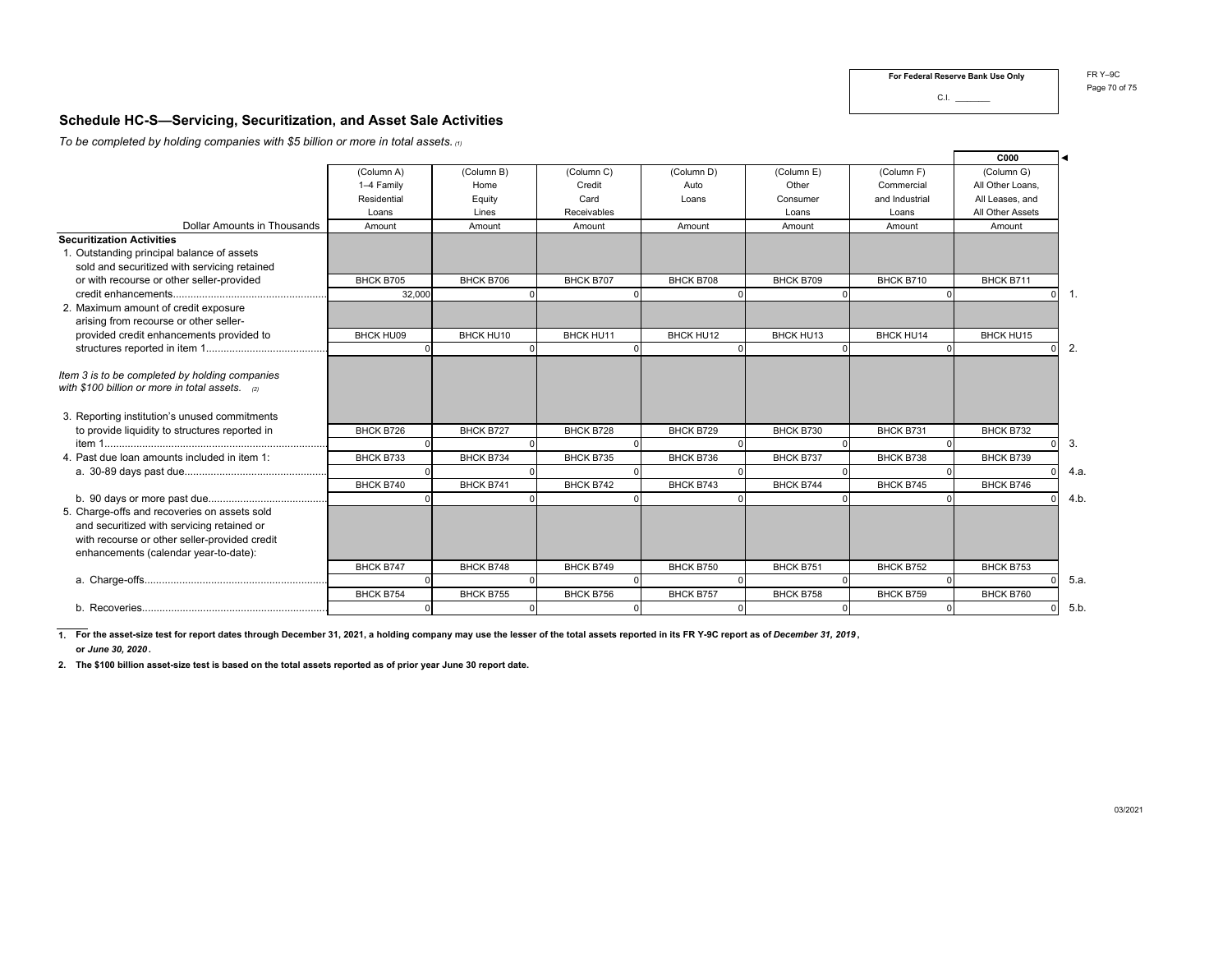For Federal Reserve Bank Use Only

C.I. ________

## Schedule HC-S—Servicing, Securitization, and Asset Sale Activities

*To be completed by holding companies with $5 billion or more in total assets.* [1]

| Dollar Amounts in Thousands | (Column A) 1–4 Family Residential Loans Amount | (Column B) Home Equity Lines Amount | (Column C) Credit Card Receivables Amount | (Column D) Auto Loans Amount | (Column E) Other Consumer Loans Amount | (Column F) Commercial and Industrial Loans Amount | (Column G) All Other Loans, All Leases, and All Other Assets Amount | |
|---|---|---|---|---|---|---|---|---|
| | | | | | | | C000 | |
| **Securitization Activities** | | | | | | | | |
| 1. Outstanding principal balance of assets sold and securitized with servicing retained or with recourse or other seller-provided credit enhancements | BHCK B705 32,000 | BHCK B706 0 | BHCK B707 0 | BHCK B708 0 | BHCK B709 0 | BHCK B710 0 | BHCK B711 0 | 1. |
| 2. Maximum amount of credit exposure arising from recourse or other seller-provided credit enhancements provided to structures reported in item 1 | BHCK HU09 0 | BHCK HU10 0 | BHCK HU11 0 | BHCK HU12 0 | BHCK HU13 0 | BHCK HU14 0 | BHCK HU15 0 | 2. |
| *Item 3 is to be completed by holding companies with $100 billion or more in total assets.* [2] | | | | | | | | |
| 3. Reporting institution's unused commitments to provide liquidity to structures reported in item 1 | BHCK B726 0 | BHCK B727 0 | BHCK B728 0 | BHCK B729 0 | BHCK B730 0 | BHCK B731 0 | BHCK B732 0 | 3. |
| 4. Past due loan amounts included in item 1: | | | | | | | | |
| a. 30-89 days past due | BHCK B733 0 | BHCK B734 0 | BHCK B735 0 | BHCK B736 0 | BHCK B737 0 | BHCK B738 0 | BHCK B739 0 | 4.a. |
| b. 90 days or more past due | BHCK B740 0 | BHCK B741 0 | BHCK B742 0 | BHCK B743 0 | BHCK B744 0 | BHCK B745 0 | BHCK B746 0 | 4.b. |
| 5. Charge-offs and recoveries on assets sold and securitized with servicing retained or with recourse or other seller-provided credit enhancements (calendar year-to-date): | | | | | | | | |
| a. Charge-offs | BHCK B747 0 | BHCK B748 0 | BHCK B749 0 | BHCK B750 0 | BHCK B751 0 | BHCK B752 0 | BHCK B753 0 | 5.a. |
| b. Recoveries | BHCK B754 0 | BHCK B755 0 | BHCK B756 0 | BHCK B757 0 | BHCK B758 0 | BHCK B759 0 | BHCK B760 0 | 5.b. |

1. **For the asset-size test for report dates through December 31, 2021, a holding company may use the lesser of the total assets reported in its FR Y-9C report as of *December 31, 2019*, or *June 30, 2020*.**

2. **The $100 billion asset-size test is based on the total assets reported as of prior year June 30 report date.**

03/2021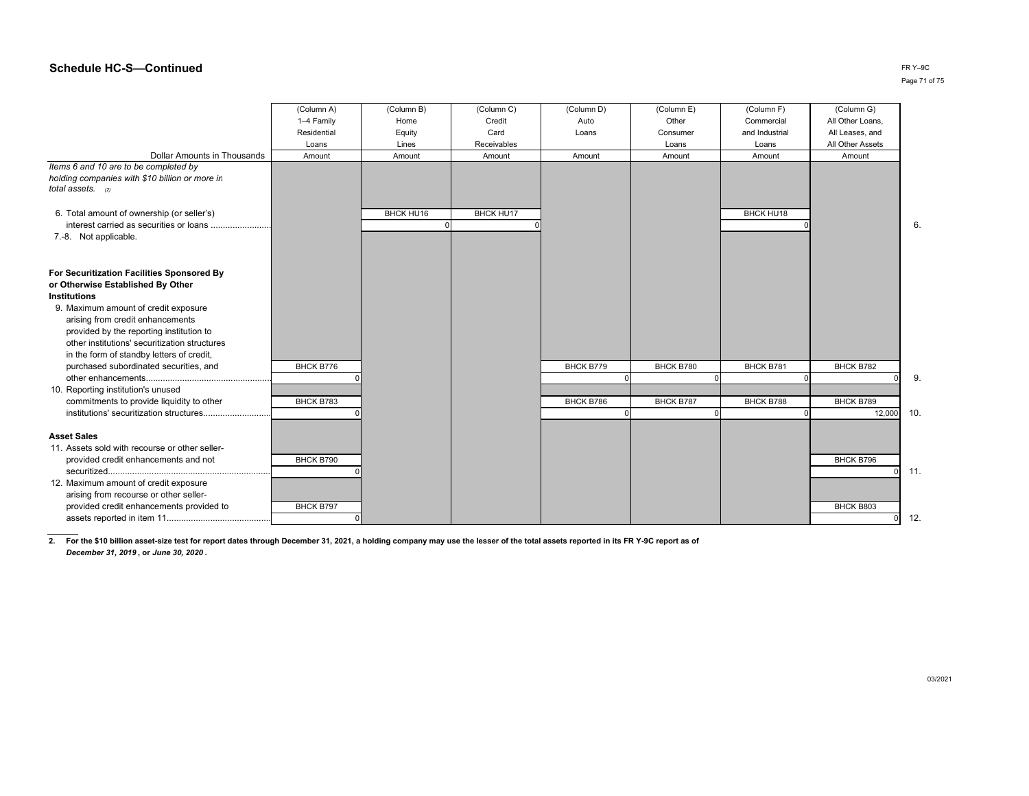## Schedule HC-S—Continued

| Dollar Amounts in Thousands | (Column A) 1–4 Family Residential Loans Amount | (Column B) Home Equity Lines Amount | (Column C) Credit Card Receivables Amount | (Column D) Auto Loans Amount | (Column E) Other Consumer Loans Amount | (Column F) Commercial and Industrial Loans Amount | (Column G) All Other Loans, All Leases, and All Other Assets Amount | |
|---|---|---|---|---|---|---|---|---|
| *Items 6 and 10 are to be completed by holding companies with $10 billion or more in total assets.* [2] | | | | | | | | |
| 6. Total amount of ownership (or seller's) interest carried as securities or loans | | BHCK HU16 0 | BHCK HU17 0 | | | BHCK HU18 0 | | 6. |
| 7.-8. Not applicable. | | | | | | | | |
| **For Securitization Facilities Sponsored By or Otherwise Established By Other Institutions** | | | | | | | | |
| 9. Maximum amount of credit exposure arising from credit enhancements provided by the reporting institution to other institutions' securitization structures in the form of standby letters of credit, purchased subordinated securities, and other enhancements | BHCK B776 0 | | | BHCK B779 0 | BHCK B780 0 | BHCK B781 0 | BHCK B782 0 | 9. |
| 10. Reporting institution's unused commitments to provide liquidity to other institutions' securitization structures | BHCK B783 0 | | | BHCK B786 0 | BHCK B787 0 | BHCK B788 0 | BHCK B789 12,000 | 10. |
| **Asset Sales** | | | | | | | | |
| 11. Assets sold with recourse or other seller-provided credit enhancements and not securitized | BHCK B790 0 | | | | | | BHCK B796 0 | 11. |
| 12. Maximum amount of credit exposure arising from recourse or other seller-provided credit enhancements provided to assets reported in item 11 | BHCK B797 0 | | | | | | BHCK B803 0 | 12. |

**2. For the $10 billion asset-size test for report dates through December 31, 2021, a holding company may use the lesser of the total assets reported in its FR Y-9C report as of *December 31, 2019*, or *June 30, 2020*.**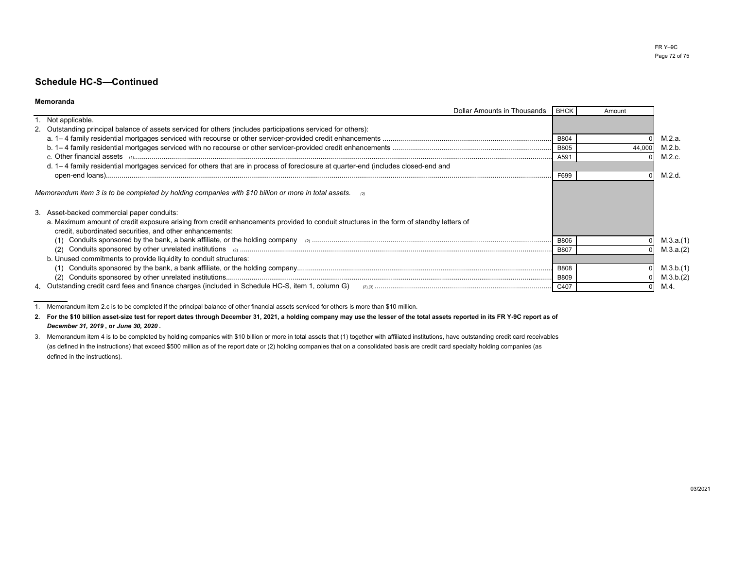## Schedule HC-S—Continued

**Memoranda**

| Dollar Amounts in Thousands | BHCK | Amount | |
|---|---|---|---|
| 1. Not applicable. | | | |
| 2. Outstanding principal balance of assets serviced for others (includes participations serviced for others): | | | |
| a. 1– 4 family residential mortgages serviced with recourse or other servicer-provided credit enhancements | B804 | 0 | M.2.a. |
| b. 1– 4 family residential mortgages serviced with no recourse or other servicer-provided credit enhancements | B805 | 44,000 | M.2.b. |
| c. Other financial assets (1) | A591 | 0 | M.2.c. |
| d. 1– 4 family residential mortgages serviced for others that are in process of foreclosure at quarter-end (includes closed-end and open-end loans) | F699 | 0 | M.2.d. |
| *Memorandum item 3 is to be completed by holding companies with $10 billion or more in total assets.* (2) | | | |
| 3. Asset-backed commercial paper conduits: | | | |
| a. Maximum amount of credit exposure arising from credit enhancements provided to conduit structures in the form of standby letters of credit, subordinated securities, and other enhancements: | | | |
| (1) Conduits sponsored by the bank, a bank affiliate, or the holding company (2) | B806 | 0 | M.3.a.(1) |
| (2) Conduits sponsored by other unrelated institutions (2) | B807 | 0 | M.3.a.(2) |
| b. Unused commitments to provide liquidity to conduit structures: | | | |
| (1) Conduits sponsored by the bank, a bank affiliate, or the holding company | B808 | 0 | M.3.b.(1) |
| (2) Conduits sponsored by other unrelated institutions | B809 | 0 | M.3.b.(2) |
| 4. Outstanding credit card fees and finance charges (included in Schedule HC-S, item 1, column G) (2),(3) | C407 | 0 | M.4. |

1. Memorandum item 2.c is to be completed if the principal balance of other financial assets serviced for others is more than $10 million.
2. **For the $10 billion asset-size test for report dates through December 31, 2021, a holding company may use the lesser of the total assets reported in its FR Y-9C report as of *December 31, 2019*, or *June 30, 2020*.**
3. Memorandum item 4 is to be completed by holding companies with $10 billion or more in total assets that (1) together with affiliated institutions, have outstanding credit card receivables (as defined in the instructions) that exceed $500 million as of the report date or (2) holding companies that on a consolidated basis are credit card specialty holding companies (as defined in the instructions).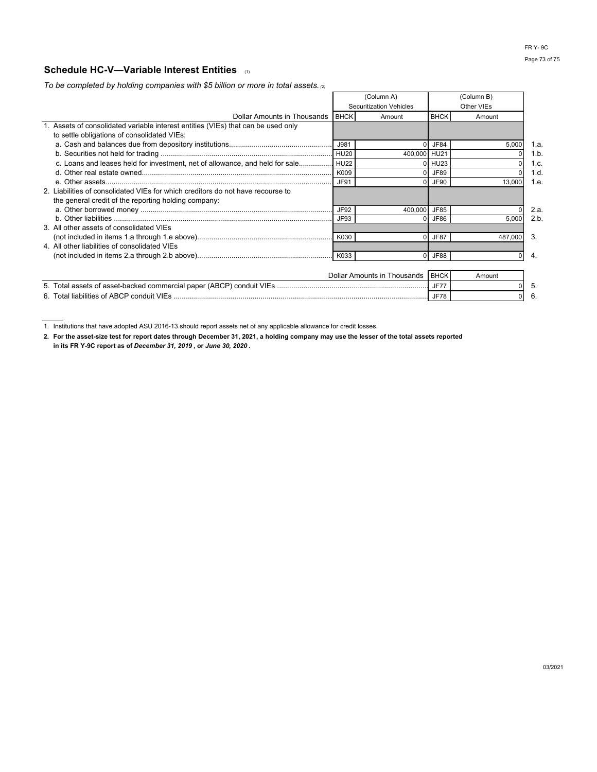## Schedule HC-V—Variable Interest Entities [1]

*To be completed by holding companies with $5 billion or more in total assets.* [2]

| Dollar Amounts in Thousands | (Column A) Securitization Vehicles | | (Column B) Other VIEs | | |
|---|---|---|---|---|---|
| | BHCK | Amount | BHCK | Amount | |
| 1. Assets of consolidated variable interest entities (VIEs) that can be used only to settle obligations of consolidated VIEs: | | | | | |
| a. Cash and balances due from depository institutions | J981 | 0 | JF84 | 5,000 | 1.a. |
| b. Securities not held for trading | HU20 | 400,000 | HU21 | 0 | 1.b. |
| c. Loans and leases held for investment, net of allowance, and held for sale | HU22 | 0 | HU23 | 0 | 1.c. |
| d. Other real estate owned | K009 | 0 | JF89 | 0 | 1.d. |
| e. Other assets | JF91 | 0 | JF90 | 13,000 | 1.e. |
| 2. Liabilities of consolidated VIEs for which creditors do not have recourse to the general credit of the reporting holding company: | | | | | |
| a. Other borrowed money | JF92 | 400,000 | JF85 | 0 | 2.a. |
| b. Other liabilities | JF93 | 0 | JF86 | 5,000 | 2.b. |
| 3. All other assets of consolidated VIEs (not included in items 1.a through 1.e above) | K030 | 0 | JF87 | 487,000 | 3. |
| 4. All other liabilities of consolidated VIEs (not included in items 2.a through 2.b above) | K033 | 0 | JF88 | 0 | 4. |

| Dollar Amounts in Thousands | BHCK | Amount | |
|---|---|---|---|
| 5. Total assets of asset-backed commercial paper (ABCP) conduit VIEs | JF77 | 0 | 5. |
| 6. Total liabilities of ABCP conduit VIEs | JF78 | 0 | 6. |

1. Institutions that have adopted ASU 2016-13 should report assets net of any applicable allowance for credit losses.

**2. For the asset-size test for report dates through December 31, 2021, a holding company may use the lesser of the total assets reported in its FR Y-9C report as of *December 31, 2019*, or *June 30, 2020*.**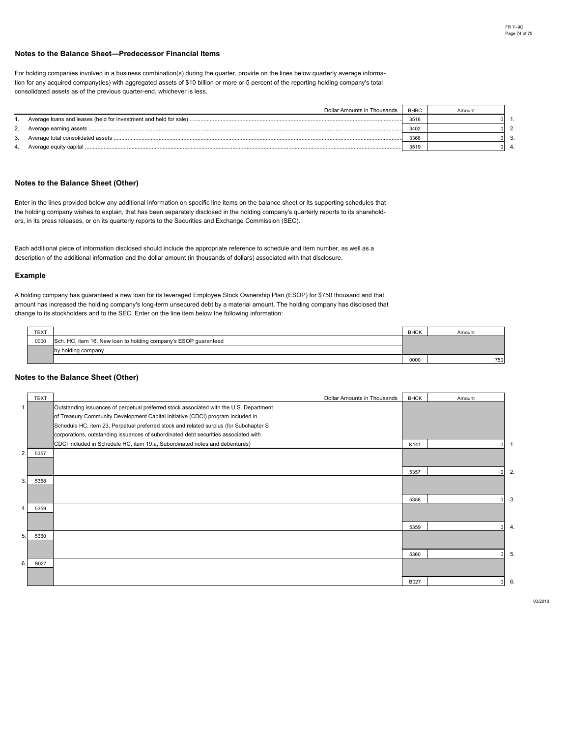### Notes to the Balance Sheet—Predecessor Financial Items

For holding companies involved in a business combination(s) during the quarter, provide on the lines below quarterly average information for any acquired company(ies) with aggregated assets of $10 billion or more or 5 percent of the reporting holding company's total consolidated assets as of the previous quarter-end, whichever is less.

| | Dollar Amounts in Thousands | BHBC | Amount | |
|---|---|---|---|---|
| 1. | Average loans and leases (held for investment and held for sale) | 3516 | 0 | 1. |
| 2. | Average earning assets | 3402 | 0 | 2. |
| 3. | Average total consolidated assets | 3368 | 0 | 3. |
| 4. | Average equity capital | 3519 | 0 | 4. |

### Notes to the Balance Sheet (Other)

Enter in the lines provided below any additional information on specific line items on the balance sheet or its supporting schedules that the holding company wishes to explain, that has been separately disclosed in the holding company's quarterly reports to its shareholders, in its press releases, or on its quarterly reports to the Securities and Exchange Commission (SEC).

Each additional piece of information disclosed should include the appropriate reference to schedule and item number, as well as a description of the additional information and the dollar amount (in thousands of dollars) associated with that disclosure.

### Example

A holding company has guaranteed a new loan for its leveraged Employee Stock Ownership Plan (ESOP) for $750 thousand and that amount has increased the holding company's long-term unsecured debt by a material amount. The holding company has disclosed that change to its stockholders and to the SEC. Enter on the line item below the following information:

| TEXT | | BHCK | Amount |
|---|---|---|---|
| 0000 | Sch. HC, item 16, New loan to holding company's ESOP guaranteed by holding company | 0000 | 750 |

### Notes to the Balance Sheet (Other)

| | TEXT | Dollar Amounts in Thousands | BHCK | Amount | |
|---|---|---|---|---|---|
| 1. | | Outstanding issuances of perpetual preferred stock associated with the U.S. Department of Treasury Community Development Capital Initiative (CDCI) program included in Schedule HC, item 23, Perpetual preferred stock and related surplus (for Subchapter S corporations, outstanding issuances of subordinated debt securities associated with CDCI included in Schedule HC, item 19.a, Subordinated notes and debentures) | K141 | 0 | 1. |
| 2. | 5357 | | 5357 | 0 | 2. |
| 3. | 5358 | | 5358 | 0 | 3. |
| 4. | 5359 | | 5359 | 0 | 4. |
| 5. | 5360 | | 5360 | 0 | 5. |
| 6. | B027 | | B027 | 0 | 6. |

03/2018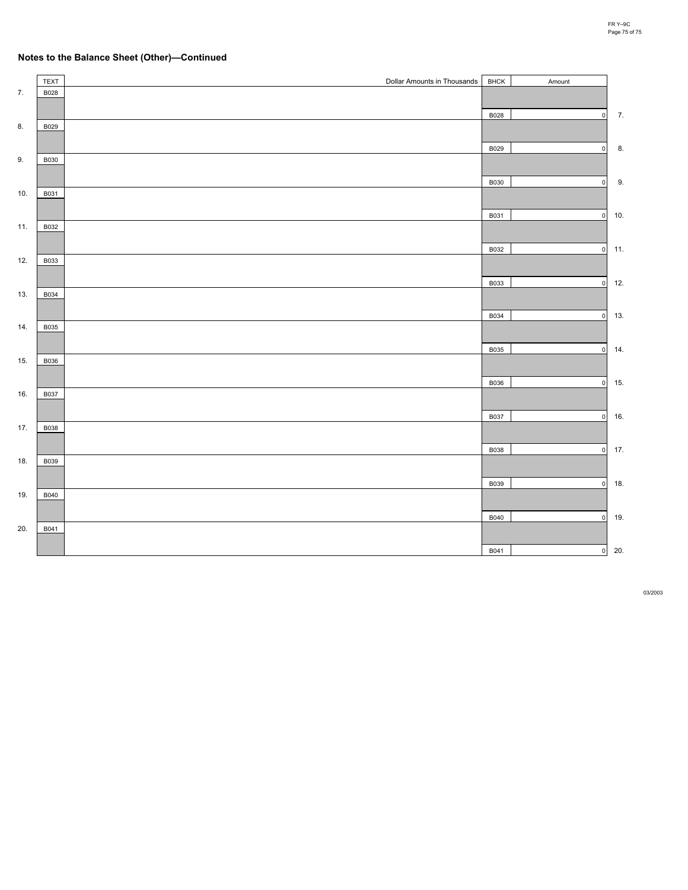## Notes to the Balance Sheet (Other)—Continued

| | TEXT | Dollar Amounts in Thousands | BHCK | Amount | |
|---|---|---|---|---|---|
| 7. | B028 | | B028 | 0 | 7. |
| 8. | B029 | | B029 | 0 | 8. |
| 9. | B030 | | B030 | 0 | 9. |
| 10. | B031 | | B031 | 0 | 10. |
| 11. | B032 | | B032 | 0 | 11. |
| 12. | B033 | | B033 | 0 | 12. |
| 13. | B034 | | B034 | 0 | 13. |
| 14. | B035 | | B035 | 0 | 14. |
| 15. | B036 | | B036 | 0 | 15. |
| 16. | B037 | | B037 | 0 | 16. |
| 17. | B038 | | B038 | 0 | 17. |
| 18. | B039 | | B039 | 0 | 18. |
| 19. | B040 | | B040 | 0 | 19. |
| 20. | B041 | | B041 | 0 | 20. |

03/2003